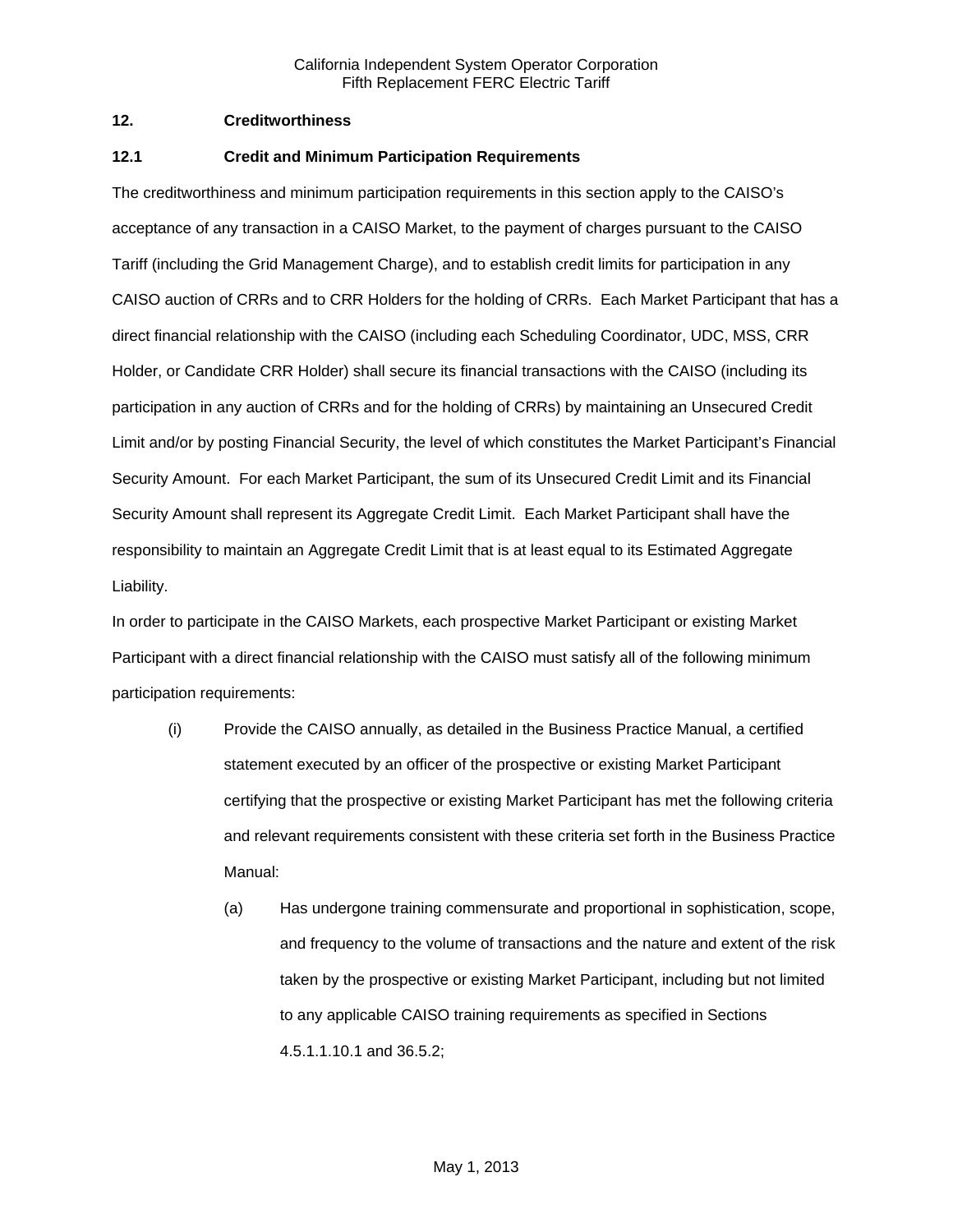## 12. Creditworthiness

### 12.1 Credit and Minimum Participation Requirements

The creditworthiness and minimum participation requirements in this section apply to the CAISO's acceptance of any transaction in a CAISO Market, to the payment of charges pursuant to the CAISO Tariff (including the Grid Management Charge), and to establish credit limits for participation in any CAISO auction of CRRs and to CRR Holders for the holding of CRRs. Each Market Participant that has a direct financial relationship with the CAISO (including each Scheduling Coordinator, UDC, MSS, CRR Holder, or Candidate CRR Holder) shall secure its financial transactions with the CAISO (including its participation in any auction of CRRs and for the holding of CRRs) by maintaining an Unsecured Credit Limit and/or by posting Financial Security, the level of which constitutes the Market Participant's Financial Security Amount. For each Market Participant, the sum of its Unsecured Credit Limit and its Financial Security Amount shall represent its Aggregate Credit Limit. Each Market Participant shall have the responsibility to maintain an Aggregate Credit Limit that is at least equal to its Estimated Aggregate Liability.

In order to participate in the CAISO Markets, each prospective Market Participant or existing Market Participant with a direct financial relationship with the CAISO must satisfy all of the following minimum participation requirements:

(i) Provide the CAISO annually, as detailed in the Business Practice Manual, a certified statement executed by an officer of the prospective or existing Market Participant certifying that the prospective or existing Market Participant has met the following criteria and relevant requirements consistent with these criteria set forth in the Business Practice Manual:

   (a) Has undergone training commensurate and proportional in sophistication, scope, and frequency to the volume of transactions and the nature and extent of the risk taken by the prospective or existing Market Participant, including but not limited to any applicable CAISO training requirements as specified in Sections 4.5.1.1.10.1 and 36.5.2;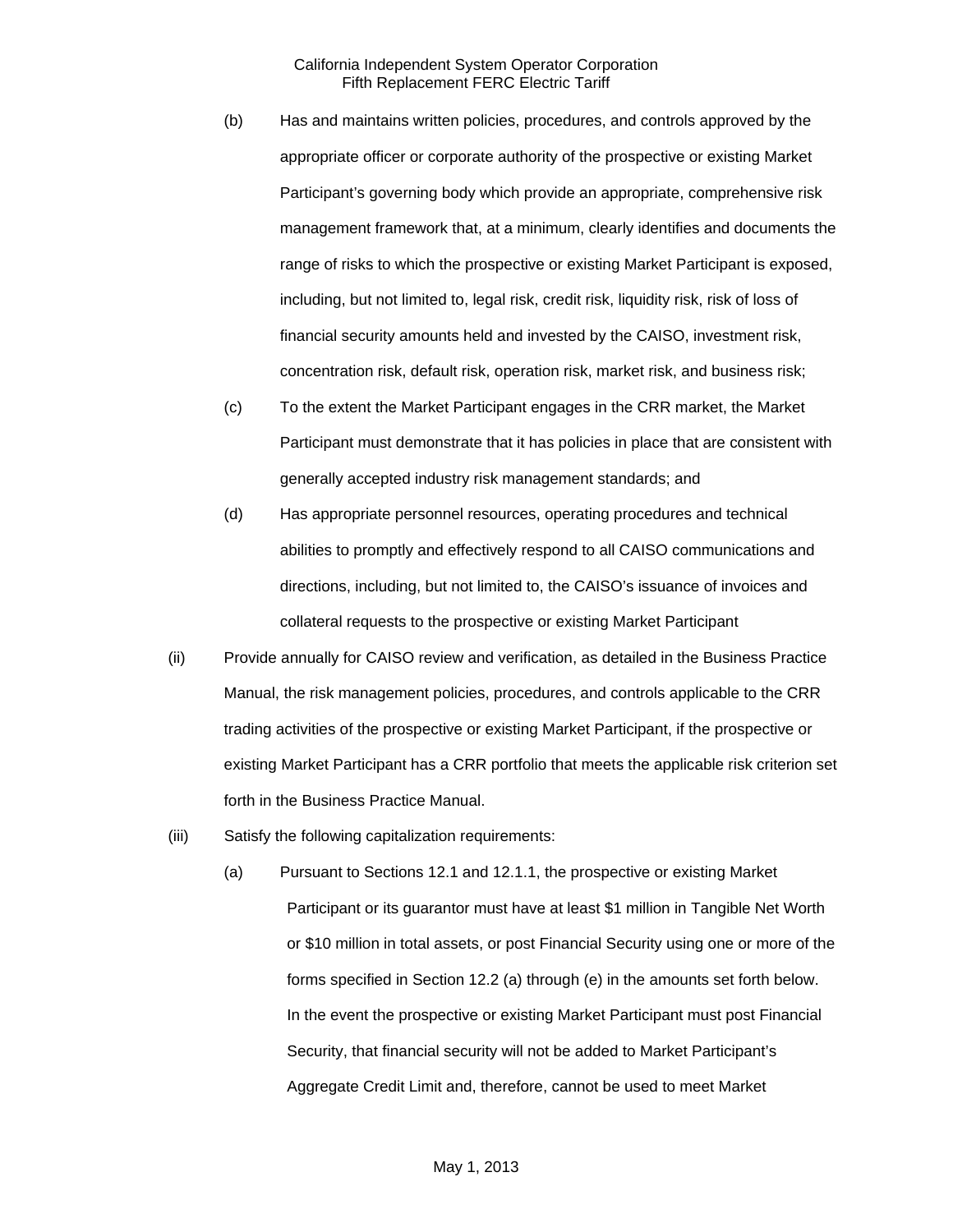(b) Has and maintains written policies, procedures, and controls approved by the appropriate officer or corporate authority of the prospective or existing Market Participant's governing body which provide an appropriate, comprehensive risk management framework that, at a minimum, clearly identifies and documents the range of risks to which the prospective or existing Market Participant is exposed, including, but not limited to, legal risk, credit risk, liquidity risk, risk of loss of financial security amounts held and invested by the CAISO, investment risk, concentration risk, default risk, operation risk, market risk, and business risk;

(c) To the extent the Market Participant engages in the CRR market, the Market Participant must demonstrate that it has policies in place that are consistent with generally accepted industry risk management standards; and

(d) Has appropriate personnel resources, operating procedures and technical abilities to promptly and effectively respond to all CAISO communications and directions, including, but not limited to, the CAISO's issuance of invoices and collateral requests to the prospective or existing Market Participant

(ii) Provide annually for CAISO review and verification, as detailed in the Business Practice Manual, the risk management policies, procedures, and controls applicable to the CRR trading activities of the prospective or existing Market Participant, if the prospective or existing Market Participant has a CRR portfolio that meets the applicable risk criterion set forth in the Business Practice Manual.

(iii) Satisfy the following capitalization requirements:

(a) Pursuant to Sections 12.1 and 12.1.1, the prospective or existing Market Participant or its guarantor must have at least $1 million in Tangible Net Worth or $10 million in total assets, or post Financial Security using one or more of the forms specified in Section 12.2 (a) through (e) in the amounts set forth below. In the event the prospective or existing Market Participant must post Financial Security, that financial security will not be added to Market Participant's Aggregate Credit Limit and, therefore, cannot be used to meet Market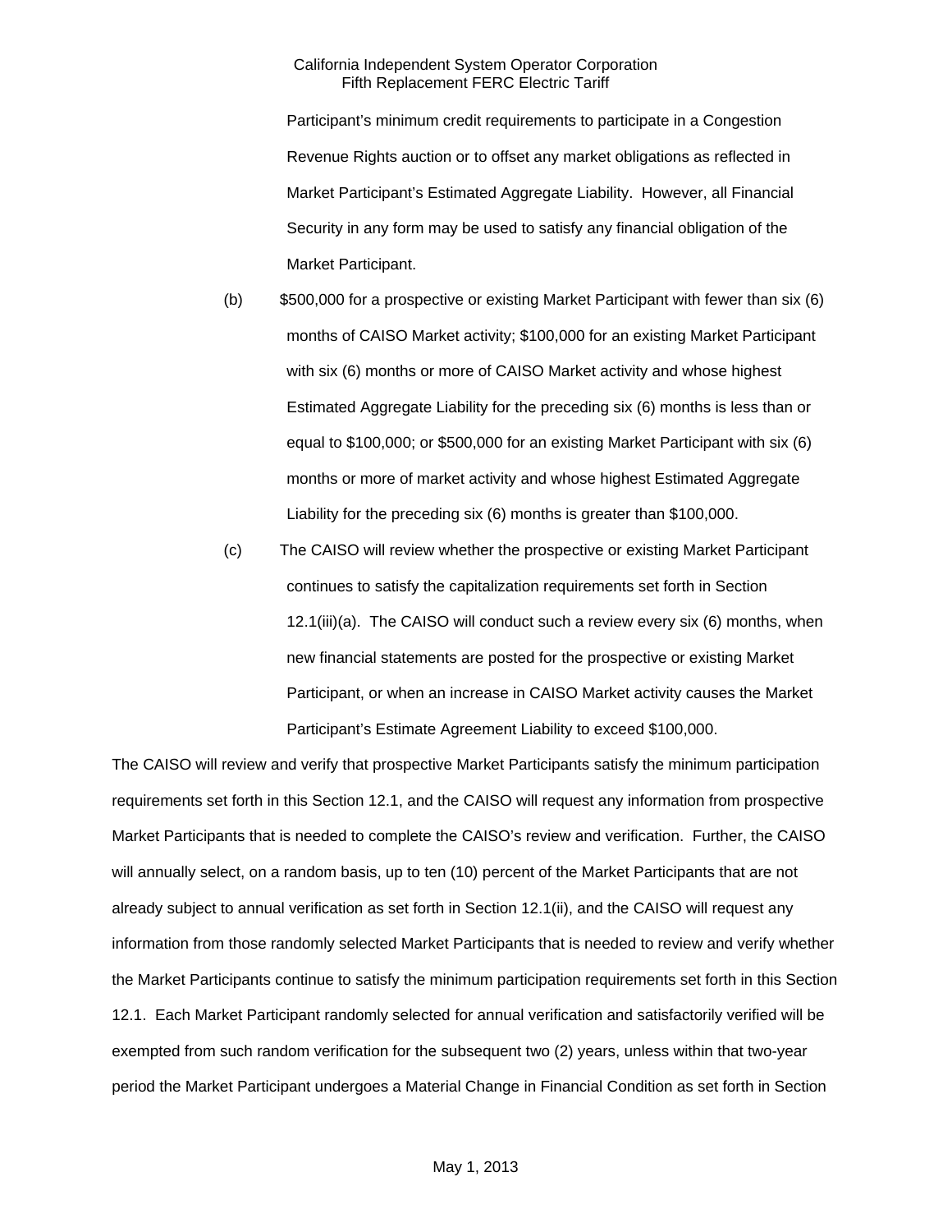Participant's minimum credit requirements to participate in a Congestion Revenue Rights auction or to offset any market obligations as reflected in Market Participant's Estimated Aggregate Liability. However, all Financial Security in any form may be used to satisfy any financial obligation of the Market Participant.

(b) $500,000 for a prospective or existing Market Participant with fewer than six (6) months of CAISO Market activity; $100,000 for an existing Market Participant with six (6) months or more of CAISO Market activity and whose highest Estimated Aggregate Liability for the preceding six (6) months is less than or equal to $100,000; or $500,000 for an existing Market Participant with six (6) months or more of market activity and whose highest Estimated Aggregate Liability for the preceding six (6) months is greater than $100,000.

(c) The CAISO will review whether the prospective or existing Market Participant continues to satisfy the capitalization requirements set forth in Section 12.1(iii)(a). The CAISO will conduct such a review every six (6) months, when new financial statements are posted for the prospective or existing Market Participant, or when an increase in CAISO Market activity causes the Market Participant's Estimate Agreement Liability to exceed $100,000.

The CAISO will review and verify that prospective Market Participants satisfy the minimum participation requirements set forth in this Section 12.1, and the CAISO will request any information from prospective Market Participants that is needed to complete the CAISO's review and verification. Further, the CAISO will annually select, on a random basis, up to ten (10) percent of the Market Participants that are not already subject to annual verification as set forth in Section 12.1(ii), and the CAISO will request any information from those randomly selected Market Participants that is needed to review and verify whether the Market Participants continue to satisfy the minimum participation requirements set forth in this Section 12.1. Each Market Participant randomly selected for annual verification and satisfactorily verified will be exempted from such random verification for the subsequent two (2) years, unless within that two-year period the Market Participant undergoes a Material Change in Financial Condition as set forth in Section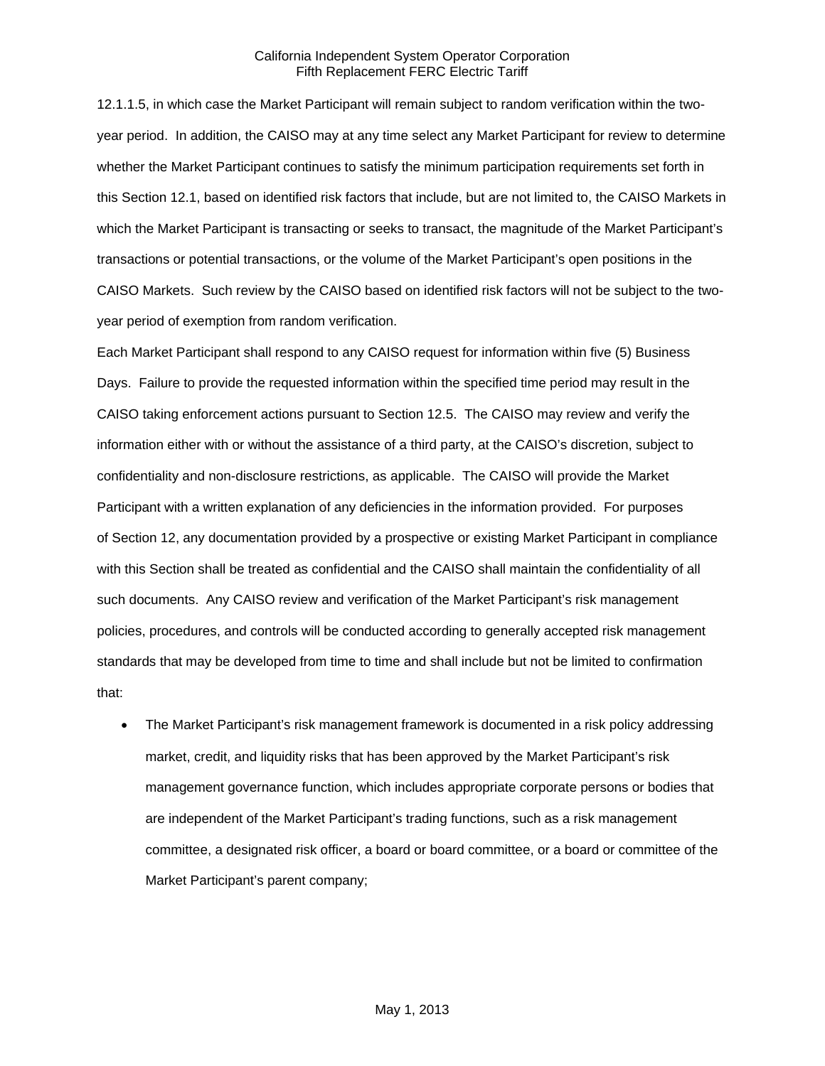12.1.1.5, in which case the Market Participant will remain subject to random verification within the two-year period. In addition, the CAISO may at any time select any Market Participant for review to determine whether the Market Participant continues to satisfy the minimum participation requirements set forth in this Section 12.1, based on identified risk factors that include, but are not limited to, the CAISO Markets in which the Market Participant is transacting or seeks to transact, the magnitude of the Market Participant's transactions or potential transactions, or the volume of the Market Participant's open positions in the CAISO Markets. Such review by the CAISO based on identified risk factors will not be subject to the two-year period of exemption from random verification.

Each Market Participant shall respond to any CAISO request for information within five (5) Business Days. Failure to provide the requested information within the specified time period may result in the CAISO taking enforcement actions pursuant to Section 12.5. The CAISO may review and verify the information either with or without the assistance of a third party, at the CAISO's discretion, subject to confidentiality and non-disclosure restrictions, as applicable. The CAISO will provide the Market Participant with a written explanation of any deficiencies in the information provided. For purposes of Section 12, any documentation provided by a prospective or existing Market Participant in compliance with this Section shall be treated as confidential and the CAISO shall maintain the confidentiality of all such documents. Any CAISO review and verification of the Market Participant's risk management policies, procedures, and controls will be conducted according to generally accepted risk management standards that may be developed from time to time and shall include but not be limited to confirmation that:

- The Market Participant's risk management framework is documented in a risk policy addressing market, credit, and liquidity risks that has been approved by the Market Participant's risk management governance function, which includes appropriate corporate persons or bodies that are independent of the Market Participant's trading functions, such as a risk management committee, a designated risk officer, a board or board committee, or a board or committee of the Market Participant's parent company;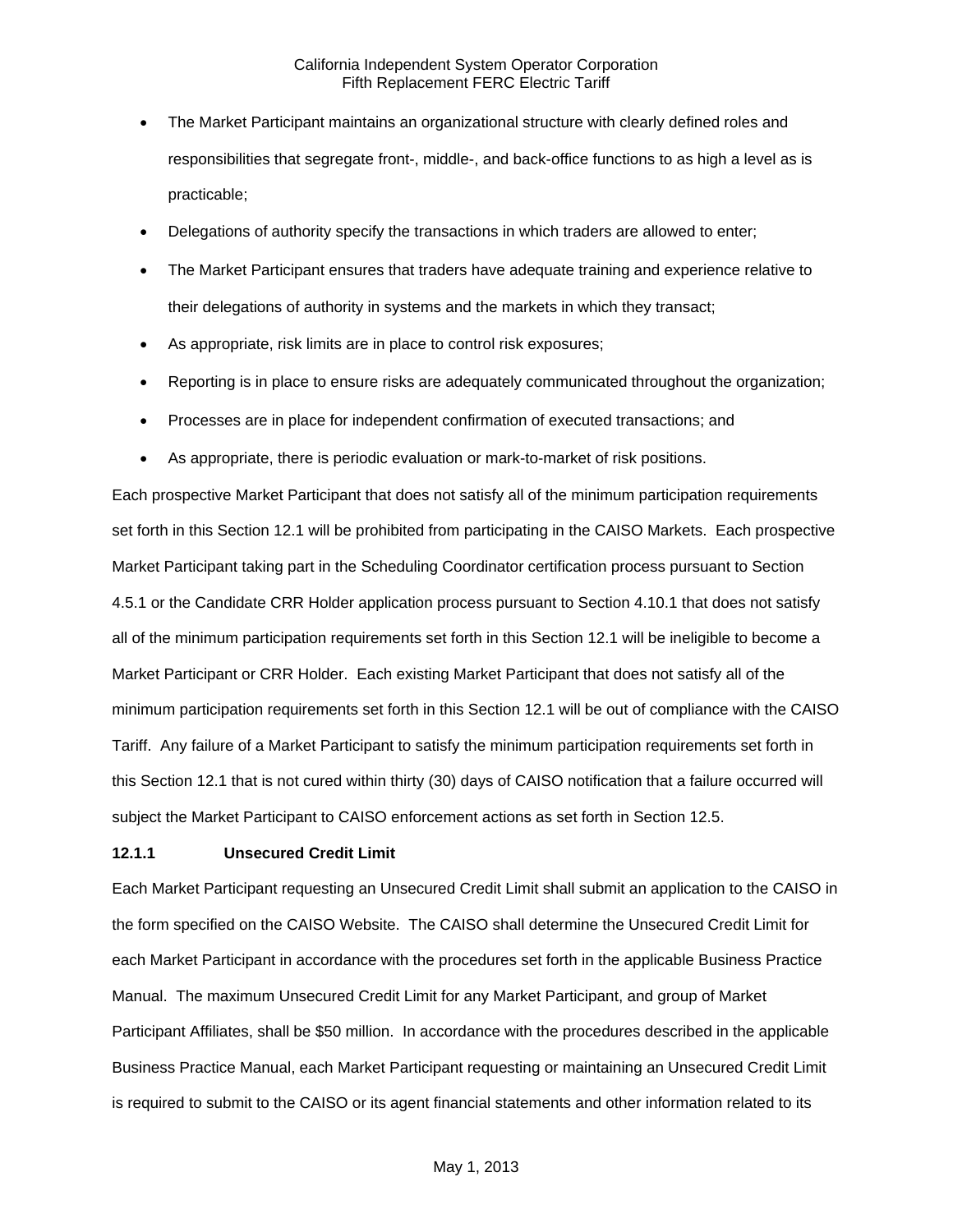- The Market Participant maintains an organizational structure with clearly defined roles and responsibilities that segregate front-, middle-, and back-office functions to as high a level as is practicable;
- Delegations of authority specify the transactions in which traders are allowed to enter;
- The Market Participant ensures that traders have adequate training and experience relative to their delegations of authority in systems and the markets in which they transact;
- As appropriate, risk limits are in place to control risk exposures;
- Reporting is in place to ensure risks are adequately communicated throughout the organization;
- Processes are in place for independent confirmation of executed transactions; and
- As appropriate, there is periodic evaluation or mark-to-market of risk positions.

Each prospective Market Participant that does not satisfy all of the minimum participation requirements set forth in this Section 12.1 will be prohibited from participating in the CAISO Markets. Each prospective Market Participant taking part in the Scheduling Coordinator certification process pursuant to Section 4.5.1 or the Candidate CRR Holder application process pursuant to Section 4.10.1 that does not satisfy all of the minimum participation requirements set forth in this Section 12.1 will be ineligible to become a Market Participant or CRR Holder. Each existing Market Participant that does not satisfy all of the minimum participation requirements set forth in this Section 12.1 will be out of compliance with the CAISO Tariff. Any failure of a Market Participant to satisfy the minimum participation requirements set forth in this Section 12.1 that is not cured within thirty (30) days of CAISO notification that a failure occurred will subject the Market Participant to CAISO enforcement actions as set forth in Section 12.5.

**12.1.1 Unsecured Credit Limit**

Each Market Participant requesting an Unsecured Credit Limit shall submit an application to the CAISO in the form specified on the CAISO Website. The CAISO shall determine the Unsecured Credit Limit for each Market Participant in accordance with the procedures set forth in the applicable Business Practice Manual. The maximum Unsecured Credit Limit for any Market Participant, and group of Market Participant Affiliates, shall be $50 million. In accordance with the procedures described in the applicable Business Practice Manual, each Market Participant requesting or maintaining an Unsecured Credit Limit is required to submit to the CAISO or its agent financial statements and other information related to its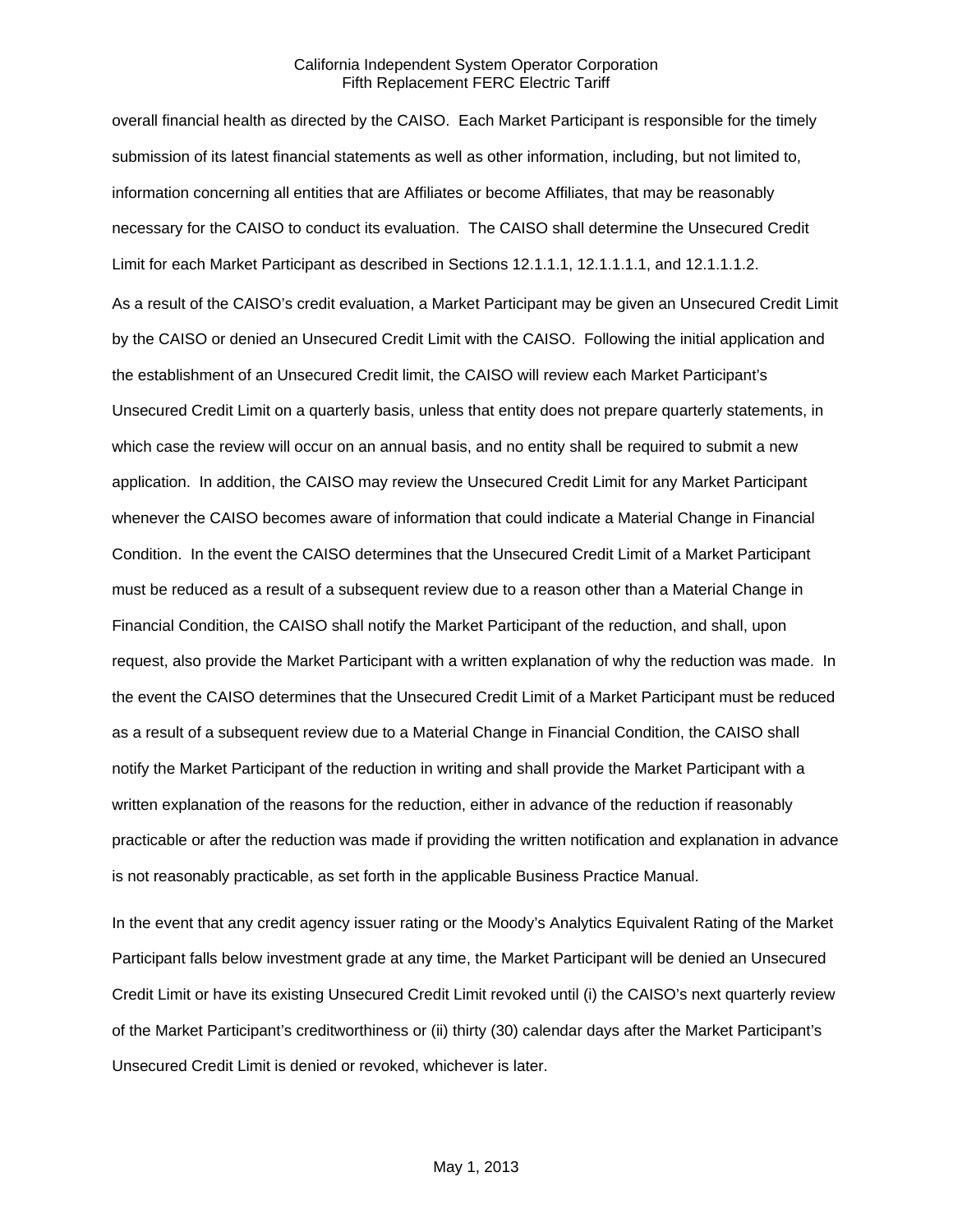overall financial health as directed by the CAISO. Each Market Participant is responsible for the timely submission of its latest financial statements as well as other information, including, but not limited to, information concerning all entities that are Affiliates or become Affiliates, that may be reasonably necessary for the CAISO to conduct its evaluation. The CAISO shall determine the Unsecured Credit Limit for each Market Participant as described in Sections 12.1.1.1, 12.1.1.1.1, and 12.1.1.1.2.

As a result of the CAISO's credit evaluation, a Market Participant may be given an Unsecured Credit Limit by the CAISO or denied an Unsecured Credit Limit with the CAISO. Following the initial application and the establishment of an Unsecured Credit limit, the CAISO will review each Market Participant's Unsecured Credit Limit on a quarterly basis, unless that entity does not prepare quarterly statements, in which case the review will occur on an annual basis, and no entity shall be required to submit a new application. In addition, the CAISO may review the Unsecured Credit Limit for any Market Participant whenever the CAISO becomes aware of information that could indicate a Material Change in Financial Condition. In the event the CAISO determines that the Unsecured Credit Limit of a Market Participant must be reduced as a result of a subsequent review due to a reason other than a Material Change in Financial Condition, the CAISO shall notify the Market Participant of the reduction, and shall, upon request, also provide the Market Participant with a written explanation of why the reduction was made. In the event the CAISO determines that the Unsecured Credit Limit of a Market Participant must be reduced as a result of a subsequent review due to a Material Change in Financial Condition, the CAISO shall notify the Market Participant of the reduction in writing and shall provide the Market Participant with a written explanation of the reasons for the reduction, either in advance of the reduction if reasonably practicable or after the reduction was made if providing the written notification and explanation in advance is not reasonably practicable, as set forth in the applicable Business Practice Manual.

In the event that any credit agency issuer rating or the Moody's Analytics Equivalent Rating of the Market Participant falls below investment grade at any time, the Market Participant will be denied an Unsecured Credit Limit or have its existing Unsecured Credit Limit revoked until (i) the CAISO's next quarterly review of the Market Participant's creditworthiness or (ii) thirty (30) calendar days after the Market Participant's Unsecured Credit Limit is denied or revoked, whichever is later.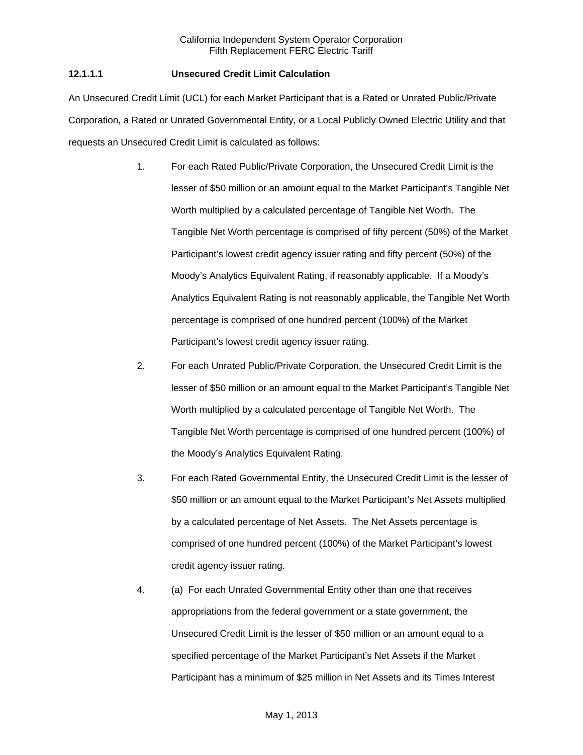### 12.1.1.1 Unsecured Credit Limit Calculation

An Unsecured Credit Limit (UCL) for each Market Participant that is a Rated or Unrated Public/Private Corporation, a Rated or Unrated Governmental Entity, or a Local Publicly Owned Electric Utility and that requests an Unsecured Credit Limit is calculated as follows:

1. For each Rated Public/Private Corporation, the Unsecured Credit Limit is the lesser of $50 million or an amount equal to the Market Participant's Tangible Net Worth multiplied by a calculated percentage of Tangible Net Worth. The Tangible Net Worth percentage is comprised of fifty percent (50%) of the Market Participant's lowest credit agency issuer rating and fifty percent (50%) of the Moody's Analytics Equivalent Rating, if reasonably applicable. If a Moody's Analytics Equivalent Rating is not reasonably applicable, the Tangible Net Worth percentage is comprised of one hundred percent (100%) of the Market Participant's lowest credit agency issuer rating.

2. For each Unrated Public/Private Corporation, the Unsecured Credit Limit is the lesser of $50 million or an amount equal to the Market Participant's Tangible Net Worth multiplied by a calculated percentage of Tangible Net Worth. The Tangible Net Worth percentage is comprised of one hundred percent (100%) of the Moody's Analytics Equivalent Rating.

3. For each Rated Governmental Entity, the Unsecured Credit Limit is the lesser of $50 million or an amount equal to the Market Participant's Net Assets multiplied by a calculated percentage of Net Assets. The Net Assets percentage is comprised of one hundred percent (100%) of the Market Participant's lowest credit agency issuer rating.

4. (a) For each Unrated Governmental Entity other than one that receives appropriations from the federal government or a state government, the Unsecured Credit Limit is the lesser of $50 million or an amount equal to a specified percentage of the Market Participant's Net Assets if the Market Participant has a minimum of $25 million in Net Assets and its Times Interest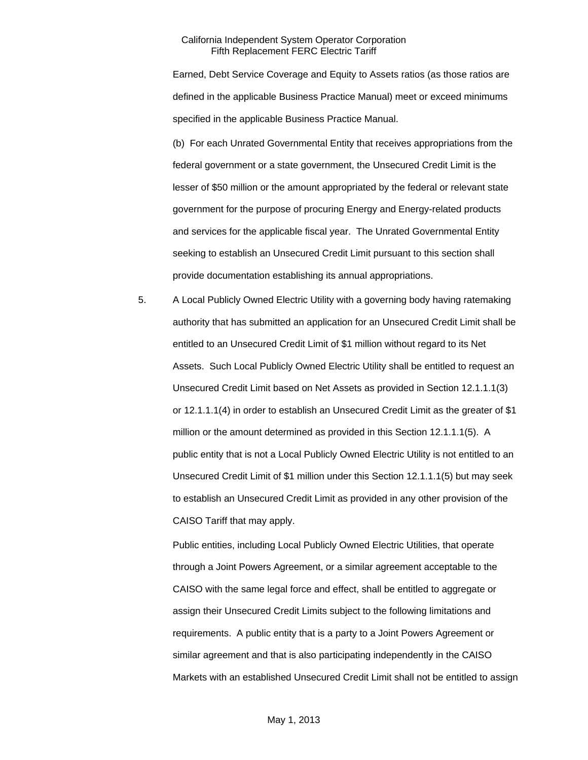Earned, Debt Service Coverage and Equity to Assets ratios (as those ratios are defined in the applicable Business Practice Manual) meet or exceed minimums specified in the applicable Business Practice Manual.

(b) For each Unrated Governmental Entity that receives appropriations from the federal government or a state government, the Unsecured Credit Limit is the lesser of $50 million or the amount appropriated by the federal or relevant state government for the purpose of procuring Energy and Energy-related products and services for the applicable fiscal year. The Unrated Governmental Entity seeking to establish an Unsecured Credit Limit pursuant to this section shall provide documentation establishing its annual appropriations.

5. A Local Publicly Owned Electric Utility with a governing body having ratemaking authority that has submitted an application for an Unsecured Credit Limit shall be entitled to an Unsecured Credit Limit of $1 million without regard to its Net Assets. Such Local Publicly Owned Electric Utility shall be entitled to request an Unsecured Credit Limit based on Net Assets as provided in Section 12.1.1.1(3) or 12.1.1.1(4) in order to establish an Unsecured Credit Limit as the greater of $1 million or the amount determined as provided in this Section 12.1.1.1(5). A public entity that is not a Local Publicly Owned Electric Utility is not entitled to an Unsecured Credit Limit of $1 million under this Section 12.1.1.1(5) but may seek to establish an Unsecured Credit Limit as provided in any other provision of the CAISO Tariff that may apply.

   Public entities, including Local Publicly Owned Electric Utilities, that operate through a Joint Powers Agreement, or a similar agreement acceptable to the CAISO with the same legal force and effect, shall be entitled to aggregate or assign their Unsecured Credit Limits subject to the following limitations and requirements. A public entity that is a party to a Joint Powers Agreement or similar agreement and that is also participating independently in the CAISO Markets with an established Unsecured Credit Limit shall not be entitled to assign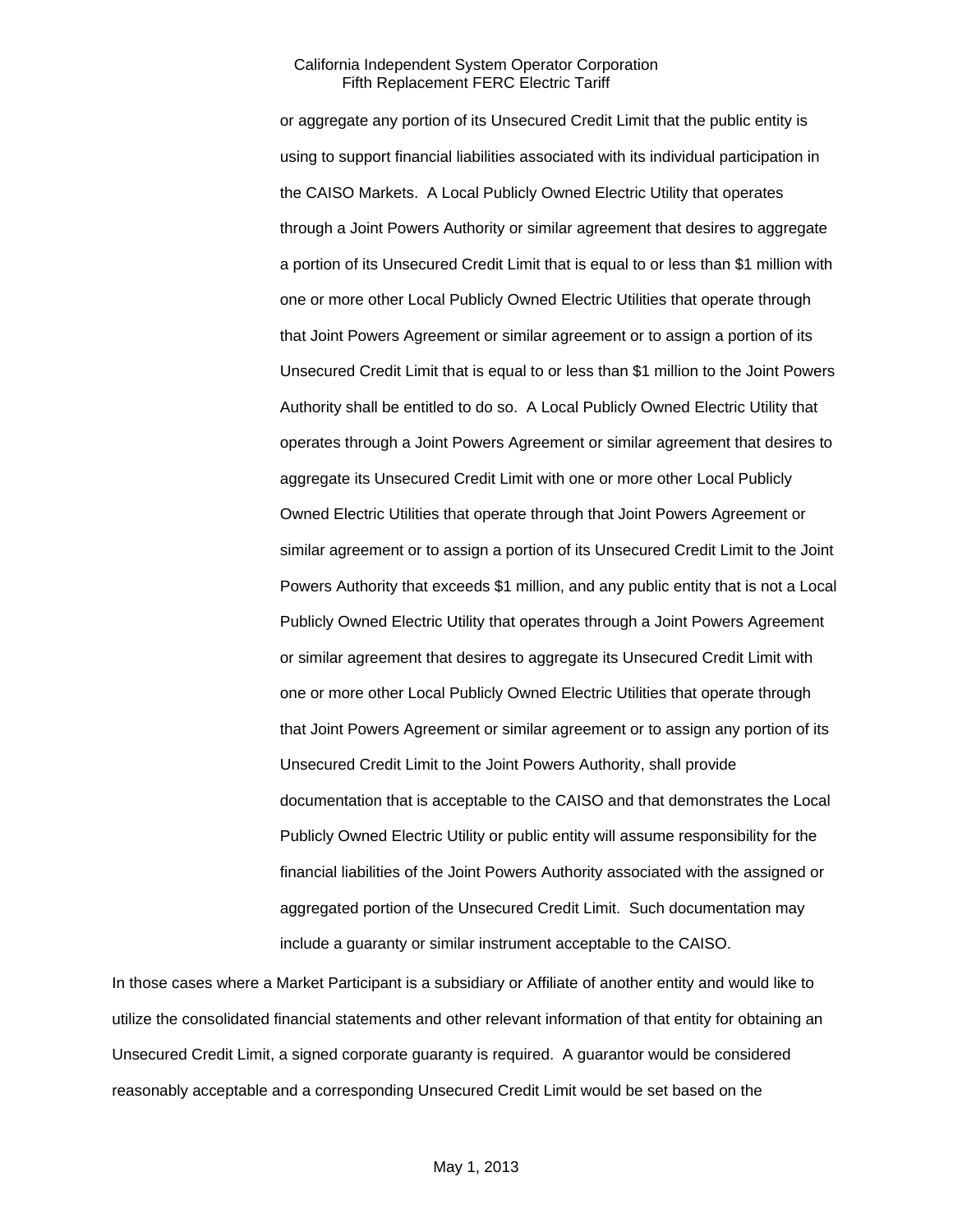or aggregate any portion of its Unsecured Credit Limit that the public entity is using to support financial liabilities associated with its individual participation in the CAISO Markets. A Local Publicly Owned Electric Utility that operates through a Joint Powers Authority or similar agreement that desires to aggregate a portion of its Unsecured Credit Limit that is equal to or less than $1 million with one or more other Local Publicly Owned Electric Utilities that operate through that Joint Powers Agreement or similar agreement or to assign a portion of its Unsecured Credit Limit that is equal to or less than $1 million to the Joint Powers Authority shall be entitled to do so. A Local Publicly Owned Electric Utility that operates through a Joint Powers Agreement or similar agreement that desires to aggregate its Unsecured Credit Limit with one or more other Local Publicly Owned Electric Utilities that operate through that Joint Powers Agreement or similar agreement or to assign a portion of its Unsecured Credit Limit to the Joint Powers Authority that exceeds $1 million, and any public entity that is not a Local Publicly Owned Electric Utility that operates through a Joint Powers Agreement or similar agreement that desires to aggregate its Unsecured Credit Limit with one or more other Local Publicly Owned Electric Utilities that operate through that Joint Powers Agreement or similar agreement or to assign any portion of its Unsecured Credit Limit to the Joint Powers Authority, shall provide documentation that is acceptable to the CAISO and that demonstrates the Local Publicly Owned Electric Utility or public entity will assume responsibility for the financial liabilities of the Joint Powers Authority associated with the assigned or aggregated portion of the Unsecured Credit Limit. Such documentation may include a guaranty or similar instrument acceptable to the CAISO.

In those cases where a Market Participant is a subsidiary or Affiliate of another entity and would like to utilize the consolidated financial statements and other relevant information of that entity for obtaining an Unsecured Credit Limit, a signed corporate guaranty is required. A guarantor would be considered reasonably acceptable and a corresponding Unsecured Credit Limit would be set based on the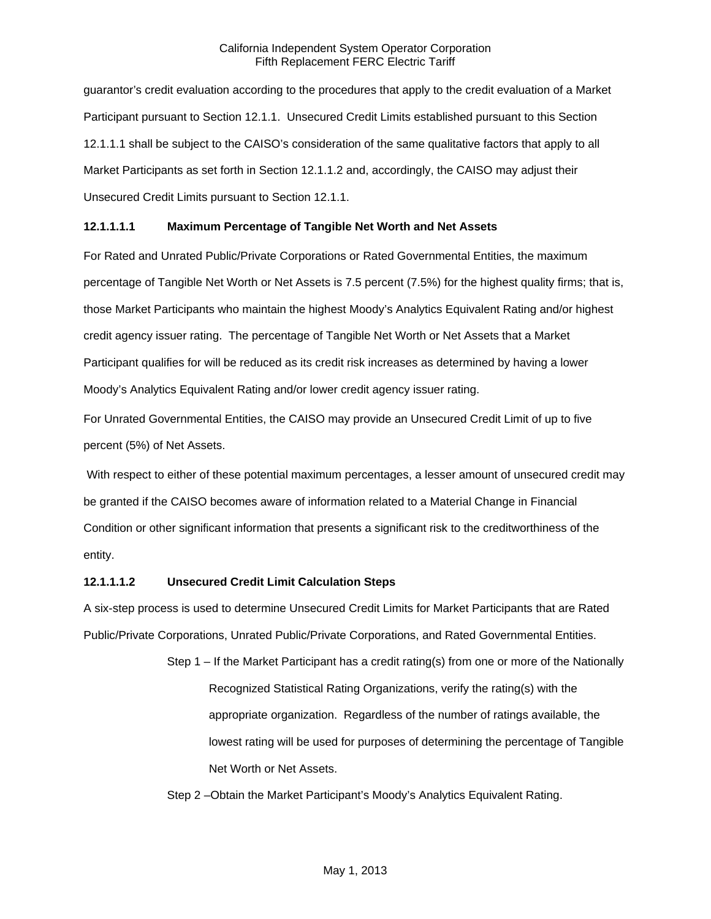guarantor's credit evaluation according to the procedures that apply to the credit evaluation of a Market Participant pursuant to Section 12.1.1. Unsecured Credit Limits established pursuant to this Section 12.1.1.1 shall be subject to the CAISO's consideration of the same qualitative factors that apply to all Market Participants as set forth in Section 12.1.1.2 and, accordingly, the CAISO may adjust their Unsecured Credit Limits pursuant to Section 12.1.1.

**12.1.1.1.1 Maximum Percentage of Tangible Net Worth and Net Assets**

For Rated and Unrated Public/Private Corporations or Rated Governmental Entities, the maximum percentage of Tangible Net Worth or Net Assets is 7.5 percent (7.5%) for the highest quality firms; that is, those Market Participants who maintain the highest Moody's Analytics Equivalent Rating and/or highest credit agency issuer rating. The percentage of Tangible Net Worth or Net Assets that a Market Participant qualifies for will be reduced as its credit risk increases as determined by having a lower Moody's Analytics Equivalent Rating and/or lower credit agency issuer rating.

For Unrated Governmental Entities, the CAISO may provide an Unsecured Credit Limit of up to five percent (5%) of Net Assets.

With respect to either of these potential maximum percentages, a lesser amount of unsecured credit may be granted if the CAISO becomes aware of information related to a Material Change in Financial Condition or other significant information that presents a significant risk to the creditworthiness of the entity.

**12.1.1.1.2 Unsecured Credit Limit Calculation Steps**

A six-step process is used to determine Unsecured Credit Limits for Market Participants that are Rated Public/Private Corporations, Unrated Public/Private Corporations, and Rated Governmental Entities.

Step 1 – If the Market Participant has a credit rating(s) from one or more of the Nationally Recognized Statistical Rating Organizations, verify the rating(s) with the appropriate organization. Regardless of the number of ratings available, the lowest rating will be used for purposes of determining the percentage of Tangible Net Worth or Net Assets.

Step 2 –Obtain the Market Participant's Moody's Analytics Equivalent Rating.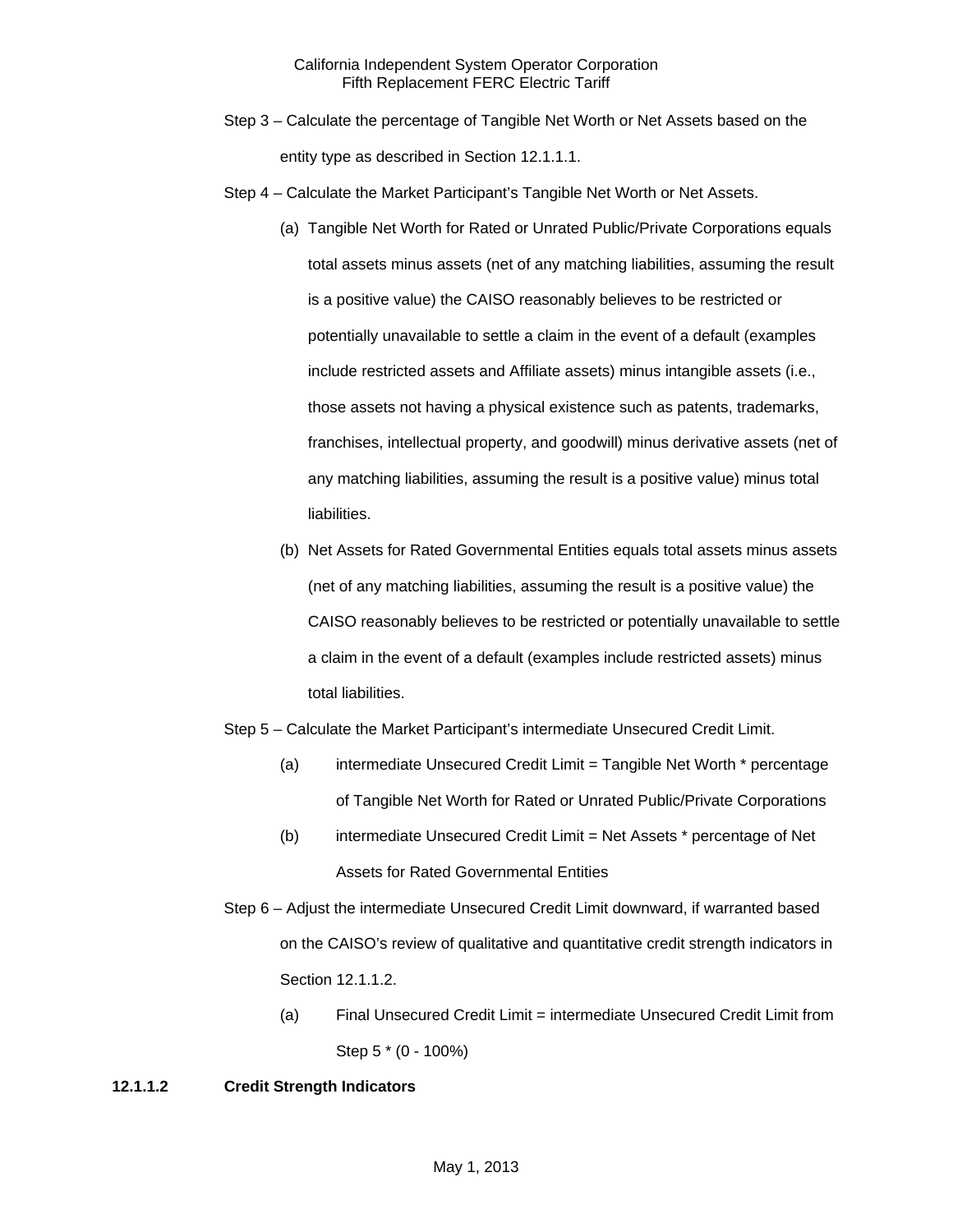Step 3 – Calculate the percentage of Tangible Net Worth or Net Assets based on the entity type as described in Section 12.1.1.1.

Step 4 – Calculate the Market Participant's Tangible Net Worth or Net Assets.

(a) Tangible Net Worth for Rated or Unrated Public/Private Corporations equals total assets minus assets (net of any matching liabilities, assuming the result is a positive value) the CAISO reasonably believes to be restricted or potentially unavailable to settle a claim in the event of a default (examples include restricted assets and Affiliate assets) minus intangible assets (i.e., those assets not having a physical existence such as patents, trademarks, franchises, intellectual property, and goodwill) minus derivative assets (net of any matching liabilities, assuming the result is a positive value) minus total liabilities.

(b) Net Assets for Rated Governmental Entities equals total assets minus assets (net of any matching liabilities, assuming the result is a positive value) the CAISO reasonably believes to be restricted or potentially unavailable to settle a claim in the event of a default (examples include restricted assets) minus total liabilities.

Step 5 – Calculate the Market Participant's intermediate Unsecured Credit Limit.

(a) intermediate Unsecured Credit Limit = Tangible Net Worth * percentage of Tangible Net Worth for Rated or Unrated Public/Private Corporations

(b) intermediate Unsecured Credit Limit = Net Assets * percentage of Net Assets for Rated Governmental Entities

Step 6 – Adjust the intermediate Unsecured Credit Limit downward, if warranted based on the CAISO's review of qualitative and quantitative credit strength indicators in Section 12.1.1.2.

(a) Final Unsecured Credit Limit = intermediate Unsecured Credit Limit from Step 5 * (0 - 100%)

**12.1.1.2 Credit Strength Indicators**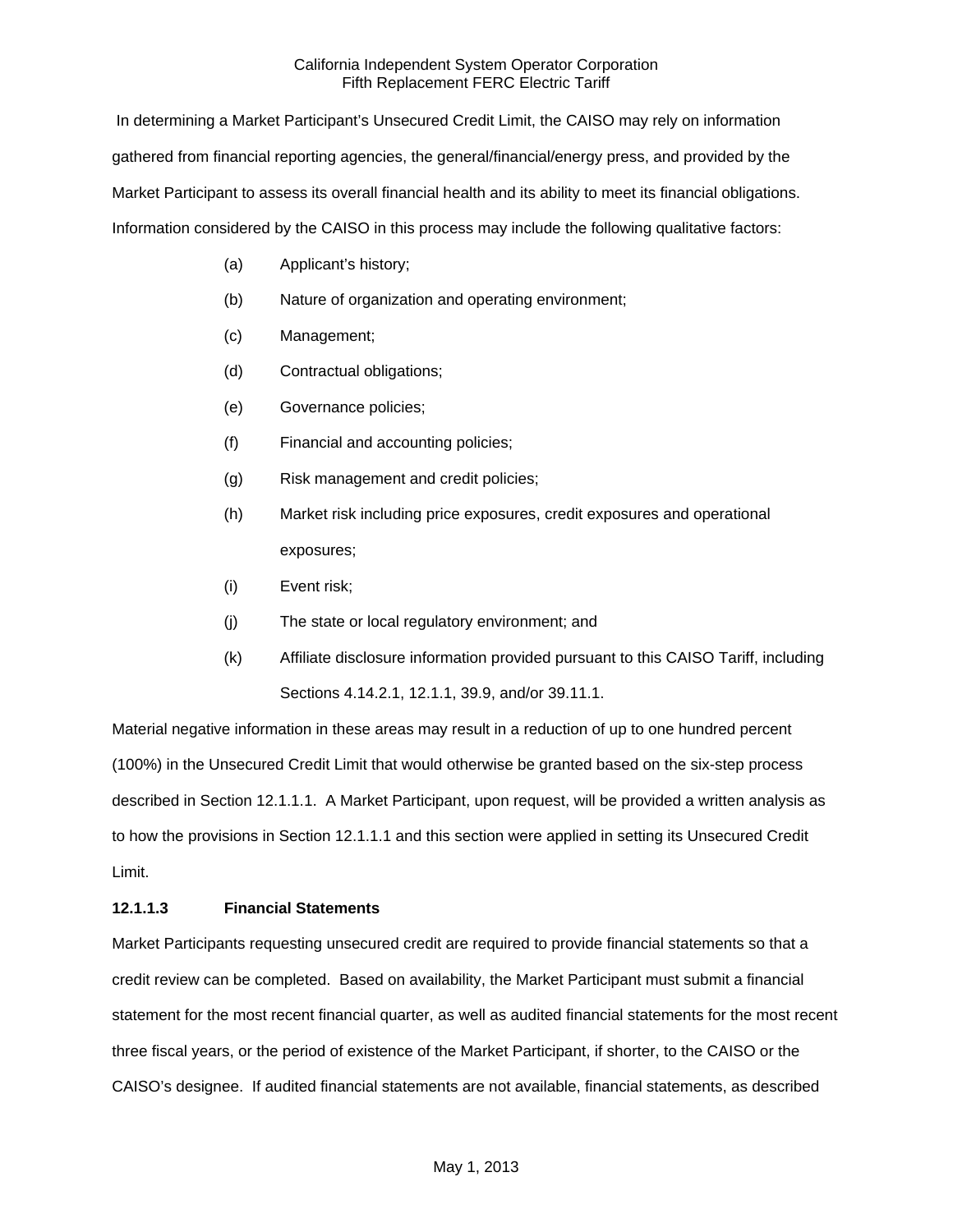In determining a Market Participant's Unsecured Credit Limit, the CAISO may rely on information gathered from financial reporting agencies, the general/financial/energy press, and provided by the Market Participant to assess its overall financial health and its ability to meet its financial obligations. Information considered by the CAISO in this process may include the following qualitative factors:

(a) Applicant's history;

(b) Nature of organization and operating environment;

(c) Management;

(d) Contractual obligations;

(e) Governance policies;

(f) Financial and accounting policies;

(g) Risk management and credit policies;

(h) Market risk including price exposures, credit exposures and operational exposures;

(i) Event risk;

(j) The state or local regulatory environment; and

(k) Affiliate disclosure information provided pursuant to this CAISO Tariff, including Sections 4.14.2.1, 12.1.1, 39.9, and/or 39.11.1.

Material negative information in these areas may result in a reduction of up to one hundred percent (100%) in the Unsecured Credit Limit that would otherwise be granted based on the six-step process described in Section 12.1.1.1. A Market Participant, upon request, will be provided a written analysis as to how the provisions in Section 12.1.1.1 and this section were applied in setting its Unsecured Credit Limit.

**12.1.1.3 Financial Statements**

Market Participants requesting unsecured credit are required to provide financial statements so that a credit review can be completed. Based on availability, the Market Participant must submit a financial statement for the most recent financial quarter, as well as audited financial statements for the most recent three fiscal years, or the period of existence of the Market Participant, if shorter, to the CAISO or the CAISO's designee. If audited financial statements are not available, financial statements, as described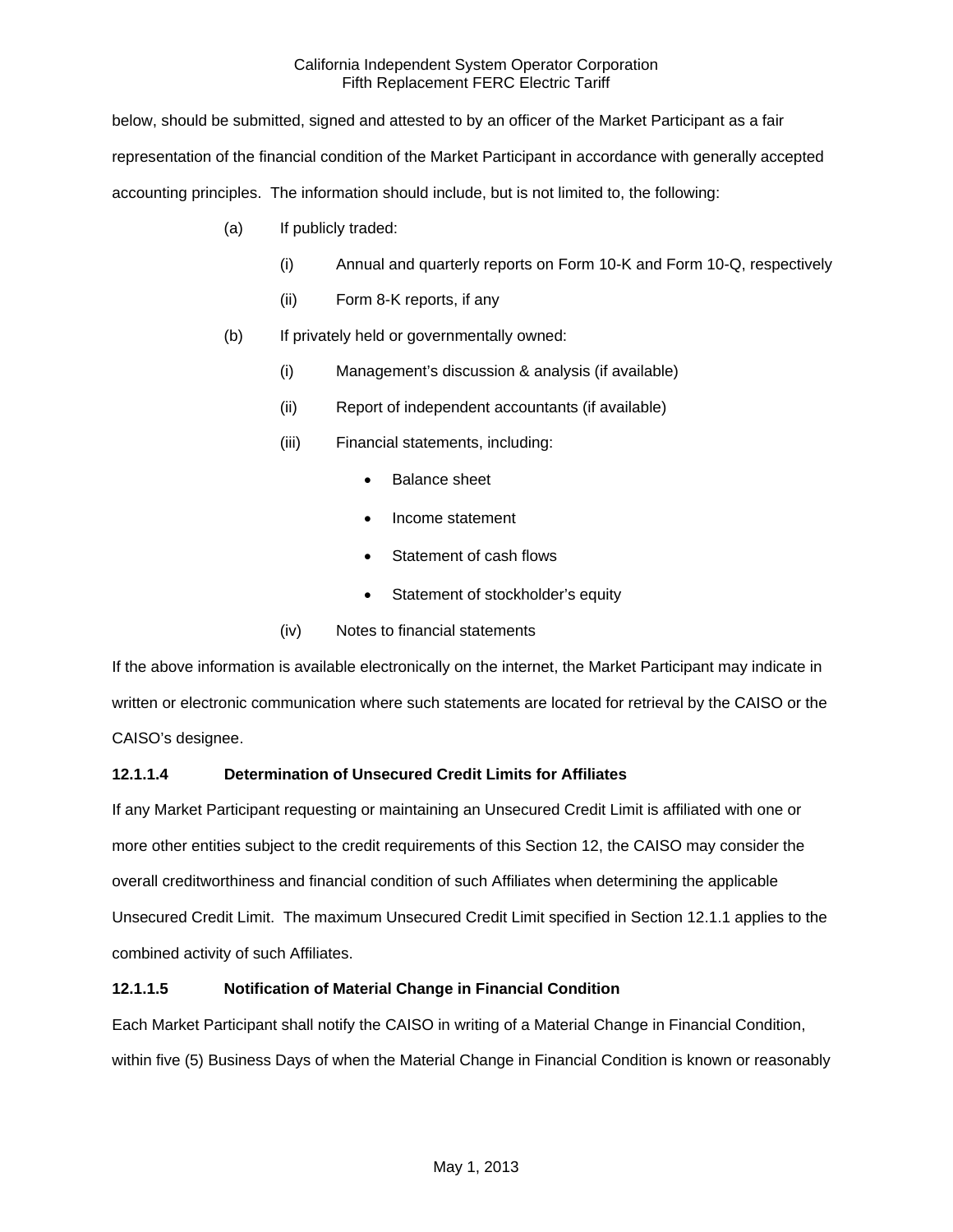below, should be submitted, signed and attested to by an officer of the Market Participant as a fair representation of the financial condition of the Market Participant in accordance with generally accepted accounting principles. The information should include, but is not limited to, the following:

(a) If publicly traded:

(i) Annual and quarterly reports on Form 10-K and Form 10-Q, respectively

(ii) Form 8-K reports, if any

(b) If privately held or governmentally owned:

(i) Management's discussion & analysis (if available)

(ii) Report of independent accountants (if available)

(iii) Financial statements, including:

- Balance sheet
- Income statement
- Statement of cash flows
- Statement of stockholder's equity

(iv) Notes to financial statements

If the above information is available electronically on the internet, the Market Participant may indicate in written or electronic communication where such statements are located for retrieval by the CAISO or the CAISO's designee.

**12.1.1.4 Determination of Unsecured Credit Limits for Affiliates**

If any Market Participant requesting or maintaining an Unsecured Credit Limit is affiliated with one or more other entities subject to the credit requirements of this Section 12, the CAISO may consider the overall creditworthiness and financial condition of such Affiliates when determining the applicable Unsecured Credit Limit. The maximum Unsecured Credit Limit specified in Section 12.1.1 applies to the combined activity of such Affiliates.

**12.1.1.5 Notification of Material Change in Financial Condition**

Each Market Participant shall notify the CAISO in writing of a Material Change in Financial Condition, within five (5) Business Days of when the Material Change in Financial Condition is known or reasonably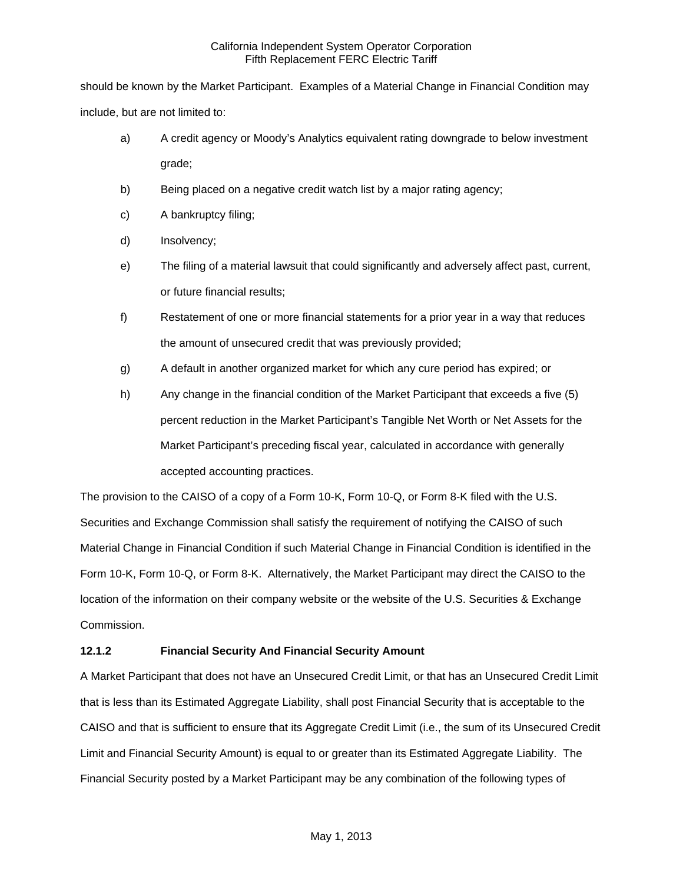should be known by the Market Participant. Examples of a Material Change in Financial Condition may include, but are not limited to:

a) A credit agency or Moody's Analytics equivalent rating downgrade to below investment grade;

b) Being placed on a negative credit watch list by a major rating agency;

c) A bankruptcy filing;

d) Insolvency;

e) The filing of a material lawsuit that could significantly and adversely affect past, current, or future financial results;

f) Restatement of one or more financial statements for a prior year in a way that reduces the amount of unsecured credit that was previously provided;

g) A default in another organized market for which any cure period has expired; or

h) Any change in the financial condition of the Market Participant that exceeds a five (5) percent reduction in the Market Participant's Tangible Net Worth or Net Assets for the Market Participant's preceding fiscal year, calculated in accordance with generally accepted accounting practices.

The provision to the CAISO of a copy of a Form 10-K, Form 10-Q, or Form 8-K filed with the U.S. Securities and Exchange Commission shall satisfy the requirement of notifying the CAISO of such Material Change in Financial Condition if such Material Change in Financial Condition is identified in the Form 10-K, Form 10-Q, or Form 8-K. Alternatively, the Market Participant may direct the CAISO to the location of the information on their company website or the website of the U.S. Securities & Exchange Commission.

### 12.1.2 Financial Security And Financial Security Amount

A Market Participant that does not have an Unsecured Credit Limit, or that has an Unsecured Credit Limit that is less than its Estimated Aggregate Liability, shall post Financial Security that is acceptable to the CAISO and that is sufficient to ensure that its Aggregate Credit Limit (i.e., the sum of its Unsecured Credit Limit and Financial Security Amount) is equal to or greater than its Estimated Aggregate Liability. The Financial Security posted by a Market Participant may be any combination of the following types of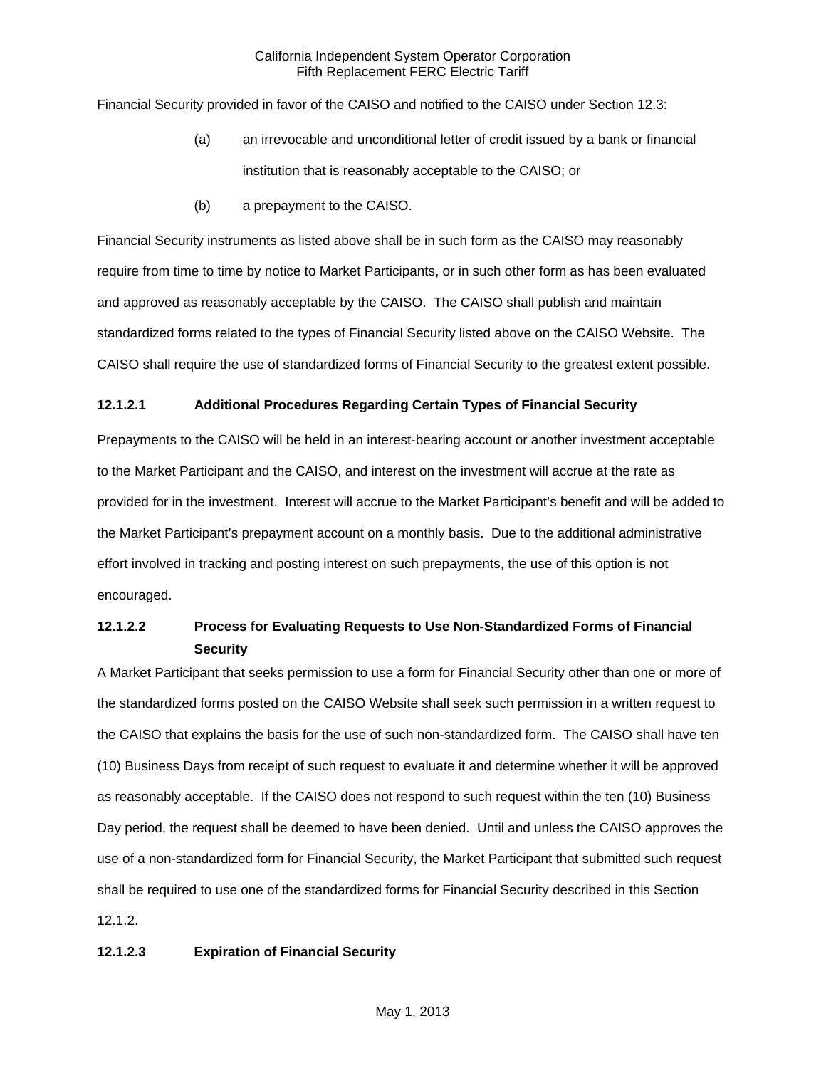Financial Security provided in favor of the CAISO and notified to the CAISO under Section 12.3:

(a) an irrevocable and unconditional letter of credit issued by a bank or financial institution that is reasonably acceptable to the CAISO; or

(b) a prepayment to the CAISO.

Financial Security instruments as listed above shall be in such form as the CAISO may reasonably require from time to time by notice to Market Participants, or in such other form as has been evaluated and approved as reasonably acceptable by the CAISO. The CAISO shall publish and maintain standardized forms related to the types of Financial Security listed above on the CAISO Website. The CAISO shall require the use of standardized forms of Financial Security to the greatest extent possible.

**12.1.2.1 Additional Procedures Regarding Certain Types of Financial Security**

Prepayments to the CAISO will be held in an interest-bearing account or another investment acceptable to the Market Participant and the CAISO, and interest on the investment will accrue at the rate as provided for in the investment. Interest will accrue to the Market Participant's benefit and will be added to the Market Participant's prepayment account on a monthly basis. Due to the additional administrative effort involved in tracking and posting interest on such prepayments, the use of this option is not encouraged.

**12.1.2.2 Process for Evaluating Requests to Use Non-Standardized Forms of Financial Security**

A Market Participant that seeks permission to use a form for Financial Security other than one or more of the standardized forms posted on the CAISO Website shall seek such permission in a written request to the CAISO that explains the basis for the use of such non-standardized form. The CAISO shall have ten (10) Business Days from receipt of such request to evaluate it and determine whether it will be approved as reasonably acceptable. If the CAISO does not respond to such request within the ten (10) Business Day period, the request shall be deemed to have been denied. Until and unless the CAISO approves the use of a non-standardized form for Financial Security, the Market Participant that submitted such request shall be required to use one of the standardized forms for Financial Security described in this Section 12.1.2.

**12.1.2.3 Expiration of Financial Security**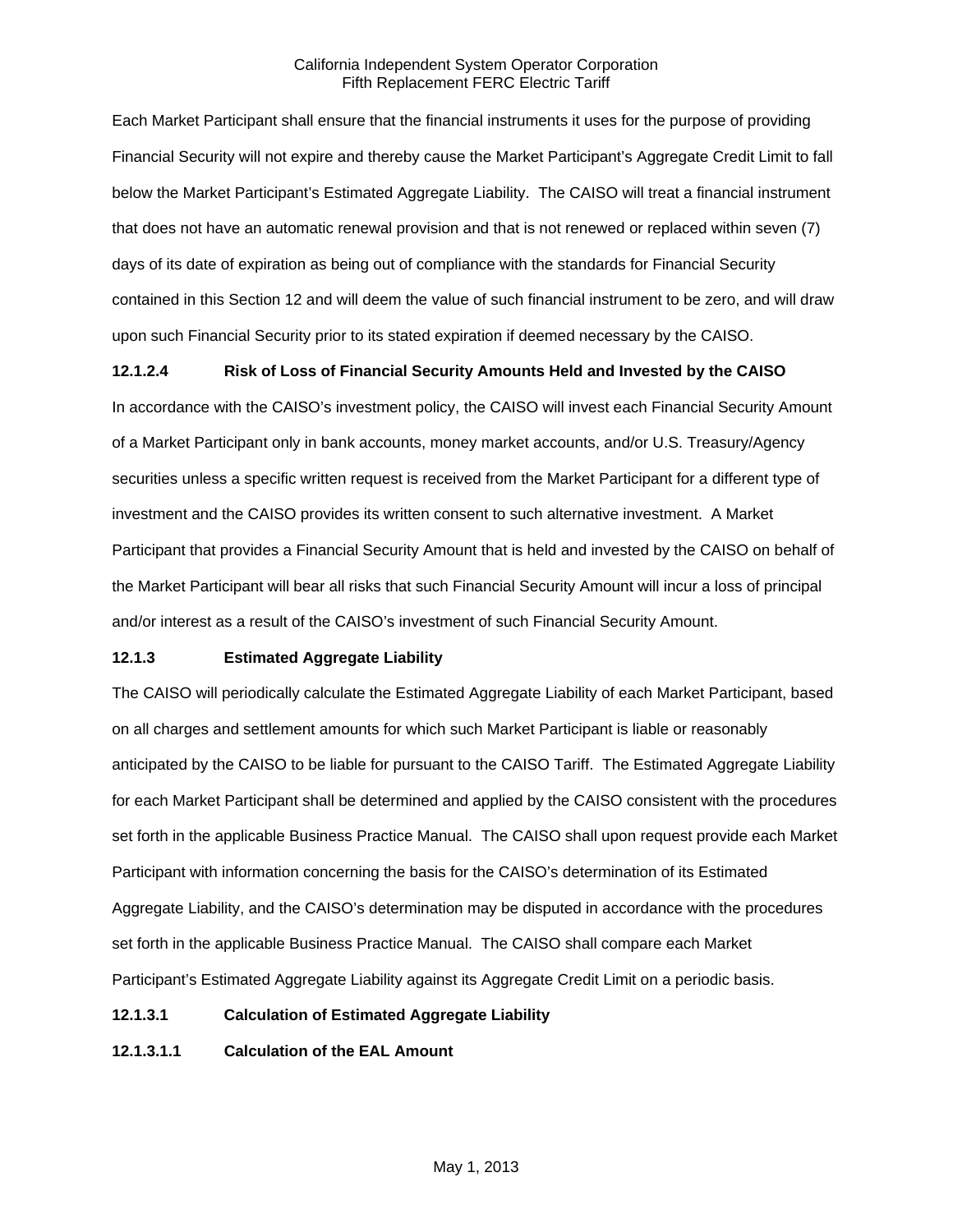Each Market Participant shall ensure that the financial instruments it uses for the purpose of providing Financial Security will not expire and thereby cause the Market Participant's Aggregate Credit Limit to fall below the Market Participant's Estimated Aggregate Liability. The CAISO will treat a financial instrument that does not have an automatic renewal provision and that is not renewed or replaced within seven (7) days of its date of expiration as being out of compliance with the standards for Financial Security contained in this Section 12 and will deem the value of such financial instrument to be zero, and will draw upon such Financial Security prior to its stated expiration if deemed necessary by the CAISO.

**12.1.2.4 Risk of Loss of Financial Security Amounts Held and Invested by the CAISO**

In accordance with the CAISO's investment policy, the CAISO will invest each Financial Security Amount of a Market Participant only in bank accounts, money market accounts, and/or U.S. Treasury/Agency securities unless a specific written request is received from the Market Participant for a different type of investment and the CAISO provides its written consent to such alternative investment. A Market Participant that provides a Financial Security Amount that is held and invested by the CAISO on behalf of the Market Participant will bear all risks that such Financial Security Amount will incur a loss of principal and/or interest as a result of the CAISO's investment of such Financial Security Amount.

**12.1.3 Estimated Aggregate Liability**

The CAISO will periodically calculate the Estimated Aggregate Liability of each Market Participant, based on all charges and settlement amounts for which such Market Participant is liable or reasonably anticipated by the CAISO to be liable for pursuant to the CAISO Tariff. The Estimated Aggregate Liability for each Market Participant shall be determined and applied by the CAISO consistent with the procedures set forth in the applicable Business Practice Manual. The CAISO shall upon request provide each Market Participant with information concerning the basis for the CAISO's determination of its Estimated Aggregate Liability, and the CAISO's determination may be disputed in accordance with the procedures set forth in the applicable Business Practice Manual. The CAISO shall compare each Market Participant's Estimated Aggregate Liability against its Aggregate Credit Limit on a periodic basis.

**12.1.3.1 Calculation of Estimated Aggregate Liability**

**12.1.3.1.1 Calculation of the EAL Amount**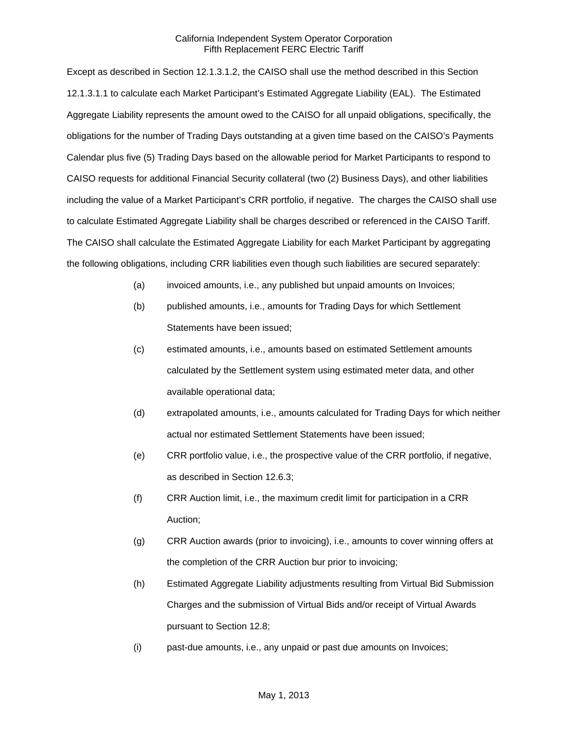Except as described in Section 12.1.3.1.2, the CAISO shall use the method described in this Section 12.1.3.1.1 to calculate each Market Participant's Estimated Aggregate Liability (EAL). The Estimated Aggregate Liability represents the amount owed to the CAISO for all unpaid obligations, specifically, the obligations for the number of Trading Days outstanding at a given time based on the CAISO's Payments Calendar plus five (5) Trading Days based on the allowable period for Market Participants to respond to CAISO requests for additional Financial Security collateral (two (2) Business Days), and other liabilities including the value of a Market Participant's CRR portfolio, if negative. The charges the CAISO shall use to calculate Estimated Aggregate Liability shall be charges described or referenced in the CAISO Tariff. The CAISO shall calculate the Estimated Aggregate Liability for each Market Participant by aggregating the following obligations, including CRR liabilities even though such liabilities are secured separately:

(a) invoiced amounts, i.e., any published but unpaid amounts on Invoices;

(b) published amounts, i.e., amounts for Trading Days for which Settlement Statements have been issued;

(c) estimated amounts, i.e., amounts based on estimated Settlement amounts calculated by the Settlement system using estimated meter data, and other available operational data;

(d) extrapolated amounts, i.e., amounts calculated for Trading Days for which neither actual nor estimated Settlement Statements have been issued;

(e) CRR portfolio value, i.e., the prospective value of the CRR portfolio, if negative, as described in Section 12.6.3;

(f) CRR Auction limit, i.e., the maximum credit limit for participation in a CRR Auction;

(g) CRR Auction awards (prior to invoicing), i.e., amounts to cover winning offers at the completion of the CRR Auction bur prior to invoicing;

(h) Estimated Aggregate Liability adjustments resulting from Virtual Bid Submission Charges and the submission of Virtual Bids and/or receipt of Virtual Awards pursuant to Section 12.8;

(i) past-due amounts, i.e., any unpaid or past due amounts on Invoices;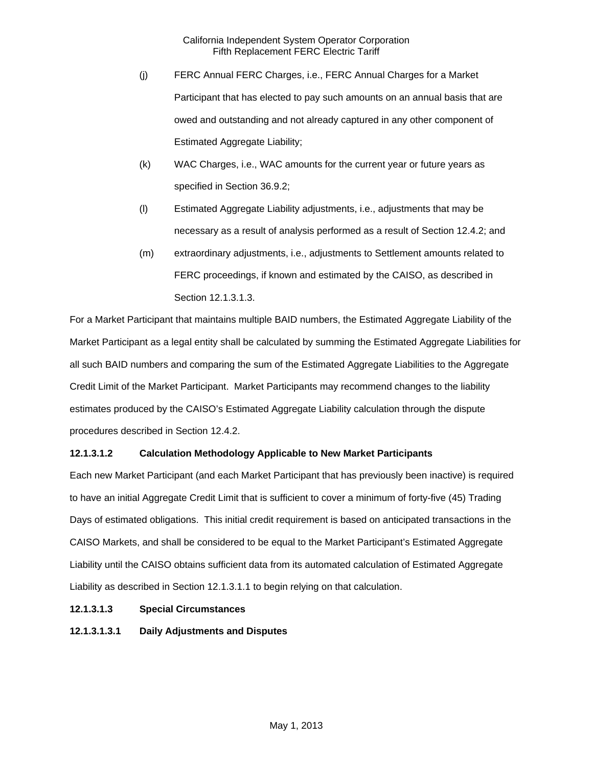(j) FERC Annual FERC Charges, i.e., FERC Annual Charges for a Market Participant that has elected to pay such amounts on an annual basis that are owed and outstanding and not already captured in any other component of Estimated Aggregate Liability;

(k) WAC Charges, i.e., WAC amounts for the current year or future years as specified in Section 36.9.2;

(l) Estimated Aggregate Liability adjustments, i.e., adjustments that may be necessary as a result of analysis performed as a result of Section 12.4.2; and

(m) extraordinary adjustments, i.e., adjustments to Settlement amounts related to FERC proceedings, if known and estimated by the CAISO, as described in Section 12.1.3.1.3.

For a Market Participant that maintains multiple BAID numbers, the Estimated Aggregate Liability of the Market Participant as a legal entity shall be calculated by summing the Estimated Aggregate Liabilities for all such BAID numbers and comparing the sum of the Estimated Aggregate Liabilities to the Aggregate Credit Limit of the Market Participant. Market Participants may recommend changes to the liability estimates produced by the CAISO's Estimated Aggregate Liability calculation through the dispute procedures described in Section 12.4.2.

**12.1.3.1.2 Calculation Methodology Applicable to New Market Participants**

Each new Market Participant (and each Market Participant that has previously been inactive) is required to have an initial Aggregate Credit Limit that is sufficient to cover a minimum of forty-five (45) Trading Days of estimated obligations. This initial credit requirement is based on anticipated transactions in the CAISO Markets, and shall be considered to be equal to the Market Participant's Estimated Aggregate Liability until the CAISO obtains sufficient data from its automated calculation of Estimated Aggregate Liability as described in Section 12.1.3.1.1 to begin relying on that calculation.

**12.1.3.1.3 Special Circumstances**

**12.1.3.1.3.1 Daily Adjustments and Disputes**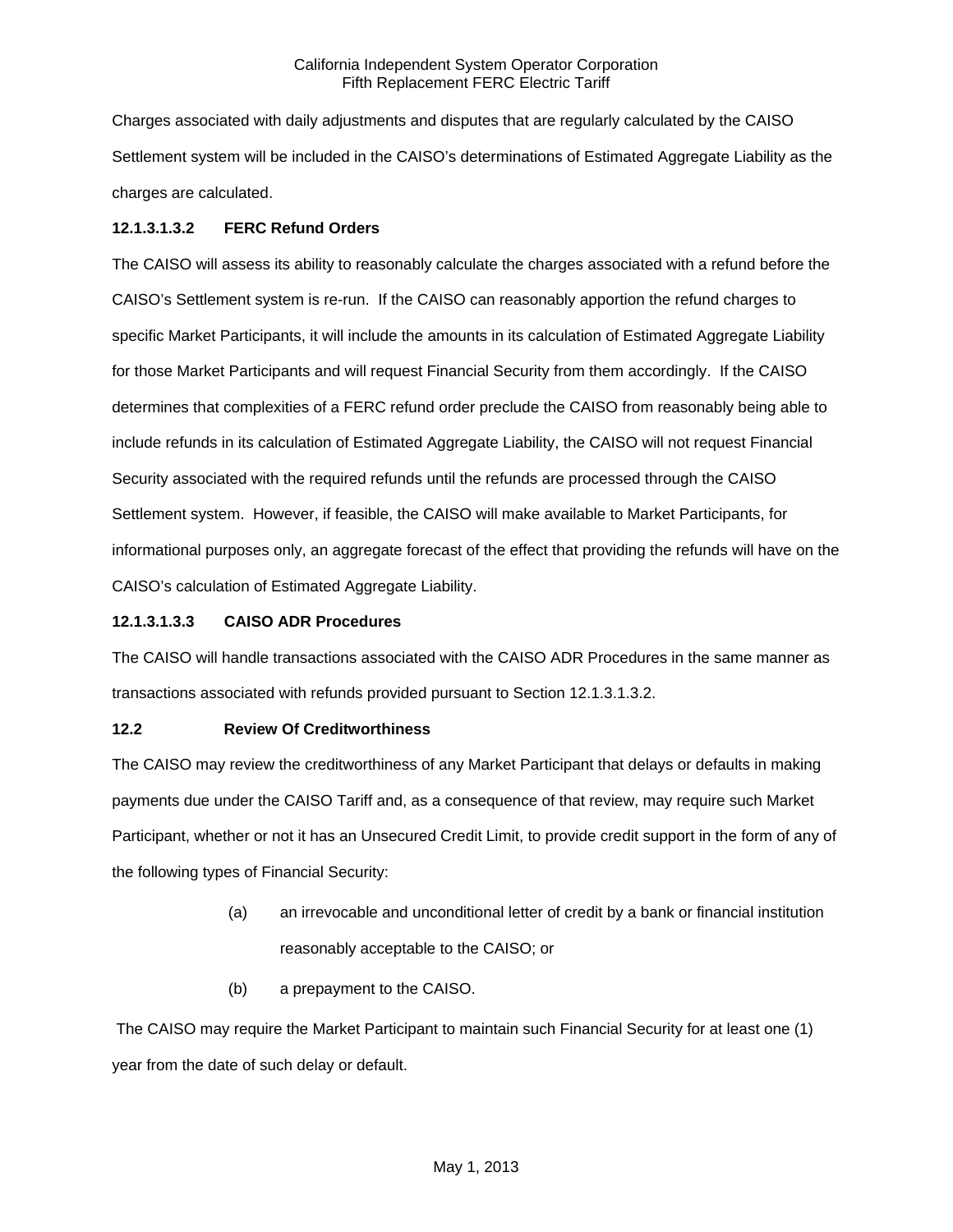Charges associated with daily adjustments and disputes that are regularly calculated by the CAISO Settlement system will be included in the CAISO's determinations of Estimated Aggregate Liability as the charges are calculated.

**12.1.3.1.3.2 FERC Refund Orders**

The CAISO will assess its ability to reasonably calculate the charges associated with a refund before the CAISO's Settlement system is re-run. If the CAISO can reasonably apportion the refund charges to specific Market Participants, it will include the amounts in its calculation of Estimated Aggregate Liability for those Market Participants and will request Financial Security from them accordingly. If the CAISO determines that complexities of a FERC refund order preclude the CAISO from reasonably being able to include refunds in its calculation of Estimated Aggregate Liability, the CAISO will not request Financial Security associated with the required refunds until the refunds are processed through the CAISO Settlement system. However, if feasible, the CAISO will make available to Market Participants, for informational purposes only, an aggregate forecast of the effect that providing the refunds will have on the CAISO's calculation of Estimated Aggregate Liability.

**12.1.3.1.3.3 CAISO ADR Procedures**

The CAISO will handle transactions associated with the CAISO ADR Procedures in the same manner as transactions associated with refunds provided pursuant to Section 12.1.3.1.3.2.

**12.2 Review Of Creditworthiness**

The CAISO may review the creditworthiness of any Market Participant that delays or defaults in making payments due under the CAISO Tariff and, as a consequence of that review, may require such Market Participant, whether or not it has an Unsecured Credit Limit, to provide credit support in the form of any of the following types of Financial Security:

(a) an irrevocable and unconditional letter of credit by a bank or financial institution reasonably acceptable to the CAISO; or

(b) a prepayment to the CAISO.

The CAISO may require the Market Participant to maintain such Financial Security for at least one (1) year from the date of such delay or default.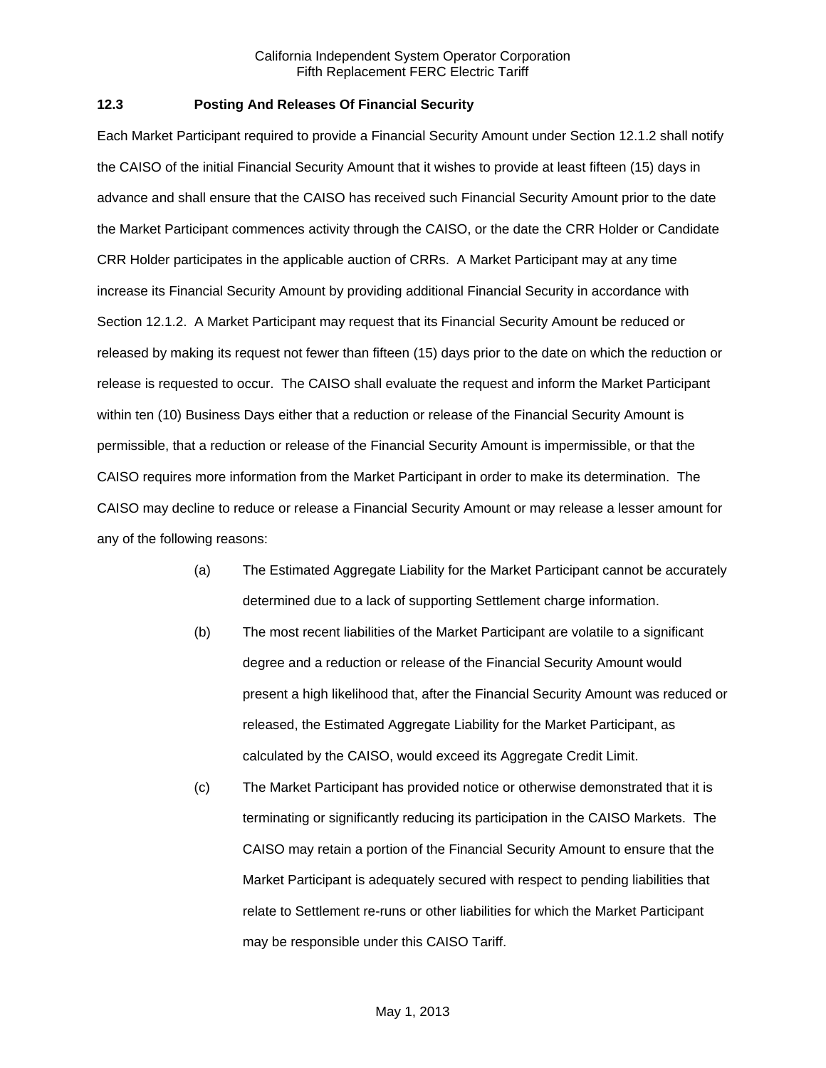### 12.3 Posting And Releases Of Financial Security

Each Market Participant required to provide a Financial Security Amount under Section 12.1.2 shall notify the CAISO of the initial Financial Security Amount that it wishes to provide at least fifteen (15) days in advance and shall ensure that the CAISO has received such Financial Security Amount prior to the date the Market Participant commences activity through the CAISO, or the date the CRR Holder or Candidate CRR Holder participates in the applicable auction of CRRs. A Market Participant may at any time increase its Financial Security Amount by providing additional Financial Security in accordance with Section 12.1.2. A Market Participant may request that its Financial Security Amount be reduced or released by making its request not fewer than fifteen (15) days prior to the date on which the reduction or release is requested to occur. The CAISO shall evaluate the request and inform the Market Participant within ten (10) Business Days either that a reduction or release of the Financial Security Amount is permissible, that a reduction or release of the Financial Security Amount is impermissible, or that the CAISO requires more information from the Market Participant in order to make its determination. The CAISO may decline to reduce or release a Financial Security Amount or may release a lesser amount for any of the following reasons:

(a) The Estimated Aggregate Liability for the Market Participant cannot be accurately determined due to a lack of supporting Settlement charge information.

(b) The most recent liabilities of the Market Participant are volatile to a significant degree and a reduction or release of the Financial Security Amount would present a high likelihood that, after the Financial Security Amount was reduced or released, the Estimated Aggregate Liability for the Market Participant, as calculated by the CAISO, would exceed its Aggregate Credit Limit.

(c) The Market Participant has provided notice or otherwise demonstrated that it is terminating or significantly reducing its participation in the CAISO Markets. The CAISO may retain a portion of the Financial Security Amount to ensure that the Market Participant is adequately secured with respect to pending liabilities that relate to Settlement re-runs or other liabilities for which the Market Participant may be responsible under this CAISO Tariff.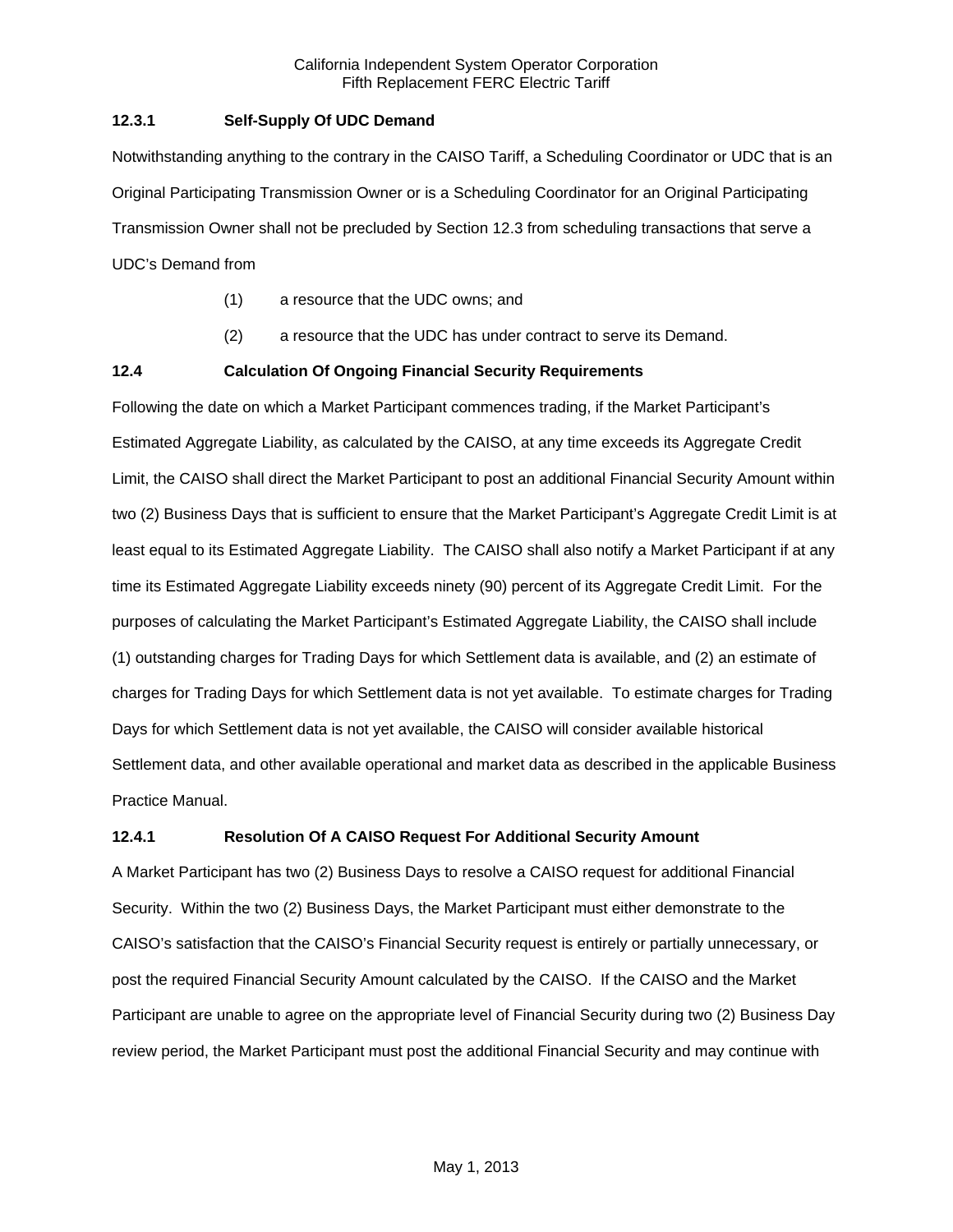### 12.3.1 Self-Supply Of UDC Demand

Notwithstanding anything to the contrary in the CAISO Tariff, a Scheduling Coordinator or UDC that is an Original Participating Transmission Owner or is a Scheduling Coordinator for an Original Participating Transmission Owner shall not be precluded by Section 12.3 from scheduling transactions that serve a UDC's Demand from

(1) a resource that the UDC owns; and

(2) a resource that the UDC has under contract to serve its Demand.

### 12.4 Calculation Of Ongoing Financial Security Requirements

Following the date on which a Market Participant commences trading, if the Market Participant's Estimated Aggregate Liability, as calculated by the CAISO, at any time exceeds its Aggregate Credit Limit, the CAISO shall direct the Market Participant to post an additional Financial Security Amount within two (2) Business Days that is sufficient to ensure that the Market Participant's Aggregate Credit Limit is at least equal to its Estimated Aggregate Liability. The CAISO shall also notify a Market Participant if at any time its Estimated Aggregate Liability exceeds ninety (90) percent of its Aggregate Credit Limit. For the purposes of calculating the Market Participant's Estimated Aggregate Liability, the CAISO shall include (1) outstanding charges for Trading Days for which Settlement data is available, and (2) an estimate of charges for Trading Days for which Settlement data is not yet available. To estimate charges for Trading Days for which Settlement data is not yet available, the CAISO will consider available historical Settlement data, and other available operational and market data as described in the applicable Business Practice Manual.

### 12.4.1 Resolution Of A CAISO Request For Additional Security Amount

A Market Participant has two (2) Business Days to resolve a CAISO request for additional Financial Security. Within the two (2) Business Days, the Market Participant must either demonstrate to the CAISO's satisfaction that the CAISO's Financial Security request is entirely or partially unnecessary, or post the required Financial Security Amount calculated by the CAISO. If the CAISO and the Market Participant are unable to agree on the appropriate level of Financial Security during two (2) Business Day review period, the Market Participant must post the additional Financial Security and may continue with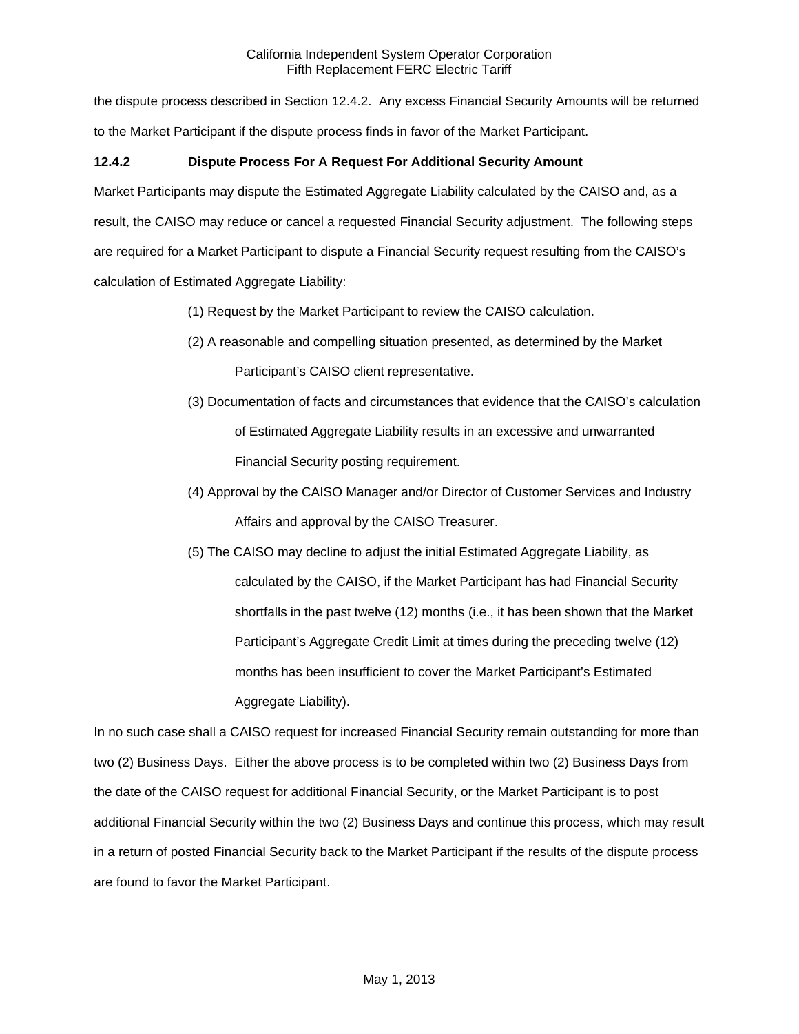the dispute process described in Section 12.4.2. Any excess Financial Security Amounts will be returned to the Market Participant if the dispute process finds in favor of the Market Participant.

### 12.4.2 Dispute Process For A Request For Additional Security Amount

Market Participants may dispute the Estimated Aggregate Liability calculated by the CAISO and, as a result, the CAISO may reduce or cancel a requested Financial Security adjustment. The following steps are required for a Market Participant to dispute a Financial Security request resulting from the CAISO's calculation of Estimated Aggregate Liability:

(1) Request by the Market Participant to review the CAISO calculation.

(2) A reasonable and compelling situation presented, as determined by the Market Participant's CAISO client representative.

(3) Documentation of facts and circumstances that evidence that the CAISO's calculation of Estimated Aggregate Liability results in an excessive and unwarranted Financial Security posting requirement.

(4) Approval by the CAISO Manager and/or Director of Customer Services and Industry Affairs and approval by the CAISO Treasurer.

(5) The CAISO may decline to adjust the initial Estimated Aggregate Liability, as calculated by the CAISO, if the Market Participant has had Financial Security shortfalls in the past twelve (12) months (i.e., it has been shown that the Market Participant's Aggregate Credit Limit at times during the preceding twelve (12) months has been insufficient to cover the Market Participant's Estimated Aggregate Liability).

In no such case shall a CAISO request for increased Financial Security remain outstanding for more than two (2) Business Days. Either the above process is to be completed within two (2) Business Days from the date of the CAISO request for additional Financial Security, or the Market Participant is to post additional Financial Security within the two (2) Business Days and continue this process, which may result in a return of posted Financial Security back to the Market Participant if the results of the dispute process are found to favor the Market Participant.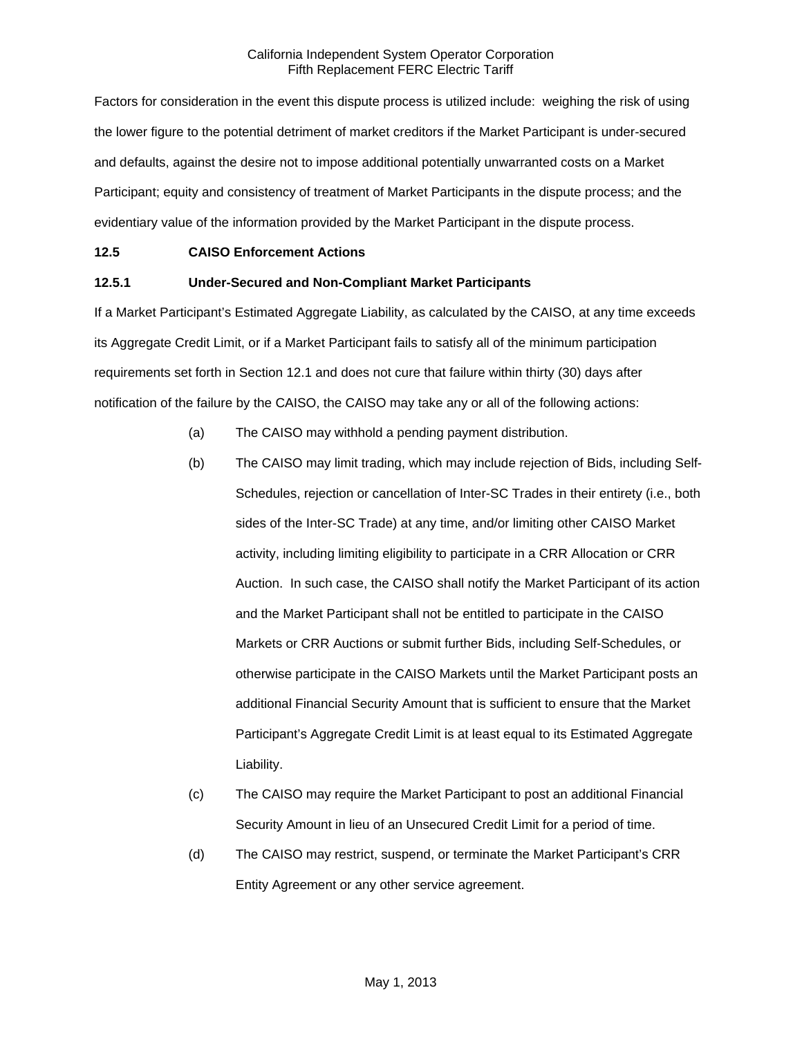Factors for consideration in the event this dispute process is utilized include: weighing the risk of using the lower figure to the potential detriment of market creditors if the Market Participant is under-secured and defaults, against the desire not to impose additional potentially unwarranted costs on a Market Participant; equity and consistency of treatment of Market Participants in the dispute process; and the evidentiary value of the information provided by the Market Participant in the dispute process.

**12.5 CAISO Enforcement Actions**

**12.5.1 Under-Secured and Non-Compliant Market Participants**

If a Market Participant's Estimated Aggregate Liability, as calculated by the CAISO, at any time exceeds its Aggregate Credit Limit, or if a Market Participant fails to satisfy all of the minimum participation requirements set forth in Section 12.1 and does not cure that failure within thirty (30) days after notification of the failure by the CAISO, the CAISO may take any or all of the following actions:

(a) The CAISO may withhold a pending payment distribution.

(b) The CAISO may limit trading, which may include rejection of Bids, including Self-Schedules, rejection or cancellation of Inter-SC Trades in their entirety (i.e., both sides of the Inter-SC Trade) at any time, and/or limiting other CAISO Market activity, including limiting eligibility to participate in a CRR Allocation or CRR Auction. In such case, the CAISO shall notify the Market Participant of its action and the Market Participant shall not be entitled to participate in the CAISO Markets or CRR Auctions or submit further Bids, including Self-Schedules, or otherwise participate in the CAISO Markets until the Market Participant posts an additional Financial Security Amount that is sufficient to ensure that the Market Participant's Aggregate Credit Limit is at least equal to its Estimated Aggregate Liability.

(c) The CAISO may require the Market Participant to post an additional Financial Security Amount in lieu of an Unsecured Credit Limit for a period of time.

(d) The CAISO may restrict, suspend, or terminate the Market Participant's CRR Entity Agreement or any other service agreement.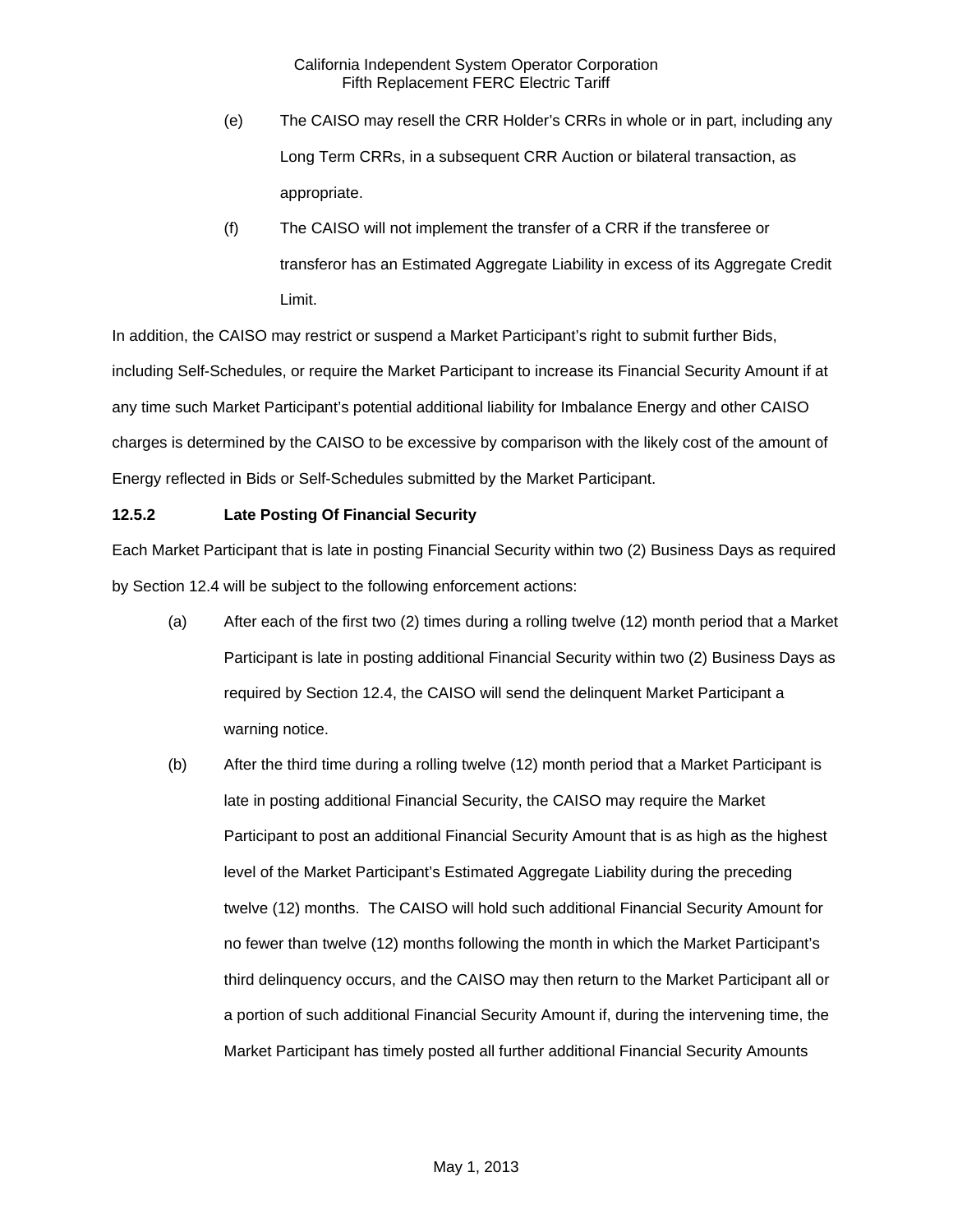(e) The CAISO may resell the CRR Holder's CRRs in whole or in part, including any Long Term CRRs, in a subsequent CRR Auction or bilateral transaction, as appropriate.

(f) The CAISO will not implement the transfer of a CRR if the transferee or transferor has an Estimated Aggregate Liability in excess of its Aggregate Credit Limit.

In addition, the CAISO may restrict or suspend a Market Participant's right to submit further Bids, including Self-Schedules, or require the Market Participant to increase its Financial Security Amount if at any time such Market Participant's potential additional liability for Imbalance Energy and other CAISO charges is determined by the CAISO to be excessive by comparison with the likely cost of the amount of Energy reflected in Bids or Self-Schedules submitted by the Market Participant.

**12.5.2 Late Posting Of Financial Security**

Each Market Participant that is late in posting Financial Security within two (2) Business Days as required by Section 12.4 will be subject to the following enforcement actions:

(a) After each of the first two (2) times during a rolling twelve (12) month period that a Market Participant is late in posting additional Financial Security within two (2) Business Days as required by Section 12.4, the CAISO will send the delinquent Market Participant a warning notice.

(b) After the third time during a rolling twelve (12) month period that a Market Participant is late in posting additional Financial Security, the CAISO may require the Market Participant to post an additional Financial Security Amount that is as high as the highest level of the Market Participant's Estimated Aggregate Liability during the preceding twelve (12) months. The CAISO will hold such additional Financial Security Amount for no fewer than twelve (12) months following the month in which the Market Participant's third delinquency occurs, and the CAISO may then return to the Market Participant all or a portion of such additional Financial Security Amount if, during the intervening time, the Market Participant has timely posted all further additional Financial Security Amounts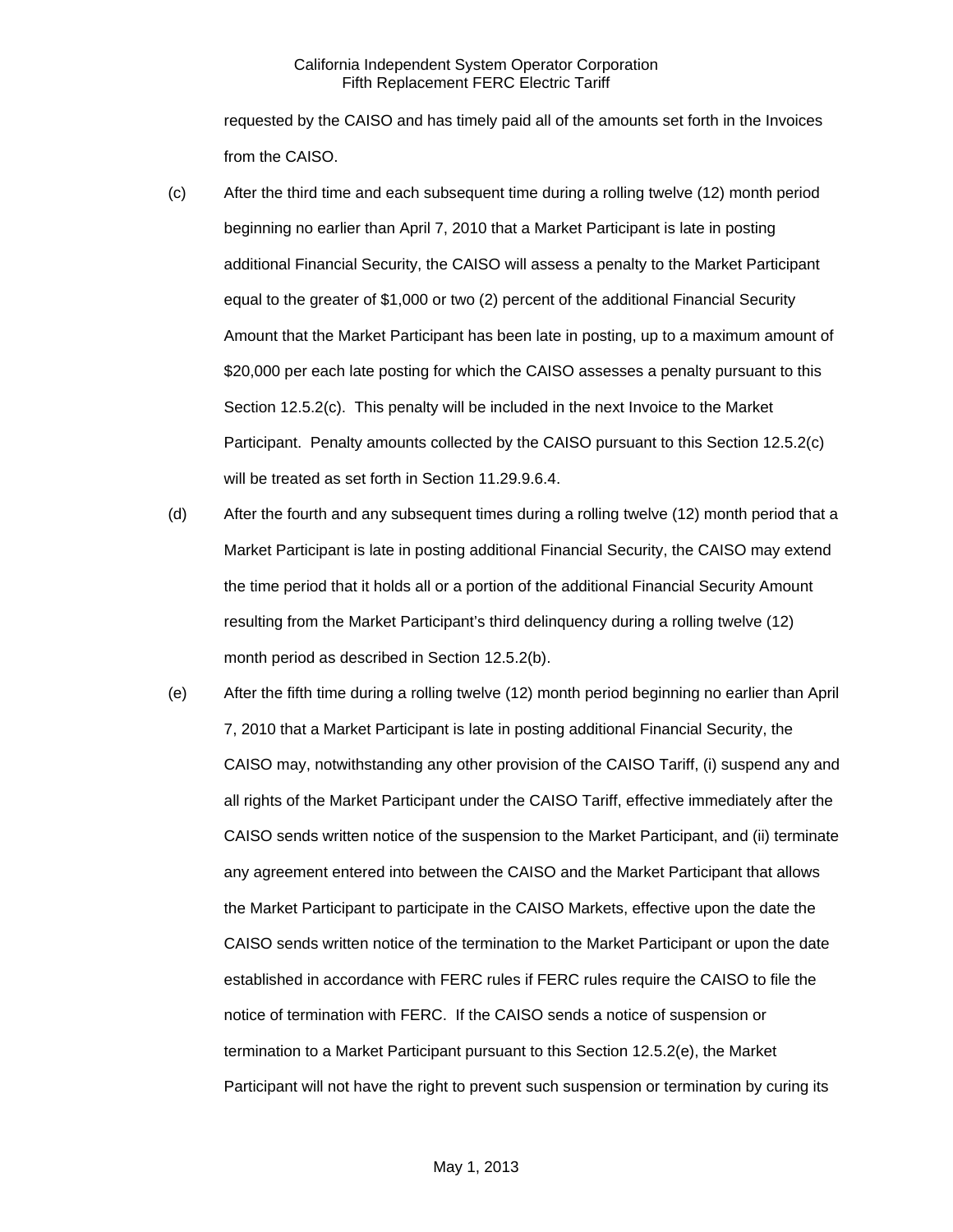requested by the CAISO and has timely paid all of the amounts set forth in the Invoices from the CAISO.

(c) After the third time and each subsequent time during a rolling twelve (12) month period beginning no earlier than April 7, 2010 that a Market Participant is late in posting additional Financial Security, the CAISO will assess a penalty to the Market Participant equal to the greater of $1,000 or two (2) percent of the additional Financial Security Amount that the Market Participant has been late in posting, up to a maximum amount of $20,000 per each late posting for which the CAISO assesses a penalty pursuant to this Section 12.5.2(c). This penalty will be included in the next Invoice to the Market Participant. Penalty amounts collected by the CAISO pursuant to this Section 12.5.2(c) will be treated as set forth in Section 11.29.9.6.4.

(d) After the fourth and any subsequent times during a rolling twelve (12) month period that a Market Participant is late in posting additional Financial Security, the CAISO may extend the time period that it holds all or a portion of the additional Financial Security Amount resulting from the Market Participant's third delinquency during a rolling twelve (12) month period as described in Section 12.5.2(b).

(e) After the fifth time during a rolling twelve (12) month period beginning no earlier than April 7, 2010 that a Market Participant is late in posting additional Financial Security, the CAISO may, notwithstanding any other provision of the CAISO Tariff, (i) suspend any and all rights of the Market Participant under the CAISO Tariff, effective immediately after the CAISO sends written notice of the suspension to the Market Participant, and (ii) terminate any agreement entered into between the CAISO and the Market Participant that allows the Market Participant to participate in the CAISO Markets, effective upon the date the CAISO sends written notice of the termination to the Market Participant or upon the date established in accordance with FERC rules if FERC rules require the CAISO to file the notice of termination with FERC. If the CAISO sends a notice of suspension or termination to a Market Participant pursuant to this Section 12.5.2(e), the Market Participant will not have the right to prevent such suspension or termination by curing its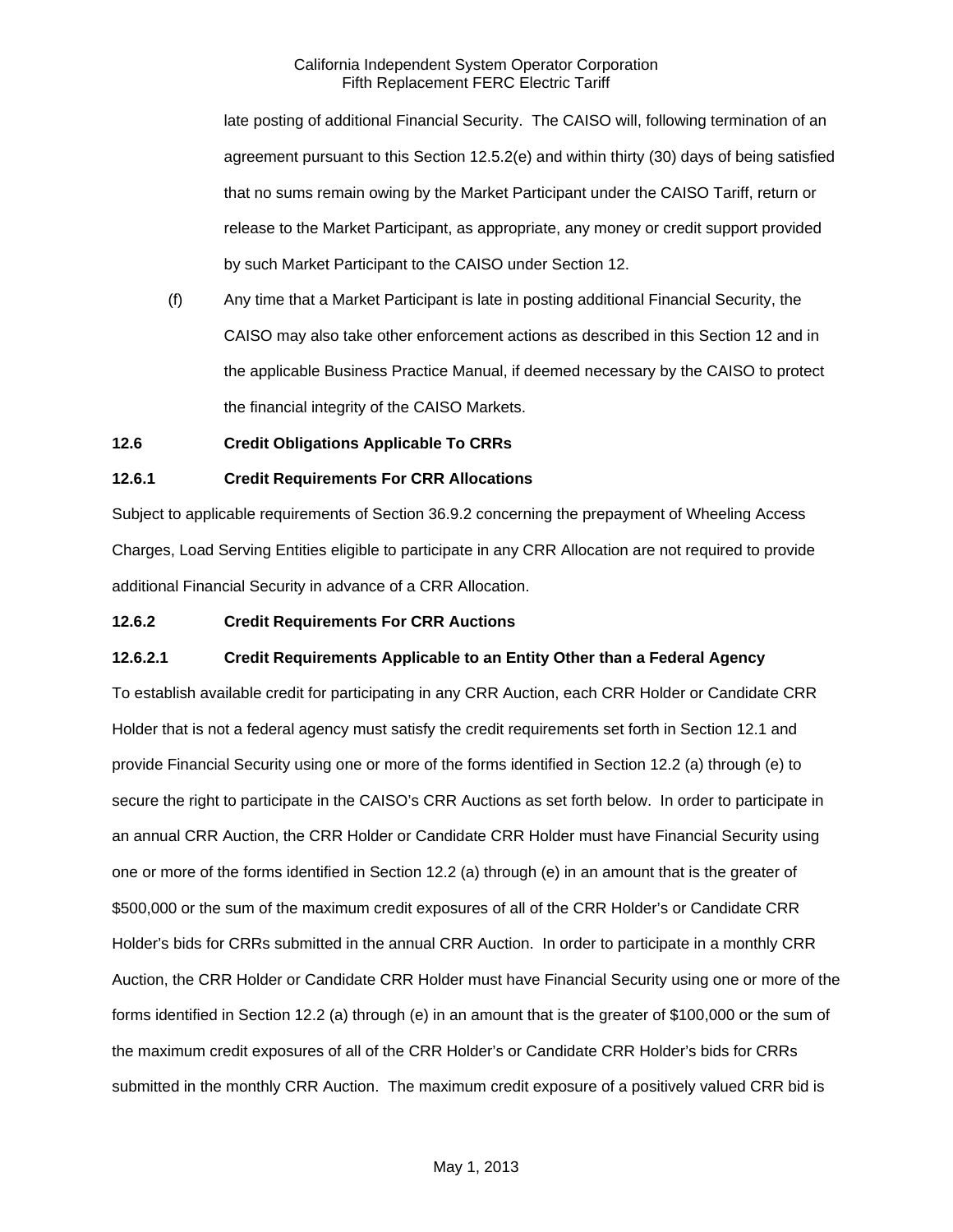late posting of additional Financial Security. The CAISO will, following termination of an agreement pursuant to this Section 12.5.2(e) and within thirty (30) days of being satisfied that no sums remain owing by the Market Participant under the CAISO Tariff, return or release to the Market Participant, as appropriate, any money or credit support provided by such Market Participant to the CAISO under Section 12.

(f) Any time that a Market Participant is late in posting additional Financial Security, the CAISO may also take other enforcement actions as described in this Section 12 and in the applicable Business Practice Manual, if deemed necessary by the CAISO to protect the financial integrity of the CAISO Markets.

**12.6 Credit Obligations Applicable To CRRs**

**12.6.1 Credit Requirements For CRR Allocations**

Subject to applicable requirements of Section 36.9.2 concerning the prepayment of Wheeling Access Charges, Load Serving Entities eligible to participate in any CRR Allocation are not required to provide additional Financial Security in advance of a CRR Allocation.

**12.6.2 Credit Requirements For CRR Auctions**

**12.6.2.1 Credit Requirements Applicable to an Entity Other than a Federal Agency**

To establish available credit for participating in any CRR Auction, each CRR Holder or Candidate CRR Holder that is not a federal agency must satisfy the credit requirements set forth in Section 12.1 and provide Financial Security using one or more of the forms identified in Section 12.2 (a) through (e) to secure the right to participate in the CAISO's CRR Auctions as set forth below. In order to participate in an annual CRR Auction, the CRR Holder or Candidate CRR Holder must have Financial Security using one or more of the forms identified in Section 12.2 (a) through (e) in an amount that is the greater of $500,000 or the sum of the maximum credit exposures of all of the CRR Holder's or Candidate CRR Holder's bids for CRRs submitted in the annual CRR Auction. In order to participate in a monthly CRR Auction, the CRR Holder or Candidate CRR Holder must have Financial Security using one or more of the forms identified in Section 12.2 (a) through (e) in an amount that is the greater of $100,000 or the sum of the maximum credit exposures of all of the CRR Holder's or Candidate CRR Holder's bids for CRRs submitted in the monthly CRR Auction. The maximum credit exposure of a positively valued CRR bid is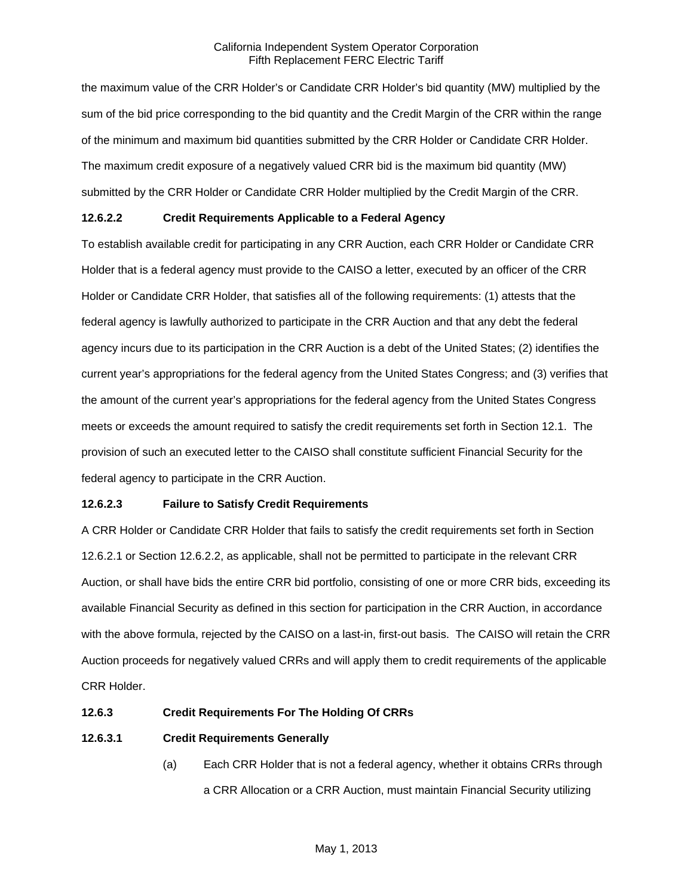the maximum value of the CRR Holder's or Candidate CRR Holder's bid quantity (MW) multiplied by the sum of the bid price corresponding to the bid quantity and the Credit Margin of the CRR within the range of the minimum and maximum bid quantities submitted by the CRR Holder or Candidate CRR Holder. The maximum credit exposure of a negatively valued CRR bid is the maximum bid quantity (MW) submitted by the CRR Holder or Candidate CRR Holder multiplied by the Credit Margin of the CRR.

**12.6.2.2 Credit Requirements Applicable to a Federal Agency**

To establish available credit for participating in any CRR Auction, each CRR Holder or Candidate CRR Holder that is a federal agency must provide to the CAISO a letter, executed by an officer of the CRR Holder or Candidate CRR Holder, that satisfies all of the following requirements: (1) attests that the federal agency is lawfully authorized to participate in the CRR Auction and that any debt the federal agency incurs due to its participation in the CRR Auction is a debt of the United States; (2) identifies the current year's appropriations for the federal agency from the United States Congress; and (3) verifies that the amount of the current year's appropriations for the federal agency from the United States Congress meets or exceeds the amount required to satisfy the credit requirements set forth in Section 12.1. The provision of such an executed letter to the CAISO shall constitute sufficient Financial Security for the federal agency to participate in the CRR Auction.

**12.6.2.3 Failure to Satisfy Credit Requirements**

A CRR Holder or Candidate CRR Holder that fails to satisfy the credit requirements set forth in Section 12.6.2.1 or Section 12.6.2.2, as applicable, shall not be permitted to participate in the relevant CRR Auction, or shall have bids the entire CRR bid portfolio, consisting of one or more CRR bids, exceeding its available Financial Security as defined in this section for participation in the CRR Auction, in accordance with the above formula, rejected by the CAISO on a last-in, first-out basis. The CAISO will retain the CRR Auction proceeds for negatively valued CRRs and will apply them to credit requirements of the applicable CRR Holder.

**12.6.3 Credit Requirements For The Holding Of CRRs**

**12.6.3.1 Credit Requirements Generally**

(a) Each CRR Holder that is not a federal agency, whether it obtains CRRs through a CRR Allocation or a CRR Auction, must maintain Financial Security utilizing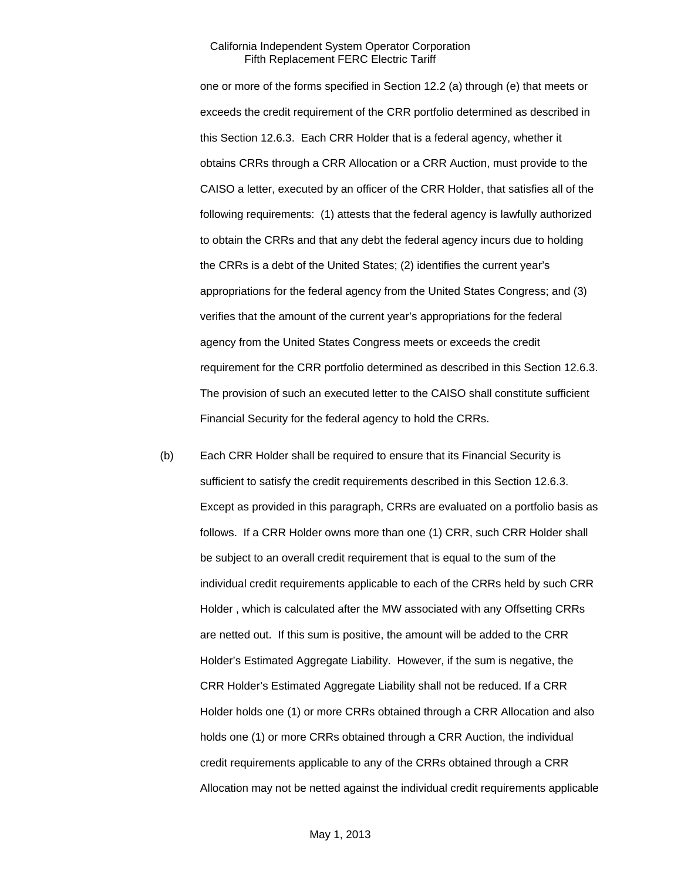one or more of the forms specified in Section 12.2 (a) through (e) that meets or exceeds the credit requirement of the CRR portfolio determined as described in this Section 12.6.3. Each CRR Holder that is a federal agency, whether it obtains CRRs through a CRR Allocation or a CRR Auction, must provide to the CAISO a letter, executed by an officer of the CRR Holder, that satisfies all of the following requirements: (1) attests that the federal agency is lawfully authorized to obtain the CRRs and that any debt the federal agency incurs due to holding the CRRs is a debt of the United States; (2) identifies the current year's appropriations for the federal agency from the United States Congress; and (3) verifies that the amount of the current year's appropriations for the federal agency from the United States Congress meets or exceeds the credit requirement for the CRR portfolio determined as described in this Section 12.6.3. The provision of such an executed letter to the CAISO shall constitute sufficient Financial Security for the federal agency to hold the CRRs.

(b) Each CRR Holder shall be required to ensure that its Financial Security is sufficient to satisfy the credit requirements described in this Section 12.6.3. Except as provided in this paragraph, CRRs are evaluated on a portfolio basis as follows. If a CRR Holder owns more than one (1) CRR, such CRR Holder shall be subject to an overall credit requirement that is equal to the sum of the individual credit requirements applicable to each of the CRRs held by such CRR Holder , which is calculated after the MW associated with any Offsetting CRRs are netted out. If this sum is positive, the amount will be added to the CRR Holder's Estimated Aggregate Liability. However, if the sum is negative, the CRR Holder's Estimated Aggregate Liability shall not be reduced. If a CRR Holder holds one (1) or more CRRs obtained through a CRR Allocation and also holds one (1) or more CRRs obtained through a CRR Auction, the individual credit requirements applicable to any of the CRRs obtained through a CRR Allocation may not be netted against the individual credit requirements applicable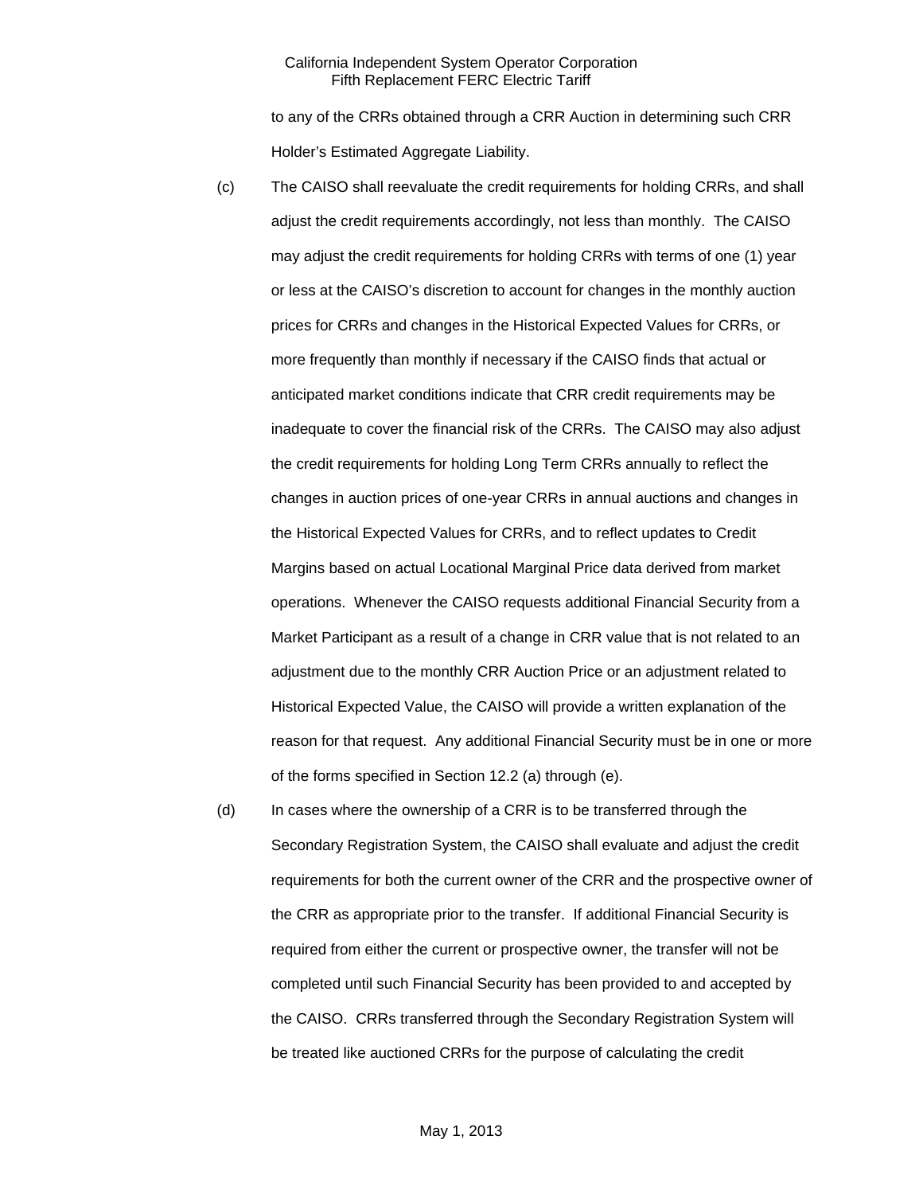to any of the CRRs obtained through a CRR Auction in determining such CRR Holder's Estimated Aggregate Liability.

(c) The CAISO shall reevaluate the credit requirements for holding CRRs, and shall adjust the credit requirements accordingly, not less than monthly. The CAISO may adjust the credit requirements for holding CRRs with terms of one (1) year or less at the CAISO's discretion to account for changes in the monthly auction prices for CRRs and changes in the Historical Expected Values for CRRs, or more frequently than monthly if necessary if the CAISO finds that actual or anticipated market conditions indicate that CRR credit requirements may be inadequate to cover the financial risk of the CRRs. The CAISO may also adjust the credit requirements for holding Long Term CRRs annually to reflect the changes in auction prices of one-year CRRs in annual auctions and changes in the Historical Expected Values for CRRs, and to reflect updates to Credit Margins based on actual Locational Marginal Price data derived from market operations. Whenever the CAISO requests additional Financial Security from a Market Participant as a result of a change in CRR value that is not related to an adjustment due to the monthly CRR Auction Price or an adjustment related to Historical Expected Value, the CAISO will provide a written explanation of the reason for that request. Any additional Financial Security must be in one or more of the forms specified in Section 12.2 (a) through (e).

(d) In cases where the ownership of a CRR is to be transferred through the Secondary Registration System, the CAISO shall evaluate and adjust the credit requirements for both the current owner of the CRR and the prospective owner of the CRR as appropriate prior to the transfer. If additional Financial Security is required from either the current or prospective owner, the transfer will not be completed until such Financial Security has been provided to and accepted by the CAISO. CRRs transferred through the Secondary Registration System will be treated like auctioned CRRs for the purpose of calculating the credit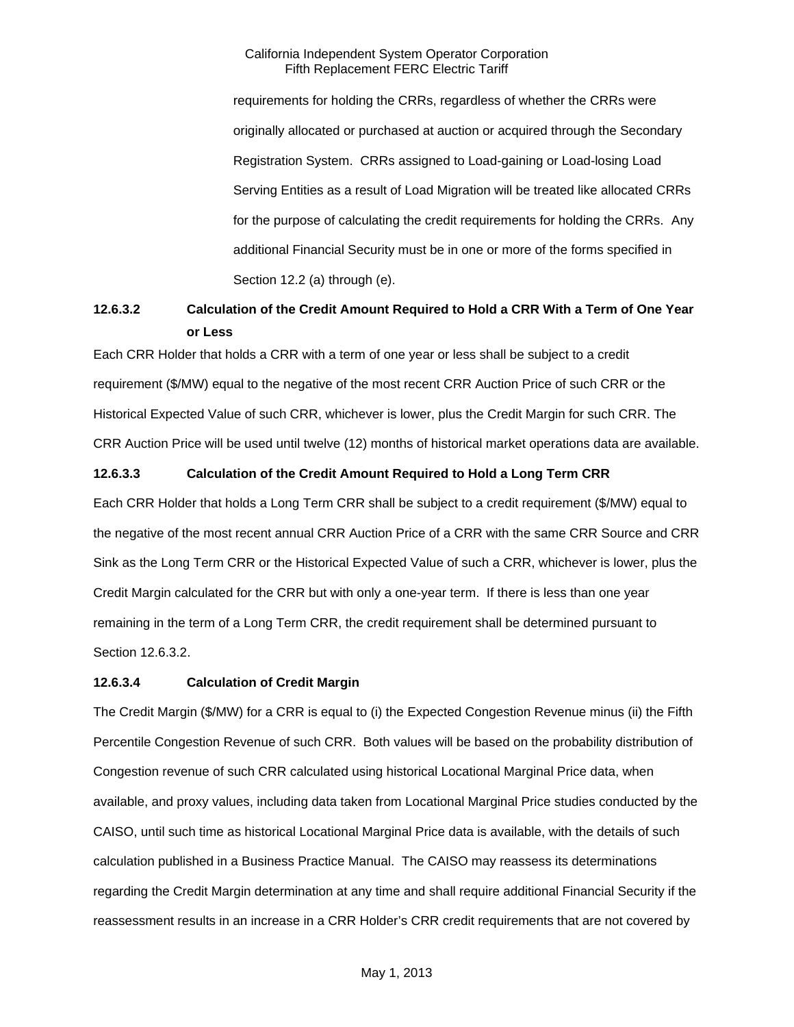requirements for holding the CRRs, regardless of whether the CRRs were originally allocated or purchased at auction or acquired through the Secondary Registration System. CRRs assigned to Load-gaining or Load-losing Load Serving Entities as a result of Load Migration will be treated like allocated CRRs for the purpose of calculating the credit requirements for holding the CRRs. Any additional Financial Security must be in one or more of the forms specified in Section 12.2 (a) through (e).

**12.6.3.2 Calculation of the Credit Amount Required to Hold a CRR With a Term of One Year or Less**

Each CRR Holder that holds a CRR with a term of one year or less shall be subject to a credit requirement ($/MW) equal to the negative of the most recent CRR Auction Price of such CRR or the Historical Expected Value of such CRR, whichever is lower, plus the Credit Margin for such CRR. The CRR Auction Price will be used until twelve (12) months of historical market operations data are available.

**12.6.3.3 Calculation of the Credit Amount Required to Hold a Long Term CRR**

Each CRR Holder that holds a Long Term CRR shall be subject to a credit requirement ($/MW) equal to the negative of the most recent annual CRR Auction Price of a CRR with the same CRR Source and CRR Sink as the Long Term CRR or the Historical Expected Value of such a CRR, whichever is lower, plus the Credit Margin calculated for the CRR but with only a one-year term. If there is less than one year remaining in the term of a Long Term CRR, the credit requirement shall be determined pursuant to Section 12.6.3.2.

**12.6.3.4 Calculation of Credit Margin**

The Credit Margin ($/MW) for a CRR is equal to (i) the Expected Congestion Revenue minus (ii) the Fifth Percentile Congestion Revenue of such CRR. Both values will be based on the probability distribution of Congestion revenue of such CRR calculated using historical Locational Marginal Price data, when available, and proxy values, including data taken from Locational Marginal Price studies conducted by the CAISO, until such time as historical Locational Marginal Price data is available, with the details of such calculation published in a Business Practice Manual. The CAISO may reassess its determinations regarding the Credit Margin determination at any time and shall require additional Financial Security if the reassessment results in an increase in a CRR Holder's CRR credit requirements that are not covered by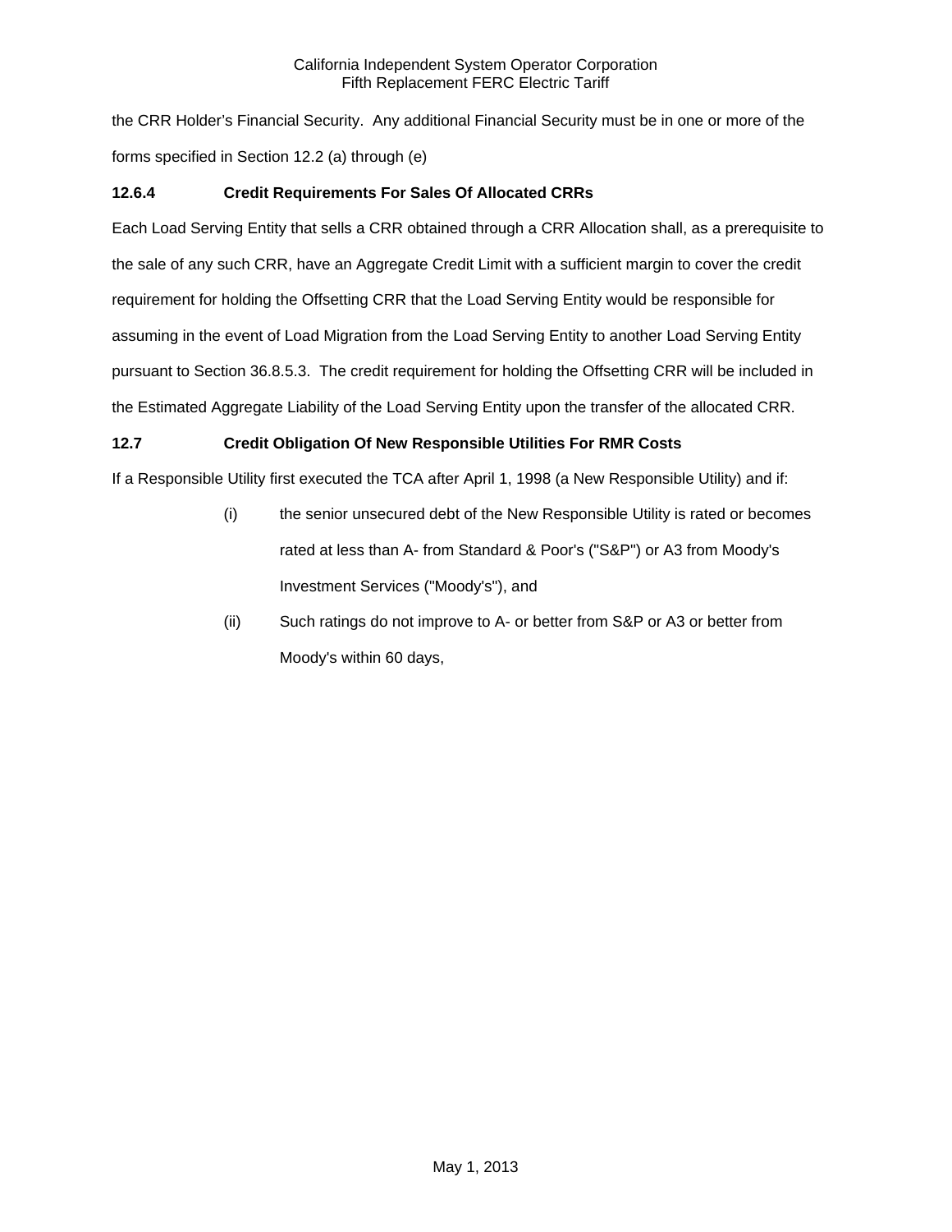the CRR Holder's Financial Security. Any additional Financial Security must be in one or more of the forms specified in Section 12.2 (a) through (e)

### 12.6.4 Credit Requirements For Sales Of Allocated CRRs

Each Load Serving Entity that sells a CRR obtained through a CRR Allocation shall, as a prerequisite to the sale of any such CRR, have an Aggregate Credit Limit with a sufficient margin to cover the credit requirement for holding the Offsetting CRR that the Load Serving Entity would be responsible for assuming in the event of Load Migration from the Load Serving Entity to another Load Serving Entity pursuant to Section 36.8.5.3. The credit requirement for holding the Offsetting CRR will be included in the Estimated Aggregate Liability of the Load Serving Entity upon the transfer of the allocated CRR.

### 12.7 Credit Obligation Of New Responsible Utilities For RMR Costs

If a Responsible Utility first executed the TCA after April 1, 1998 (a New Responsible Utility) and if:

(i) the senior unsecured debt of the New Responsible Utility is rated or becomes rated at less than A- from Standard & Poor's ("S&P") or A3 from Moody's Investment Services ("Moody's"), and

(ii) Such ratings do not improve to A- or better from S&P or A3 or better from Moody's within 60 days,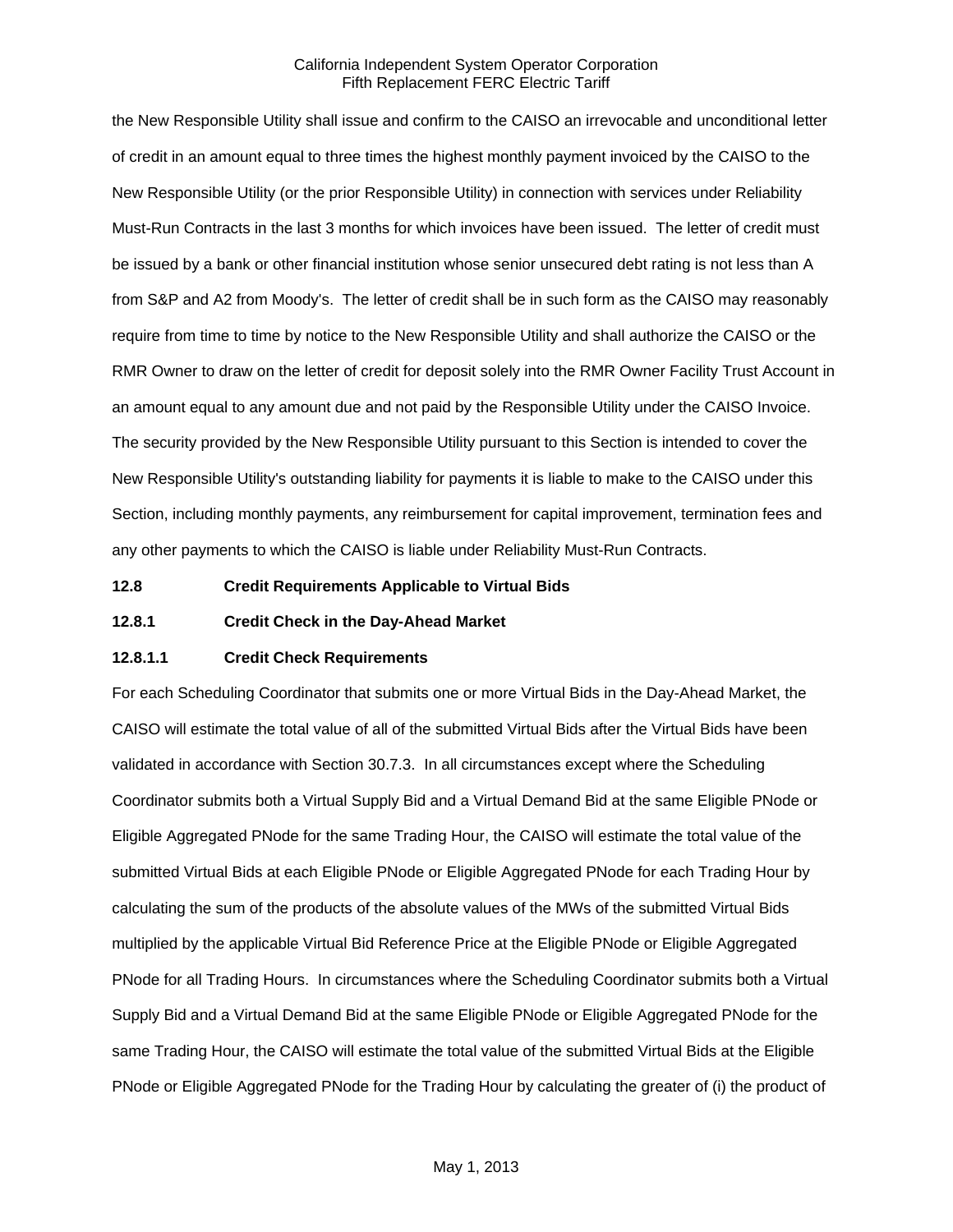the New Responsible Utility shall issue and confirm to the CAISO an irrevocable and unconditional letter of credit in an amount equal to three times the highest monthly payment invoiced by the CAISO to the New Responsible Utility (or the prior Responsible Utility) in connection with services under Reliability Must-Run Contracts in the last 3 months for which invoices have been issued. The letter of credit must be issued by a bank or other financial institution whose senior unsecured debt rating is not less than A from S&P and A2 from Moody's. The letter of credit shall be in such form as the CAISO may reasonably require from time to time by notice to the New Responsible Utility and shall authorize the CAISO or the RMR Owner to draw on the letter of credit for deposit solely into the RMR Owner Facility Trust Account in an amount equal to any amount due and not paid by the Responsible Utility under the CAISO Invoice. The security provided by the New Responsible Utility pursuant to this Section is intended to cover the New Responsible Utility's outstanding liability for payments it is liable to make to the CAISO under this Section, including monthly payments, any reimbursement for capital improvement, termination fees and any other payments to which the CAISO is liable under Reliability Must-Run Contracts.

**12.8 Credit Requirements Applicable to Virtual Bids**

**12.8.1 Credit Check in the Day-Ahead Market**

**12.8.1.1 Credit Check Requirements**

For each Scheduling Coordinator that submits one or more Virtual Bids in the Day-Ahead Market, the CAISO will estimate the total value of all of the submitted Virtual Bids after the Virtual Bids have been validated in accordance with Section 30.7.3. In all circumstances except where the Scheduling Coordinator submits both a Virtual Supply Bid and a Virtual Demand Bid at the same Eligible PNode or Eligible Aggregated PNode for the same Trading Hour, the CAISO will estimate the total value of the submitted Virtual Bids at each Eligible PNode or Eligible Aggregated PNode for each Trading Hour by calculating the sum of the products of the absolute values of the MWs of the submitted Virtual Bids multiplied by the applicable Virtual Bid Reference Price at the Eligible PNode or Eligible Aggregated PNode for all Trading Hours. In circumstances where the Scheduling Coordinator submits both a Virtual Supply Bid and a Virtual Demand Bid at the same Eligible PNode or Eligible Aggregated PNode for the same Trading Hour, the CAISO will estimate the total value of the submitted Virtual Bids at the Eligible PNode or Eligible Aggregated PNode for the Trading Hour by calculating the greater of (i) the product of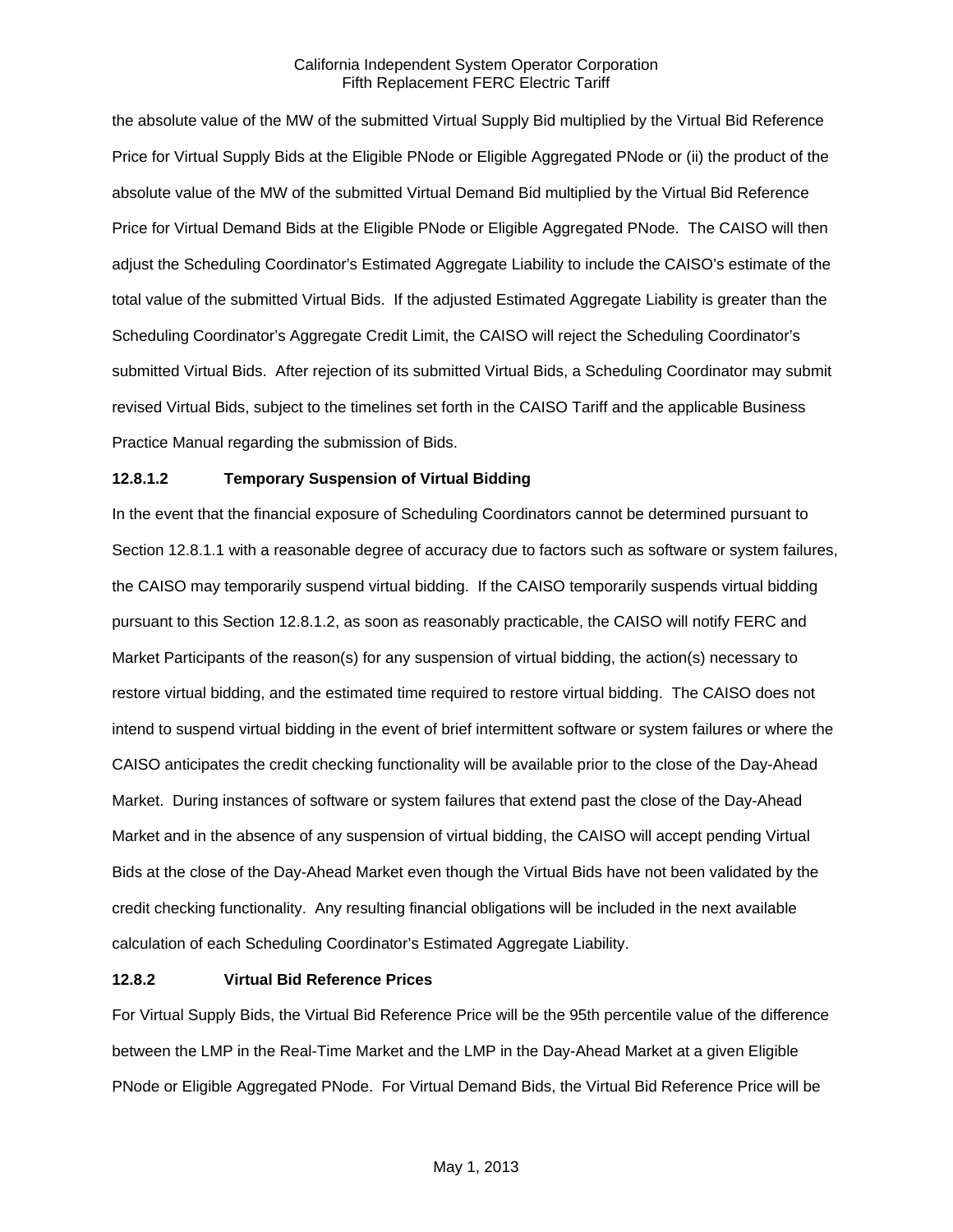the absolute value of the MW of the submitted Virtual Supply Bid multiplied by the Virtual Bid Reference Price for Virtual Supply Bids at the Eligible PNode or Eligible Aggregated PNode or (ii) the product of the absolute value of the MW of the submitted Virtual Demand Bid multiplied by the Virtual Bid Reference Price for Virtual Demand Bids at the Eligible PNode or Eligible Aggregated PNode. The CAISO will then adjust the Scheduling Coordinator's Estimated Aggregate Liability to include the CAISO's estimate of the total value of the submitted Virtual Bids. If the adjusted Estimated Aggregate Liability is greater than the Scheduling Coordinator's Aggregate Credit Limit, the CAISO will reject the Scheduling Coordinator's submitted Virtual Bids. After rejection of its submitted Virtual Bids, a Scheduling Coordinator may submit revised Virtual Bids, subject to the timelines set forth in the CAISO Tariff and the applicable Business Practice Manual regarding the submission of Bids.

**12.8.1.2 Temporary Suspension of Virtual Bidding**

In the event that the financial exposure of Scheduling Coordinators cannot be determined pursuant to Section 12.8.1.1 with a reasonable degree of accuracy due to factors such as software or system failures, the CAISO may temporarily suspend virtual bidding. If the CAISO temporarily suspends virtual bidding pursuant to this Section 12.8.1.2, as soon as reasonably practicable, the CAISO will notify FERC and Market Participants of the reason(s) for any suspension of virtual bidding, the action(s) necessary to restore virtual bidding, and the estimated time required to restore virtual bidding. The CAISO does not intend to suspend virtual bidding in the event of brief intermittent software or system failures or where the CAISO anticipates the credit checking functionality will be available prior to the close of the Day-Ahead Market. During instances of software or system failures that extend past the close of the Day-Ahead Market and in the absence of any suspension of virtual bidding, the CAISO will accept pending Virtual Bids at the close of the Day-Ahead Market even though the Virtual Bids have not been validated by the credit checking functionality. Any resulting financial obligations will be included in the next available calculation of each Scheduling Coordinator's Estimated Aggregate Liability.

**12.8.2 Virtual Bid Reference Prices**

For Virtual Supply Bids, the Virtual Bid Reference Price will be the 95th percentile value of the difference between the LMP in the Real-Time Market and the LMP in the Day-Ahead Market at a given Eligible PNode or Eligible Aggregated PNode. For Virtual Demand Bids, the Virtual Bid Reference Price will be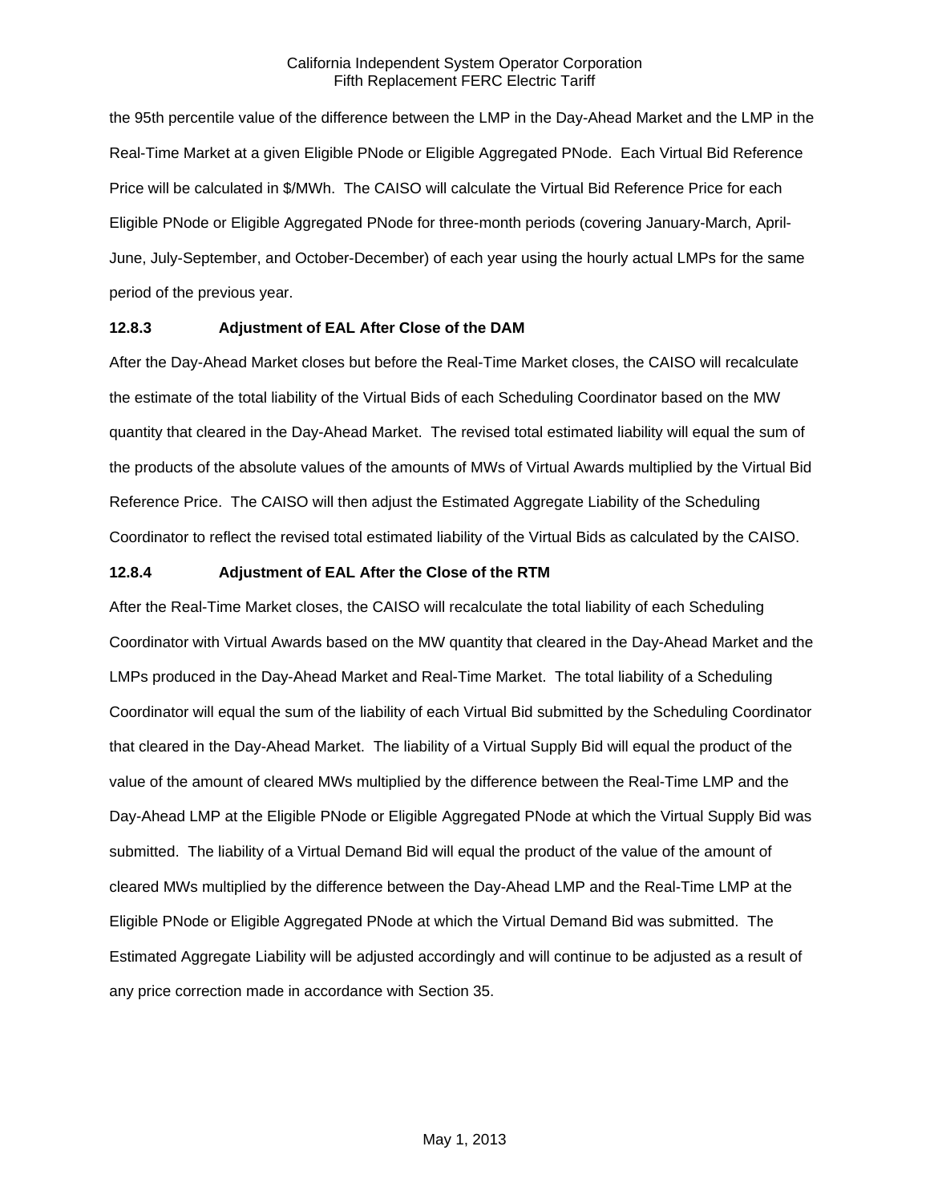the 95th percentile value of the difference between the LMP in the Day-Ahead Market and the LMP in the Real-Time Market at a given Eligible PNode or Eligible Aggregated PNode. Each Virtual Bid Reference Price will be calculated in $/MWh. The CAISO will calculate the Virtual Bid Reference Price for each Eligible PNode or Eligible Aggregated PNode for three-month periods (covering January-March, April-June, July-September, and October-December) of each year using the hourly actual LMPs for the same period of the previous year.

### 12.8.3 Adjustment of EAL After Close of the DAM

After the Day-Ahead Market closes but before the Real-Time Market closes, the CAISO will recalculate the estimate of the total liability of the Virtual Bids of each Scheduling Coordinator based on the MW quantity that cleared in the Day-Ahead Market. The revised total estimated liability will equal the sum of the products of the absolute values of the amounts of MWs of Virtual Awards multiplied by the Virtual Bid Reference Price. The CAISO will then adjust the Estimated Aggregate Liability of the Scheduling Coordinator to reflect the revised total estimated liability of the Virtual Bids as calculated by the CAISO.

### 12.8.4 Adjustment of EAL After the Close of the RTM

After the Real-Time Market closes, the CAISO will recalculate the total liability of each Scheduling Coordinator with Virtual Awards based on the MW quantity that cleared in the Day-Ahead Market and the LMPs produced in the Day-Ahead Market and Real-Time Market. The total liability of a Scheduling Coordinator will equal the sum of the liability of each Virtual Bid submitted by the Scheduling Coordinator that cleared in the Day-Ahead Market. The liability of a Virtual Supply Bid will equal the product of the value of the amount of cleared MWs multiplied by the difference between the Real-Time LMP and the Day-Ahead LMP at the Eligible PNode or Eligible Aggregated PNode at which the Virtual Supply Bid was submitted. The liability of a Virtual Demand Bid will equal the product of the value of the amount of cleared MWs multiplied by the difference between the Day-Ahead LMP and the Real-Time LMP at the Eligible PNode or Eligible Aggregated PNode at which the Virtual Demand Bid was submitted. The Estimated Aggregate Liability will be adjusted accordingly and will continue to be adjusted as a result of any price correction made in accordance with Section 35.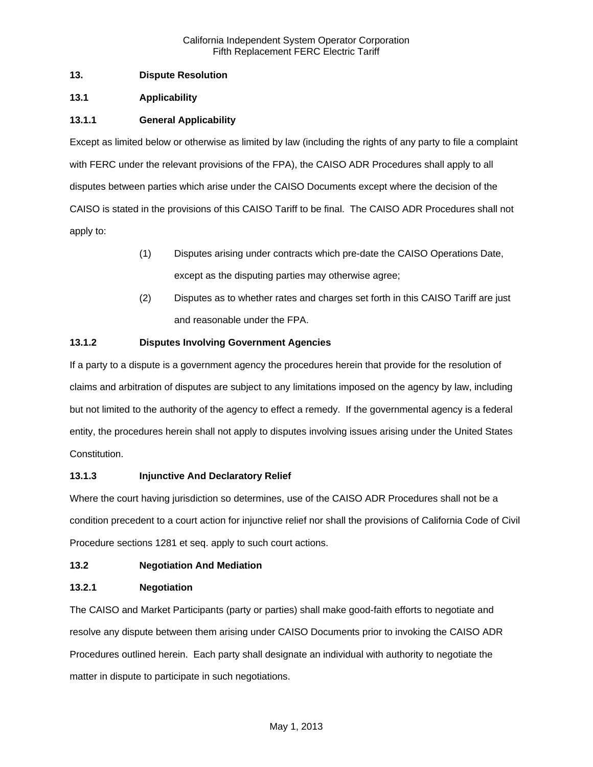## 13. Dispute Resolution

### 13.1 Applicability

#### 13.1.1 General Applicability

Except as limited below or otherwise as limited by law (including the rights of any party to file a complaint with FERC under the relevant provisions of the FPA), the CAISO ADR Procedures shall apply to all disputes between parties which arise under the CAISO Documents except where the decision of the CAISO is stated in the provisions of this CAISO Tariff to be final. The CAISO ADR Procedures shall not apply to:

(1) Disputes arising under contracts which pre-date the CAISO Operations Date, except as the disputing parties may otherwise agree;

(2) Disputes as to whether rates and charges set forth in this CAISO Tariff are just and reasonable under the FPA.

#### 13.1.2 Disputes Involving Government Agencies

If a party to a dispute is a government agency the procedures herein that provide for the resolution of claims and arbitration of disputes are subject to any limitations imposed on the agency by law, including but not limited to the authority of the agency to effect a remedy. If the governmental agency is a federal entity, the procedures herein shall not apply to disputes involving issues arising under the United States Constitution.

#### 13.1.3 Injunctive And Declaratory Relief

Where the court having jurisdiction so determines, use of the CAISO ADR Procedures shall not be a condition precedent to a court action for injunctive relief nor shall the provisions of California Code of Civil Procedure sections 1281 et seq. apply to such court actions.

### 13.2 Negotiation And Mediation

#### 13.2.1 Negotiation

The CAISO and Market Participants (party or parties) shall make good-faith efforts to negotiate and resolve any dispute between them arising under CAISO Documents prior to invoking the CAISO ADR Procedures outlined herein. Each party shall designate an individual with authority to negotiate the matter in dispute to participate in such negotiations.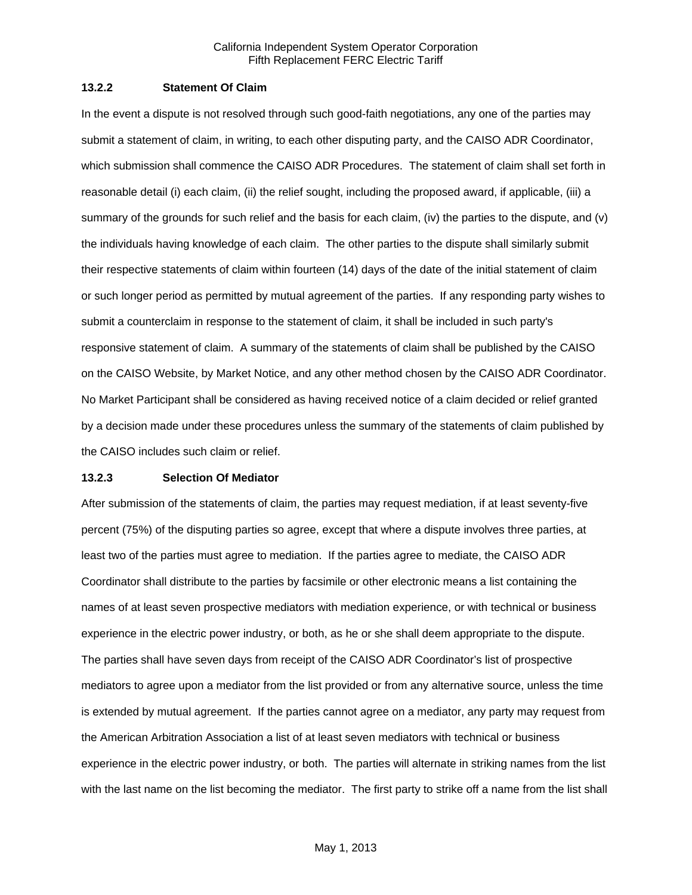#### 13.2.2 Statement Of Claim

In the event a dispute is not resolved through such good-faith negotiations, any one of the parties may submit a statement of claim, in writing, to each other disputing party, and the CAISO ADR Coordinator, which submission shall commence the CAISO ADR Procedures. The statement of claim shall set forth in reasonable detail (i) each claim, (ii) the relief sought, including the proposed award, if applicable, (iii) a summary of the grounds for such relief and the basis for each claim, (iv) the parties to the dispute, and (v) the individuals having knowledge of each claim. The other parties to the dispute shall similarly submit their respective statements of claim within fourteen (14) days of the date of the initial statement of claim or such longer period as permitted by mutual agreement of the parties. If any responding party wishes to submit a counterclaim in response to the statement of claim, it shall be included in such party's responsive statement of claim. A summary of the statements of claim shall be published by the CAISO on the CAISO Website, by Market Notice, and any other method chosen by the CAISO ADR Coordinator. No Market Participant shall be considered as having received notice of a claim decided or relief granted by a decision made under these procedures unless the summary of the statements of claim published by the CAISO includes such claim or relief.

#### 13.2.3 Selection Of Mediator

After submission of the statements of claim, the parties may request mediation, if at least seventy-five percent (75%) of the disputing parties so agree, except that where a dispute involves three parties, at least two of the parties must agree to mediation. If the parties agree to mediate, the CAISO ADR Coordinator shall distribute to the parties by facsimile or other electronic means a list containing the names of at least seven prospective mediators with mediation experience, or with technical or business experience in the electric power industry, or both, as he or she shall deem appropriate to the dispute. The parties shall have seven days from receipt of the CAISO ADR Coordinator's list of prospective mediators to agree upon a mediator from the list provided or from any alternative source, unless the time is extended by mutual agreement. If the parties cannot agree on a mediator, any party may request from the American Arbitration Association a list of at least seven mediators with technical or business experience in the electric power industry, or both. The parties will alternate in striking names from the list with the last name on the list becoming the mediator. The first party to strike off a name from the list shall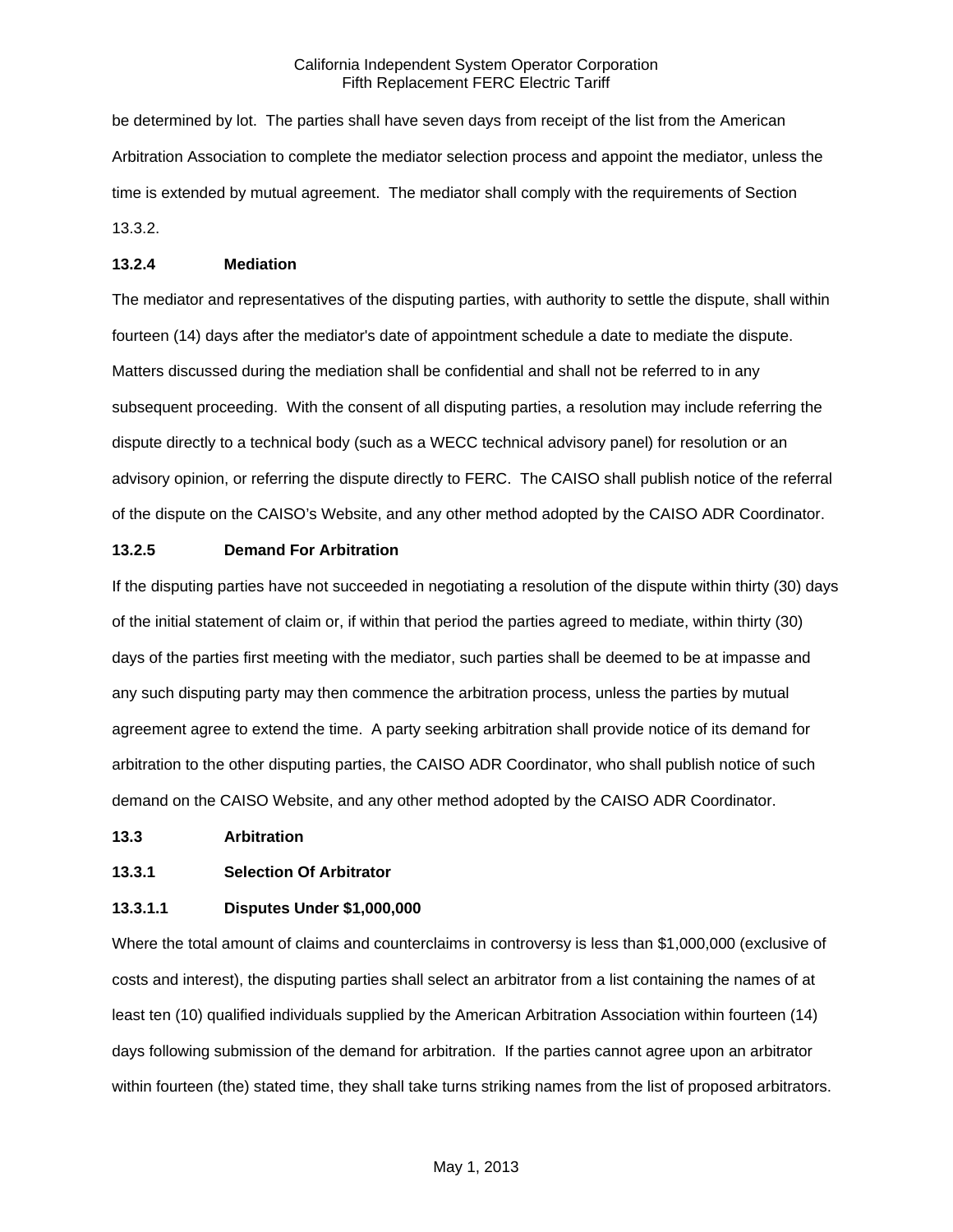be determined by lot. The parties shall have seven days from receipt of the list from the American Arbitration Association to complete the mediator selection process and appoint the mediator, unless the time is extended by mutual agreement. The mediator shall comply with the requirements of Section 13.3.2.

**13.2.4 Mediation**

The mediator and representatives of the disputing parties, with authority to settle the dispute, shall within fourteen (14) days after the mediator's date of appointment schedule a date to mediate the dispute. Matters discussed during the mediation shall be confidential and shall not be referred to in any subsequent proceeding. With the consent of all disputing parties, a resolution may include referring the dispute directly to a technical body (such as a WECC technical advisory panel) for resolution or an advisory opinion, or referring the dispute directly to FERC. The CAISO shall publish notice of the referral of the dispute on the CAISO's Website, and any other method adopted by the CAISO ADR Coordinator.

**13.2.5 Demand For Arbitration**

If the disputing parties have not succeeded in negotiating a resolution of the dispute within thirty (30) days of the initial statement of claim or, if within that period the parties agreed to mediate, within thirty (30) days of the parties first meeting with the mediator, such parties shall be deemed to be at impasse and any such disputing party may then commence the arbitration process, unless the parties by mutual agreement agree to extend the time. A party seeking arbitration shall provide notice of its demand for arbitration to the other disputing parties, the CAISO ADR Coordinator, who shall publish notice of such demand on the CAISO Website, and any other method adopted by the CAISO ADR Coordinator.

**13.3 Arbitration**

**13.3.1 Selection Of Arbitrator**

**13.3.1.1 Disputes Under $1,000,000**

Where the total amount of claims and counterclaims in controversy is less than $1,000,000 (exclusive of costs and interest), the disputing parties shall select an arbitrator from a list containing the names of at least ten (10) qualified individuals supplied by the American Arbitration Association within fourteen (14) days following submission of the demand for arbitration. If the parties cannot agree upon an arbitrator within fourteen (the) stated time, they shall take turns striking names from the list of proposed arbitrators.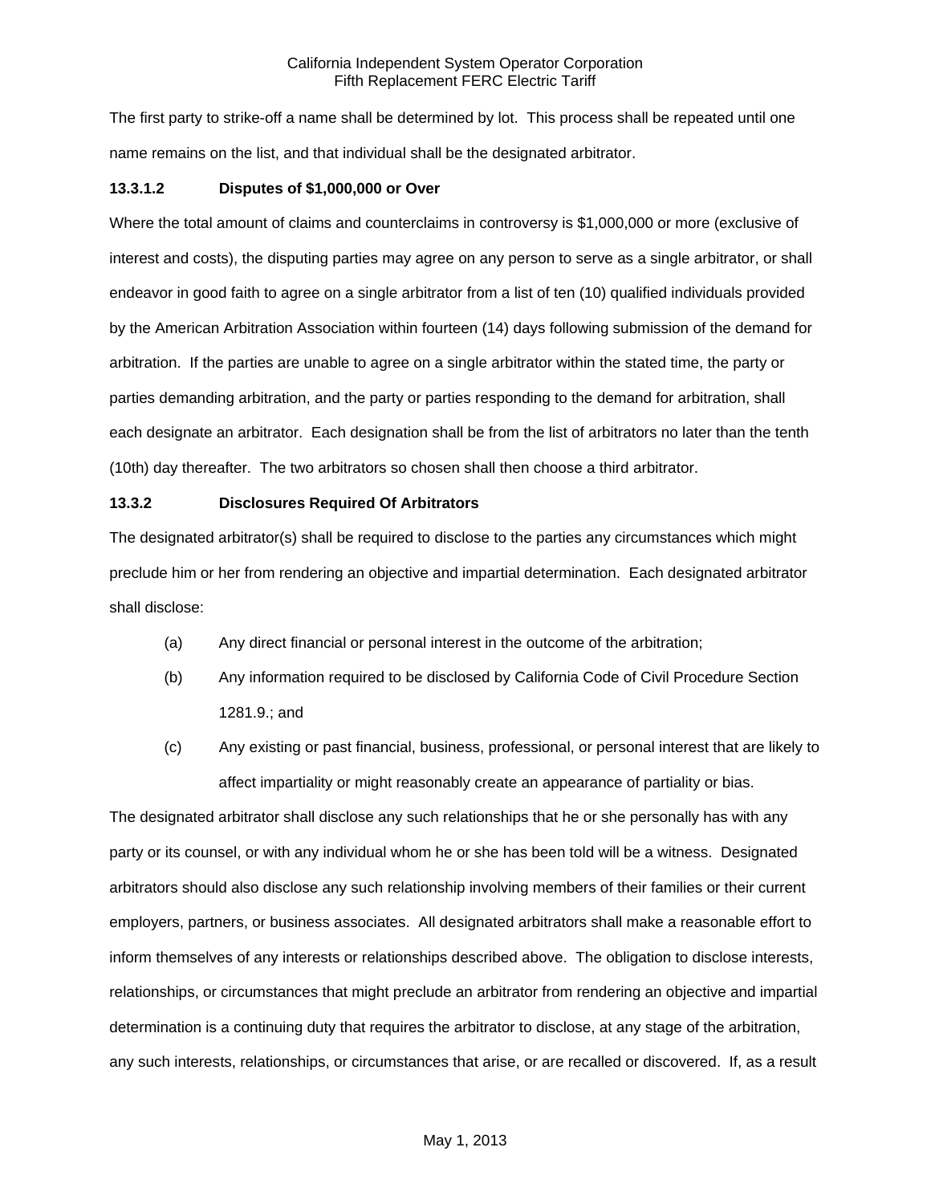The first party to strike-off a name shall be determined by lot. This process shall be repeated until one name remains on the list, and that individual shall be the designated arbitrator.

#### 13.3.1.2 Disputes of $1,000,000 or Over

Where the total amount of claims and counterclaims in controversy is $1,000,000 or more (exclusive of interest and costs), the disputing parties may agree on any person to serve as a single arbitrator, or shall endeavor in good faith to agree on a single arbitrator from a list of ten (10) qualified individuals provided by the American Arbitration Association within fourteen (14) days following submission of the demand for arbitration. If the parties are unable to agree on a single arbitrator within the stated time, the party or parties demanding arbitration, and the party or parties responding to the demand for arbitration, shall each designate an arbitrator. Each designation shall be from the list of arbitrators no later than the tenth (10th) day thereafter. The two arbitrators so chosen shall then choose a third arbitrator.

### 13.3.2 Disclosures Required Of Arbitrators

The designated arbitrator(s) shall be required to disclose to the parties any circumstances which might preclude him or her from rendering an objective and impartial determination. Each designated arbitrator shall disclose:

(a) Any direct financial or personal interest in the outcome of the arbitration;

(b) Any information required to be disclosed by California Code of Civil Procedure Section 1281.9.; and

(c) Any existing or past financial, business, professional, or personal interest that are likely to affect impartiality or might reasonably create an appearance of partiality or bias.

The designated arbitrator shall disclose any such relationships that he or she personally has with any party or its counsel, or with any individual whom he or she has been told will be a witness. Designated arbitrators should also disclose any such relationship involving members of their families or their current employers, partners, or business associates. All designated arbitrators shall make a reasonable effort to inform themselves of any interests or relationships described above. The obligation to disclose interests, relationships, or circumstances that might preclude an arbitrator from rendering an objective and impartial determination is a continuing duty that requires the arbitrator to disclose, at any stage of the arbitration, any such interests, relationships, or circumstances that arise, or are recalled or discovered. If, as a result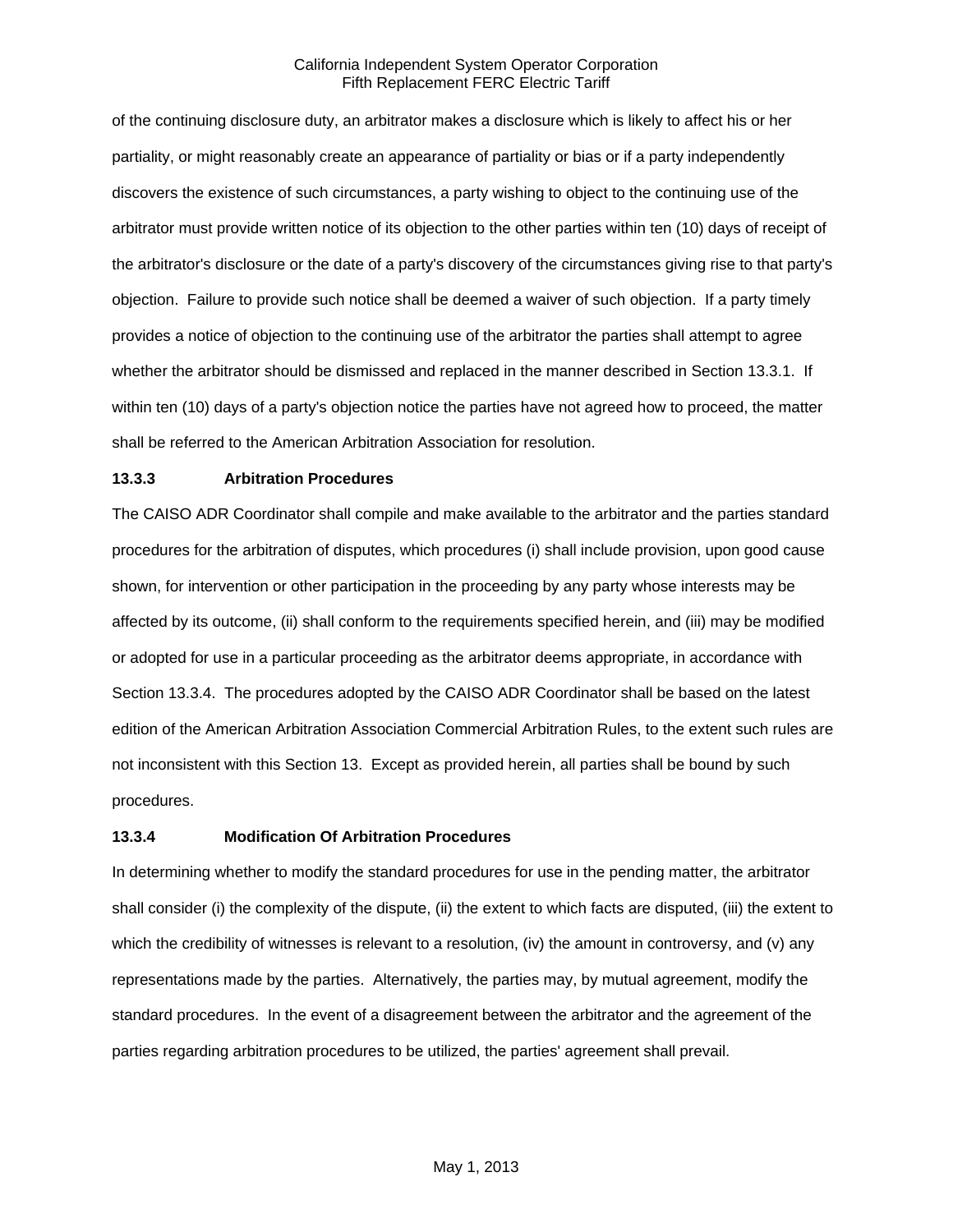of the continuing disclosure duty, an arbitrator makes a disclosure which is likely to affect his or her partiality, or might reasonably create an appearance of partiality or bias or if a party independently discovers the existence of such circumstances, a party wishing to object to the continuing use of the arbitrator must provide written notice of its objection to the other parties within ten (10) days of receipt of the arbitrator's disclosure or the date of a party's discovery of the circumstances giving rise to that party's objection. Failure to provide such notice shall be deemed a waiver of such objection. If a party timely provides a notice of objection to the continuing use of the arbitrator the parties shall attempt to agree whether the arbitrator should be dismissed and replaced in the manner described in Section 13.3.1. If within ten (10) days of a party's objection notice the parties have not agreed how to proceed, the matter shall be referred to the American Arbitration Association for resolution.

### 13.3.3 Arbitration Procedures

The CAISO ADR Coordinator shall compile and make available to the arbitrator and the parties standard procedures for the arbitration of disputes, which procedures (i) shall include provision, upon good cause shown, for intervention or other participation in the proceeding by any party whose interests may be affected by its outcome, (ii) shall conform to the requirements specified herein, and (iii) may be modified or adopted for use in a particular proceeding as the arbitrator deems appropriate, in accordance with Section 13.3.4. The procedures adopted by the CAISO ADR Coordinator shall be based on the latest edition of the American Arbitration Association Commercial Arbitration Rules, to the extent such rules are not inconsistent with this Section 13. Except as provided herein, all parties shall be bound by such procedures.

### 13.3.4 Modification Of Arbitration Procedures

In determining whether to modify the standard procedures for use in the pending matter, the arbitrator shall consider (i) the complexity of the dispute, (ii) the extent to which facts are disputed, (iii) the extent to which the credibility of witnesses is relevant to a resolution, (iv) the amount in controversy, and (v) any representations made by the parties. Alternatively, the parties may, by mutual agreement, modify the standard procedures. In the event of a disagreement between the arbitrator and the agreement of the parties regarding arbitration procedures to be utilized, the parties' agreement shall prevail.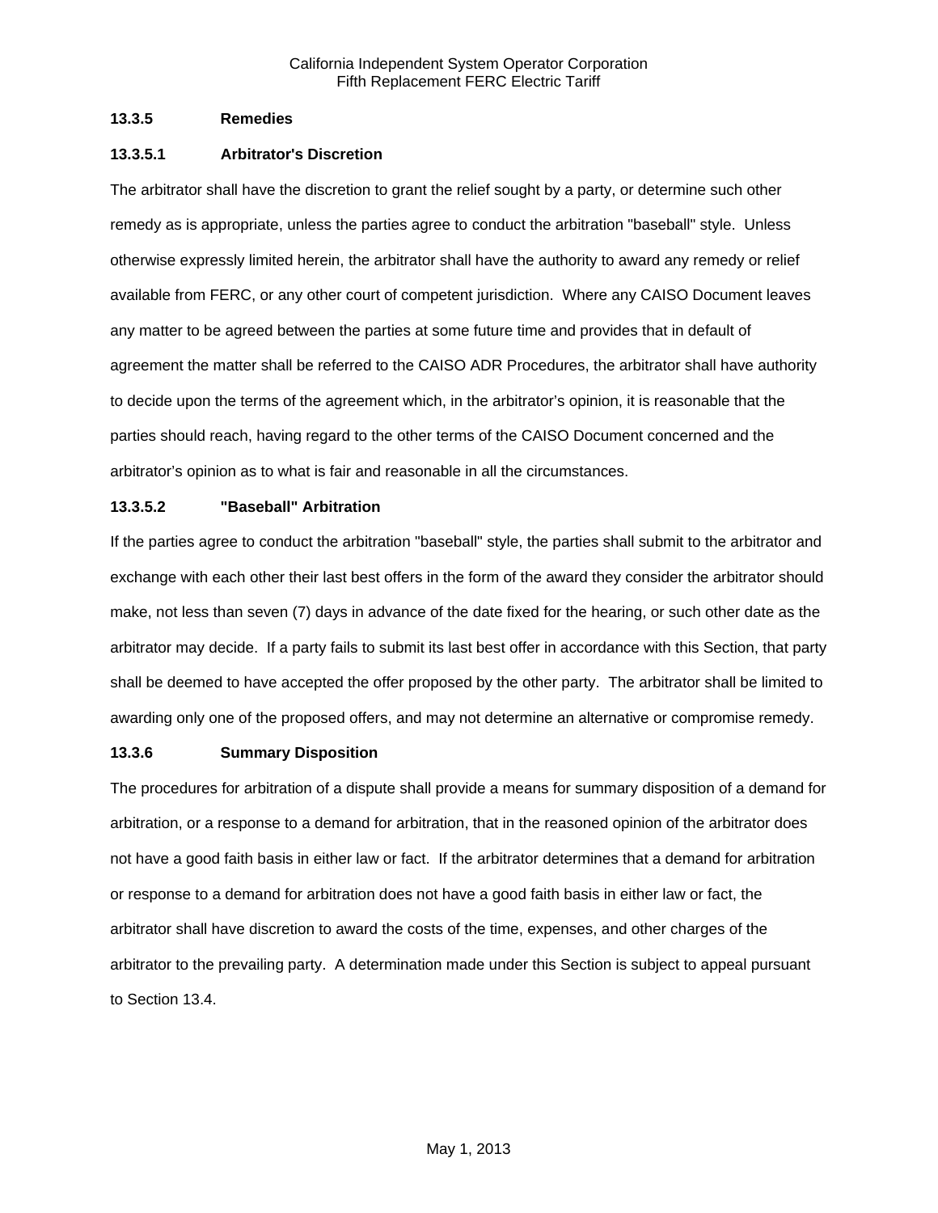**13.3.5 Remedies**

**13.3.5.1 Arbitrator's Discretion**

The arbitrator shall have the discretion to grant the relief sought by a party, or determine such other remedy as is appropriate, unless the parties agree to conduct the arbitration "baseball" style. Unless otherwise expressly limited herein, the arbitrator shall have the authority to award any remedy or relief available from FERC, or any other court of competent jurisdiction. Where any CAISO Document leaves any matter to be agreed between the parties at some future time and provides that in default of agreement the matter shall be referred to the CAISO ADR Procedures, the arbitrator shall have authority to decide upon the terms of the agreement which, in the arbitrator's opinion, it is reasonable that the parties should reach, having regard to the other terms of the CAISO Document concerned and the arbitrator's opinion as to what is fair and reasonable in all the circumstances.

**13.3.5.2 "Baseball" Arbitration**

If the parties agree to conduct the arbitration "baseball" style, the parties shall submit to the arbitrator and exchange with each other their last best offers in the form of the award they consider the arbitrator should make, not less than seven (7) days in advance of the date fixed for the hearing, or such other date as the arbitrator may decide. If a party fails to submit its last best offer in accordance with this Section, that party shall be deemed to have accepted the offer proposed by the other party. The arbitrator shall be limited to awarding only one of the proposed offers, and may not determine an alternative or compromise remedy.

**13.3.6 Summary Disposition**

The procedures for arbitration of a dispute shall provide a means for summary disposition of a demand for arbitration, or a response to a demand for arbitration, that in the reasoned opinion of the arbitrator does not have a good faith basis in either law or fact. If the arbitrator determines that a demand for arbitration or response to a demand for arbitration does not have a good faith basis in either law or fact, the arbitrator shall have discretion to award the costs of the time, expenses, and other charges of the arbitrator to the prevailing party. A determination made under this Section is subject to appeal pursuant to Section 13.4.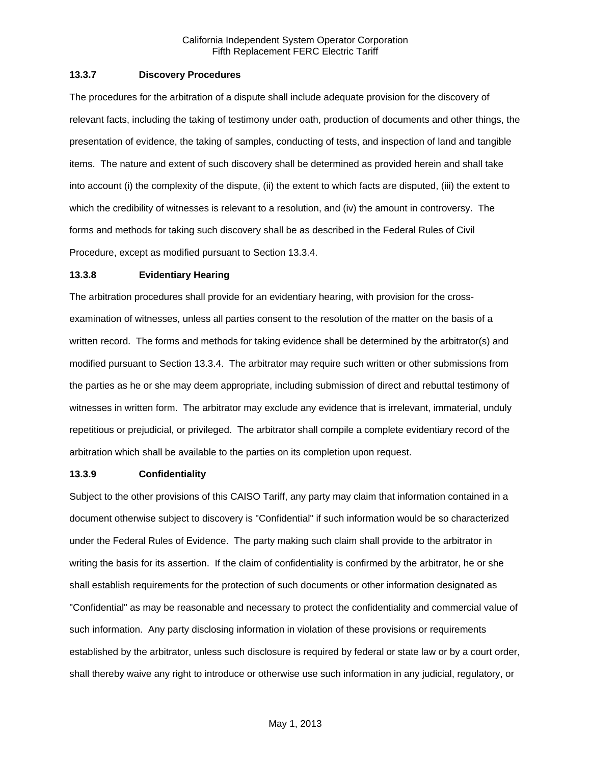### 13.3.7 Discovery Procedures

The procedures for the arbitration of a dispute shall include adequate provision for the discovery of relevant facts, including the taking of testimony under oath, production of documents and other things, the presentation of evidence, the taking of samples, conducting of tests, and inspection of land and tangible items. The nature and extent of such discovery shall be determined as provided herein and shall take into account (i) the complexity of the dispute, (ii) the extent to which facts are disputed, (iii) the extent to which the credibility of witnesses is relevant to a resolution, and (iv) the amount in controversy. The forms and methods for taking such discovery shall be as described in the Federal Rules of Civil Procedure, except as modified pursuant to Section 13.3.4.

### 13.3.8 Evidentiary Hearing

The arbitration procedures shall provide for an evidentiary hearing, with provision for the cross-examination of witnesses, unless all parties consent to the resolution of the matter on the basis of a written record. The forms and methods for taking evidence shall be determined by the arbitrator(s) and modified pursuant to Section 13.3.4. The arbitrator may require such written or other submissions from the parties as he or she may deem appropriate, including submission of direct and rebuttal testimony of witnesses in written form. The arbitrator may exclude any evidence that is irrelevant, immaterial, unduly repetitious or prejudicial, or privileged. The arbitrator shall compile a complete evidentiary record of the arbitration which shall be available to the parties on its completion upon request.

### 13.3.9 Confidentiality

Subject to the other provisions of this CAISO Tariff, any party may claim that information contained in a document otherwise subject to discovery is "Confidential" if such information would be so characterized under the Federal Rules of Evidence. The party making such claim shall provide to the arbitrator in writing the basis for its assertion. If the claim of confidentiality is confirmed by the arbitrator, he or she shall establish requirements for the protection of such documents or other information designated as "Confidential" as may be reasonable and necessary to protect the confidentiality and commercial value of such information. Any party disclosing information in violation of these provisions or requirements established by the arbitrator, unless such disclosure is required by federal or state law or by a court order, shall thereby waive any right to introduce or otherwise use such information in any judicial, regulatory, or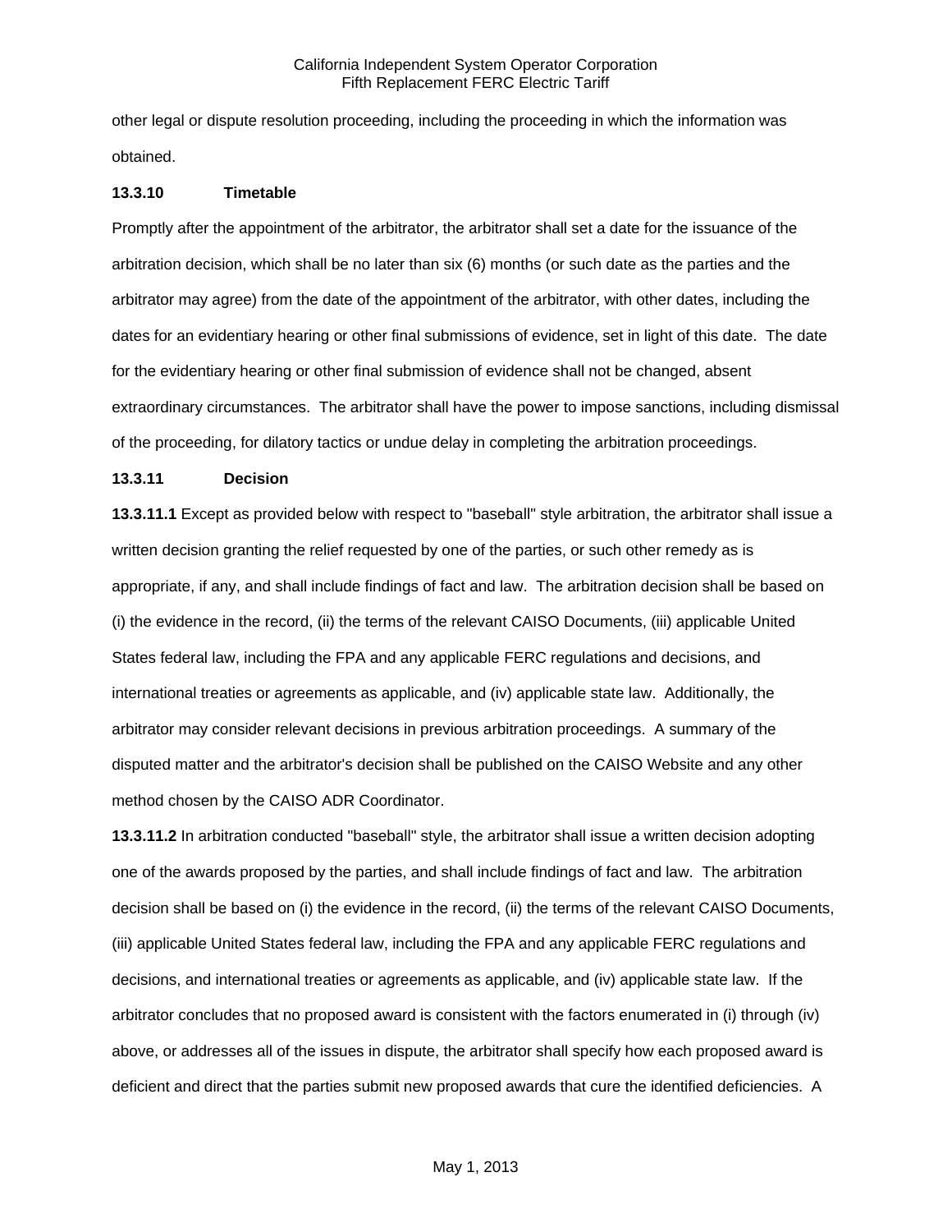other legal or dispute resolution proceeding, including the proceeding in which the information was obtained.

**13.3.10 Timetable**

Promptly after the appointment of the arbitrator, the arbitrator shall set a date for the issuance of the arbitration decision, which shall be no later than six (6) months (or such date as the parties and the arbitrator may agree) from the date of the appointment of the arbitrator, with other dates, including the dates for an evidentiary hearing or other final submissions of evidence, set in light of this date. The date for the evidentiary hearing or other final submission of evidence shall not be changed, absent extraordinary circumstances. The arbitrator shall have the power to impose sanctions, including dismissal of the proceeding, for dilatory tactics or undue delay in completing the arbitration proceedings.

**13.3.11 Decision**

**13.3.11.1** Except as provided below with respect to "baseball" style arbitration, the arbitrator shall issue a written decision granting the relief requested by one of the parties, or such other remedy as is appropriate, if any, and shall include findings of fact and law. The arbitration decision shall be based on (i) the evidence in the record, (ii) the terms of the relevant CAISO Documents, (iii) applicable United States federal law, including the FPA and any applicable FERC regulations and decisions, and international treaties or agreements as applicable, and (iv) applicable state law. Additionally, the arbitrator may consider relevant decisions in previous arbitration proceedings. A summary of the disputed matter and the arbitrator's decision shall be published on the CAISO Website and any other method chosen by the CAISO ADR Coordinator.

**13.3.11.2** In arbitration conducted "baseball" style, the arbitrator shall issue a written decision adopting one of the awards proposed by the parties, and shall include findings of fact and law. The arbitration decision shall be based on (i) the evidence in the record, (ii) the terms of the relevant CAISO Documents, (iii) applicable United States federal law, including the FPA and any applicable FERC regulations and decisions, and international treaties or agreements as applicable, and (iv) applicable state law. If the arbitrator concludes that no proposed award is consistent with the factors enumerated in (i) through (iv) above, or addresses all of the issues in dispute, the arbitrator shall specify how each proposed award is deficient and direct that the parties submit new proposed awards that cure the identified deficiencies. A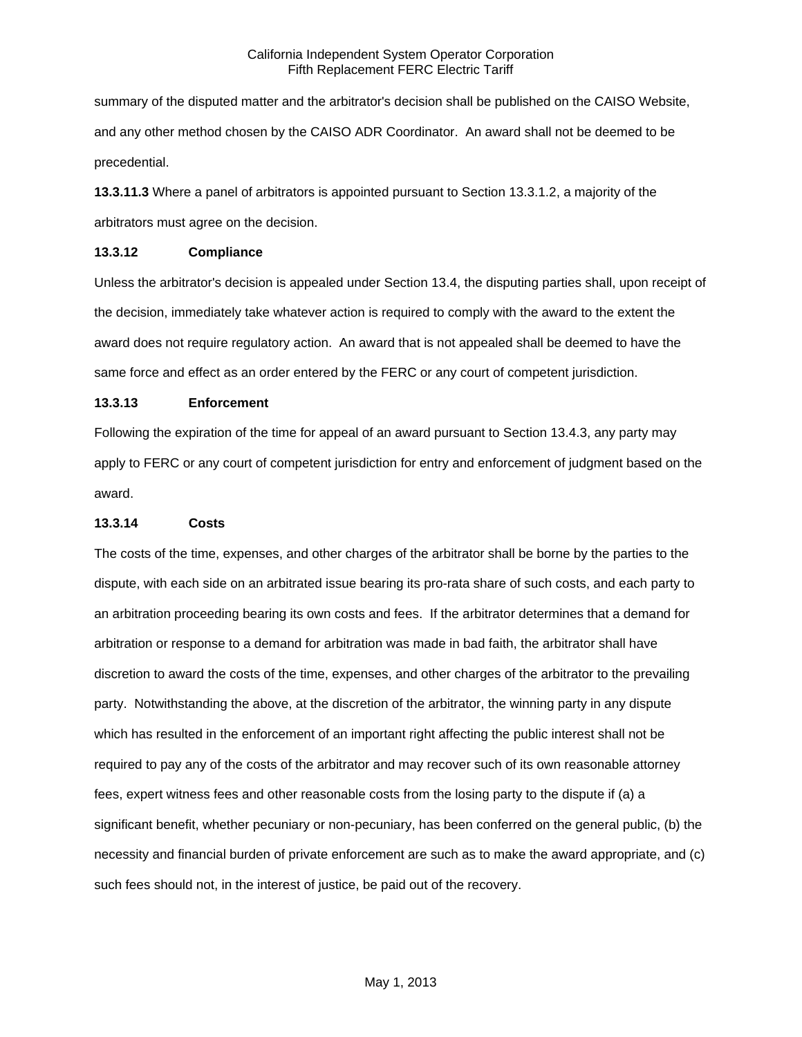summary of the disputed matter and the arbitrator's decision shall be published on the CAISO Website, and any other method chosen by the CAISO ADR Coordinator. An award shall not be deemed to be precedential.

**13.3.11.3** Where a panel of arbitrators is appointed pursuant to Section 13.3.1.2, a majority of the arbitrators must agree on the decision.

**13.3.12 Compliance**

Unless the arbitrator's decision is appealed under Section 13.4, the disputing parties shall, upon receipt of the decision, immediately take whatever action is required to comply with the award to the extent the award does not require regulatory action. An award that is not appealed shall be deemed to have the same force and effect as an order entered by the FERC or any court of competent jurisdiction.

**13.3.13 Enforcement**

Following the expiration of the time for appeal of an award pursuant to Section 13.4.3, any party may apply to FERC or any court of competent jurisdiction for entry and enforcement of judgment based on the award.

**13.3.14 Costs**

The costs of the time, expenses, and other charges of the arbitrator shall be borne by the parties to the dispute, with each side on an arbitrated issue bearing its pro-rata share of such costs, and each party to an arbitration proceeding bearing its own costs and fees. If the arbitrator determines that a demand for arbitration or response to a demand for arbitration was made in bad faith, the arbitrator shall have discretion to award the costs of the time, expenses, and other charges of the arbitrator to the prevailing party. Notwithstanding the above, at the discretion of the arbitrator, the winning party in any dispute which has resulted in the enforcement of an important right affecting the public interest shall not be required to pay any of the costs of the arbitrator and may recover such of its own reasonable attorney fees, expert witness fees and other reasonable costs from the losing party to the dispute if (a) a significant benefit, whether pecuniary or non-pecuniary, has been conferred on the general public, (b) the necessity and financial burden of private enforcement are such as to make the award appropriate, and (c) such fees should not, in the interest of justice, be paid out of the recovery.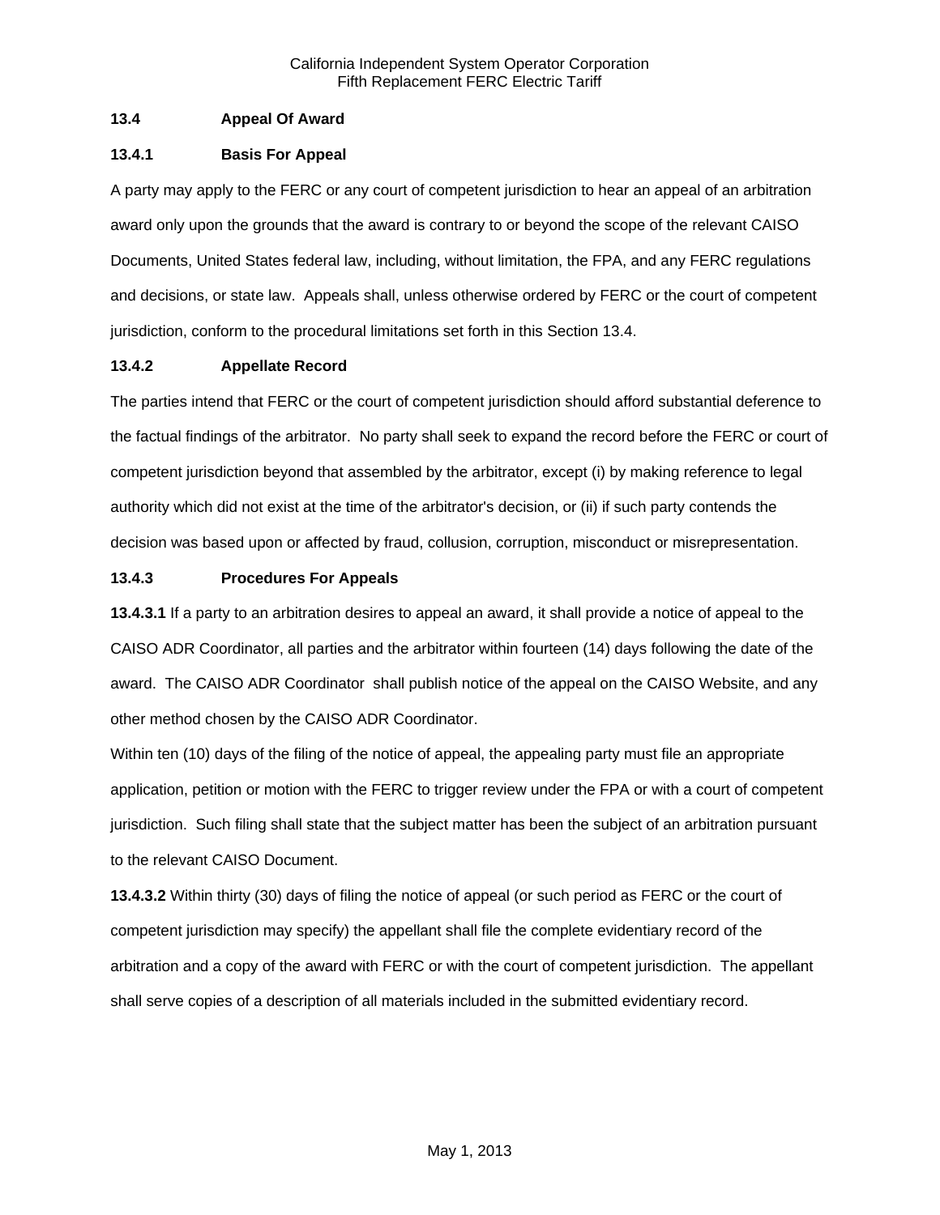### 13.4 Appeal Of Award

### 13.4.1 Basis For Appeal

A party may apply to the FERC or any court of competent jurisdiction to hear an appeal of an arbitration award only upon the grounds that the award is contrary to or beyond the scope of the relevant CAISO Documents, United States federal law, including, without limitation, the FPA, and any FERC regulations and decisions, or state law. Appeals shall, unless otherwise ordered by FERC or the court of competent jurisdiction, conform to the procedural limitations set forth in this Section 13.4.

### 13.4.2 Appellate Record

The parties intend that FERC or the court of competent jurisdiction should afford substantial deference to the factual findings of the arbitrator. No party shall seek to expand the record before the FERC or court of competent jurisdiction beyond that assembled by the arbitrator, except (i) by making reference to legal authority which did not exist at the time of the arbitrator's decision, or (ii) if such party contends the decision was based upon or affected by fraud, collusion, corruption, misconduct or misrepresentation.

### 13.4.3 Procedures For Appeals

**13.4.3.1** If a party to an arbitration desires to appeal an award, it shall provide a notice of appeal to the CAISO ADR Coordinator, all parties and the arbitrator within fourteen (14) days following the date of the award. The CAISO ADR Coordinator shall publish notice of the appeal on the CAISO Website, and any other method chosen by the CAISO ADR Coordinator.

Within ten (10) days of the filing of the notice of appeal, the appealing party must file an appropriate application, petition or motion with the FERC to trigger review under the FPA or with a court of competent jurisdiction. Such filing shall state that the subject matter has been the subject of an arbitration pursuant to the relevant CAISO Document.

**13.4.3.2** Within thirty (30) days of filing the notice of appeal (or such period as FERC or the court of competent jurisdiction may specify) the appellant shall file the complete evidentiary record of the arbitration and a copy of the award with FERC or with the court of competent jurisdiction. The appellant shall serve copies of a description of all materials included in the submitted evidentiary record.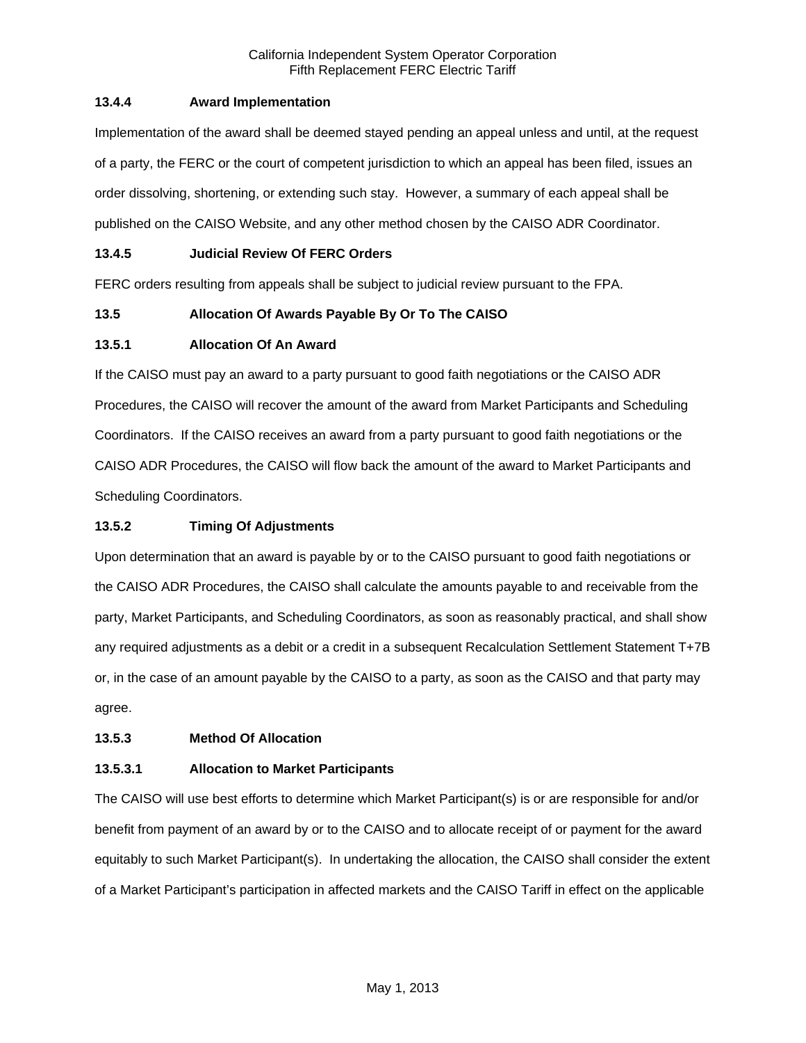### 13.4.4 Award Implementation

Implementation of the award shall be deemed stayed pending an appeal unless and until, at the request of a party, the FERC or the court of competent jurisdiction to which an appeal has been filed, issues an order dissolving, shortening, or extending such stay. However, a summary of each appeal shall be published on the CAISO Website, and any other method chosen by the CAISO ADR Coordinator.

### 13.4.5 Judicial Review Of FERC Orders

FERC orders resulting from appeals shall be subject to judicial review pursuant to the FPA.

## 13.5 Allocation Of Awards Payable By Or To The CAISO

### 13.5.1 Allocation Of An Award

If the CAISO must pay an award to a party pursuant to good faith negotiations or the CAISO ADR Procedures, the CAISO will recover the amount of the award from Market Participants and Scheduling Coordinators. If the CAISO receives an award from a party pursuant to good faith negotiations or the CAISO ADR Procedures, the CAISO will flow back the amount of the award to Market Participants and Scheduling Coordinators.

### 13.5.2 Timing Of Adjustments

Upon determination that an award is payable by or to the CAISO pursuant to good faith negotiations or the CAISO ADR Procedures, the CAISO shall calculate the amounts payable to and receivable from the party, Market Participants, and Scheduling Coordinators, as soon as reasonably practical, and shall show any required adjustments as a debit or a credit in a subsequent Recalculation Settlement Statement T+7B or, in the case of an amount payable by the CAISO to a party, as soon as the CAISO and that party may agree.

### 13.5.3 Method Of Allocation

#### 13.5.3.1 Allocation to Market Participants

The CAISO will use best efforts to determine which Market Participant(s) is or are responsible for and/or benefit from payment of an award by or to the CAISO and to allocate receipt of or payment for the award equitably to such Market Participant(s). In undertaking the allocation, the CAISO shall consider the extent of a Market Participant's participation in affected markets and the CAISO Tariff in effect on the applicable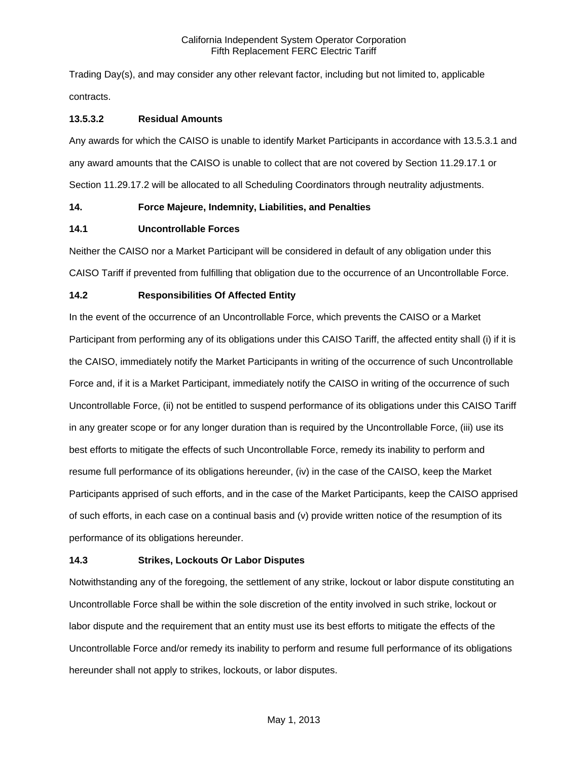Trading Day(s), and may consider any other relevant factor, including but not limited to, applicable contracts.

#### 13.5.3.2 Residual Amounts

Any awards for which the CAISO is unable to identify Market Participants in accordance with 13.5.3.1 and any award amounts that the CAISO is unable to collect that are not covered by Section 11.29.17.1 or Section 11.29.17.2 will be allocated to all Scheduling Coordinators through neutrality adjustments.

## 14. Force Majeure, Indemnity, Liabilities, and Penalties

### 14.1 Uncontrollable Forces

Neither the CAISO nor a Market Participant will be considered in default of any obligation under this CAISO Tariff if prevented from fulfilling that obligation due to the occurrence of an Uncontrollable Force.

### 14.2 Responsibilities Of Affected Entity

In the event of the occurrence of an Uncontrollable Force, which prevents the CAISO or a Market Participant from performing any of its obligations under this CAISO Tariff, the affected entity shall (i) if it is the CAISO, immediately notify the Market Participants in writing of the occurrence of such Uncontrollable Force and, if it is a Market Participant, immediately notify the CAISO in writing of the occurrence of such Uncontrollable Force, (ii) not be entitled to suspend performance of its obligations under this CAISO Tariff in any greater scope or for any longer duration than is required by the Uncontrollable Force, (iii) use its best efforts to mitigate the effects of such Uncontrollable Force, remedy its inability to perform and resume full performance of its obligations hereunder, (iv) in the case of the CAISO, keep the Market Participants apprised of such efforts, and in the case of the Market Participants, keep the CAISO apprised of such efforts, in each case on a continual basis and (v) provide written notice of the resumption of its performance of its obligations hereunder.

### 14.3 Strikes, Lockouts Or Labor Disputes

Notwithstanding any of the foregoing, the settlement of any strike, lockout or labor dispute constituting an Uncontrollable Force shall be within the sole discretion of the entity involved in such strike, lockout or labor dispute and the requirement that an entity must use its best efforts to mitigate the effects of the Uncontrollable Force and/or remedy its inability to perform and resume full performance of its obligations hereunder shall not apply to strikes, lockouts, or labor disputes.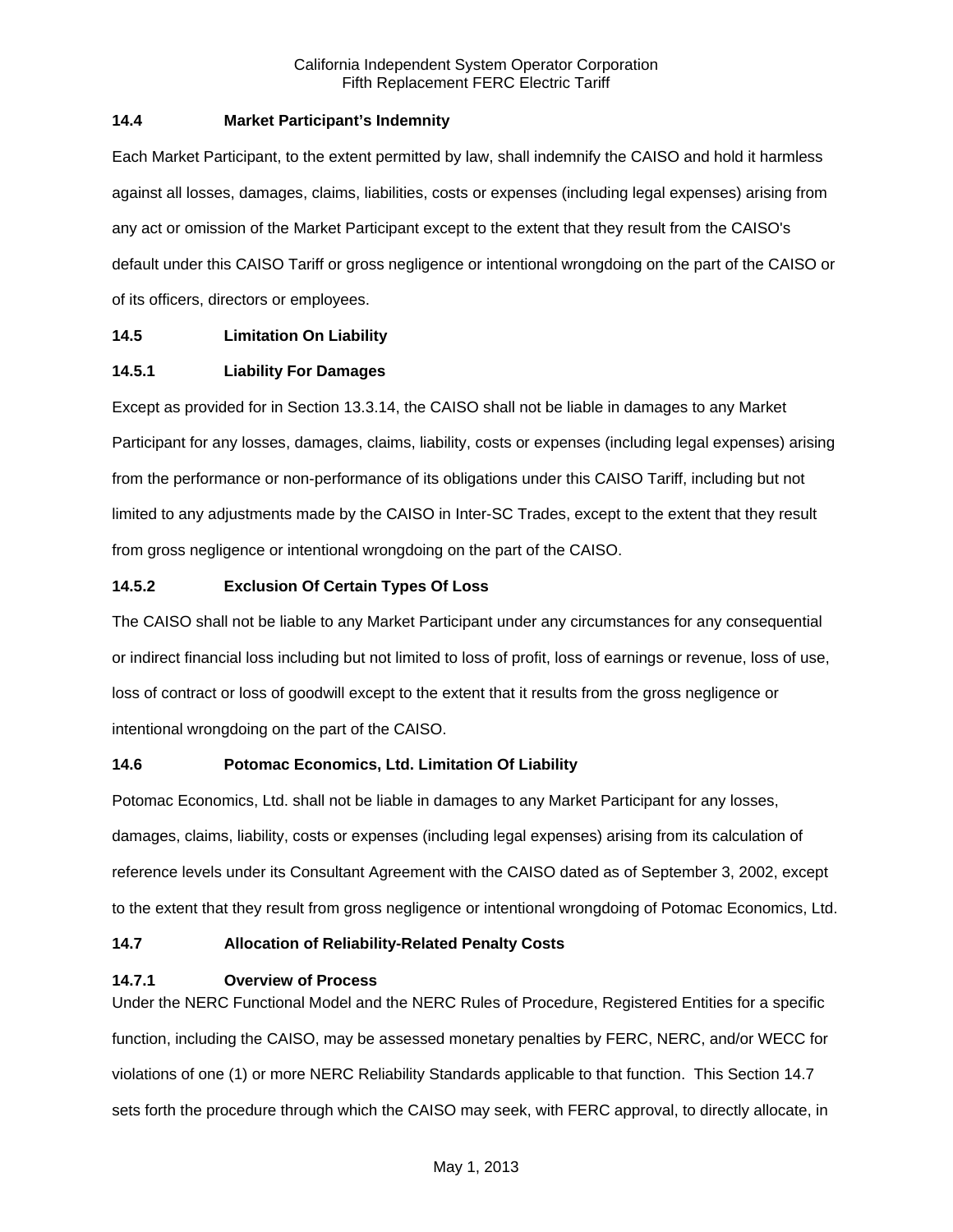### 14.4 Market Participant's Indemnity

Each Market Participant, to the extent permitted by law, shall indemnify the CAISO and hold it harmless against all losses, damages, claims, liabilities, costs or expenses (including legal expenses) arising from any act or omission of the Market Participant except to the extent that they result from the CAISO's default under this CAISO Tariff or gross negligence or intentional wrongdoing on the part of the CAISO or of its officers, directors or employees.

### 14.5 Limitation On Liability

#### 14.5.1 Liability For Damages

Except as provided for in Section 13.3.14, the CAISO shall not be liable in damages to any Market Participant for any losses, damages, claims, liability, costs or expenses (including legal expenses) arising from the performance or non-performance of its obligations under this CAISO Tariff, including but not limited to any adjustments made by the CAISO in Inter-SC Trades, except to the extent that they result from gross negligence or intentional wrongdoing on the part of the CAISO.

#### 14.5.2 Exclusion Of Certain Types Of Loss

The CAISO shall not be liable to any Market Participant under any circumstances for any consequential or indirect financial loss including but not limited to loss of profit, loss of earnings or revenue, loss of use, loss of contract or loss of goodwill except to the extent that it results from the gross negligence or intentional wrongdoing on the part of the CAISO.

### 14.6 Potomac Economics, Ltd. Limitation Of Liability

Potomac Economics, Ltd. shall not be liable in damages to any Market Participant for any losses, damages, claims, liability, costs or expenses (including legal expenses) arising from its calculation of reference levels under its Consultant Agreement with the CAISO dated as of September 3, 2002, except to the extent that they result from gross negligence or intentional wrongdoing of Potomac Economics, Ltd.

### 14.7 Allocation of Reliability-Related Penalty Costs

#### 14.7.1 Overview of Process

Under the NERC Functional Model and the NERC Rules of Procedure, Registered Entities for a specific function, including the CAISO, may be assessed monetary penalties by FERC, NERC, and/or WECC for violations of one (1) or more NERC Reliability Standards applicable to that function. This Section 14.7 sets forth the procedure through which the CAISO may seek, with FERC approval, to directly allocate, in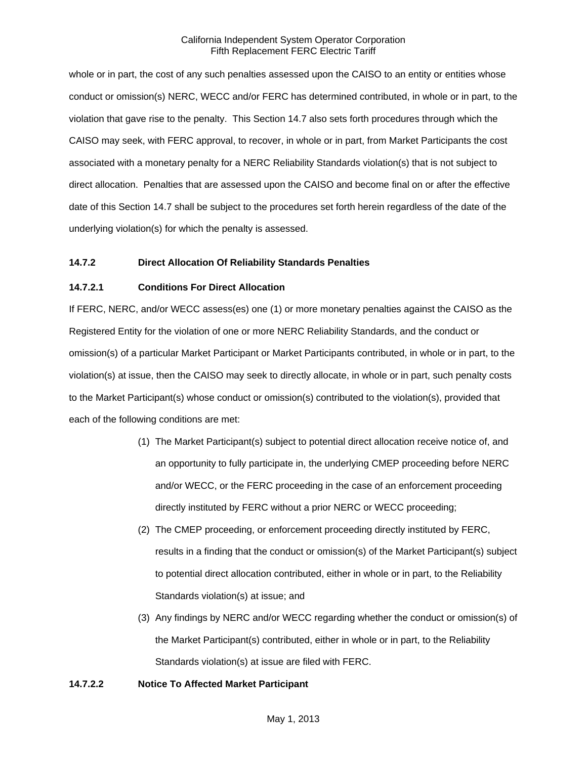whole or in part, the cost of any such penalties assessed upon the CAISO to an entity or entities whose conduct or omission(s) NERC, WECC and/or FERC has determined contributed, in whole or in part, to the violation that gave rise to the penalty. This Section 14.7 also sets forth procedures through which the CAISO may seek, with FERC approval, to recover, in whole or in part, from Market Participants the cost associated with a monetary penalty for a NERC Reliability Standards violation(s) that is not subject to direct allocation. Penalties that are assessed upon the CAISO and become final on or after the effective date of this Section 14.7 shall be subject to the procedures set forth herein regardless of the date of the underlying violation(s) for which the penalty is assessed.

### 14.7.2 Direct Allocation Of Reliability Standards Penalties

#### 14.7.2.1 Conditions For Direct Allocation

If FERC, NERC, and/or WECC assess(es) one (1) or more monetary penalties against the CAISO as the Registered Entity for the violation of one or more NERC Reliability Standards, and the conduct or omission(s) of a particular Market Participant or Market Participants contributed, in whole or in part, to the violation(s) at issue, then the CAISO may seek to directly allocate, in whole or in part, such penalty costs to the Market Participant(s) whose conduct or omission(s) contributed to the violation(s), provided that each of the following conditions are met:

(1) The Market Participant(s) subject to potential direct allocation receive notice of, and an opportunity to fully participate in, the underlying CMEP proceeding before NERC and/or WECC, or the FERC proceeding in the case of an enforcement proceeding directly instituted by FERC without a prior NERC or WECC proceeding;

(2) The CMEP proceeding, or enforcement proceeding directly instituted by FERC, results in a finding that the conduct or omission(s) of the Market Participant(s) subject to potential direct allocation contributed, either in whole or in part, to the Reliability Standards violation(s) at issue; and

(3) Any findings by NERC and/or WECC regarding whether the conduct or omission(s) of the Market Participant(s) contributed, either in whole or in part, to the Reliability Standards violation(s) at issue are filed with FERC.

#### 14.7.2.2 Notice To Affected Market Participant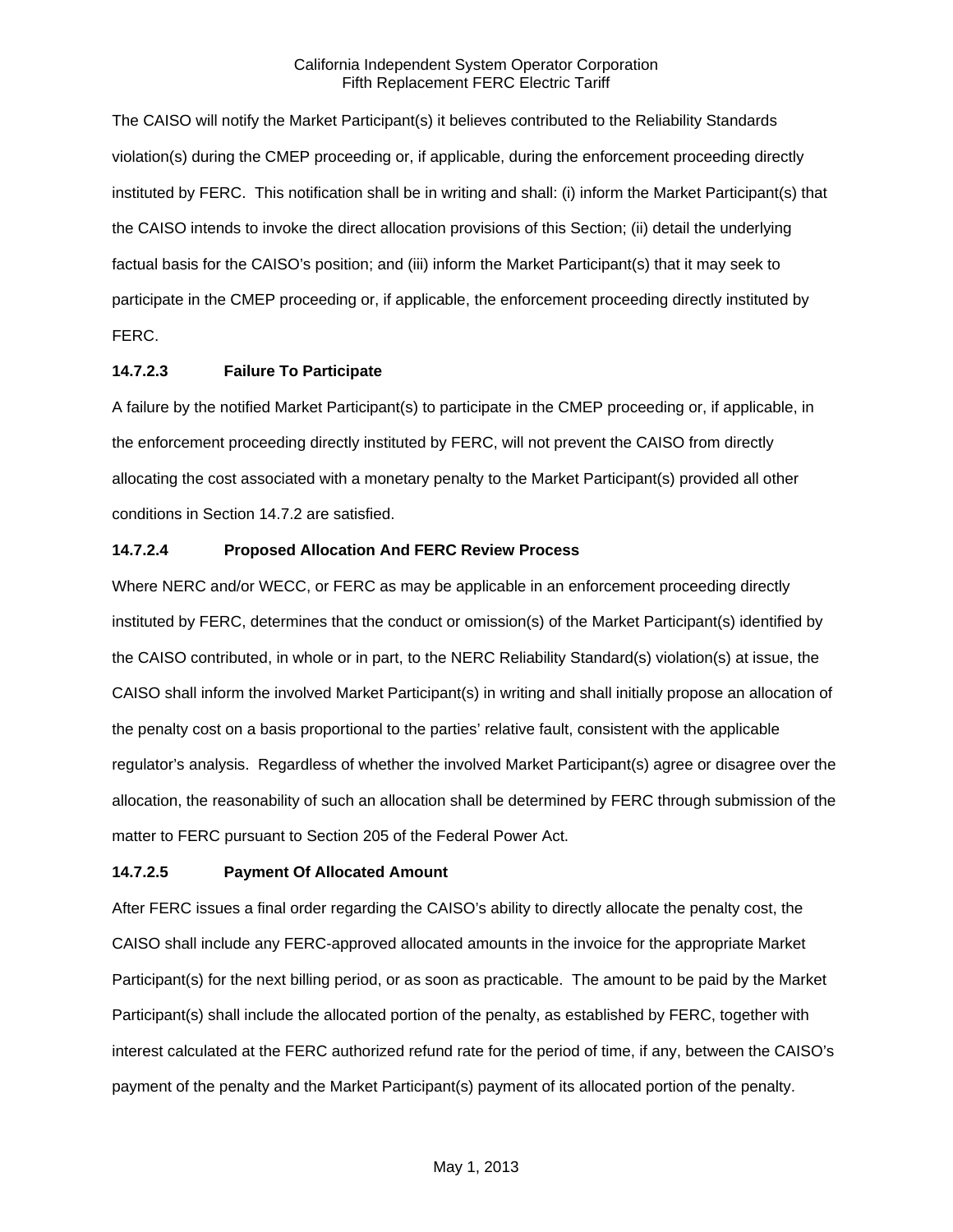The CAISO will notify the Market Participant(s) it believes contributed to the Reliability Standards violation(s) during the CMEP proceeding or, if applicable, during the enforcement proceeding directly instituted by FERC. This notification shall be in writing and shall: (i) inform the Market Participant(s) that the CAISO intends to invoke the direct allocation provisions of this Section; (ii) detail the underlying factual basis for the CAISO's position; and (iii) inform the Market Participant(s) that it may seek to participate in the CMEP proceeding or, if applicable, the enforcement proceeding directly instituted by FERC.

#### 14.7.2.3 Failure To Participate

A failure by the notified Market Participant(s) to participate in the CMEP proceeding or, if applicable, in the enforcement proceeding directly instituted by FERC, will not prevent the CAISO from directly allocating the cost associated with a monetary penalty to the Market Participant(s) provided all other conditions in Section 14.7.2 are satisfied.

#### 14.7.2.4 Proposed Allocation And FERC Review Process

Where NERC and/or WECC, or FERC as may be applicable in an enforcement proceeding directly instituted by FERC, determines that the conduct or omission(s) of the Market Participant(s) identified by the CAISO contributed, in whole or in part, to the NERC Reliability Standard(s) violation(s) at issue, the CAISO shall inform the involved Market Participant(s) in writing and shall initially propose an allocation of the penalty cost on a basis proportional to the parties' relative fault, consistent with the applicable regulator's analysis. Regardless of whether the involved Market Participant(s) agree or disagree over the allocation, the reasonability of such an allocation shall be determined by FERC through submission of the matter to FERC pursuant to Section 205 of the Federal Power Act.

#### 14.7.2.5 Payment Of Allocated Amount

After FERC issues a final order regarding the CAISO's ability to directly allocate the penalty cost, the CAISO shall include any FERC-approved allocated amounts in the invoice for the appropriate Market Participant(s) for the next billing period, or as soon as practicable. The amount to be paid by the Market Participant(s) shall include the allocated portion of the penalty, as established by FERC, together with interest calculated at the FERC authorized refund rate for the period of time, if any, between the CAISO's payment of the penalty and the Market Participant(s) payment of its allocated portion of the penalty.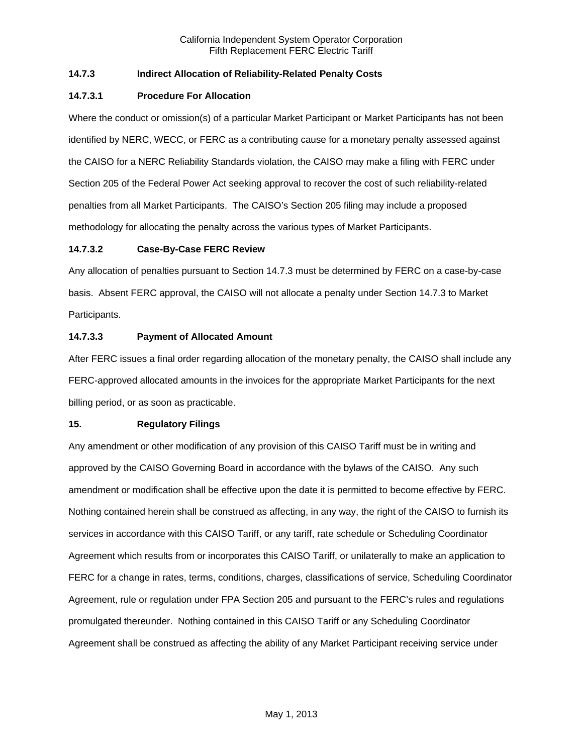### 14.7.3 Indirect Allocation of Reliability-Related Penalty Costs

#### 14.7.3.1 Procedure For Allocation

Where the conduct or omission(s) of a particular Market Participant or Market Participants has not been identified by NERC, WECC, or FERC as a contributing cause for a monetary penalty assessed against the CAISO for a NERC Reliability Standards violation, the CAISO may make a filing with FERC under Section 205 of the Federal Power Act seeking approval to recover the cost of such reliability-related penalties from all Market Participants. The CAISO's Section 205 filing may include a proposed methodology for allocating the penalty across the various types of Market Participants.

#### 14.7.3.2 Case-By-Case FERC Review

Any allocation of penalties pursuant to Section 14.7.3 must be determined by FERC on a case-by-case basis. Absent FERC approval, the CAISO will not allocate a penalty under Section 14.7.3 to Market Participants.

#### 14.7.3.3 Payment of Allocated Amount

After FERC issues a final order regarding allocation of the monetary penalty, the CAISO shall include any FERC-approved allocated amounts in the invoices for the appropriate Market Participants for the next billing period, or as soon as practicable.

## 15. Regulatory Filings

Any amendment or other modification of any provision of this CAISO Tariff must be in writing and approved by the CAISO Governing Board in accordance with the bylaws of the CAISO. Any such amendment or modification shall be effective upon the date it is permitted to become effective by FERC. Nothing contained herein shall be construed as affecting, in any way, the right of the CAISO to furnish its services in accordance with this CAISO Tariff, or any tariff, rate schedule or Scheduling Coordinator Agreement which results from or incorporates this CAISO Tariff, or unilaterally to make an application to FERC for a change in rates, terms, conditions, charges, classifications of service, Scheduling Coordinator Agreement, rule or regulation under FPA Section 205 and pursuant to the FERC's rules and regulations promulgated thereunder. Nothing contained in this CAISO Tariff or any Scheduling Coordinator Agreement shall be construed as affecting the ability of any Market Participant receiving service under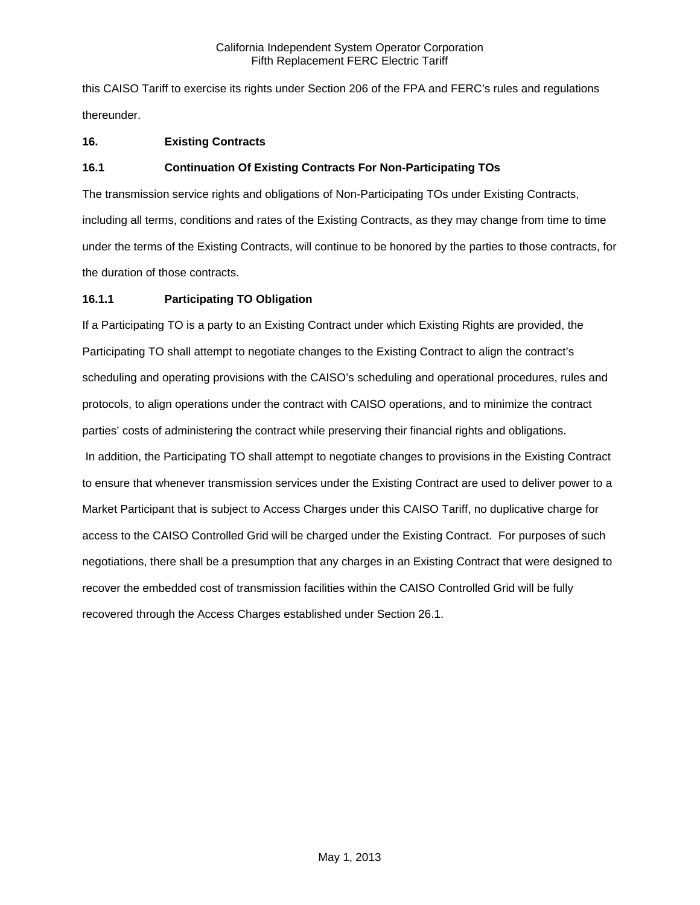this CAISO Tariff to exercise its rights under Section 206 of the FPA and FERC's rules and regulations thereunder.

## 16. Existing Contracts

### 16.1 Continuation Of Existing Contracts For Non-Participating TOs

The transmission service rights and obligations of Non-Participating TOs under Existing Contracts, including all terms, conditions and rates of the Existing Contracts, as they may change from time to time under the terms of the Existing Contracts, will continue to be honored by the parties to those contracts, for the duration of those contracts.

#### 16.1.1 Participating TO Obligation

If a Participating TO is a party to an Existing Contract under which Existing Rights are provided, the Participating TO shall attempt to negotiate changes to the Existing Contract to align the contract's scheduling and operating provisions with the CAISO's scheduling and operational procedures, rules and protocols, to align operations under the contract with CAISO operations, and to minimize the contract parties' costs of administering the contract while preserving their financial rights and obligations. In addition, the Participating TO shall attempt to negotiate changes to provisions in the Existing Contract to ensure that whenever transmission services under the Existing Contract are used to deliver power to a Market Participant that is subject to Access Charges under this CAISO Tariff, no duplicative charge for access to the CAISO Controlled Grid will be charged under the Existing Contract. For purposes of such negotiations, there shall be a presumption that any charges in an Existing Contract that were designed to recover the embedded cost of transmission facilities within the CAISO Controlled Grid will be fully recovered through the Access Charges established under Section 26.1.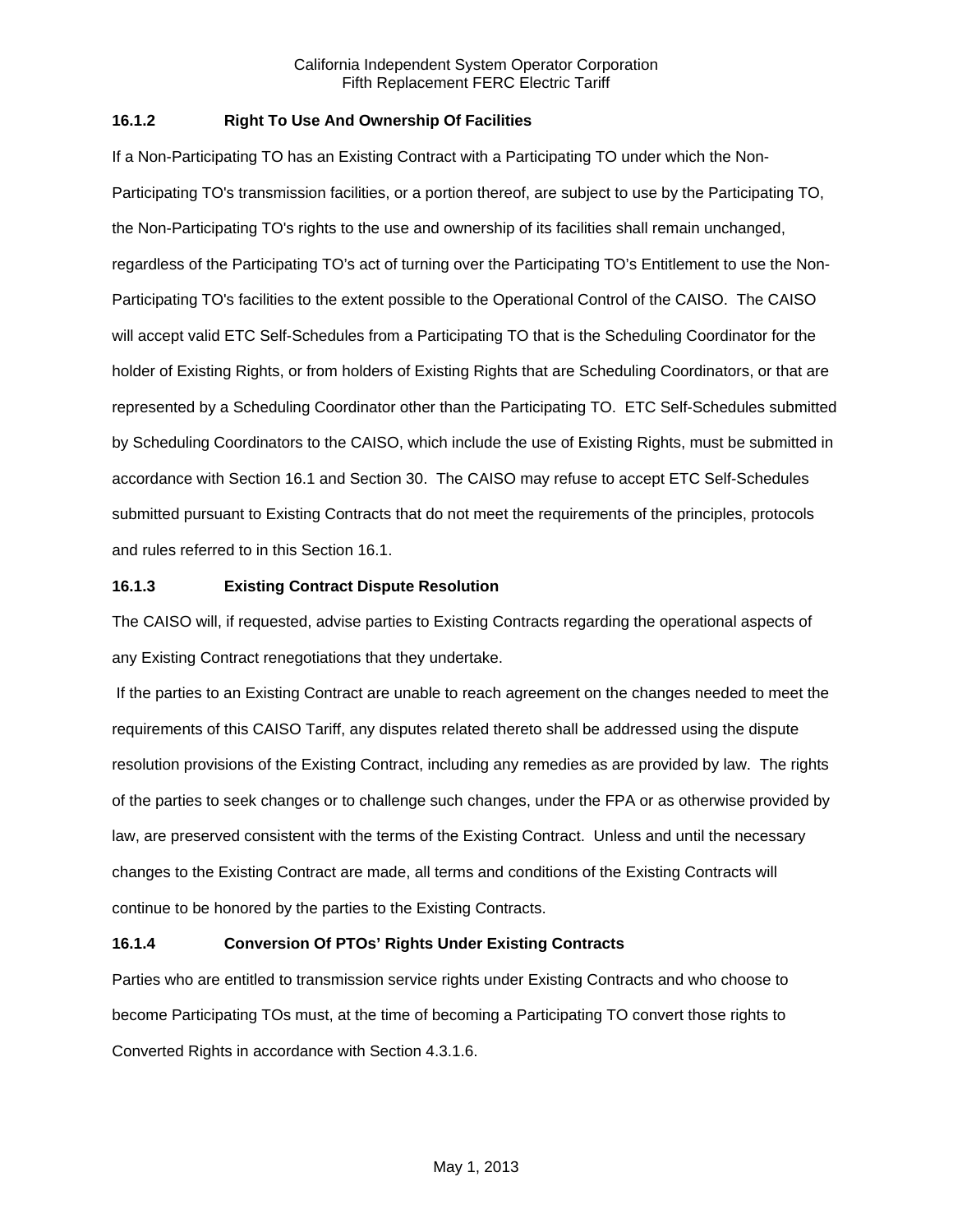### 16.1.2 Right To Use And Ownership Of Facilities

If a Non-Participating TO has an Existing Contract with a Participating TO under which the Non-Participating TO's transmission facilities, or a portion thereof, are subject to use by the Participating TO, the Non-Participating TO's rights to the use and ownership of its facilities shall remain unchanged, regardless of the Participating TO's act of turning over the Participating TO's Entitlement to use the Non-Participating TO's facilities to the extent possible to the Operational Control of the CAISO. The CAISO will accept valid ETC Self-Schedules from a Participating TO that is the Scheduling Coordinator for the holder of Existing Rights, or from holders of Existing Rights that are Scheduling Coordinators, or that are represented by a Scheduling Coordinator other than the Participating TO. ETC Self-Schedules submitted by Scheduling Coordinators to the CAISO, which include the use of Existing Rights, must be submitted in accordance with Section 16.1 and Section 30. The CAISO may refuse to accept ETC Self-Schedules submitted pursuant to Existing Contracts that do not meet the requirements of the principles, protocols and rules referred to in this Section 16.1.

### 16.1.3 Existing Contract Dispute Resolution

The CAISO will, if requested, advise parties to Existing Contracts regarding the operational aspects of any Existing Contract renegotiations that they undertake.

If the parties to an Existing Contract are unable to reach agreement on the changes needed to meet the requirements of this CAISO Tariff, any disputes related thereto shall be addressed using the dispute resolution provisions of the Existing Contract, including any remedies as are provided by law. The rights of the parties to seek changes or to challenge such changes, under the FPA or as otherwise provided by law, are preserved consistent with the terms of the Existing Contract. Unless and until the necessary changes to the Existing Contract are made, all terms and conditions of the Existing Contracts will continue to be honored by the parties to the Existing Contracts.

### 16.1.4 Conversion Of PTOs' Rights Under Existing Contracts

Parties who are entitled to transmission service rights under Existing Contracts and who choose to become Participating TOs must, at the time of becoming a Participating TO convert those rights to Converted Rights in accordance with Section 4.3.1.6.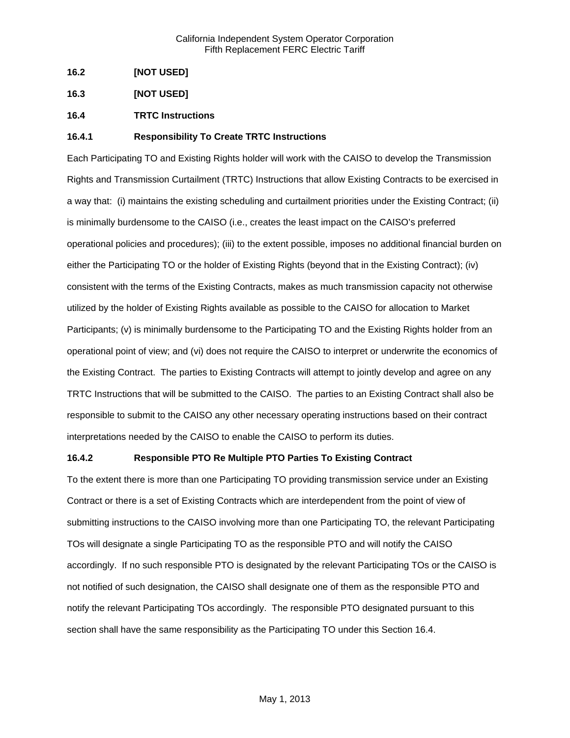**16.2 [NOT USED]**

**16.3 [NOT USED]**

**16.4 TRTC Instructions**

**16.4.1 Responsibility To Create TRTC Instructions**

Each Participating TO and Existing Rights holder will work with the CAISO to develop the Transmission Rights and Transmission Curtailment (TRTC) Instructions that allow Existing Contracts to be exercised in a way that: (i) maintains the existing scheduling and curtailment priorities under the Existing Contract; (ii) is minimally burdensome to the CAISO (i.e., creates the least impact on the CAISO's preferred operational policies and procedures); (iii) to the extent possible, imposes no additional financial burden on either the Participating TO or the holder of Existing Rights (beyond that in the Existing Contract); (iv) consistent with the terms of the Existing Contracts, makes as much transmission capacity not otherwise utilized by the holder of Existing Rights available as possible to the CAISO for allocation to Market Participants; (v) is minimally burdensome to the Participating TO and the Existing Rights holder from an operational point of view; and (vi) does not require the CAISO to interpret or underwrite the economics of the Existing Contract. The parties to Existing Contracts will attempt to jointly develop and agree on any TRTC Instructions that will be submitted to the CAISO. The parties to an Existing Contract shall also be responsible to submit to the CAISO any other necessary operating instructions based on their contract interpretations needed by the CAISO to enable the CAISO to perform its duties.

**16.4.2 Responsible PTO Re Multiple PTO Parties To Existing Contract**

To the extent there is more than one Participating TO providing transmission service under an Existing Contract or there is a set of Existing Contracts which are interdependent from the point of view of submitting instructions to the CAISO involving more than one Participating TO, the relevant Participating TOs will designate a single Participating TO as the responsible PTO and will notify the CAISO accordingly. If no such responsible PTO is designated by the relevant Participating TOs or the CAISO is not notified of such designation, the CAISO shall designate one of them as the responsible PTO and notify the relevant Participating TOs accordingly. The responsible PTO designated pursuant to this section shall have the same responsibility as the Participating TO under this Section 16.4.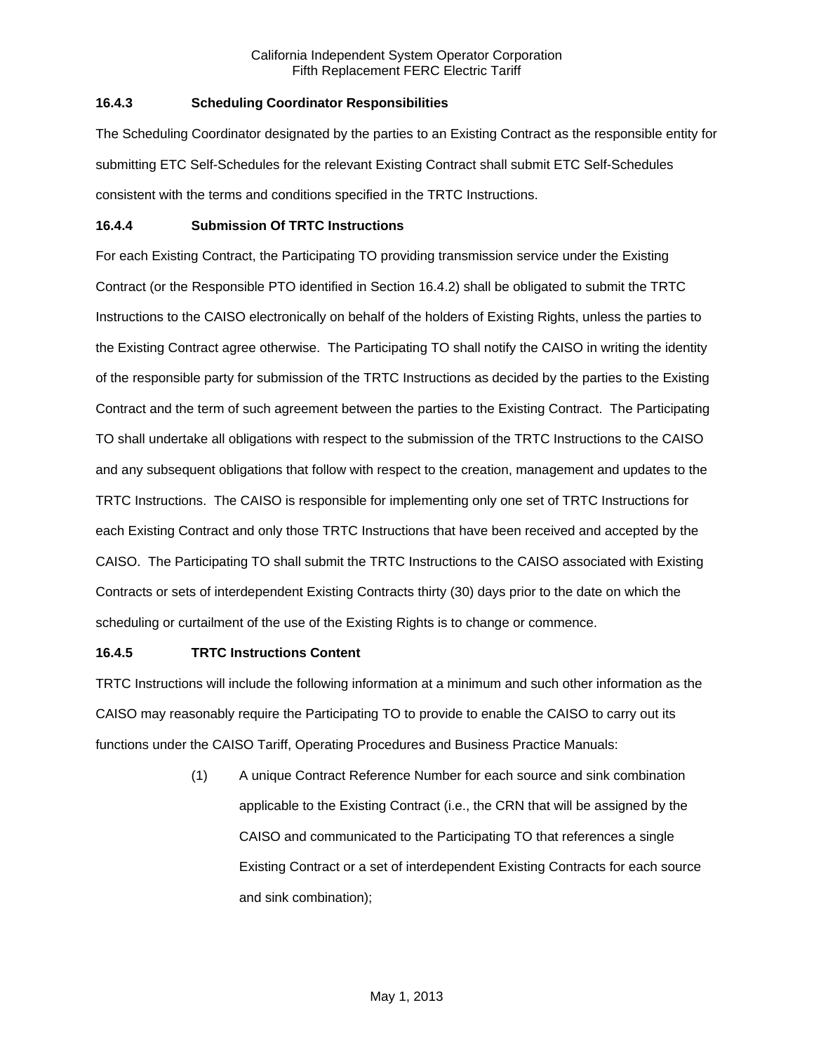### 16.4.3 Scheduling Coordinator Responsibilities

The Scheduling Coordinator designated by the parties to an Existing Contract as the responsible entity for submitting ETC Self-Schedules for the relevant Existing Contract shall submit ETC Self-Schedules consistent with the terms and conditions specified in the TRTC Instructions.

### 16.4.4 Submission Of TRTC Instructions

For each Existing Contract, the Participating TO providing transmission service under the Existing Contract (or the Responsible PTO identified in Section 16.4.2) shall be obligated to submit the TRTC Instructions to the CAISO electronically on behalf of the holders of Existing Rights, unless the parties to the Existing Contract agree otherwise. The Participating TO shall notify the CAISO in writing the identity of the responsible party for submission of the TRTC Instructions as decided by the parties to the Existing Contract and the term of such agreement between the parties to the Existing Contract. The Participating TO shall undertake all obligations with respect to the submission of the TRTC Instructions to the CAISO and any subsequent obligations that follow with respect to the creation, management and updates to the TRTC Instructions. The CAISO is responsible for implementing only one set of TRTC Instructions for each Existing Contract and only those TRTC Instructions that have been received and accepted by the CAISO. The Participating TO shall submit the TRTC Instructions to the CAISO associated with Existing Contracts or sets of interdependent Existing Contracts thirty (30) days prior to the date on which the scheduling or curtailment of the use of the Existing Rights is to change or commence.

### 16.4.5 TRTC Instructions Content

TRTC Instructions will include the following information at a minimum and such other information as the CAISO may reasonably require the Participating TO to provide to enable the CAISO to carry out its functions under the CAISO Tariff, Operating Procedures and Business Practice Manuals:

(1) A unique Contract Reference Number for each source and sink combination applicable to the Existing Contract (i.e., the CRN that will be assigned by the CAISO and communicated to the Participating TO that references a single Existing Contract or a set of interdependent Existing Contracts for each source and sink combination);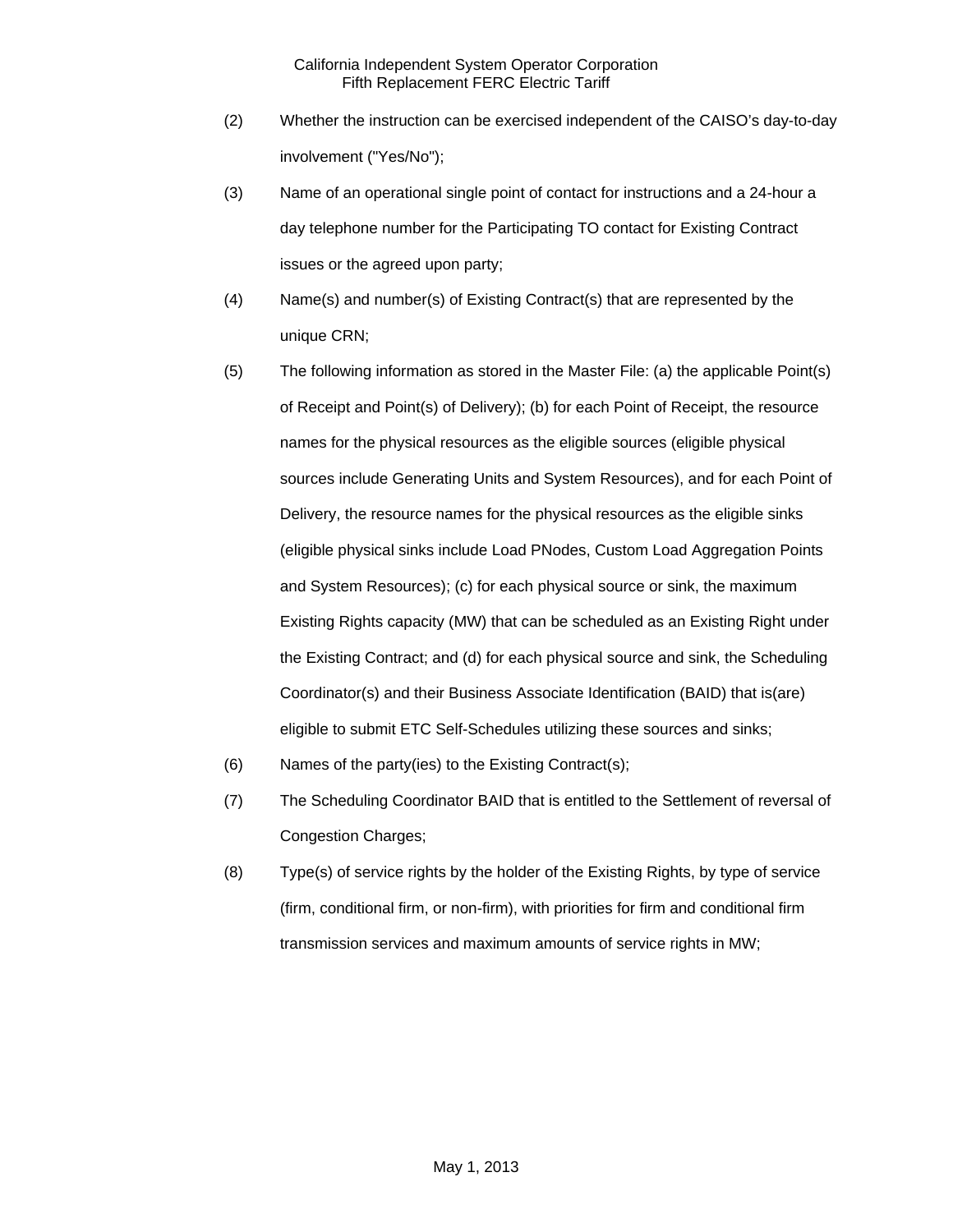(2) Whether the instruction can be exercised independent of the CAISO's day-to-day involvement ("Yes/No");

(3) Name of an operational single point of contact for instructions and a 24-hour a day telephone number for the Participating TO contact for Existing Contract issues or the agreed upon party;

(4) Name(s) and number(s) of Existing Contract(s) that are represented by the unique CRN;

(5) The following information as stored in the Master File: (a) the applicable Point(s) of Receipt and Point(s) of Delivery); (b) for each Point of Receipt, the resource names for the physical resources as the eligible sources (eligible physical sources include Generating Units and System Resources), and for each Point of Delivery, the resource names for the physical resources as the eligible sinks (eligible physical sinks include Load PNodes, Custom Load Aggregation Points and System Resources); (c) for each physical source or sink, the maximum Existing Rights capacity (MW) that can be scheduled as an Existing Right under the Existing Contract; and (d) for each physical source and sink, the Scheduling Coordinator(s) and their Business Associate Identification (BAID) that is(are) eligible to submit ETC Self-Schedules utilizing these sources and sinks;

(6) Names of the party(ies) to the Existing Contract(s);

(7) The Scheduling Coordinator BAID that is entitled to the Settlement of reversal of Congestion Charges;

(8) Type(s) of service rights by the holder of the Existing Rights, by type of service (firm, conditional firm, or non-firm), with priorities for firm and conditional firm transmission services and maximum amounts of service rights in MW;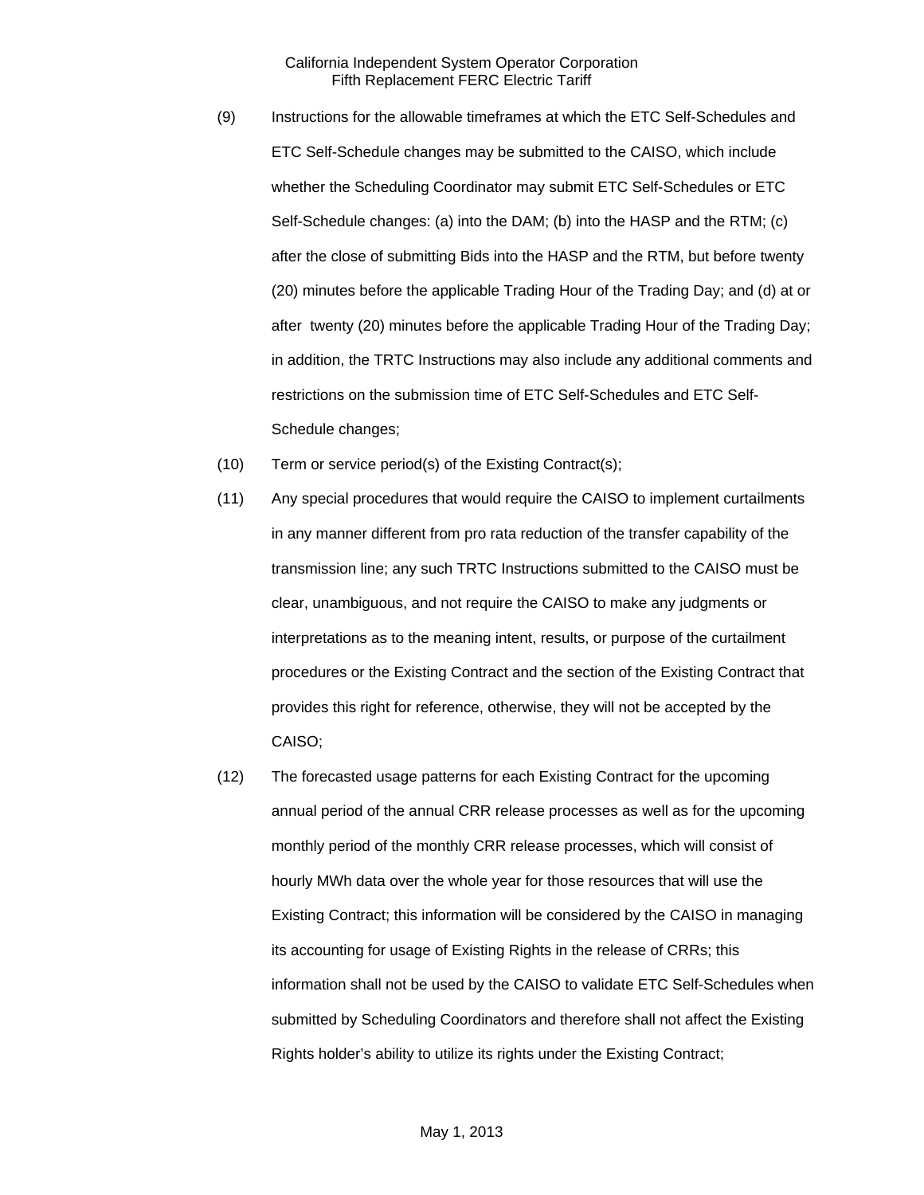(9) Instructions for the allowable timeframes at which the ETC Self-Schedules and ETC Self-Schedule changes may be submitted to the CAISO, which include whether the Scheduling Coordinator may submit ETC Self-Schedules or ETC Self-Schedule changes: (a) into the DAM; (b) into the HASP and the RTM; (c) after the close of submitting Bids into the HASP and the RTM, but before twenty (20) minutes before the applicable Trading Hour of the Trading Day; and (d) at or after twenty (20) minutes before the applicable Trading Hour of the Trading Day; in addition, the TRTC Instructions may also include any additional comments and restrictions on the submission time of ETC Self-Schedules and ETC Self-Schedule changes;

(10) Term or service period(s) of the Existing Contract(s);

(11) Any special procedures that would require the CAISO to implement curtailments in any manner different from pro rata reduction of the transfer capability of the transmission line; any such TRTC Instructions submitted to the CAISO must be clear, unambiguous, and not require the CAISO to make any judgments or interpretations as to the meaning intent, results, or purpose of the curtailment procedures or the Existing Contract and the section of the Existing Contract that provides this right for reference, otherwise, they will not be accepted by the CAISO;

(12) The forecasted usage patterns for each Existing Contract for the upcoming annual period of the annual CRR release processes as well as for the upcoming monthly period of the monthly CRR release processes, which will consist of hourly MWh data over the whole year for those resources that will use the Existing Contract; this information will be considered by the CAISO in managing its accounting for usage of Existing Rights in the release of CRRs; this information shall not be used by the CAISO to validate ETC Self-Schedules when submitted by Scheduling Coordinators and therefore shall not affect the Existing Rights holder's ability to utilize its rights under the Existing Contract;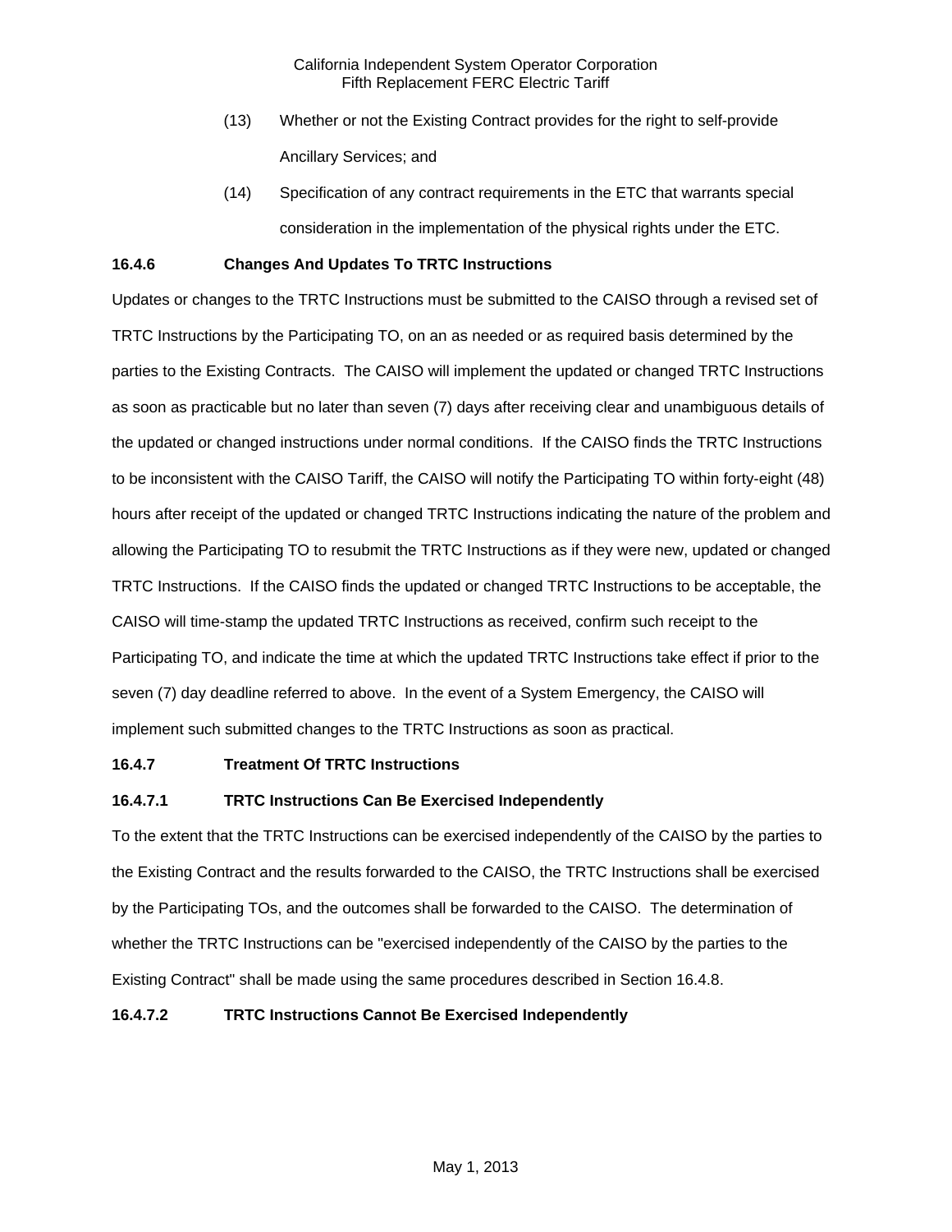(13) Whether or not the Existing Contract provides for the right to self-provide Ancillary Services; and

(14) Specification of any contract requirements in the ETC that warrants special consideration in the implementation of the physical rights under the ETC.

**16.4.6 Changes And Updates To TRTC Instructions**

Updates or changes to the TRTC Instructions must be submitted to the CAISO through a revised set of TRTC Instructions by the Participating TO, on an as needed or as required basis determined by the parties to the Existing Contracts. The CAISO will implement the updated or changed TRTC Instructions as soon as practicable but no later than seven (7) days after receiving clear and unambiguous details of the updated or changed instructions under normal conditions. If the CAISO finds the TRTC Instructions to be inconsistent with the CAISO Tariff, the CAISO will notify the Participating TO within forty-eight (48) hours after receipt of the updated or changed TRTC Instructions indicating the nature of the problem and allowing the Participating TO to resubmit the TRTC Instructions as if they were new, updated or changed TRTC Instructions. If the CAISO finds the updated or changed TRTC Instructions to be acceptable, the CAISO will time-stamp the updated TRTC Instructions as received, confirm such receipt to the Participating TO, and indicate the time at which the updated TRTC Instructions take effect if prior to the seven (7) day deadline referred to above. In the event of a System Emergency, the CAISO will implement such submitted changes to the TRTC Instructions as soon as practical.

**16.4.7 Treatment Of TRTC Instructions**

**16.4.7.1 TRTC Instructions Can Be Exercised Independently**

To the extent that the TRTC Instructions can be exercised independently of the CAISO by the parties to the Existing Contract and the results forwarded to the CAISO, the TRTC Instructions shall be exercised by the Participating TOs, and the outcomes shall be forwarded to the CAISO. The determination of whether the TRTC Instructions can be "exercised independently of the CAISO by the parties to the Existing Contract" shall be made using the same procedures described in Section 16.4.8.

**16.4.7.2 TRTC Instructions Cannot Be Exercised Independently**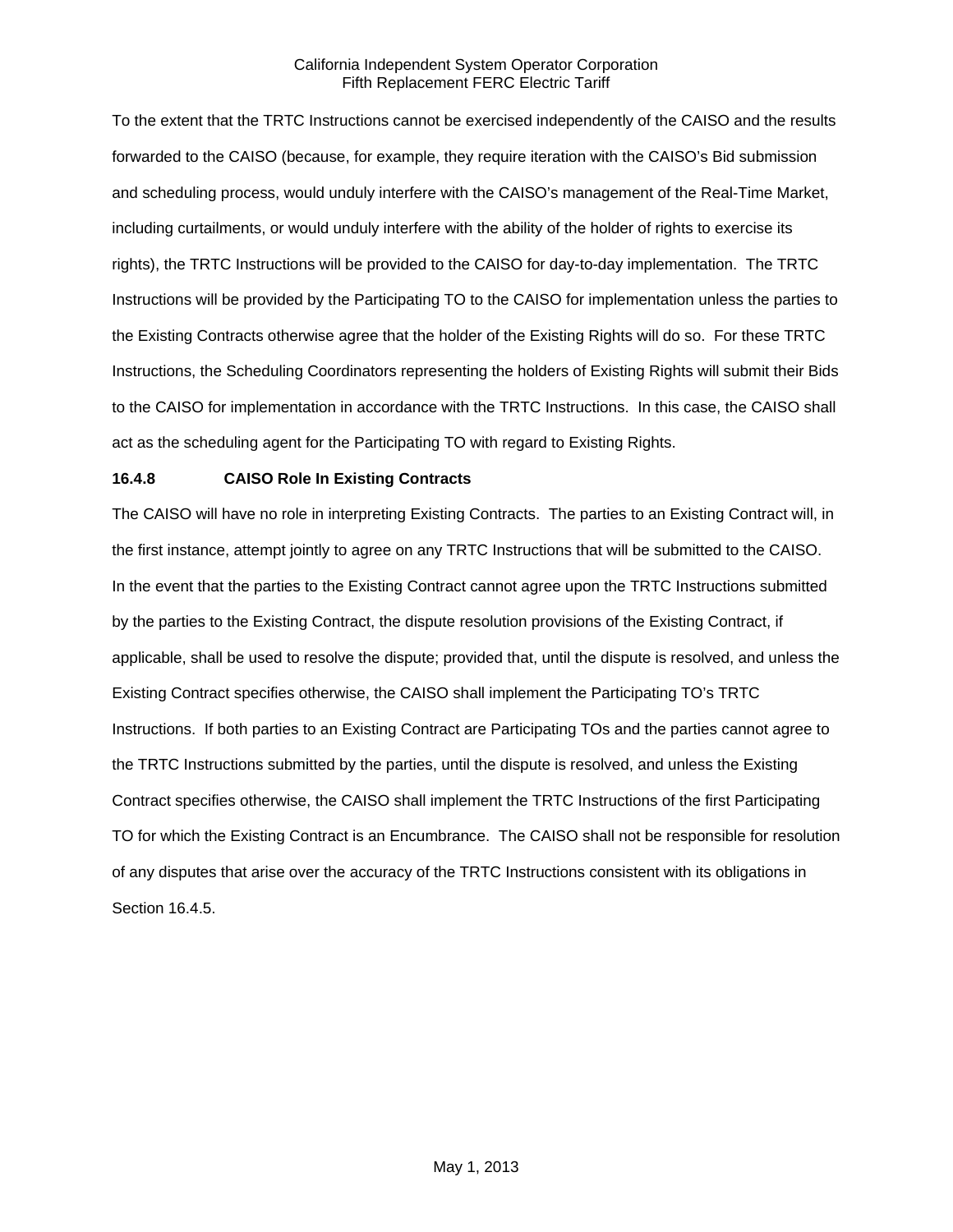To the extent that the TRTC Instructions cannot be exercised independently of the CAISO and the results forwarded to the CAISO (because, for example, they require iteration with the CAISO's Bid submission and scheduling process, would unduly interfere with the CAISO's management of the Real-Time Market, including curtailments, or would unduly interfere with the ability of the holder of rights to exercise its rights), the TRTC Instructions will be provided to the CAISO for day-to-day implementation. The TRTC Instructions will be provided by the Participating TO to the CAISO for implementation unless the parties to the Existing Contracts otherwise agree that the holder of the Existing Rights will do so. For these TRTC Instructions, the Scheduling Coordinators representing the holders of Existing Rights will submit their Bids to the CAISO for implementation in accordance with the TRTC Instructions. In this case, the CAISO shall act as the scheduling agent for the Participating TO with regard to Existing Rights.

**16.4.8 CAISO Role In Existing Contracts**

The CAISO will have no role in interpreting Existing Contracts. The parties to an Existing Contract will, in the first instance, attempt jointly to agree on any TRTC Instructions that will be submitted to the CAISO. In the event that the parties to the Existing Contract cannot agree upon the TRTC Instructions submitted by the parties to the Existing Contract, the dispute resolution provisions of the Existing Contract, if applicable, shall be used to resolve the dispute; provided that, until the dispute is resolved, and unless the Existing Contract specifies otherwise, the CAISO shall implement the Participating TO's TRTC Instructions. If both parties to an Existing Contract are Participating TOs and the parties cannot agree to the TRTC Instructions submitted by the parties, until the dispute is resolved, and unless the Existing Contract specifies otherwise, the CAISO shall implement the TRTC Instructions of the first Participating TO for which the Existing Contract is an Encumbrance. The CAISO shall not be responsible for resolution of any disputes that arise over the accuracy of the TRTC Instructions consistent with its obligations in Section 16.4.5.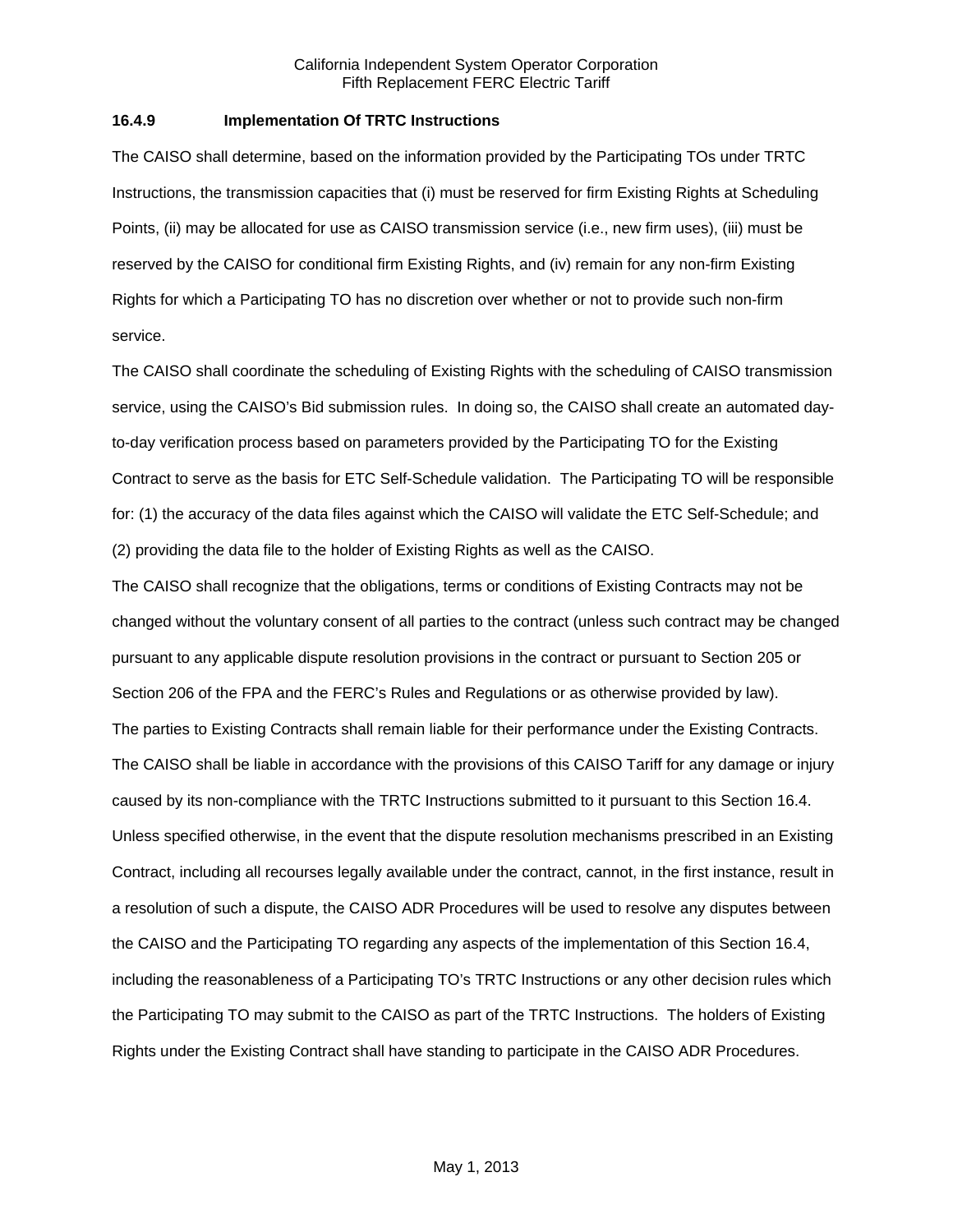### 16.4.9 Implementation Of TRTC Instructions

The CAISO shall determine, based on the information provided by the Participating TOs under TRTC Instructions, the transmission capacities that (i) must be reserved for firm Existing Rights at Scheduling Points, (ii) may be allocated for use as CAISO transmission service (i.e., new firm uses), (iii) must be reserved by the CAISO for conditional firm Existing Rights, and (iv) remain for any non-firm Existing Rights for which a Participating TO has no discretion over whether or not to provide such non-firm service.

The CAISO shall coordinate the scheduling of Existing Rights with the scheduling of CAISO transmission service, using the CAISO's Bid submission rules. In doing so, the CAISO shall create an automated day-to-day verification process based on parameters provided by the Participating TO for the Existing Contract to serve as the basis for ETC Self-Schedule validation. The Participating TO will be responsible for: (1) the accuracy of the data files against which the CAISO will validate the ETC Self-Schedule; and (2) providing the data file to the holder of Existing Rights as well as the CAISO.

The CAISO shall recognize that the obligations, terms or conditions of Existing Contracts may not be changed without the voluntary consent of all parties to the contract (unless such contract may be changed pursuant to any applicable dispute resolution provisions in the contract or pursuant to Section 205 or Section 206 of the FPA and the FERC's Rules and Regulations or as otherwise provided by law).

The parties to Existing Contracts shall remain liable for their performance under the Existing Contracts. The CAISO shall be liable in accordance with the provisions of this CAISO Tariff for any damage or injury caused by its non-compliance with the TRTC Instructions submitted to it pursuant to this Section 16.4.

Unless specified otherwise, in the event that the dispute resolution mechanisms prescribed in an Existing Contract, including all recourses legally available under the contract, cannot, in the first instance, result in a resolution of such a dispute, the CAISO ADR Procedures will be used to resolve any disputes between the CAISO and the Participating TO regarding any aspects of the implementation of this Section 16.4, including the reasonableness of a Participating TO's TRTC Instructions or any other decision rules which the Participating TO may submit to the CAISO as part of the TRTC Instructions. The holders of Existing Rights under the Existing Contract shall have standing to participate in the CAISO ADR Procedures.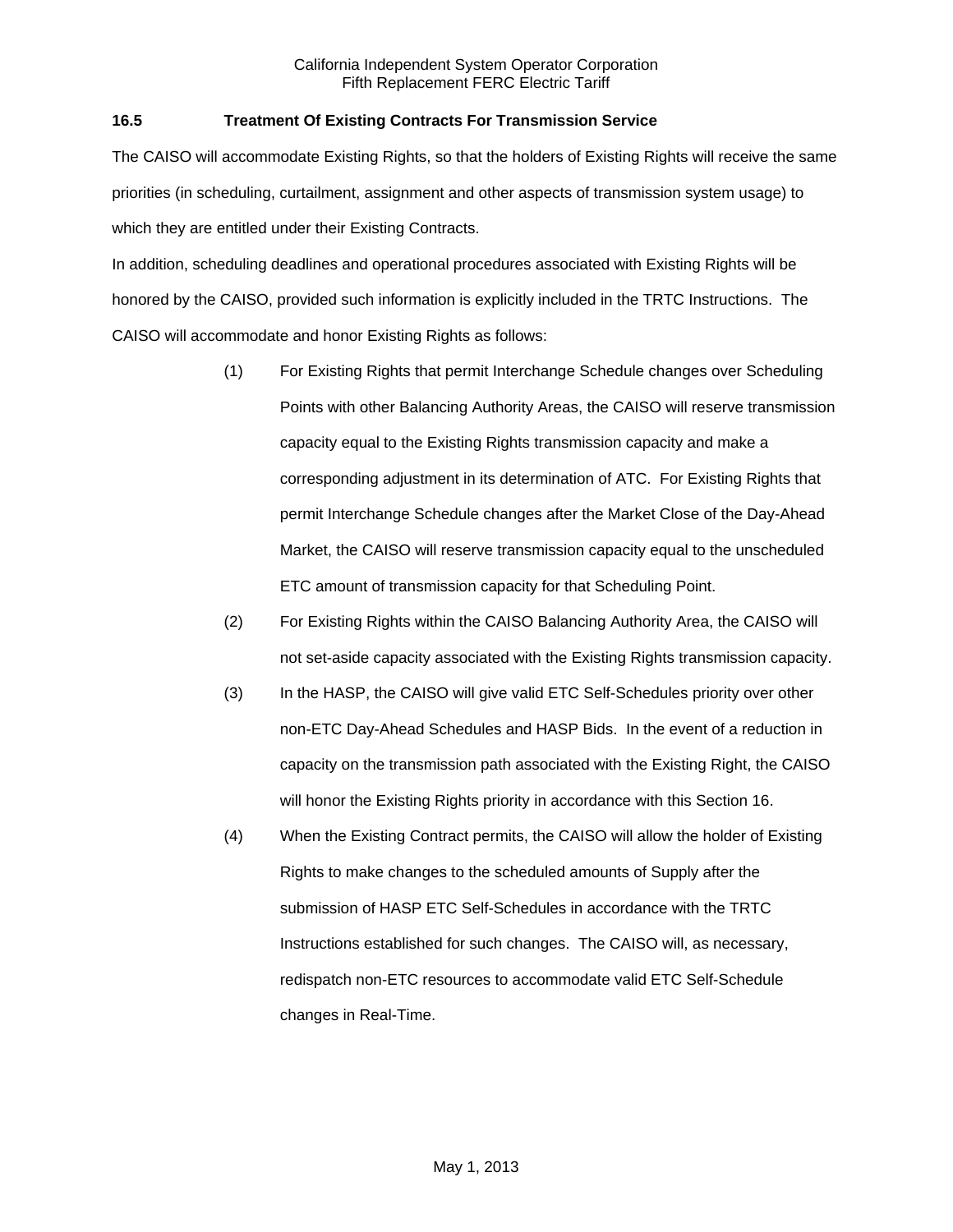### 16.5 Treatment Of Existing Contracts For Transmission Service

The CAISO will accommodate Existing Rights, so that the holders of Existing Rights will receive the same priorities (in scheduling, curtailment, assignment and other aspects of transmission system usage) to which they are entitled under their Existing Contracts.

In addition, scheduling deadlines and operational procedures associated with Existing Rights will be honored by the CAISO, provided such information is explicitly included in the TRTC Instructions. The CAISO will accommodate and honor Existing Rights as follows:

(1) For Existing Rights that permit Interchange Schedule changes over Scheduling Points with other Balancing Authority Areas, the CAISO will reserve transmission capacity equal to the Existing Rights transmission capacity and make a corresponding adjustment in its determination of ATC. For Existing Rights that permit Interchange Schedule changes after the Market Close of the Day-Ahead Market, the CAISO will reserve transmission capacity equal to the unscheduled ETC amount of transmission capacity for that Scheduling Point.

(2) For Existing Rights within the CAISO Balancing Authority Area, the CAISO will not set-aside capacity associated with the Existing Rights transmission capacity.

(3) In the HASP, the CAISO will give valid ETC Self-Schedules priority over other non-ETC Day-Ahead Schedules and HASP Bids. In the event of a reduction in capacity on the transmission path associated with the Existing Right, the CAISO will honor the Existing Rights priority in accordance with this Section 16.

(4) When the Existing Contract permits, the CAISO will allow the holder of Existing Rights to make changes to the scheduled amounts of Supply after the submission of HASP ETC Self-Schedules in accordance with the TRTC Instructions established for such changes. The CAISO will, as necessary, redispatch non-ETC resources to accommodate valid ETC Self-Schedule changes in Real-Time.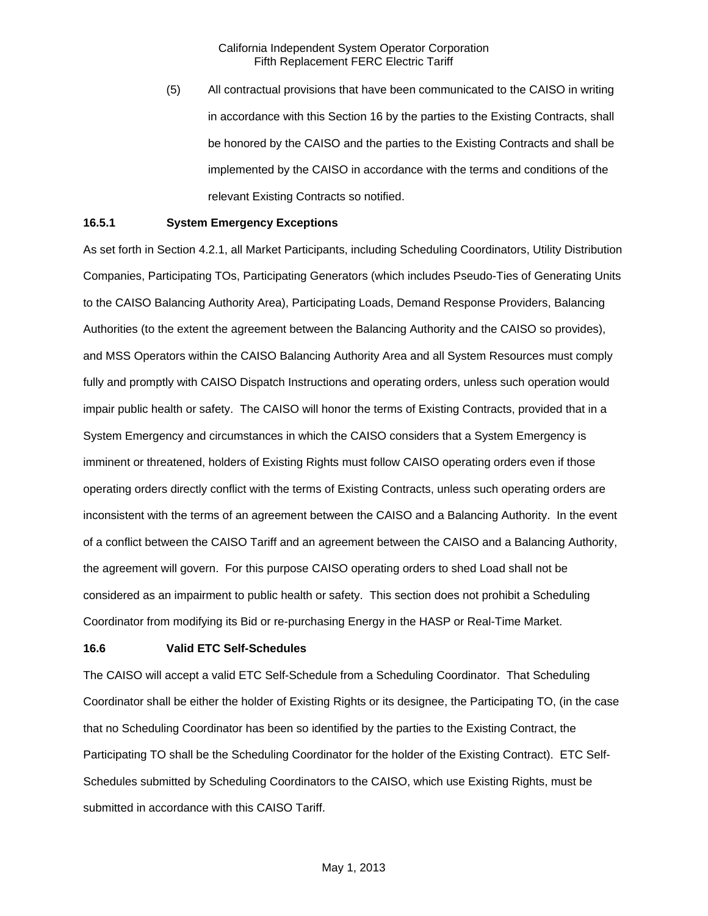(5) All contractual provisions that have been communicated to the CAISO in writing in accordance with this Section 16 by the parties to the Existing Contracts, shall be honored by the CAISO and the parties to the Existing Contracts and shall be implemented by the CAISO in accordance with the terms and conditions of the relevant Existing Contracts so notified.

### 16.5.1 System Emergency Exceptions

As set forth in Section 4.2.1, all Market Participants, including Scheduling Coordinators, Utility Distribution Companies, Participating TOs, Participating Generators (which includes Pseudo-Ties of Generating Units to the CAISO Balancing Authority Area), Participating Loads, Demand Response Providers, Balancing Authorities (to the extent the agreement between the Balancing Authority and the CAISO so provides), and MSS Operators within the CAISO Balancing Authority Area and all System Resources must comply fully and promptly with CAISO Dispatch Instructions and operating orders, unless such operation would impair public health or safety. The CAISO will honor the terms of Existing Contracts, provided that in a System Emergency and circumstances in which the CAISO considers that a System Emergency is imminent or threatened, holders of Existing Rights must follow CAISO operating orders even if those operating orders directly conflict with the terms of Existing Contracts, unless such operating orders are inconsistent with the terms of an agreement between the CAISO and a Balancing Authority. In the event of a conflict between the CAISO Tariff and an agreement between the CAISO and a Balancing Authority, the agreement will govern. For this purpose CAISO operating orders to shed Load shall not be considered as an impairment to public health or safety. This section does not prohibit a Scheduling Coordinator from modifying its Bid or re-purchasing Energy in the HASP or Real-Time Market.

## 16.6 Valid ETC Self-Schedules

The CAISO will accept a valid ETC Self-Schedule from a Scheduling Coordinator. That Scheduling Coordinator shall be either the holder of Existing Rights or its designee, the Participating TO, (in the case that no Scheduling Coordinator has been so identified by the parties to the Existing Contract, the Participating TO shall be the Scheduling Coordinator for the holder of the Existing Contract). ETC Self-Schedules submitted by Scheduling Coordinators to the CAISO, which use Existing Rights, must be submitted in accordance with this CAISO Tariff.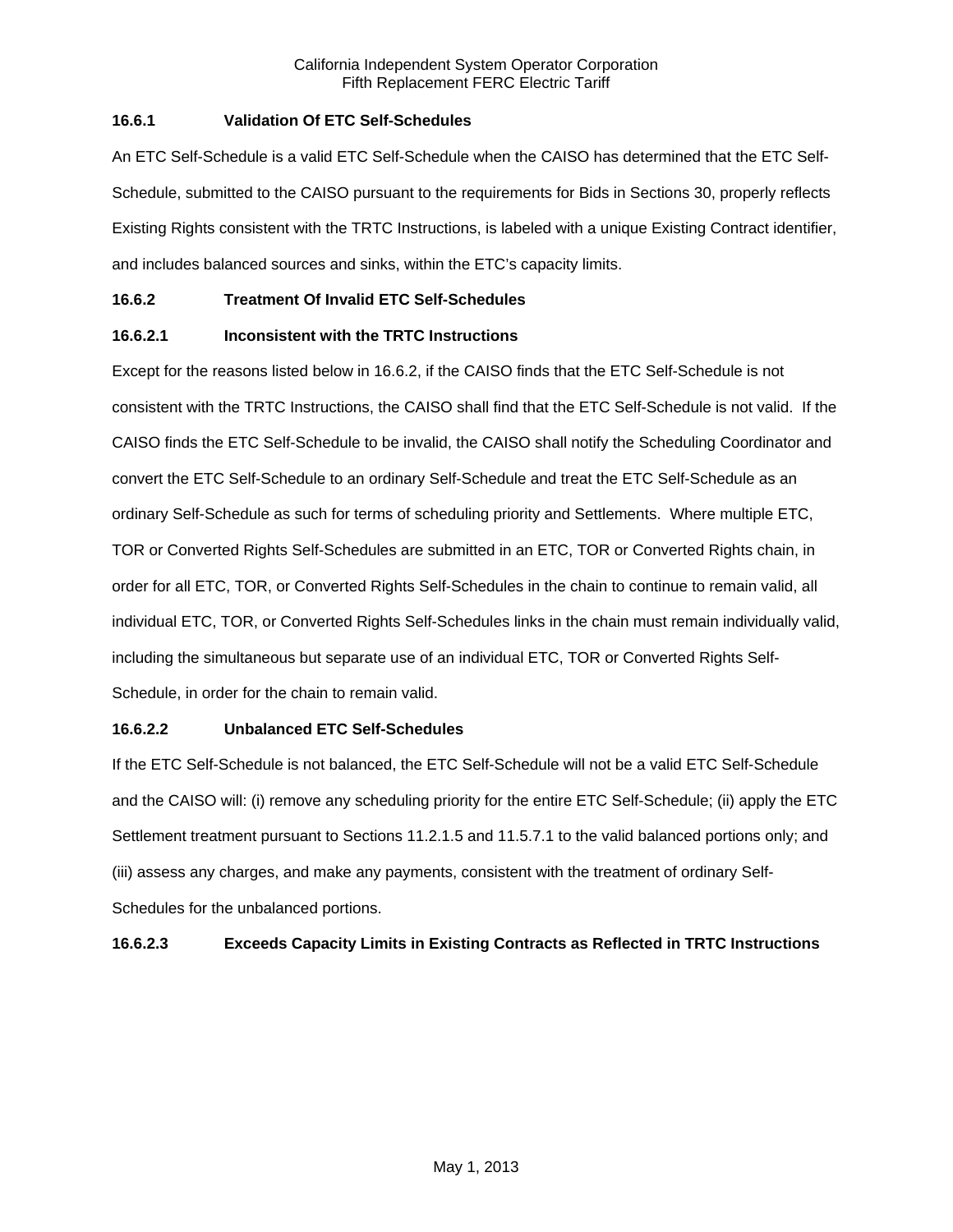### 16.6.1 Validation Of ETC Self-Schedules

An ETC Self-Schedule is a valid ETC Self-Schedule when the CAISO has determined that the ETC Self-Schedule, submitted to the CAISO pursuant to the requirements for Bids in Sections 30, properly reflects Existing Rights consistent with the TRTC Instructions, is labeled with a unique Existing Contract identifier, and includes balanced sources and sinks, within the ETC's capacity limits.

### 16.6.2 Treatment Of Invalid ETC Self-Schedules

#### 16.6.2.1 Inconsistent with the TRTC Instructions

Except for the reasons listed below in 16.6.2, if the CAISO finds that the ETC Self-Schedule is not consistent with the TRTC Instructions, the CAISO shall find that the ETC Self-Schedule is not valid. If the CAISO finds the ETC Self-Schedule to be invalid, the CAISO shall notify the Scheduling Coordinator and convert the ETC Self-Schedule to an ordinary Self-Schedule and treat the ETC Self-Schedule as an ordinary Self-Schedule as such for terms of scheduling priority and Settlements. Where multiple ETC, TOR or Converted Rights Self-Schedules are submitted in an ETC, TOR or Converted Rights chain, in order for all ETC, TOR, or Converted Rights Self-Schedules in the chain to continue to remain valid, all individual ETC, TOR, or Converted Rights Self-Schedules links in the chain must remain individually valid, including the simultaneous but separate use of an individual ETC, TOR or Converted Rights Self-Schedule, in order for the chain to remain valid.

#### 16.6.2.2 Unbalanced ETC Self-Schedules

If the ETC Self-Schedule is not balanced, the ETC Self-Schedule will not be a valid ETC Self-Schedule and the CAISO will: (i) remove any scheduling priority for the entire ETC Self-Schedule; (ii) apply the ETC Settlement treatment pursuant to Sections 11.2.1.5 and 11.5.7.1 to the valid balanced portions only; and (iii) assess any charges, and make any payments, consistent with the treatment of ordinary Self-Schedules for the unbalanced portions.

#### 16.6.2.3 Exceeds Capacity Limits in Existing Contracts as Reflected in TRTC Instructions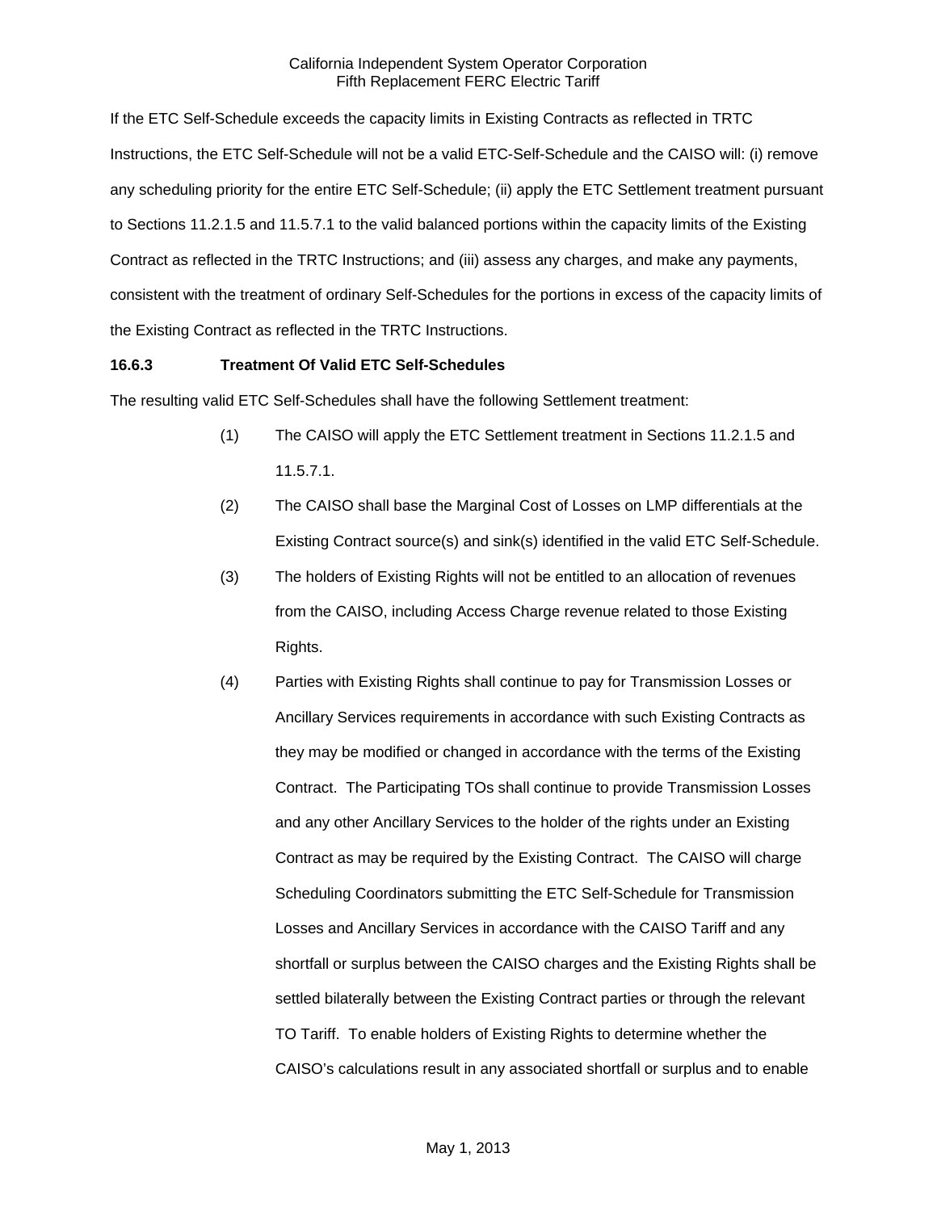If the ETC Self-Schedule exceeds the capacity limits in Existing Contracts as reflected in TRTC Instructions, the ETC Self-Schedule will not be a valid ETC-Self-Schedule and the CAISO will: (i) remove any scheduling priority for the entire ETC Self-Schedule; (ii) apply the ETC Settlement treatment pursuant to Sections 11.2.1.5 and 11.5.7.1 to the valid balanced portions within the capacity limits of the Existing Contract as reflected in the TRTC Instructions; and (iii) assess any charges, and make any payments, consistent with the treatment of ordinary Self-Schedules for the portions in excess of the capacity limits of the Existing Contract as reflected in the TRTC Instructions.

### 16.6.3 Treatment Of Valid ETC Self-Schedules

The resulting valid ETC Self-Schedules shall have the following Settlement treatment:

(1) The CAISO will apply the ETC Settlement treatment in Sections 11.2.1.5 and 11.5.7.1.

(2) The CAISO shall base the Marginal Cost of Losses on LMP differentials at the Existing Contract source(s) and sink(s) identified in the valid ETC Self-Schedule.

(3) The holders of Existing Rights will not be entitled to an allocation of revenues from the CAISO, including Access Charge revenue related to those Existing Rights.

(4) Parties with Existing Rights shall continue to pay for Transmission Losses or Ancillary Services requirements in accordance with such Existing Contracts as they may be modified or changed in accordance with the terms of the Existing Contract. The Participating TOs shall continue to provide Transmission Losses and any other Ancillary Services to the holder of the rights under an Existing Contract as may be required by the Existing Contract. The CAISO will charge Scheduling Coordinators submitting the ETC Self-Schedule for Transmission Losses and Ancillary Services in accordance with the CAISO Tariff and any shortfall or surplus between the CAISO charges and the Existing Rights shall be settled bilaterally between the Existing Contract parties or through the relevant TO Tariff. To enable holders of Existing Rights to determine whether the CAISO's calculations result in any associated shortfall or surplus and to enable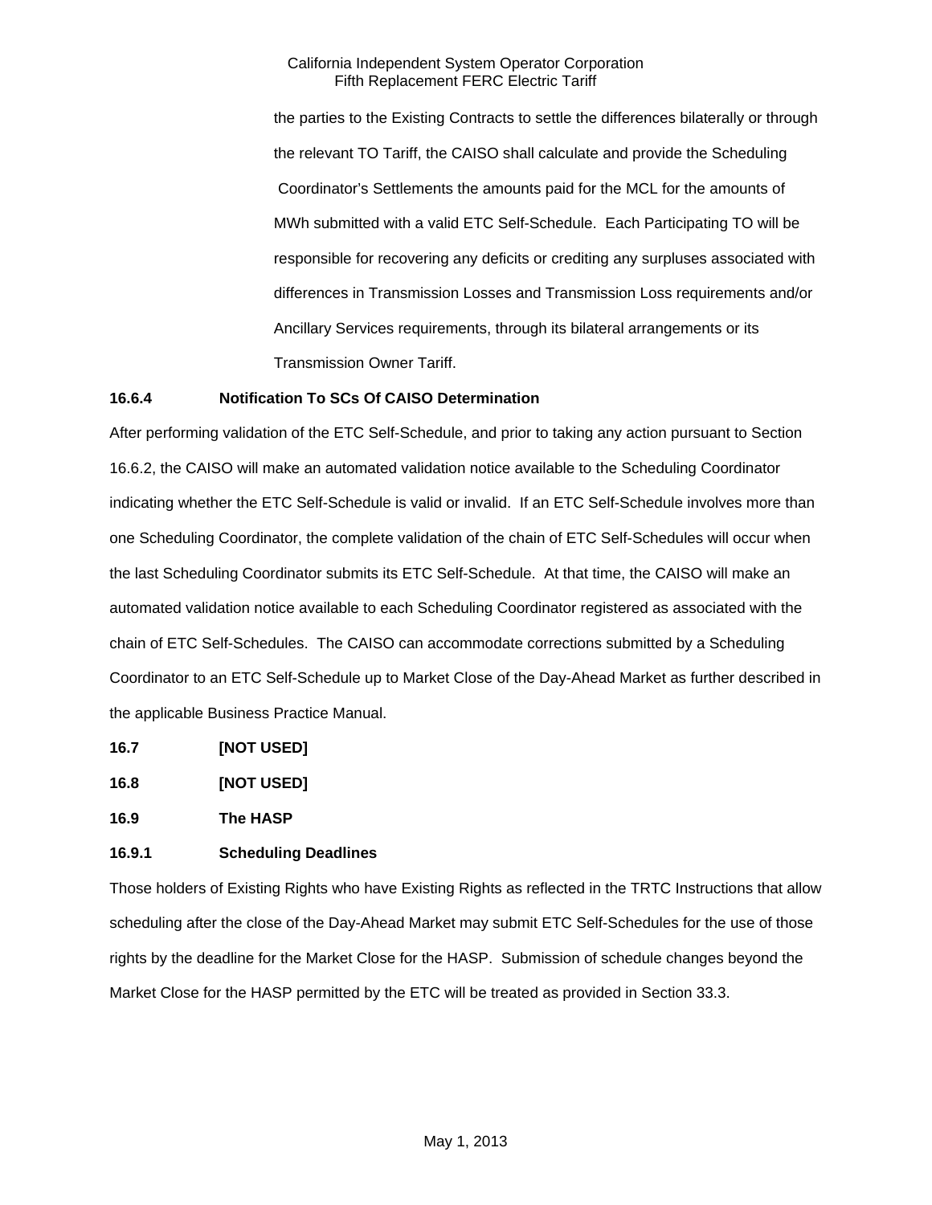the parties to the Existing Contracts to settle the differences bilaterally or through the relevant TO Tariff, the CAISO shall calculate and provide the Scheduling Coordinator's Settlements the amounts paid for the MCL for the amounts of MWh submitted with a valid ETC Self-Schedule. Each Participating TO will be responsible for recovering any deficits or crediting any surpluses associated with differences in Transmission Losses and Transmission Loss requirements and/or Ancillary Services requirements, through its bilateral arrangements or its Transmission Owner Tariff.

**16.6.4 Notification To SCs Of CAISO Determination**

After performing validation of the ETC Self-Schedule, and prior to taking any action pursuant to Section 16.6.2, the CAISO will make an automated validation notice available to the Scheduling Coordinator indicating whether the ETC Self-Schedule is valid or invalid. If an ETC Self-Schedule involves more than one Scheduling Coordinator, the complete validation of the chain of ETC Self-Schedules will occur when the last Scheduling Coordinator submits its ETC Self-Schedule. At that time, the CAISO will make an automated validation notice available to each Scheduling Coordinator registered as associated with the chain of ETC Self-Schedules. The CAISO can accommodate corrections submitted by a Scheduling Coordinator to an ETC Self-Schedule up to Market Close of the Day-Ahead Market as further described in the applicable Business Practice Manual.

**16.7 [NOT USED]**

**16.8 [NOT USED]**

**16.9 The HASP**

**16.9.1 Scheduling Deadlines**

Those holders of Existing Rights who have Existing Rights as reflected in the TRTC Instructions that allow scheduling after the close of the Day-Ahead Market may submit ETC Self-Schedules for the use of those rights by the deadline for the Market Close for the HASP. Submission of schedule changes beyond the Market Close for the HASP permitted by the ETC will be treated as provided in Section 33.3.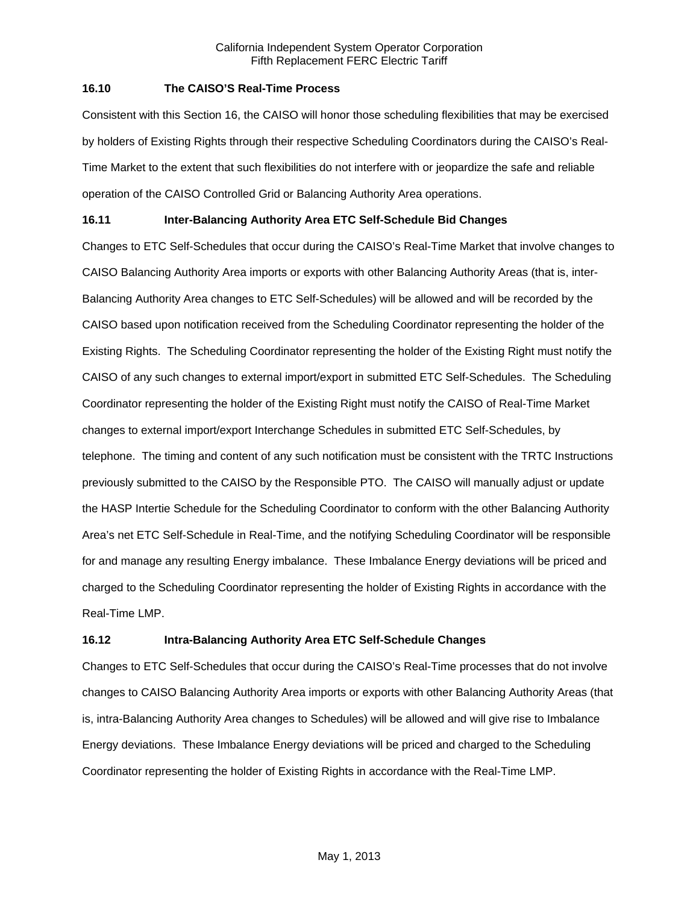### 16.10 The CAISO'S Real-Time Process

Consistent with this Section 16, the CAISO will honor those scheduling flexibilities that may be exercised by holders of Existing Rights through their respective Scheduling Coordinators during the CAISO's Real-Time Market to the extent that such flexibilities do not interfere with or jeopardize the safe and reliable operation of the CAISO Controlled Grid or Balancing Authority Area operations.

### 16.11 Inter-Balancing Authority Area ETC Self-Schedule Bid Changes

Changes to ETC Self-Schedules that occur during the CAISO's Real-Time Market that involve changes to CAISO Balancing Authority Area imports or exports with other Balancing Authority Areas (that is, inter-Balancing Authority Area changes to ETC Self-Schedules) will be allowed and will be recorded by the CAISO based upon notification received from the Scheduling Coordinator representing the holder of the Existing Rights. The Scheduling Coordinator representing the holder of the Existing Right must notify the CAISO of any such changes to external import/export in submitted ETC Self-Schedules. The Scheduling Coordinator representing the holder of the Existing Right must notify the CAISO of Real-Time Market changes to external import/export Interchange Schedules in submitted ETC Self-Schedules, by telephone. The timing and content of any such notification must be consistent with the TRTC Instructions previously submitted to the CAISO by the Responsible PTO. The CAISO will manually adjust or update the HASP Intertie Schedule for the Scheduling Coordinator to conform with the other Balancing Authority Area's net ETC Self-Schedule in Real-Time, and the notifying Scheduling Coordinator will be responsible for and manage any resulting Energy imbalance. These Imbalance Energy deviations will be priced and charged to the Scheduling Coordinator representing the holder of Existing Rights in accordance with the Real-Time LMP.

### 16.12 Intra-Balancing Authority Area ETC Self-Schedule Changes

Changes to ETC Self-Schedules that occur during the CAISO's Real-Time processes that do not involve changes to CAISO Balancing Authority Area imports or exports with other Balancing Authority Areas (that is, intra-Balancing Authority Area changes to Schedules) will be allowed and will give rise to Imbalance Energy deviations. These Imbalance Energy deviations will be priced and charged to the Scheduling Coordinator representing the holder of Existing Rights in accordance with the Real-Time LMP.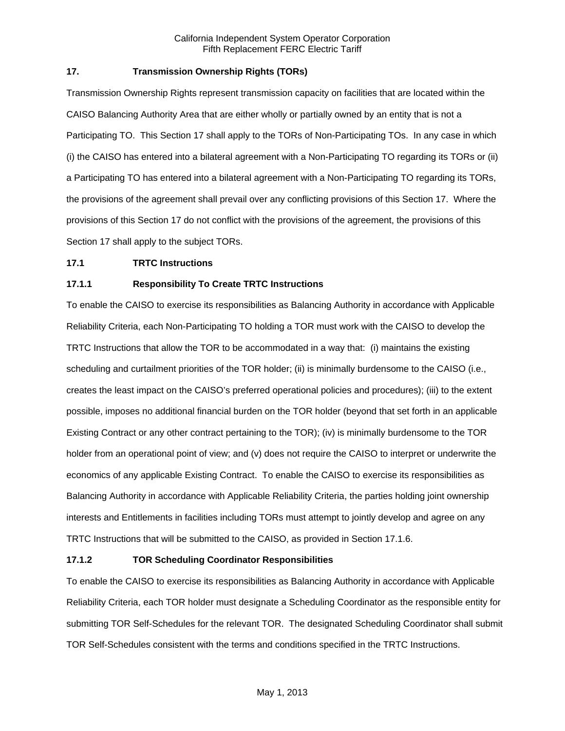## 17. Transmission Ownership Rights (TORs)

Transmission Ownership Rights represent transmission capacity on facilities that are located within the CAISO Balancing Authority Area that are either wholly or partially owned by an entity that is not a Participating TO. This Section 17 shall apply to the TORs of Non-Participating TOs. In any case in which (i) the CAISO has entered into a bilateral agreement with a Non-Participating TO regarding its TORs or (ii) a Participating TO has entered into a bilateral agreement with a Non-Participating TO regarding its TORs, the provisions of the agreement shall prevail over any conflicting provisions of this Section 17. Where the provisions of this Section 17 do not conflict with the provisions of the agreement, the provisions of this Section 17 shall apply to the subject TORs.

### 17.1 TRTC Instructions

#### 17.1.1 Responsibility To Create TRTC Instructions

To enable the CAISO to exercise its responsibilities as Balancing Authority in accordance with Applicable Reliability Criteria, each Non-Participating TO holding a TOR must work with the CAISO to develop the TRTC Instructions that allow the TOR to be accommodated in a way that: (i) maintains the existing scheduling and curtailment priorities of the TOR holder; (ii) is minimally burdensome to the CAISO (i.e., creates the least impact on the CAISO's preferred operational policies and procedures); (iii) to the extent possible, imposes no additional financial burden on the TOR holder (beyond that set forth in an applicable Existing Contract or any other contract pertaining to the TOR); (iv) is minimally burdensome to the TOR holder from an operational point of view; and (v) does not require the CAISO to interpret or underwrite the economics of any applicable Existing Contract. To enable the CAISO to exercise its responsibilities as Balancing Authority in accordance with Applicable Reliability Criteria, the parties holding joint ownership interests and Entitlements in facilities including TORs must attempt to jointly develop and agree on any TRTC Instructions that will be submitted to the CAISO, as provided in Section 17.1.6.

#### 17.1.2 TOR Scheduling Coordinator Responsibilities

To enable the CAISO to exercise its responsibilities as Balancing Authority in accordance with Applicable Reliability Criteria, each TOR holder must designate a Scheduling Coordinator as the responsible entity for submitting TOR Self-Schedules for the relevant TOR. The designated Scheduling Coordinator shall submit TOR Self-Schedules consistent with the terms and conditions specified in the TRTC Instructions.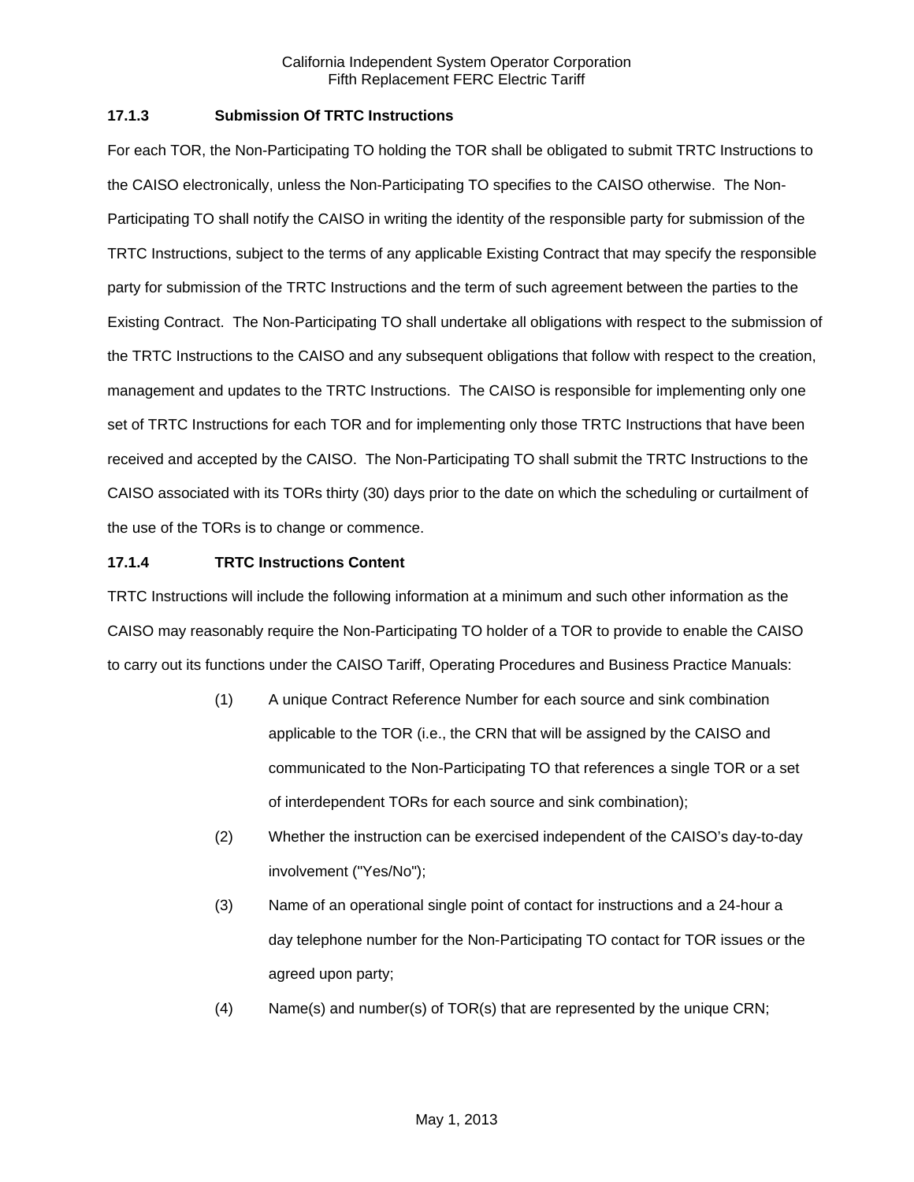### 17.1.3 Submission Of TRTC Instructions

For each TOR, the Non-Participating TO holding the TOR shall be obligated to submit TRTC Instructions to the CAISO electronically, unless the Non-Participating TO specifies to the CAISO otherwise. The Non-Participating TO shall notify the CAISO in writing the identity of the responsible party for submission of the TRTC Instructions, subject to the terms of any applicable Existing Contract that may specify the responsible party for submission of the TRTC Instructions and the term of such agreement between the parties to the Existing Contract. The Non-Participating TO shall undertake all obligations with respect to the submission of the TRTC Instructions to the CAISO and any subsequent obligations that follow with respect to the creation, management and updates to the TRTC Instructions. The CAISO is responsible for implementing only one set of TRTC Instructions for each TOR and for implementing only those TRTC Instructions that have been received and accepted by the CAISO. The Non-Participating TO shall submit the TRTC Instructions to the CAISO associated with its TORs thirty (30) days prior to the date on which the scheduling or curtailment of the use of the TORs is to change or commence.

### 17.1.4 TRTC Instructions Content

TRTC Instructions will include the following information at a minimum and such other information as the CAISO may reasonably require the Non-Participating TO holder of a TOR to provide to enable the CAISO to carry out its functions under the CAISO Tariff, Operating Procedures and Business Practice Manuals:

(1) A unique Contract Reference Number for each source and sink combination applicable to the TOR (i.e., the CRN that will be assigned by the CAISO and communicated to the Non-Participating TO that references a single TOR or a set of interdependent TORs for each source and sink combination);

(2) Whether the instruction can be exercised independent of the CAISO's day-to-day involvement ("Yes/No");

(3) Name of an operational single point of contact for instructions and a 24-hour a day telephone number for the Non-Participating TO contact for TOR issues or the agreed upon party;

(4) Name(s) and number(s) of TOR(s) that are represented by the unique CRN;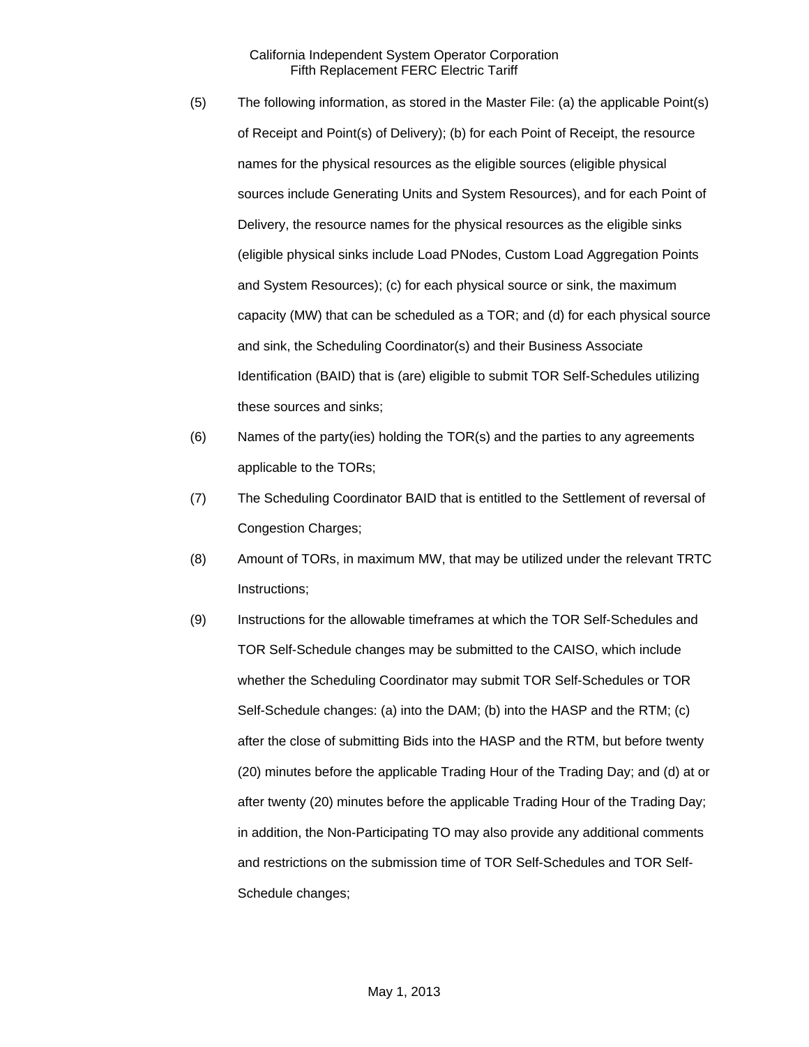(5) The following information, as stored in the Master File: (a) the applicable Point(s) of Receipt and Point(s) of Delivery); (b) for each Point of Receipt, the resource names for the physical resources as the eligible sources (eligible physical sources include Generating Units and System Resources), and for each Point of Delivery, the resource names for the physical resources as the eligible sinks (eligible physical sinks include Load PNodes, Custom Load Aggregation Points and System Resources); (c) for each physical source or sink, the maximum capacity (MW) that can be scheduled as a TOR; and (d) for each physical source and sink, the Scheduling Coordinator(s) and their Business Associate Identification (BAID) that is (are) eligible to submit TOR Self-Schedules utilizing these sources and sinks;

(6) Names of the party(ies) holding the TOR(s) and the parties to any agreements applicable to the TORs;

(7) The Scheduling Coordinator BAID that is entitled to the Settlement of reversal of Congestion Charges;

(8) Amount of TORs, in maximum MW, that may be utilized under the relevant TRTC Instructions;

(9) Instructions for the allowable timeframes at which the TOR Self-Schedules and TOR Self-Schedule changes may be submitted to the CAISO, which include whether the Scheduling Coordinator may submit TOR Self-Schedules or TOR Self-Schedule changes: (a) into the DAM; (b) into the HASP and the RTM; (c) after the close of submitting Bids into the HASP and the RTM, but before twenty (20) minutes before the applicable Trading Hour of the Trading Day; and (d) at or after twenty (20) minutes before the applicable Trading Hour of the Trading Day; in addition, the Non-Participating TO may also provide any additional comments and restrictions on the submission time of TOR Self-Schedules and TOR Self-Schedule changes;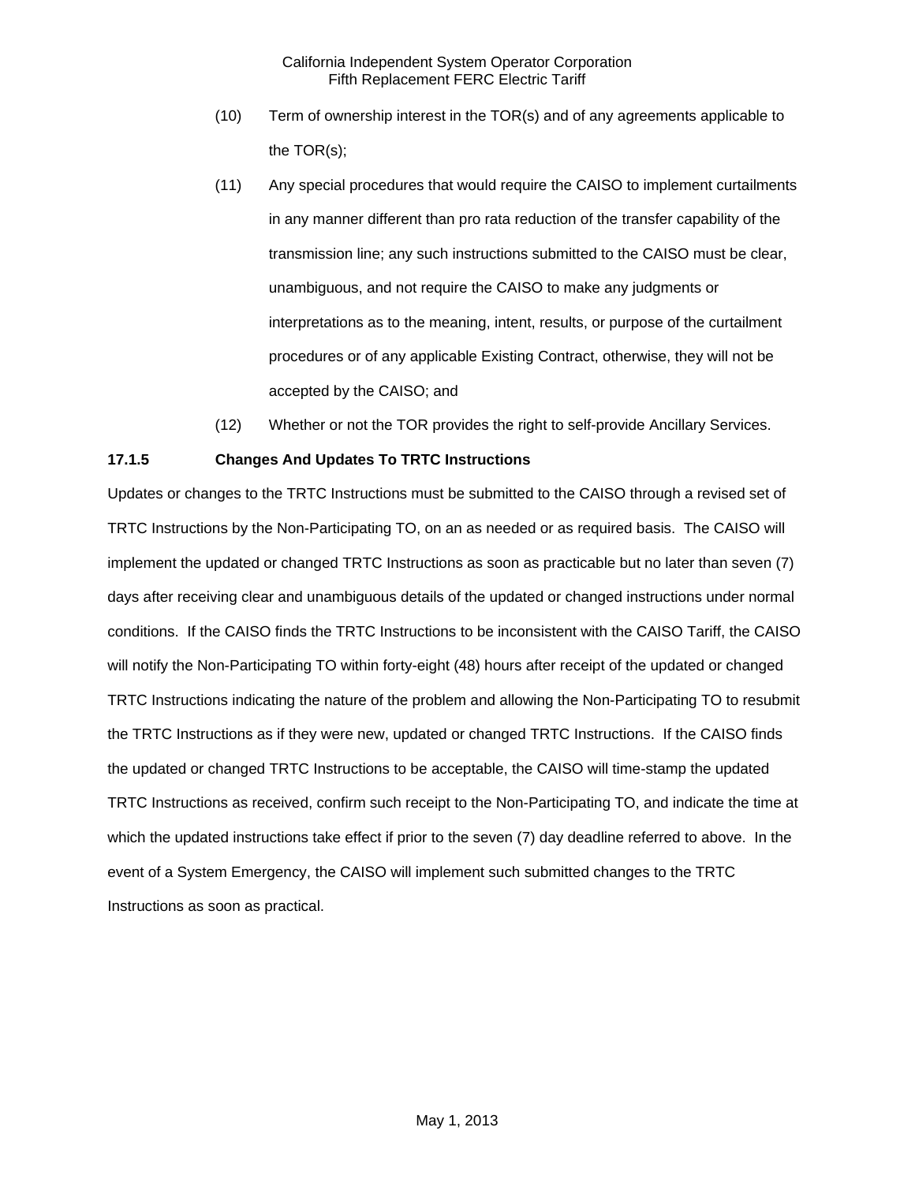(10) Term of ownership interest in the TOR(s) and of any agreements applicable to the TOR(s);

(11) Any special procedures that would require the CAISO to implement curtailments in any manner different than pro rata reduction of the transfer capability of the transmission line; any such instructions submitted to the CAISO must be clear, unambiguous, and not require the CAISO to make any judgments or interpretations as to the meaning, intent, results, or purpose of the curtailment procedures or of any applicable Existing Contract, otherwise, they will not be accepted by the CAISO; and

(12) Whether or not the TOR provides the right to self-provide Ancillary Services.

### 17.1.5 Changes And Updates To TRTC Instructions

Updates or changes to the TRTC Instructions must be submitted to the CAISO through a revised set of TRTC Instructions by the Non-Participating TO, on an as needed or as required basis. The CAISO will implement the updated or changed TRTC Instructions as soon as practicable but no later than seven (7) days after receiving clear and unambiguous details of the updated or changed instructions under normal conditions. If the CAISO finds the TRTC Instructions to be inconsistent with the CAISO Tariff, the CAISO will notify the Non-Participating TO within forty-eight (48) hours after receipt of the updated or changed TRTC Instructions indicating the nature of the problem and allowing the Non-Participating TO to resubmit the TRTC Instructions as if they were new, updated or changed TRTC Instructions. If the CAISO finds the updated or changed TRTC Instructions to be acceptable, the CAISO will time-stamp the updated TRTC Instructions as received, confirm such receipt to the Non-Participating TO, and indicate the time at which the updated instructions take effect if prior to the seven (7) day deadline referred to above. In the event of a System Emergency, the CAISO will implement such submitted changes to the TRTC Instructions as soon as practical.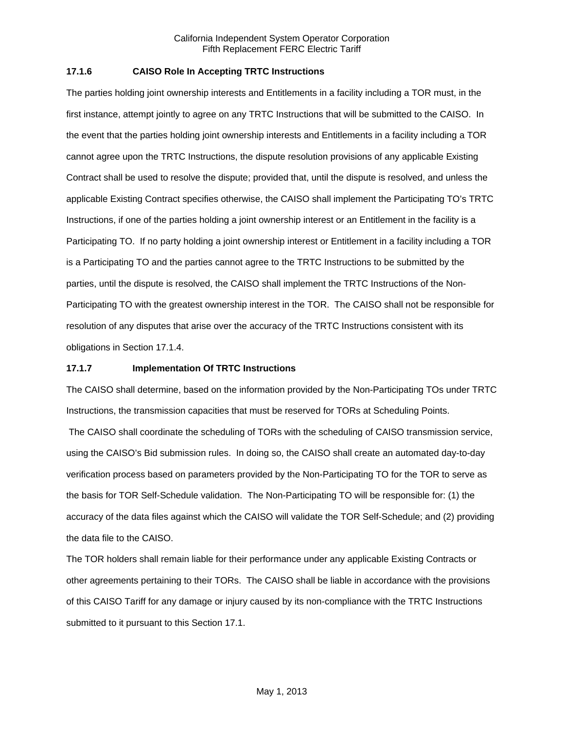### 17.1.6 CAISO Role In Accepting TRTC Instructions

The parties holding joint ownership interests and Entitlements in a facility including a TOR must, in the first instance, attempt jointly to agree on any TRTC Instructions that will be submitted to the CAISO. In the event that the parties holding joint ownership interests and Entitlements in a facility including a TOR cannot agree upon the TRTC Instructions, the dispute resolution provisions of any applicable Existing Contract shall be used to resolve the dispute; provided that, until the dispute is resolved, and unless the applicable Existing Contract specifies otherwise, the CAISO shall implement the Participating TO's TRTC Instructions, if one of the parties holding a joint ownership interest or an Entitlement in the facility is a Participating TO. If no party holding a joint ownership interest or Entitlement in a facility including a TOR is a Participating TO and the parties cannot agree to the TRTC Instructions to be submitted by the parties, until the dispute is resolved, the CAISO shall implement the TRTC Instructions of the Non-Participating TO with the greatest ownership interest in the TOR. The CAISO shall not be responsible for resolution of any disputes that arise over the accuracy of the TRTC Instructions consistent with its obligations in Section 17.1.4.

### 17.1.7 Implementation Of TRTC Instructions

The CAISO shall determine, based on the information provided by the Non-Participating TOs under TRTC Instructions, the transmission capacities that must be reserved for TORs at Scheduling Points.

The CAISO shall coordinate the scheduling of TORs with the scheduling of CAISO transmission service, using the CAISO's Bid submission rules. In doing so, the CAISO shall create an automated day-to-day verification process based on parameters provided by the Non-Participating TO for the TOR to serve as the basis for TOR Self-Schedule validation. The Non-Participating TO will be responsible for: (1) the accuracy of the data files against which the CAISO will validate the TOR Self-Schedule; and (2) providing the data file to the CAISO.

The TOR holders shall remain liable for their performance under any applicable Existing Contracts or other agreements pertaining to their TORs. The CAISO shall be liable in accordance with the provisions of this CAISO Tariff for any damage or injury caused by its non-compliance with the TRTC Instructions submitted to it pursuant to this Section 17.1.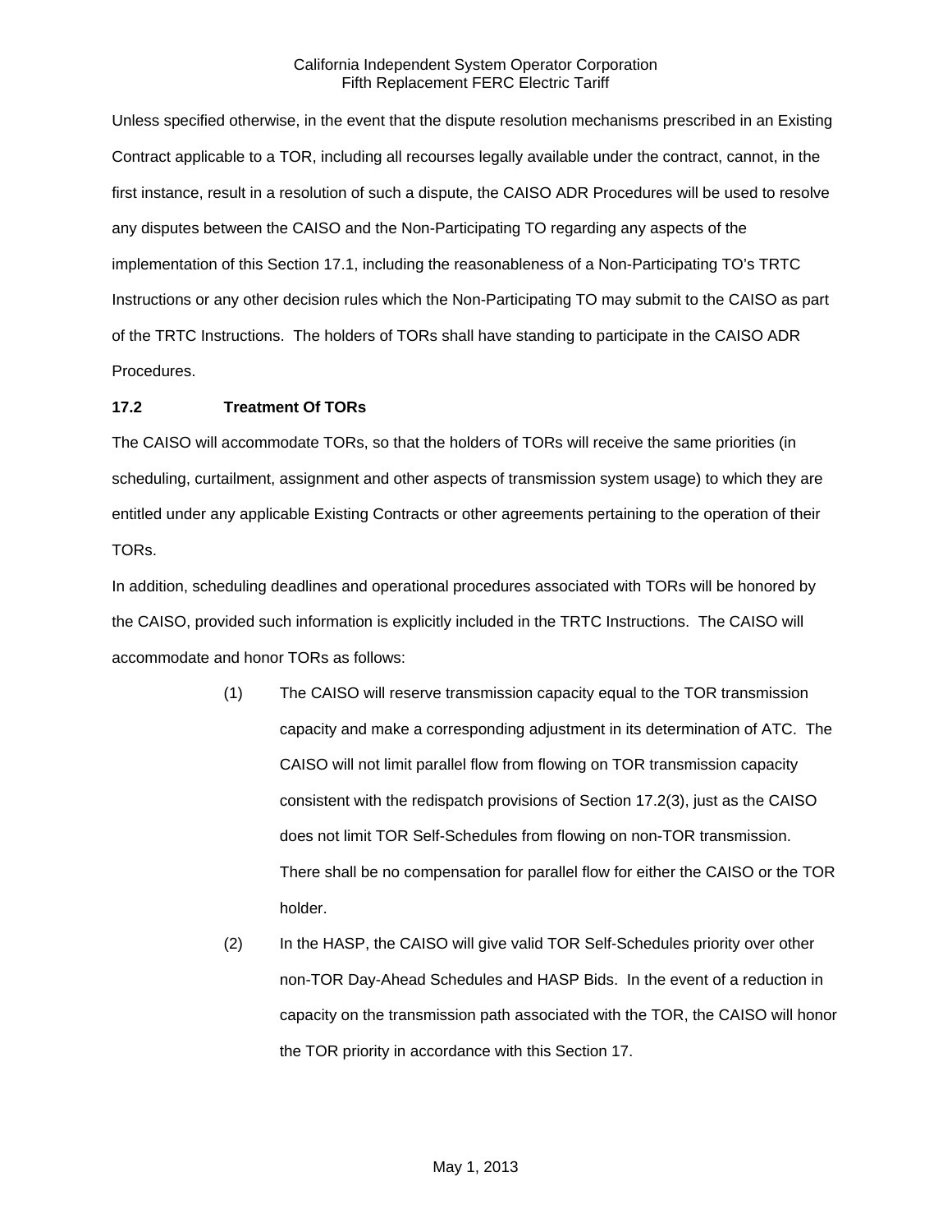Unless specified otherwise, in the event that the dispute resolution mechanisms prescribed in an Existing Contract applicable to a TOR, including all recourses legally available under the contract, cannot, in the first instance, result in a resolution of such a dispute, the CAISO ADR Procedures will be used to resolve any disputes between the CAISO and the Non-Participating TO regarding any aspects of the implementation of this Section 17.1, including the reasonableness of a Non-Participating TO's TRTC Instructions or any other decision rules which the Non-Participating TO may submit to the CAISO as part of the TRTC Instructions. The holders of TORs shall have standing to participate in the CAISO ADR Procedures.

### 17.2 Treatment Of TORs

The CAISO will accommodate TORs, so that the holders of TORs will receive the same priorities (in scheduling, curtailment, assignment and other aspects of transmission system usage) to which they are entitled under any applicable Existing Contracts or other agreements pertaining to the operation of their TORs.

In addition, scheduling deadlines and operational procedures associated with TORs will be honored by the CAISO, provided such information is explicitly included in the TRTC Instructions. The CAISO will accommodate and honor TORs as follows:

(1) The CAISO will reserve transmission capacity equal to the TOR transmission capacity and make a corresponding adjustment in its determination of ATC. The CAISO will not limit parallel flow from flowing on TOR transmission capacity consistent with the redispatch provisions of Section 17.2(3), just as the CAISO does not limit TOR Self-Schedules from flowing on non-TOR transmission. There shall be no compensation for parallel flow for either the CAISO or the TOR holder.

(2) In the HASP, the CAISO will give valid TOR Self-Schedules priority over other non-TOR Day-Ahead Schedules and HASP Bids. In the event of a reduction in capacity on the transmission path associated with the TOR, the CAISO will honor the TOR priority in accordance with this Section 17.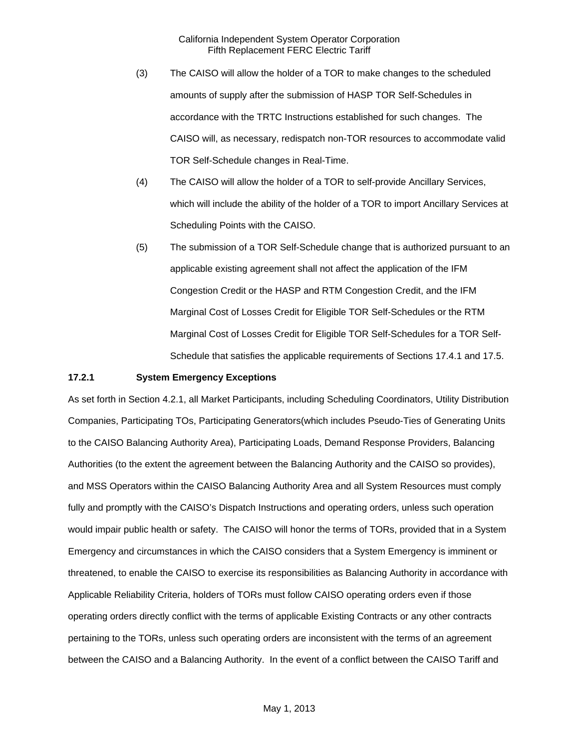(3) The CAISO will allow the holder of a TOR to make changes to the scheduled amounts of supply after the submission of HASP TOR Self-Schedules in accordance with the TRTC Instructions established for such changes. The CAISO will, as necessary, redispatch non-TOR resources to accommodate valid TOR Self-Schedule changes in Real-Time.

(4) The CAISO will allow the holder of a TOR to self-provide Ancillary Services, which will include the ability of the holder of a TOR to import Ancillary Services at Scheduling Points with the CAISO.

(5) The submission of a TOR Self-Schedule change that is authorized pursuant to an applicable existing agreement shall not affect the application of the IFM Congestion Credit or the HASP and RTM Congestion Credit, and the IFM Marginal Cost of Losses Credit for Eligible TOR Self-Schedules or the RTM Marginal Cost of Losses Credit for Eligible TOR Self-Schedules for a TOR Self-Schedule that satisfies the applicable requirements of Sections 17.4.1 and 17.5.

**17.2.1 System Emergency Exceptions**

As set forth in Section 4.2.1, all Market Participants, including Scheduling Coordinators, Utility Distribution Companies, Participating TOs, Participating Generators(which includes Pseudo-Ties of Generating Units to the CAISO Balancing Authority Area), Participating Loads, Demand Response Providers, Balancing Authorities (to the extent the agreement between the Balancing Authority and the CAISO so provides), and MSS Operators within the CAISO Balancing Authority Area and all System Resources must comply fully and promptly with the CAISO's Dispatch Instructions and operating orders, unless such operation would impair public health or safety. The CAISO will honor the terms of TORs, provided that in a System Emergency and circumstances in which the CAISO considers that a System Emergency is imminent or threatened, to enable the CAISO to exercise its responsibilities as Balancing Authority in accordance with Applicable Reliability Criteria, holders of TORs must follow CAISO operating orders even if those operating orders directly conflict with the terms of applicable Existing Contracts or any other contracts pertaining to the TORs, unless such operating orders are inconsistent with the terms of an agreement between the CAISO and a Balancing Authority. In the event of a conflict between the CAISO Tariff and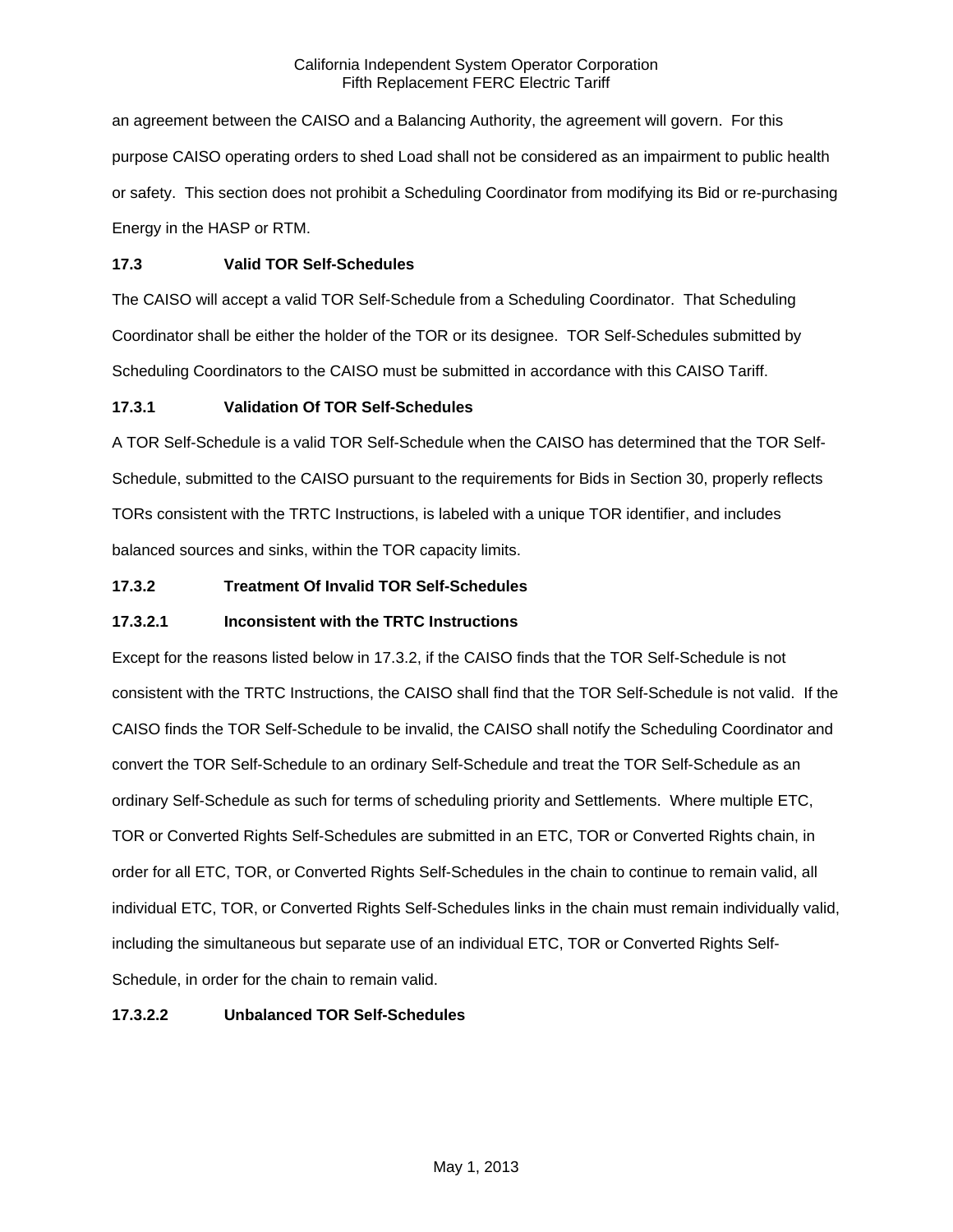an agreement between the CAISO and a Balancing Authority, the agreement will govern. For this purpose CAISO operating orders to shed Load shall not be considered as an impairment to public health or safety. This section does not prohibit a Scheduling Coordinator from modifying its Bid or re-purchasing Energy in the HASP or RTM.

**17.3 Valid TOR Self-Schedules**

The CAISO will accept a valid TOR Self-Schedule from a Scheduling Coordinator. That Scheduling Coordinator shall be either the holder of the TOR or its designee. TOR Self-Schedules submitted by Scheduling Coordinators to the CAISO must be submitted in accordance with this CAISO Tariff.

**17.3.1 Validation Of TOR Self-Schedules**

A TOR Self-Schedule is a valid TOR Self-Schedule when the CAISO has determined that the TOR Self-Schedule, submitted to the CAISO pursuant to the requirements for Bids in Section 30, properly reflects TORs consistent with the TRTC Instructions, is labeled with a unique TOR identifier, and includes balanced sources and sinks, within the TOR capacity limits.

**17.3.2 Treatment Of Invalid TOR Self-Schedules**

**17.3.2.1 Inconsistent with the TRTC Instructions**

Except for the reasons listed below in 17.3.2, if the CAISO finds that the TOR Self-Schedule is not consistent with the TRTC Instructions, the CAISO shall find that the TOR Self-Schedule is not valid. If the CAISO finds the TOR Self-Schedule to be invalid, the CAISO shall notify the Scheduling Coordinator and convert the TOR Self-Schedule to an ordinary Self-Schedule and treat the TOR Self-Schedule as an ordinary Self-Schedule as such for terms of scheduling priority and Settlements. Where multiple ETC, TOR or Converted Rights Self-Schedules are submitted in an ETC, TOR or Converted Rights chain, in order for all ETC, TOR, or Converted Rights Self-Schedules in the chain to continue to remain valid, all individual ETC, TOR, or Converted Rights Self-Schedules links in the chain must remain individually valid, including the simultaneous but separate use of an individual ETC, TOR or Converted Rights Self-Schedule, in order for the chain to remain valid.

**17.3.2.2 Unbalanced TOR Self-Schedules**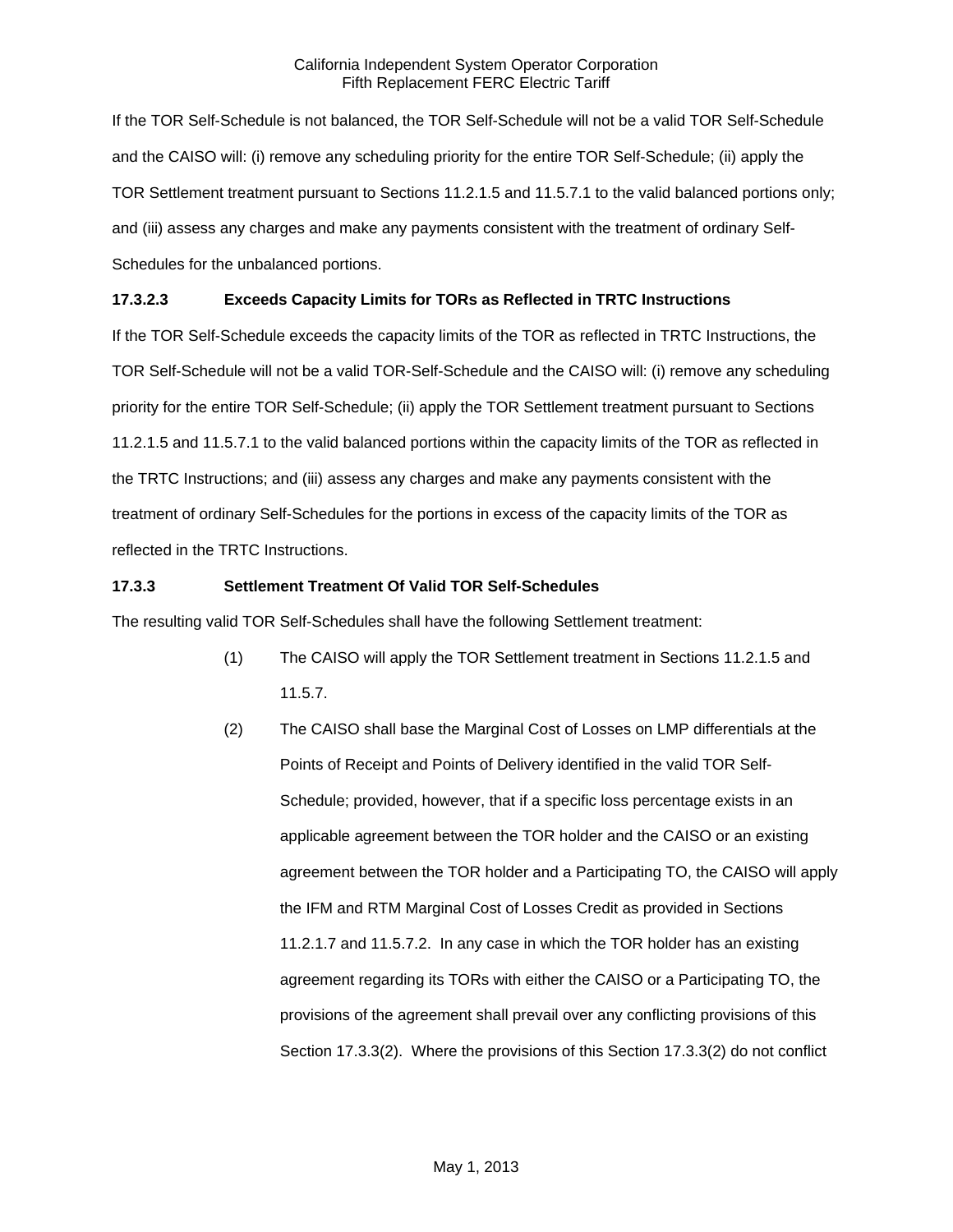If the TOR Self-Schedule is not balanced, the TOR Self-Schedule will not be a valid TOR Self-Schedule and the CAISO will: (i) remove any scheduling priority for the entire TOR Self-Schedule; (ii) apply the TOR Settlement treatment pursuant to Sections 11.2.1.5 and 11.5.7.1 to the valid balanced portions only; and (iii) assess any charges and make any payments consistent with the treatment of ordinary Self-Schedules for the unbalanced portions.

**17.3.2.3 Exceeds Capacity Limits for TORs as Reflected in TRTC Instructions**

If the TOR Self-Schedule exceeds the capacity limits of the TOR as reflected in TRTC Instructions, the TOR Self-Schedule will not be a valid TOR-Self-Schedule and the CAISO will: (i) remove any scheduling priority for the entire TOR Self-Schedule; (ii) apply the TOR Settlement treatment pursuant to Sections 11.2.1.5 and 11.5.7.1 to the valid balanced portions within the capacity limits of the TOR as reflected in the TRTC Instructions; and (iii) assess any charges and make any payments consistent with the treatment of ordinary Self-Schedules for the portions in excess of the capacity limits of the TOR as reflected in the TRTC Instructions.

**17.3.3 Settlement Treatment Of Valid TOR Self-Schedules**

The resulting valid TOR Self-Schedules shall have the following Settlement treatment:

(1) The CAISO will apply the TOR Settlement treatment in Sections 11.2.1.5 and 11.5.7.

(2) The CAISO shall base the Marginal Cost of Losses on LMP differentials at the Points of Receipt and Points of Delivery identified in the valid TOR Self-Schedule; provided, however, that if a specific loss percentage exists in an applicable agreement between the TOR holder and the CAISO or an existing agreement between the TOR holder and a Participating TO, the CAISO will apply the IFM and RTM Marginal Cost of Losses Credit as provided in Sections 11.2.1.7 and 11.5.7.2. In any case in which the TOR holder has an existing agreement regarding its TORs with either the CAISO or a Participating TO, the provisions of the agreement shall prevail over any conflicting provisions of this Section 17.3.3(2). Where the provisions of this Section 17.3.3(2) do not conflict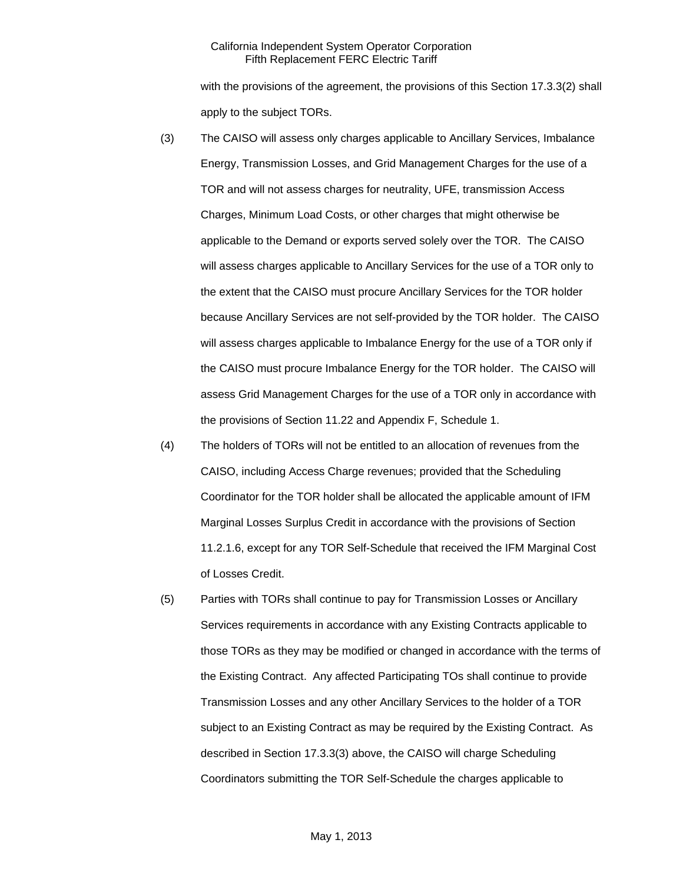with the provisions of the agreement, the provisions of this Section 17.3.3(2) shall apply to the subject TORs.

(3) The CAISO will assess only charges applicable to Ancillary Services, Imbalance Energy, Transmission Losses, and Grid Management Charges for the use of a TOR and will not assess charges for neutrality, UFE, transmission Access Charges, Minimum Load Costs, or other charges that might otherwise be applicable to the Demand or exports served solely over the TOR. The CAISO will assess charges applicable to Ancillary Services for the use of a TOR only to the extent that the CAISO must procure Ancillary Services for the TOR holder because Ancillary Services are not self-provided by the TOR holder. The CAISO will assess charges applicable to Imbalance Energy for the use of a TOR only if the CAISO must procure Imbalance Energy for the TOR holder. The CAISO will assess Grid Management Charges for the use of a TOR only in accordance with the provisions of Section 11.22 and Appendix F, Schedule 1.

(4) The holders of TORs will not be entitled to an allocation of revenues from the CAISO, including Access Charge revenues; provided that the Scheduling Coordinator for the TOR holder shall be allocated the applicable amount of IFM Marginal Losses Surplus Credit in accordance with the provisions of Section 11.2.1.6, except for any TOR Self-Schedule that received the IFM Marginal Cost of Losses Credit.

(5) Parties with TORs shall continue to pay for Transmission Losses or Ancillary Services requirements in accordance with any Existing Contracts applicable to those TORs as they may be modified or changed in accordance with the terms of the Existing Contract. Any affected Participating TOs shall continue to provide Transmission Losses and any other Ancillary Services to the holder of a TOR subject to an Existing Contract as may be required by the Existing Contract. As described in Section 17.3.3(3) above, the CAISO will charge Scheduling Coordinators submitting the TOR Self-Schedule the charges applicable to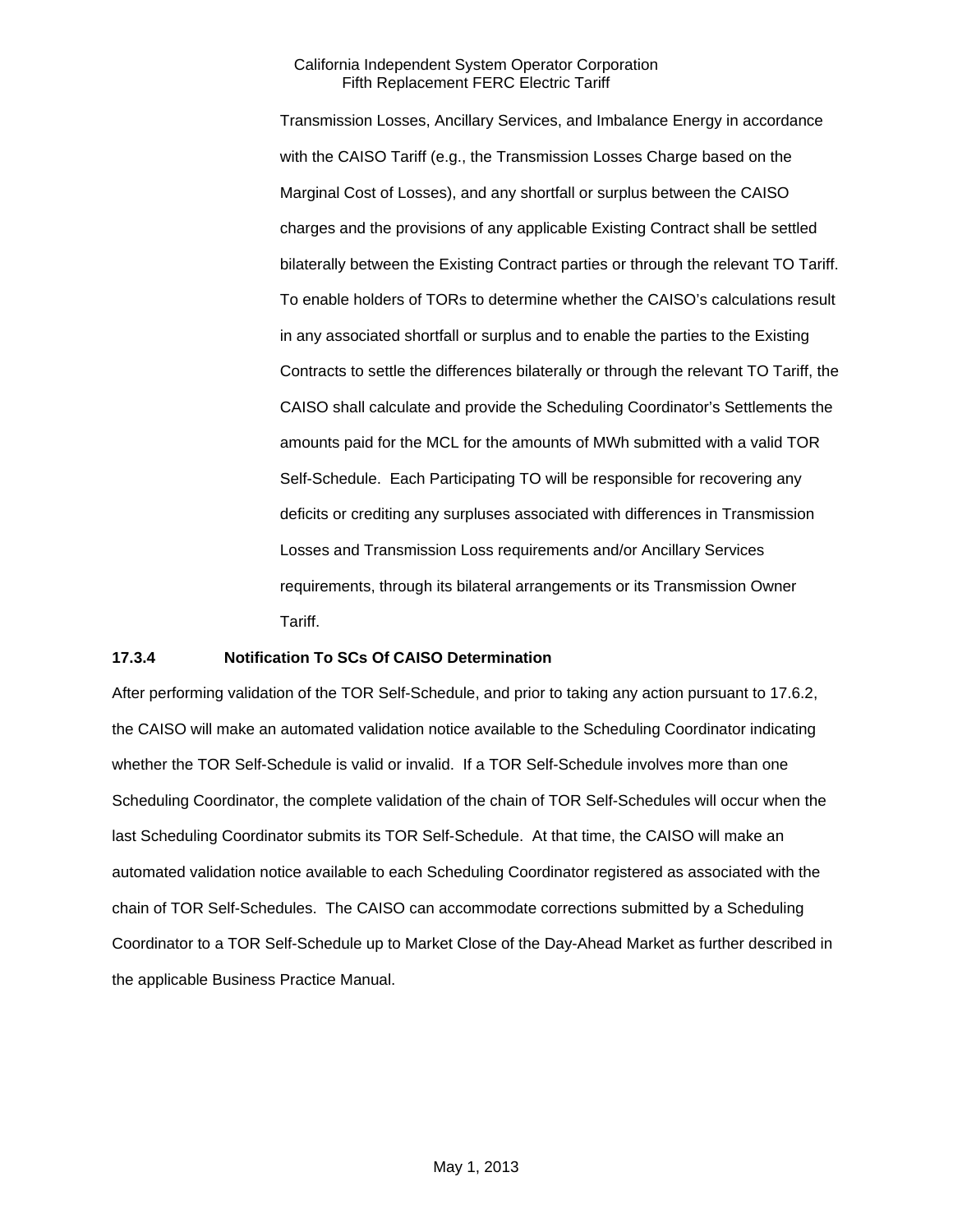Transmission Losses, Ancillary Services, and Imbalance Energy in accordance with the CAISO Tariff (e.g., the Transmission Losses Charge based on the Marginal Cost of Losses), and any shortfall or surplus between the CAISO charges and the provisions of any applicable Existing Contract shall be settled bilaterally between the Existing Contract parties or through the relevant TO Tariff. To enable holders of TORs to determine whether the CAISO's calculations result in any associated shortfall or surplus and to enable the parties to the Existing Contracts to settle the differences bilaterally or through the relevant TO Tariff, the CAISO shall calculate and provide the Scheduling Coordinator's Settlements the amounts paid for the MCL for the amounts of MWh submitted with a valid TOR Self-Schedule. Each Participating TO will be responsible for recovering any deficits or crediting any surpluses associated with differences in Transmission Losses and Transmission Loss requirements and/or Ancillary Services requirements, through its bilateral arrangements or its Transmission Owner Tariff.

**17.3.4 Notification To SCs Of CAISO Determination**

After performing validation of the TOR Self-Schedule, and prior to taking any action pursuant to 17.6.2, the CAISO will make an automated validation notice available to the Scheduling Coordinator indicating whether the TOR Self-Schedule is valid or invalid. If a TOR Self-Schedule involves more than one Scheduling Coordinator, the complete validation of the chain of TOR Self-Schedules will occur when the last Scheduling Coordinator submits its TOR Self-Schedule. At that time, the CAISO will make an automated validation notice available to each Scheduling Coordinator registered as associated with the chain of TOR Self-Schedules. The CAISO can accommodate corrections submitted by a Scheduling Coordinator to a TOR Self-Schedule up to Market Close of the Day-Ahead Market as further described in the applicable Business Practice Manual.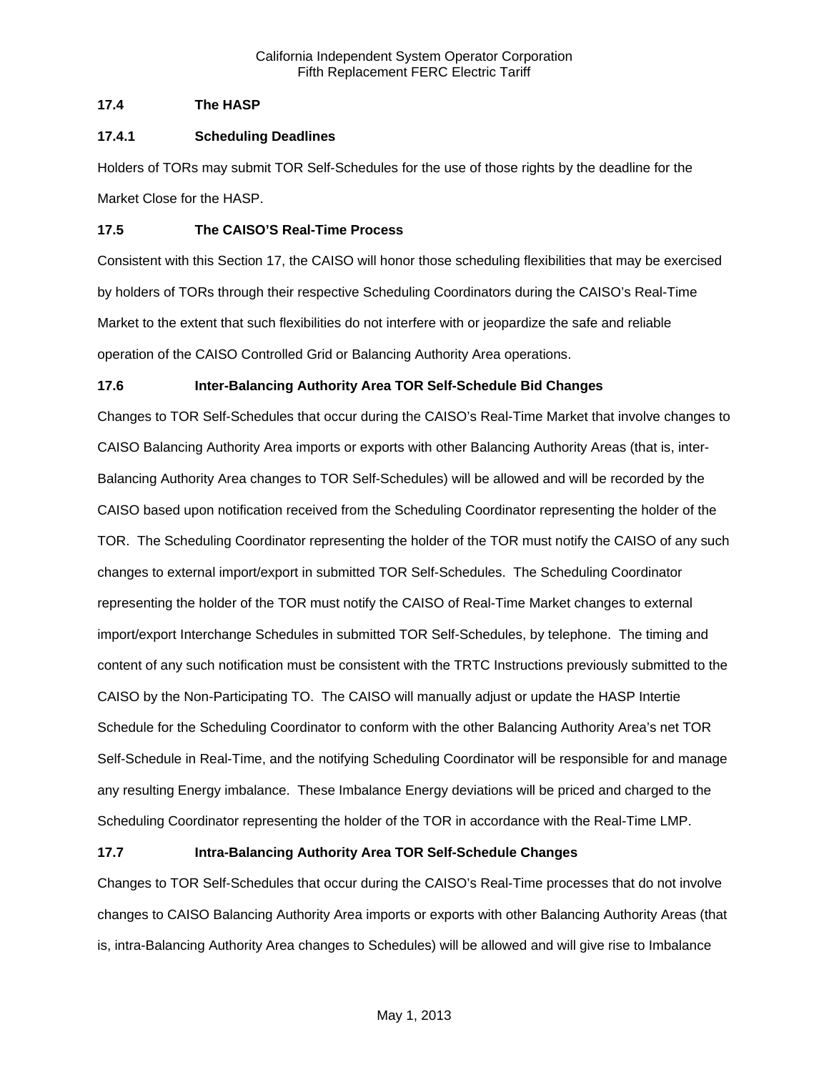### 17.4 The HASP

#### 17.4.1 Scheduling Deadlines

Holders of TORs may submit TOR Self-Schedules for the use of those rights by the deadline for the Market Close for the HASP.

### 17.5 The CAISO'S Real-Time Process

Consistent with this Section 17, the CAISO will honor those scheduling flexibilities that may be exercised by holders of TORs through their respective Scheduling Coordinators during the CAISO's Real-Time Market to the extent that such flexibilities do not interfere with or jeopardize the safe and reliable operation of the CAISO Controlled Grid or Balancing Authority Area operations.

### 17.6 Inter-Balancing Authority Area TOR Self-Schedule Bid Changes

Changes to TOR Self-Schedules that occur during the CAISO's Real-Time Market that involve changes to CAISO Balancing Authority Area imports or exports with other Balancing Authority Areas (that is, inter-Balancing Authority Area changes to TOR Self-Schedules) will be allowed and will be recorded by the CAISO based upon notification received from the Scheduling Coordinator representing the holder of the TOR. The Scheduling Coordinator representing the holder of the TOR must notify the CAISO of any such changes to external import/export in submitted TOR Self-Schedules. The Scheduling Coordinator representing the holder of the TOR must notify the CAISO of Real-Time Market changes to external import/export Interchange Schedules in submitted TOR Self-Schedules, by telephone. The timing and content of any such notification must be consistent with the TRTC Instructions previously submitted to the CAISO by the Non-Participating TO. The CAISO will manually adjust or update the HASP Intertie Schedule for the Scheduling Coordinator to conform with the other Balancing Authority Area's net TOR Self-Schedule in Real-Time, and the notifying Scheduling Coordinator will be responsible for and manage any resulting Energy imbalance. These Imbalance Energy deviations will be priced and charged to the Scheduling Coordinator representing the holder of the TOR in accordance with the Real-Time LMP.

### 17.7 Intra-Balancing Authority Area TOR Self-Schedule Changes

Changes to TOR Self-Schedules that occur during the CAISO's Real-Time processes that do not involve changes to CAISO Balancing Authority Area imports or exports with other Balancing Authority Areas (that is, intra-Balancing Authority Area changes to Schedules) will be allowed and will give rise to Imbalance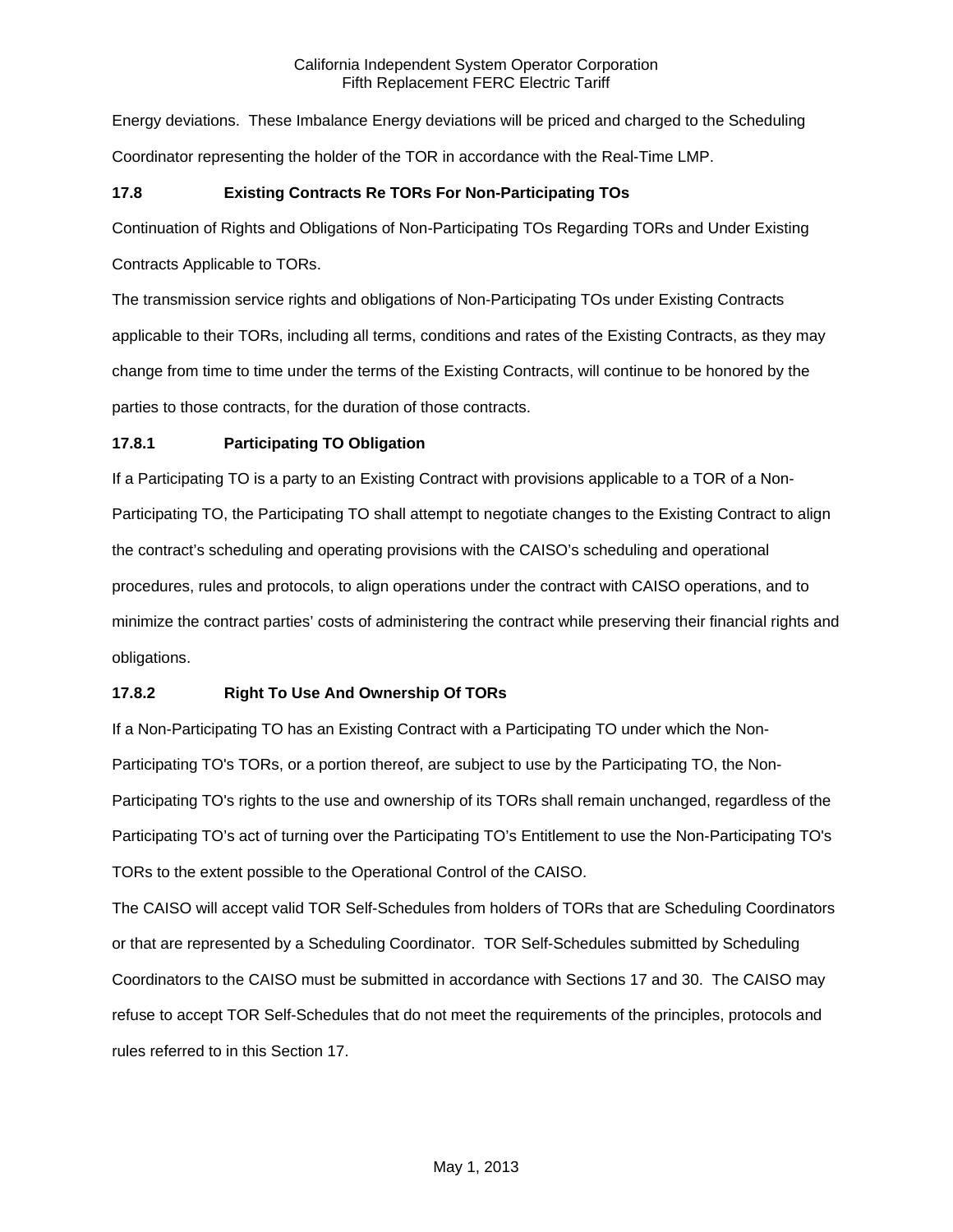Energy deviations. These Imbalance Energy deviations will be priced and charged to the Scheduling Coordinator representing the holder of the TOR in accordance with the Real-Time LMP.

### 17.8 Existing Contracts Re TORs For Non-Participating TOs

Continuation of Rights and Obligations of Non-Participating TOs Regarding TORs and Under Existing Contracts Applicable to TORs.

The transmission service rights and obligations of Non-Participating TOs under Existing Contracts applicable to their TORs, including all terms, conditions and rates of the Existing Contracts, as they may change from time to time under the terms of the Existing Contracts, will continue to be honored by the parties to those contracts, for the duration of those contracts.

### 17.8.1 Participating TO Obligation

If a Participating TO is a party to an Existing Contract with provisions applicable to a TOR of a Non-Participating TO, the Participating TO shall attempt to negotiate changes to the Existing Contract to align the contract's scheduling and operating provisions with the CAISO's scheduling and operational procedures, rules and protocols, to align operations under the contract with CAISO operations, and to minimize the contract parties' costs of administering the contract while preserving their financial rights and obligations.

### 17.8.2 Right To Use And Ownership Of TORs

If a Non-Participating TO has an Existing Contract with a Participating TO under which the Non-Participating TO's TORs, or a portion thereof, are subject to use by the Participating TO, the Non-Participating TO's rights to the use and ownership of its TORs shall remain unchanged, regardless of the Participating TO's act of turning over the Participating TO's Entitlement to use the Non-Participating TO's TORs to the extent possible to the Operational Control of the CAISO.

The CAISO will accept valid TOR Self-Schedules from holders of TORs that are Scheduling Coordinators or that are represented by a Scheduling Coordinator. TOR Self-Schedules submitted by Scheduling Coordinators to the CAISO must be submitted in accordance with Sections 17 and 30. The CAISO may refuse to accept TOR Self-Schedules that do not meet the requirements of the principles, protocols and rules referred to in this Section 17.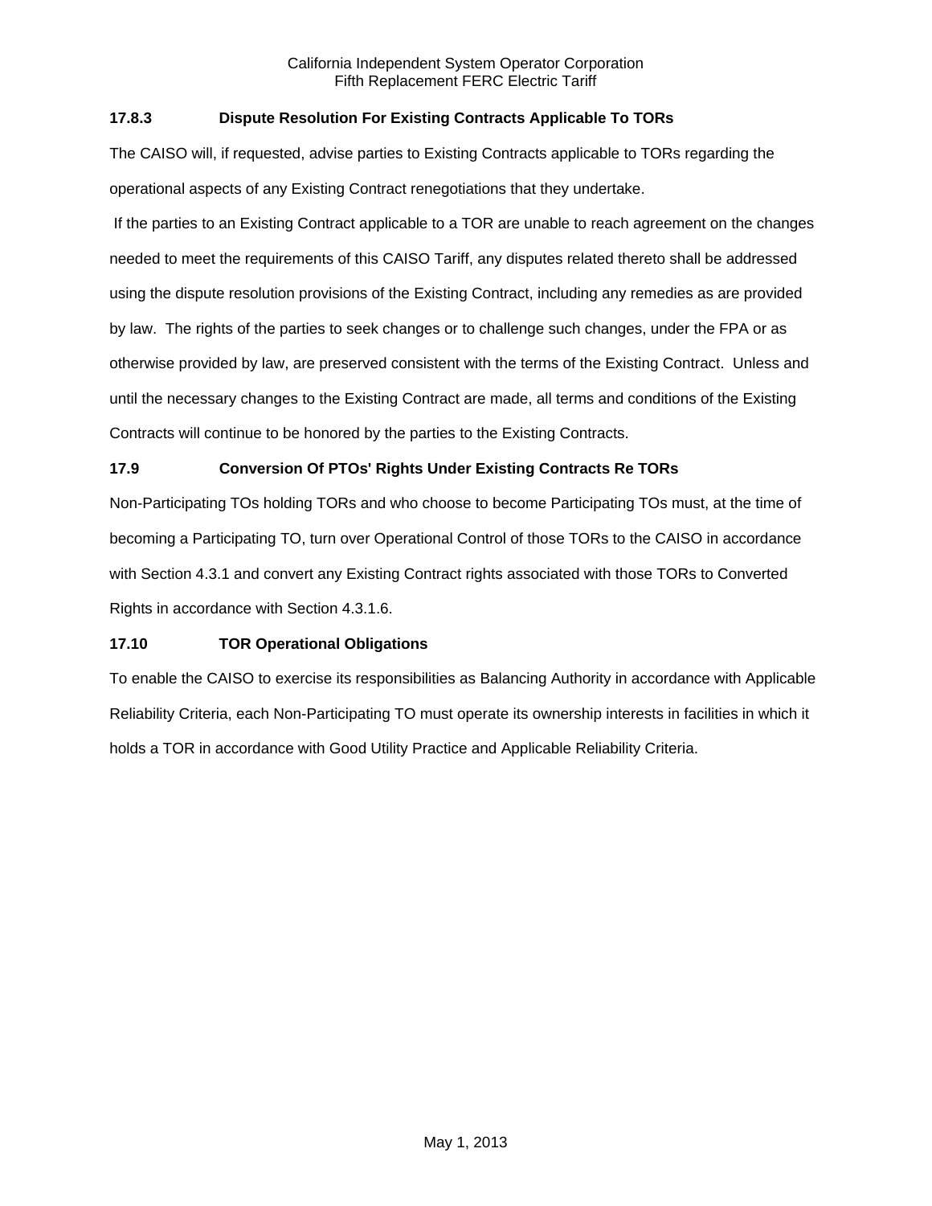### 17.8.3 Dispute Resolution For Existing Contracts Applicable To TORs

The CAISO will, if requested, advise parties to Existing Contracts applicable to TORs regarding the operational aspects of any Existing Contract renegotiations that they undertake.

If the parties to an Existing Contract applicable to a TOR are unable to reach agreement on the changes needed to meet the requirements of this CAISO Tariff, any disputes related thereto shall be addressed using the dispute resolution provisions of the Existing Contract, including any remedies as are provided by law. The rights of the parties to seek changes or to challenge such changes, under the FPA or as otherwise provided by law, are preserved consistent with the terms of the Existing Contract. Unless and until the necessary changes to the Existing Contract are made, all terms and conditions of the Existing Contracts will continue to be honored by the parties to the Existing Contracts.

### 17.9 Conversion Of PTOs' Rights Under Existing Contracts Re TORs

Non-Participating TOs holding TORs and who choose to become Participating TOs must, at the time of becoming a Participating TO, turn over Operational Control of those TORs to the CAISO in accordance with Section 4.3.1 and convert any Existing Contract rights associated with those TORs to Converted Rights in accordance with Section 4.3.1.6.

### 17.10 TOR Operational Obligations

To enable the CAISO to exercise its responsibilities as Balancing Authority in accordance with Applicable Reliability Criteria, each Non-Participating TO must operate its ownership interests in facilities in which it holds a TOR in accordance with Good Utility Practice and Applicable Reliability Criteria.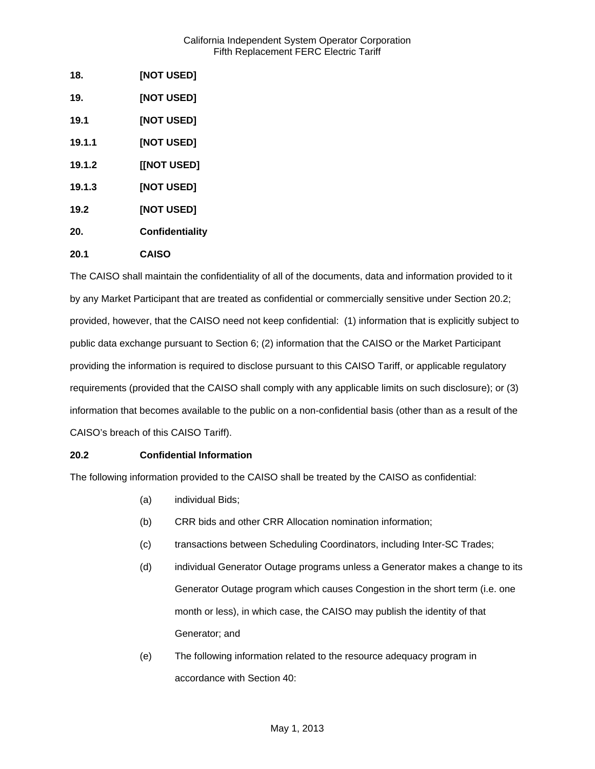**18. [NOT USED]**

**19. [NOT USED]**

**19.1 [NOT USED]**

**19.1.1 [NOT USED]**

**19.1.2 [[NOT USED]**

**19.1.3 [NOT USED]**

**19.2 [NOT USED]**

**20. Confidentiality**

**20.1 CAISO**

The CAISO shall maintain the confidentiality of all of the documents, data and information provided to it by any Market Participant that are treated as confidential or commercially sensitive under Section 20.2; provided, however, that the CAISO need not keep confidential: (1) information that is explicitly subject to public data exchange pursuant to Section 6; (2) information that the CAISO or the Market Participant providing the information is required to disclose pursuant to this CAISO Tariff, or applicable regulatory requirements (provided that the CAISO shall comply with any applicable limits on such disclosure); or (3) information that becomes available to the public on a non-confidential basis (other than as a result of the CAISO's breach of this CAISO Tariff).

**20.2 Confidential Information**

The following information provided to the CAISO shall be treated by the CAISO as confidential:

(a) individual Bids;

(b) CRR bids and other CRR Allocation nomination information;

(c) transactions between Scheduling Coordinators, including Inter-SC Trades;

(d) individual Generator Outage programs unless a Generator makes a change to its Generator Outage program which causes Congestion in the short term (i.e. one month or less), in which case, the CAISO may publish the identity of that Generator; and

(e) The following information related to the resource adequacy program in accordance with Section 40: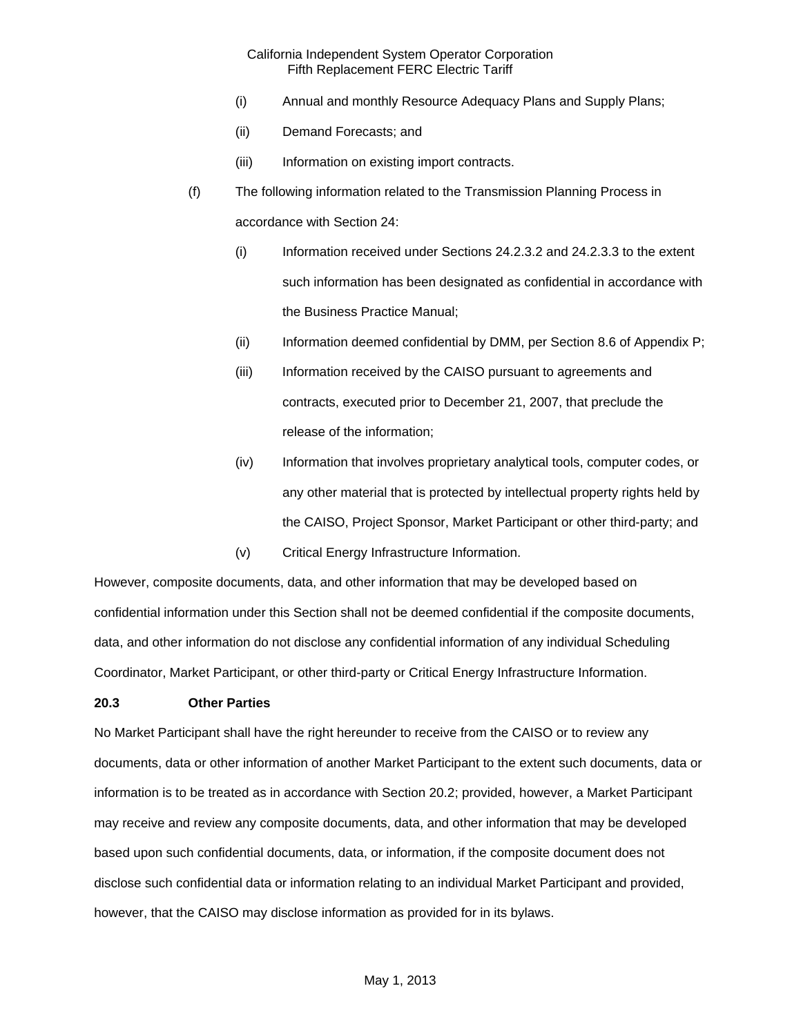(i) Annual and monthly Resource Adequacy Plans and Supply Plans;

(ii) Demand Forecasts; and

(iii) Information on existing import contracts.

(f) The following information related to the Transmission Planning Process in accordance with Section 24:

(i) Information received under Sections 24.2.3.2 and 24.2.3.3 to the extent such information has been designated as confidential in accordance with the Business Practice Manual;

(ii) Information deemed confidential by DMM, per Section 8.6 of Appendix P;

(iii) Information received by the CAISO pursuant to agreements and contracts, executed prior to December 21, 2007, that preclude the release of the information;

(iv) Information that involves proprietary analytical tools, computer codes, or any other material that is protected by intellectual property rights held by the CAISO, Project Sponsor, Market Participant or other third-party; and

(v) Critical Energy Infrastructure Information.

However, composite documents, data, and other information that may be developed based on confidential information under this Section shall not be deemed confidential if the composite documents, data, and other information do not disclose any confidential information of any individual Scheduling Coordinator, Market Participant, or other third-party or Critical Energy Infrastructure Information.

**20.3 Other Parties**

No Market Participant shall have the right hereunder to receive from the CAISO or to review any documents, data or other information of another Market Participant to the extent such documents, data or information is to be treated as in accordance with Section 20.2; provided, however, a Market Participant may receive and review any composite documents, data, and other information that may be developed based upon such confidential documents, data, or information, if the composite document does not disclose such confidential data or information relating to an individual Market Participant and provided, however, that the CAISO may disclose information as provided for in its bylaws.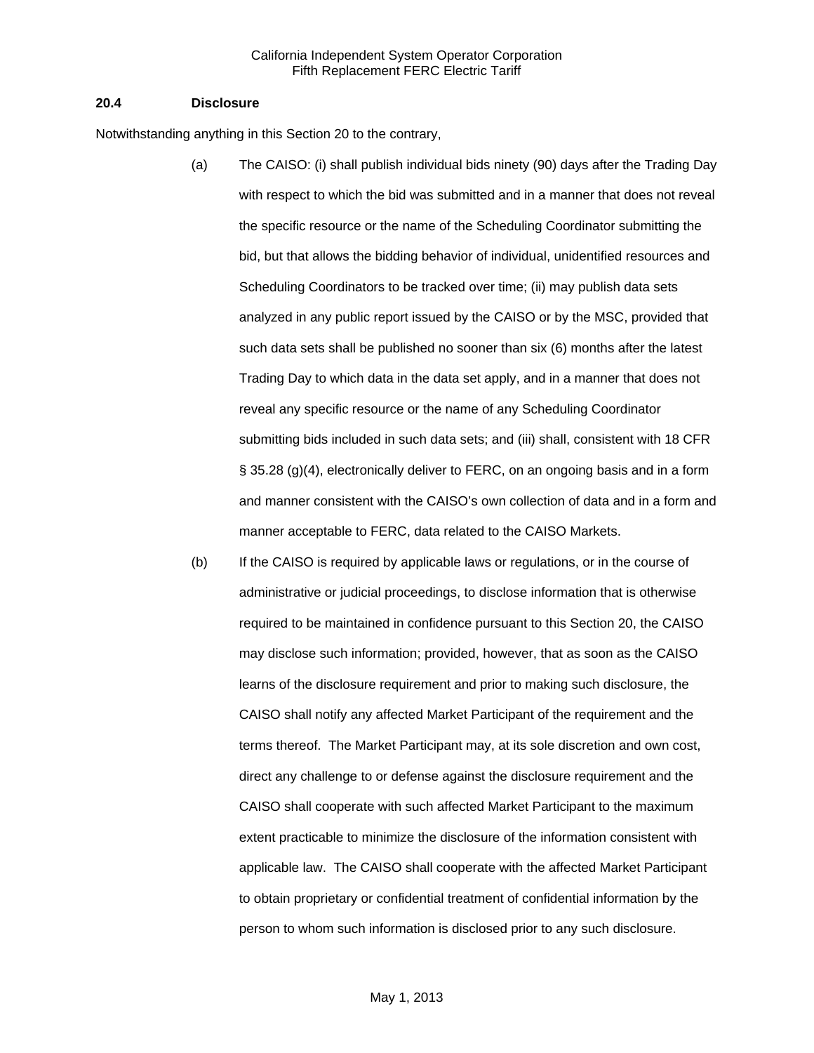### 20.4 Disclosure

Notwithstanding anything in this Section 20 to the contrary,

(a) The CAISO: (i) shall publish individual bids ninety (90) days after the Trading Day with respect to which the bid was submitted and in a manner that does not reveal the specific resource or the name of the Scheduling Coordinator submitting the bid, but that allows the bidding behavior of individual, unidentified resources and Scheduling Coordinators to be tracked over time; (ii) may publish data sets analyzed in any public report issued by the CAISO or by the MSC, provided that such data sets shall be published no sooner than six (6) months after the latest Trading Day to which data in the data set apply, and in a manner that does not reveal any specific resource or the name of any Scheduling Coordinator submitting bids included in such data sets; and (iii) shall, consistent with 18 CFR § 35.28 (g)(4), electronically deliver to FERC, on an ongoing basis and in a form and manner consistent with the CAISO's own collection of data and in a form and manner acceptable to FERC, data related to the CAISO Markets.

(b) If the CAISO is required by applicable laws or regulations, or in the course of administrative or judicial proceedings, to disclose information that is otherwise required to be maintained in confidence pursuant to this Section 20, the CAISO may disclose such information; provided, however, that as soon as the CAISO learns of the disclosure requirement and prior to making such disclosure, the CAISO shall notify any affected Market Participant of the requirement and the terms thereof. The Market Participant may, at its sole discretion and own cost, direct any challenge to or defense against the disclosure requirement and the CAISO shall cooperate with such affected Market Participant to the maximum extent practicable to minimize the disclosure of the information consistent with applicable law. The CAISO shall cooperate with the affected Market Participant to obtain proprietary or confidential treatment of confidential information by the person to whom such information is disclosed prior to any such disclosure.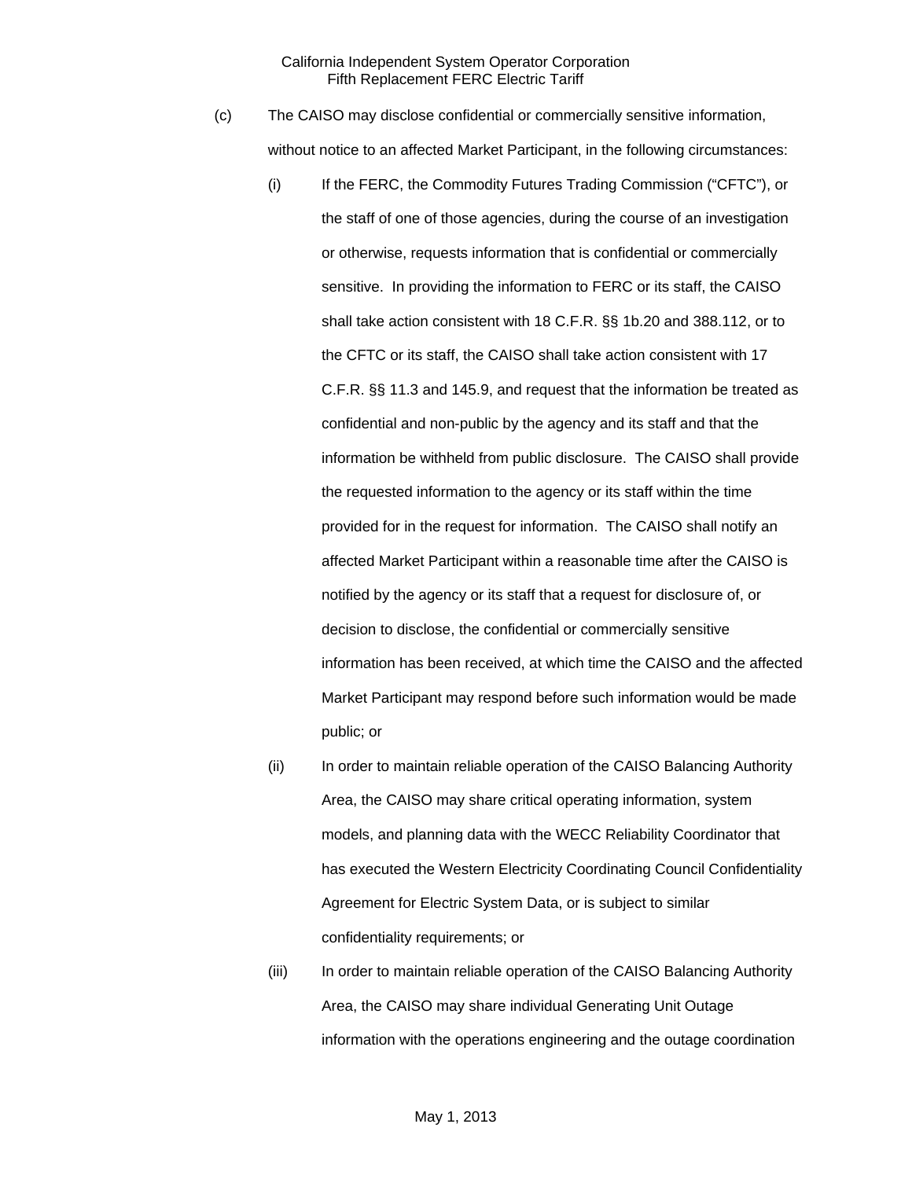(c) The CAISO may disclose confidential or commercially sensitive information, without notice to an affected Market Participant, in the following circumstances:

(i) If the FERC, the Commodity Futures Trading Commission ("CFTC"), or the staff of one of those agencies, during the course of an investigation or otherwise, requests information that is confidential or commercially sensitive. In providing the information to FERC or its staff, the CAISO shall take action consistent with 18 C.F.R. §§ 1b.20 and 388.112, or to the CFTC or its staff, the CAISO shall take action consistent with 17 C.F.R. §§ 11.3 and 145.9, and request that the information be treated as confidential and non-public by the agency and its staff and that the information be withheld from public disclosure. The CAISO shall provide the requested information to the agency or its staff within the time provided for in the request for information. The CAISO shall notify an affected Market Participant within a reasonable time after the CAISO is notified by the agency or its staff that a request for disclosure of, or decision to disclose, the confidential or commercially sensitive information has been received, at which time the CAISO and the affected Market Participant may respond before such information would be made public; or

(ii) In order to maintain reliable operation of the CAISO Balancing Authority Area, the CAISO may share critical operating information, system models, and planning data with the WECC Reliability Coordinator that has executed the Western Electricity Coordinating Council Confidentiality Agreement for Electric System Data, or is subject to similar confidentiality requirements; or

(iii) In order to maintain reliable operation of the CAISO Balancing Authority Area, the CAISO may share individual Generating Unit Outage information with the operations engineering and the outage coordination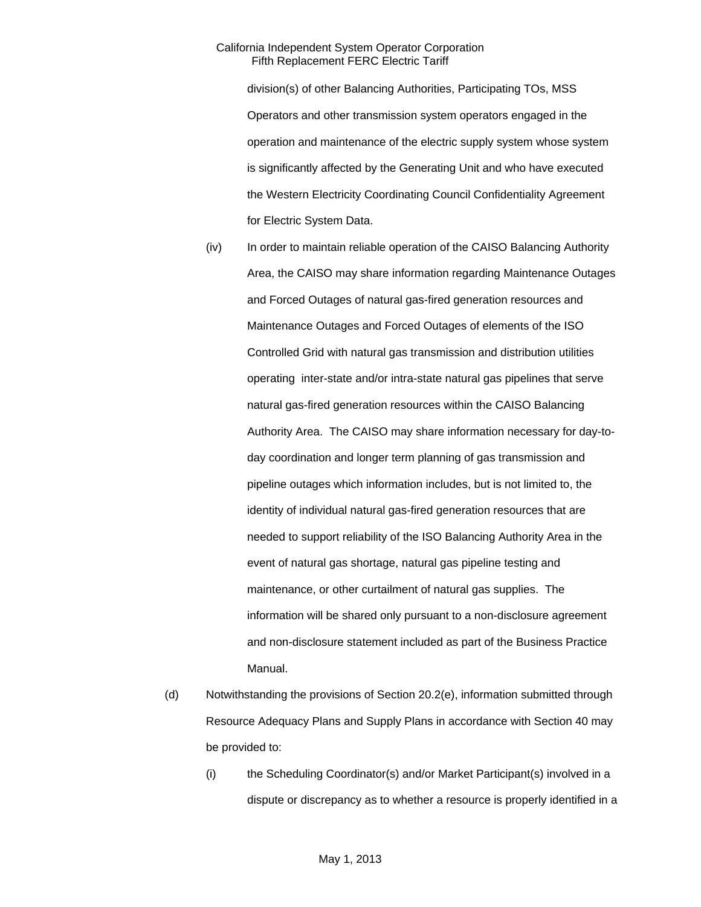division(s) of other Balancing Authorities, Participating TOs, MSS Operators and other transmission system operators engaged in the operation and maintenance of the electric supply system whose system is significantly affected by the Generating Unit and who have executed the Western Electricity Coordinating Council Confidentiality Agreement for Electric System Data.

(iv) In order to maintain reliable operation of the CAISO Balancing Authority Area, the CAISO may share information regarding Maintenance Outages and Forced Outages of natural gas-fired generation resources and Maintenance Outages and Forced Outages of elements of the ISO Controlled Grid with natural gas transmission and distribution utilities operating inter-state and/or intra-state natural gas pipelines that serve natural gas-fired generation resources within the CAISO Balancing Authority Area. The CAISO may share information necessary for day-to-day coordination and longer term planning of gas transmission and pipeline outages which information includes, but is not limited to, the identity of individual natural gas-fired generation resources that are needed to support reliability of the ISO Balancing Authority Area in the event of natural gas shortage, natural gas pipeline testing and maintenance, or other curtailment of natural gas supplies. The information will be shared only pursuant to a non-disclosure agreement and non-disclosure statement included as part of the Business Practice Manual.

(d) Notwithstanding the provisions of Section 20.2(e), information submitted through Resource Adequacy Plans and Supply Plans in accordance with Section 40 may be provided to:

(i) the Scheduling Coordinator(s) and/or Market Participant(s) involved in a dispute or discrepancy as to whether a resource is properly identified in a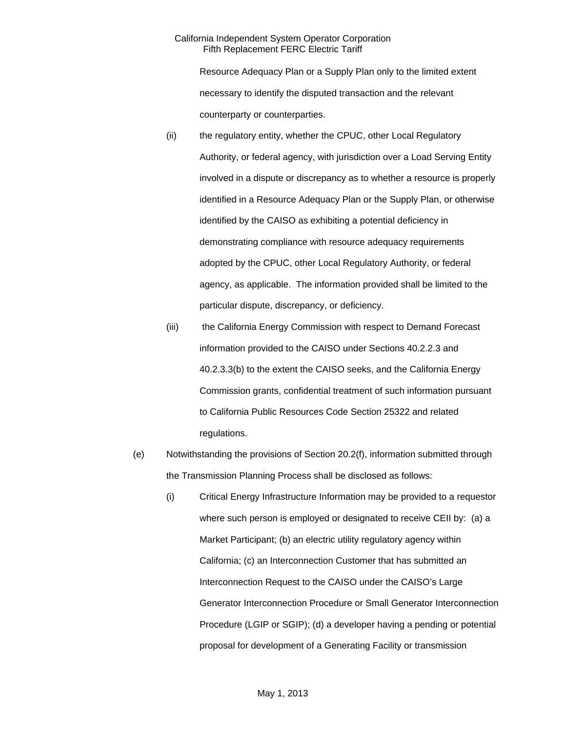Resource Adequacy Plan or a Supply Plan only to the limited extent necessary to identify the disputed transaction and the relevant counterparty or counterparties.

(ii) the regulatory entity, whether the CPUC, other Local Regulatory Authority, or federal agency, with jurisdiction over a Load Serving Entity involved in a dispute or discrepancy as to whether a resource is properly identified in a Resource Adequacy Plan or the Supply Plan, or otherwise identified by the CAISO as exhibiting a potential deficiency in demonstrating compliance with resource adequacy requirements adopted by the CPUC, other Local Regulatory Authority, or federal agency, as applicable. The information provided shall be limited to the particular dispute, discrepancy, or deficiency.

(iii) the California Energy Commission with respect to Demand Forecast information provided to the CAISO under Sections 40.2.2.3 and 40.2.3.3(b) to the extent the CAISO seeks, and the California Energy Commission grants, confidential treatment of such information pursuant to California Public Resources Code Section 25322 and related regulations.

(e) Notwithstanding the provisions of Section 20.2(f), information submitted through the Transmission Planning Process shall be disclosed as follows:

(i) Critical Energy Infrastructure Information may be provided to a requestor where such person is employed or designated to receive CEII by: (a) a Market Participant; (b) an electric utility regulatory agency within California; (c) an Interconnection Customer that has submitted an Interconnection Request to the CAISO under the CAISO's Large Generator Interconnection Procedure or Small Generator Interconnection Procedure (LGIP or SGIP); (d) a developer having a pending or potential proposal for development of a Generating Facility or transmission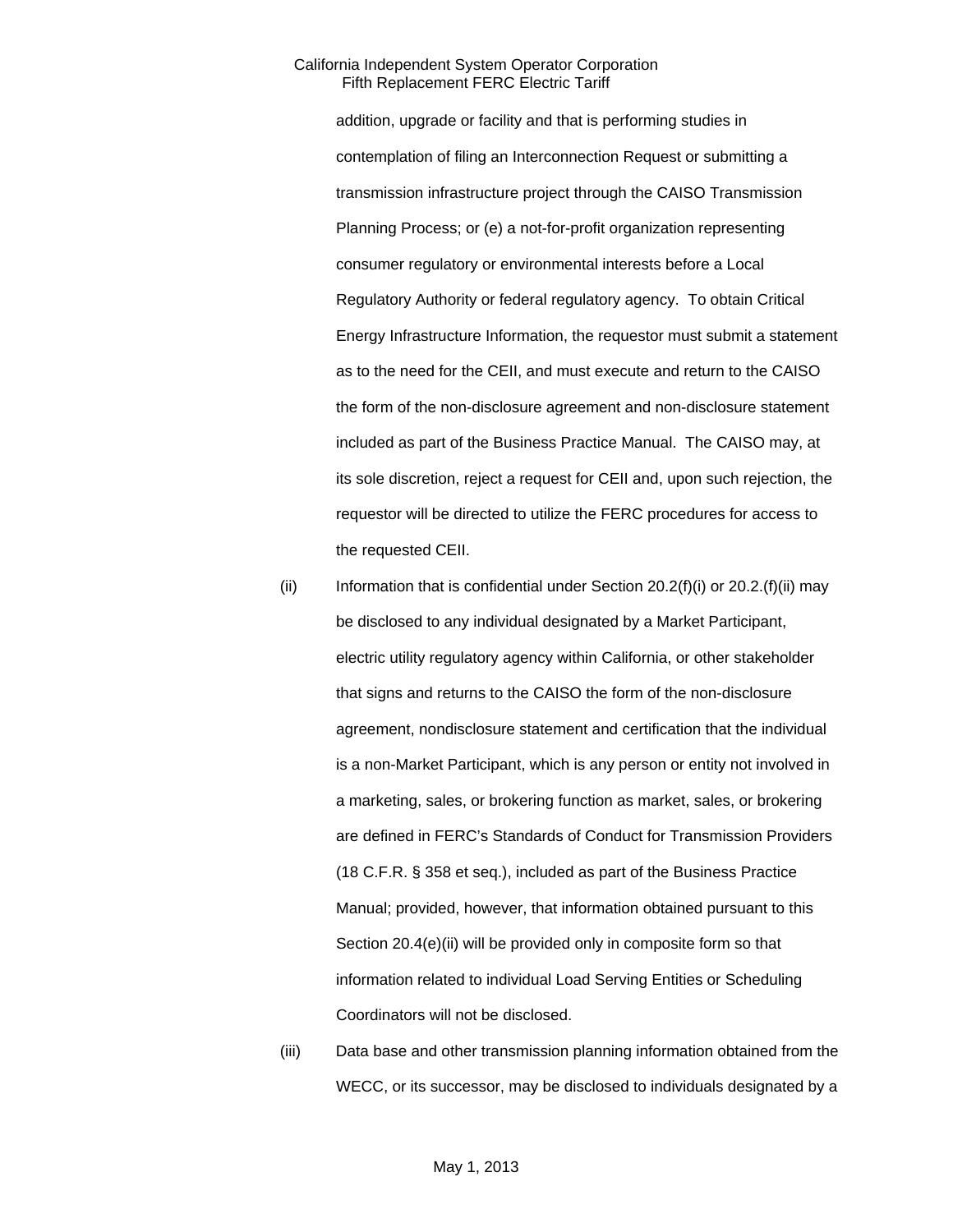addition, upgrade or facility and that is performing studies in contemplation of filing an Interconnection Request or submitting a transmission infrastructure project through the CAISO Transmission Planning Process; or (e) a not-for-profit organization representing consumer regulatory or environmental interests before a Local Regulatory Authority or federal regulatory agency. To obtain Critical Energy Infrastructure Information, the requestor must submit a statement as to the need for the CEII, and must execute and return to the CAISO the form of the non-disclosure agreement and non-disclosure statement included as part of the Business Practice Manual. The CAISO may, at its sole discretion, reject a request for CEII and, upon such rejection, the requestor will be directed to utilize the FERC procedures for access to the requested CEII.

(ii) Information that is confidential under Section 20.2(f)(i) or 20.2.(f)(ii) may be disclosed to any individual designated by a Market Participant, electric utility regulatory agency within California, or other stakeholder that signs and returns to the CAISO the form of the non-disclosure agreement, nondisclosure statement and certification that the individual is a non-Market Participant, which is any person or entity not involved in a marketing, sales, or brokering function as market, sales, or brokering are defined in FERC's Standards of Conduct for Transmission Providers (18 C.F.R. § 358 et seq.), included as part of the Business Practice Manual; provided, however, that information obtained pursuant to this Section 20.4(e)(ii) will be provided only in composite form so that information related to individual Load Serving Entities or Scheduling Coordinators will not be disclosed.

(iii) Data base and other transmission planning information obtained from the WECC, or its successor, may be disclosed to individuals designated by a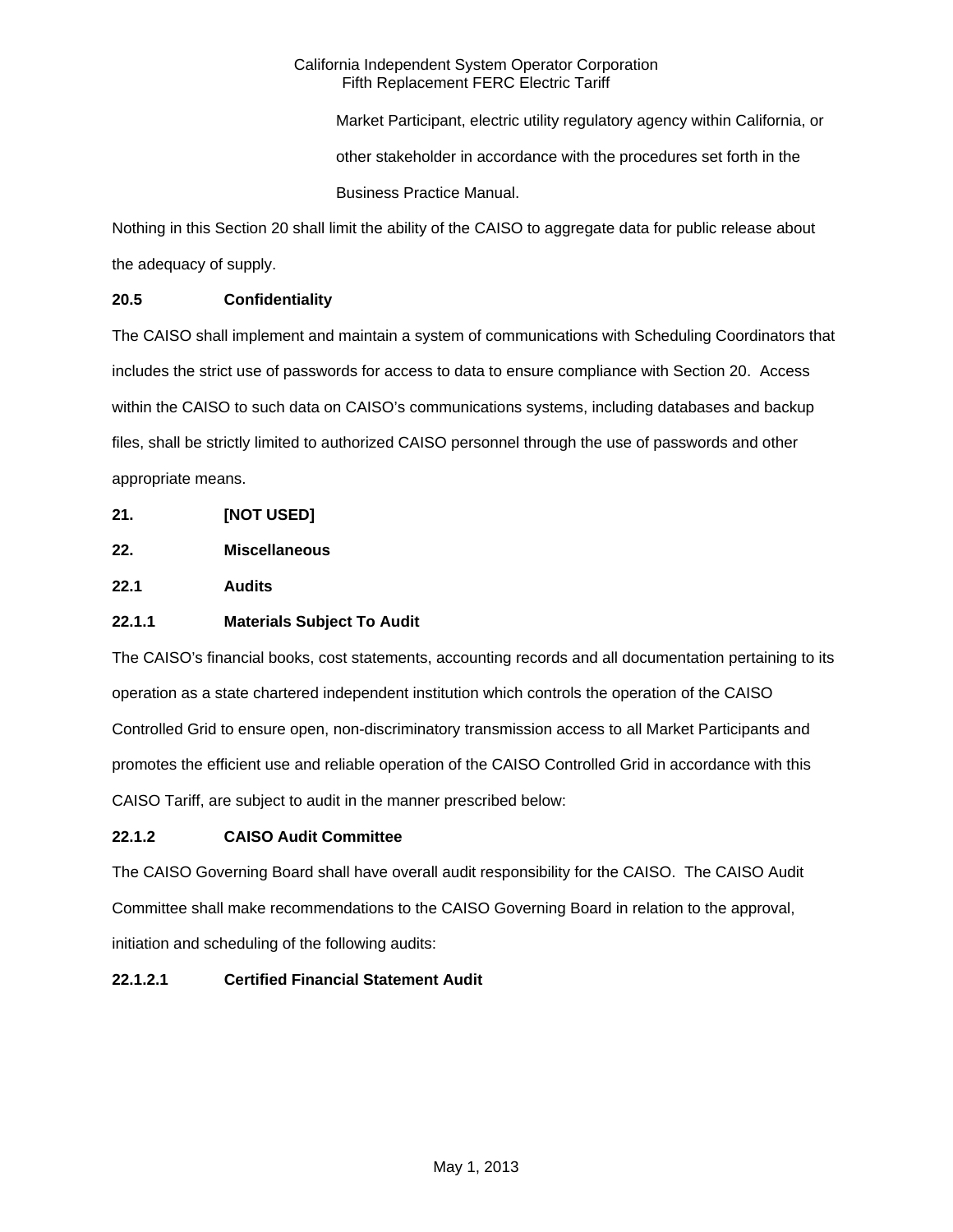Market Participant, electric utility regulatory agency within California, or other stakeholder in accordance with the procedures set forth in the Business Practice Manual.

Nothing in this Section 20 shall limit the ability of the CAISO to aggregate data for public release about the adequacy of supply.

**20.5 Confidentiality**

The CAISO shall implement and maintain a system of communications with Scheduling Coordinators that includes the strict use of passwords for access to data to ensure compliance with Section 20. Access within the CAISO to such data on CAISO's communications systems, including databases and backup files, shall be strictly limited to authorized CAISO personnel through the use of passwords and other appropriate means.

**21. [NOT USED]**

**22. Miscellaneous**

**22.1 Audits**

**22.1.1 Materials Subject To Audit**

The CAISO's financial books, cost statements, accounting records and all documentation pertaining to its operation as a state chartered independent institution which controls the operation of the CAISO Controlled Grid to ensure open, non-discriminatory transmission access to all Market Participants and promotes the efficient use and reliable operation of the CAISO Controlled Grid in accordance with this CAISO Tariff, are subject to audit in the manner prescribed below:

**22.1.2 CAISO Audit Committee**

The CAISO Governing Board shall have overall audit responsibility for the CAISO. The CAISO Audit Committee shall make recommendations to the CAISO Governing Board in relation to the approval, initiation and scheduling of the following audits:

**22.1.2.1 Certified Financial Statement Audit**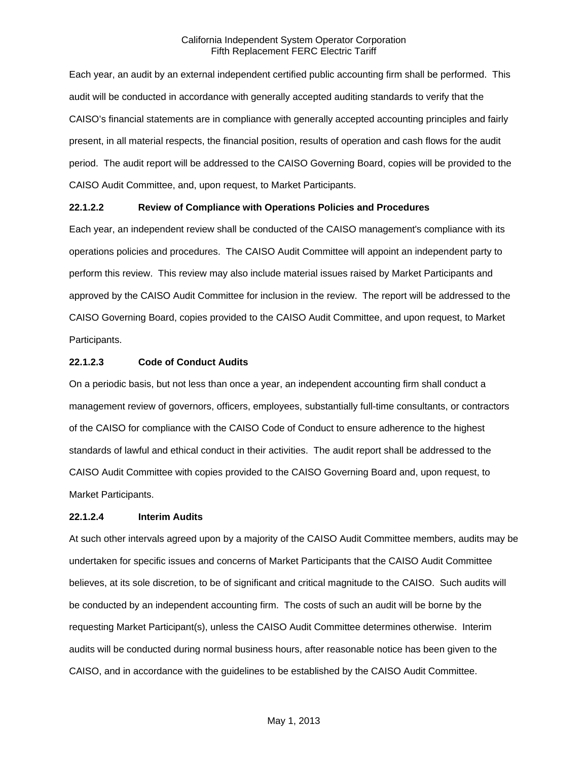Each year, an audit by an external independent certified public accounting firm shall be performed. This audit will be conducted in accordance with generally accepted auditing standards to verify that the CAISO's financial statements are in compliance with generally accepted accounting principles and fairly present, in all material respects, the financial position, results of operation and cash flows for the audit period. The audit report will be addressed to the CAISO Governing Board, copies will be provided to the CAISO Audit Committee, and, upon request, to Market Participants.

**22.1.2.2 Review of Compliance with Operations Policies and Procedures**

Each year, an independent review shall be conducted of the CAISO management's compliance with its operations policies and procedures. The CAISO Audit Committee will appoint an independent party to perform this review. This review may also include material issues raised by Market Participants and approved by the CAISO Audit Committee for inclusion in the review. The report will be addressed to the CAISO Governing Board, copies provided to the CAISO Audit Committee, and upon request, to Market Participants.

**22.1.2.3 Code of Conduct Audits**

On a periodic basis, but not less than once a year, an independent accounting firm shall conduct a management review of governors, officers, employees, substantially full-time consultants, or contractors of the CAISO for compliance with the CAISO Code of Conduct to ensure adherence to the highest standards of lawful and ethical conduct in their activities. The audit report shall be addressed to the CAISO Audit Committee with copies provided to the CAISO Governing Board and, upon request, to Market Participants.

**22.1.2.4 Interim Audits**

At such other intervals agreed upon by a majority of the CAISO Audit Committee members, audits may be undertaken for specific issues and concerns of Market Participants that the CAISO Audit Committee believes, at its sole discretion, to be of significant and critical magnitude to the CAISO. Such audits will be conducted by an independent accounting firm. The costs of such an audit will be borne by the requesting Market Participant(s), unless the CAISO Audit Committee determines otherwise. Interim audits will be conducted during normal business hours, after reasonable notice has been given to the CAISO, and in accordance with the guidelines to be established by the CAISO Audit Committee.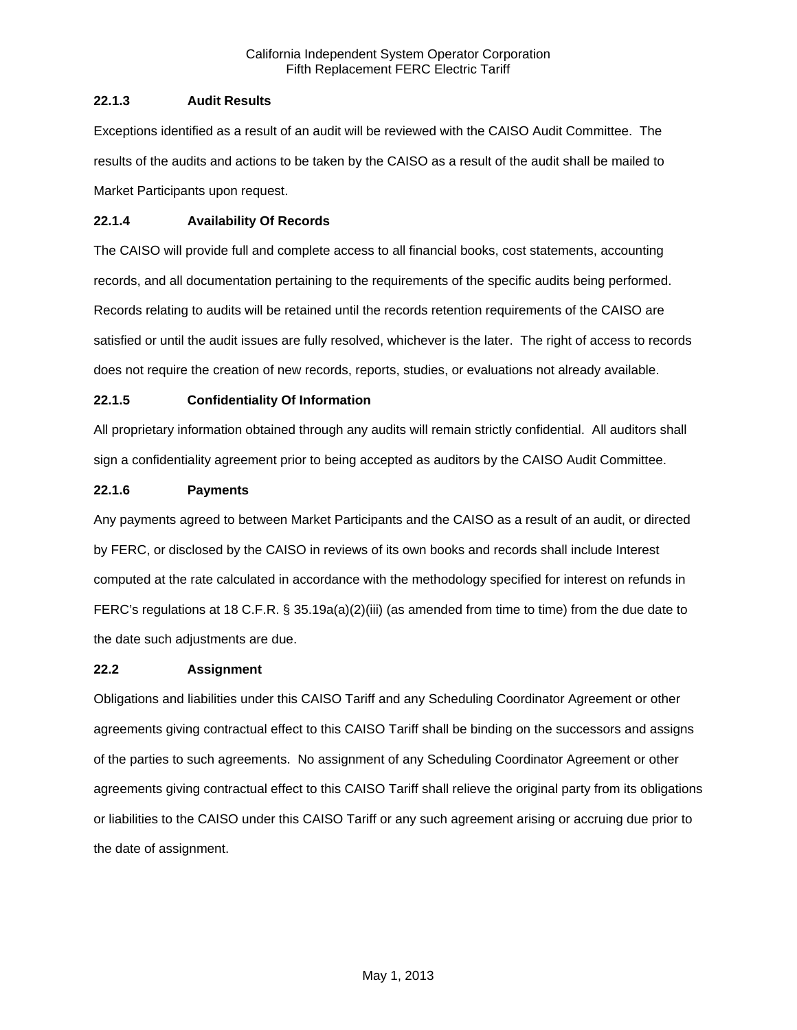### 22.1.3 Audit Results

Exceptions identified as a result of an audit will be reviewed with the CAISO Audit Committee. The results of the audits and actions to be taken by the CAISO as a result of the audit shall be mailed to Market Participants upon request.

### 22.1.4 Availability Of Records

The CAISO will provide full and complete access to all financial books, cost statements, accounting records, and all documentation pertaining to the requirements of the specific audits being performed. Records relating to audits will be retained until the records retention requirements of the CAISO are satisfied or until the audit issues are fully resolved, whichever is the later. The right of access to records does not require the creation of new records, reports, studies, or evaluations not already available.

### 22.1.5 Confidentiality Of Information

All proprietary information obtained through any audits will remain strictly confidential. All auditors shall sign a confidentiality agreement prior to being accepted as auditors by the CAISO Audit Committee.

### 22.1.6 Payments

Any payments agreed to between Market Participants and the CAISO as a result of an audit, or directed by FERC, or disclosed by the CAISO in reviews of its own books and records shall include Interest computed at the rate calculated in accordance with the methodology specified for interest on refunds in FERC's regulations at 18 C.F.R. § 35.19a(a)(2)(iii) (as amended from time to time) from the due date to the date such adjustments are due.

## 22.2 Assignment

Obligations and liabilities under this CAISO Tariff and any Scheduling Coordinator Agreement or other agreements giving contractual effect to this CAISO Tariff shall be binding on the successors and assigns of the parties to such agreements. No assignment of any Scheduling Coordinator Agreement or other agreements giving contractual effect to this CAISO Tariff shall relieve the original party from its obligations or liabilities to the CAISO under this CAISO Tariff or any such agreement arising or accruing due prior to the date of assignment.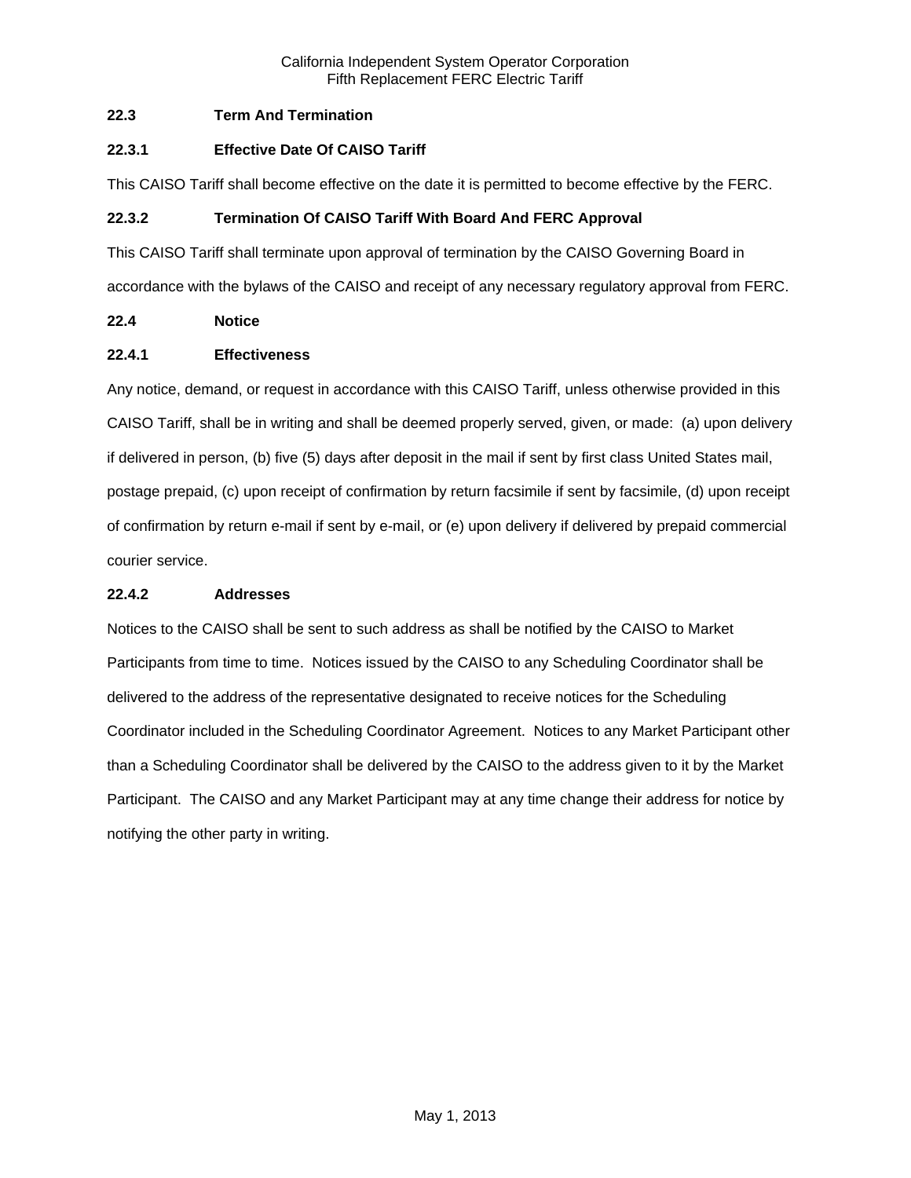### 22.3 Term And Termination

#### 22.3.1 Effective Date Of CAISO Tariff

This CAISO Tariff shall become effective on the date it is permitted to become effective by the FERC.

#### 22.3.2 Termination Of CAISO Tariff With Board And FERC Approval

This CAISO Tariff shall terminate upon approval of termination by the CAISO Governing Board in accordance with the bylaws of the CAISO and receipt of any necessary regulatory approval from FERC.

### 22.4 Notice

#### 22.4.1 Effectiveness

Any notice, demand, or request in accordance with this CAISO Tariff, unless otherwise provided in this CAISO Tariff, shall be in writing and shall be deemed properly served, given, or made: (a) upon delivery if delivered in person, (b) five (5) days after deposit in the mail if sent by first class United States mail, postage prepaid, (c) upon receipt of confirmation by return facsimile if sent by facsimile, (d) upon receipt of confirmation by return e-mail if sent by e-mail, or (e) upon delivery if delivered by prepaid commercial courier service.

#### 22.4.2 Addresses

Notices to the CAISO shall be sent to such address as shall be notified by the CAISO to Market Participants from time to time. Notices issued by the CAISO to any Scheduling Coordinator shall be delivered to the address of the representative designated to receive notices for the Scheduling Coordinator included in the Scheduling Coordinator Agreement. Notices to any Market Participant other than a Scheduling Coordinator shall be delivered by the CAISO to the address given to it by the Market Participant. The CAISO and any Market Participant may at any time change their address for notice by notifying the other party in writing.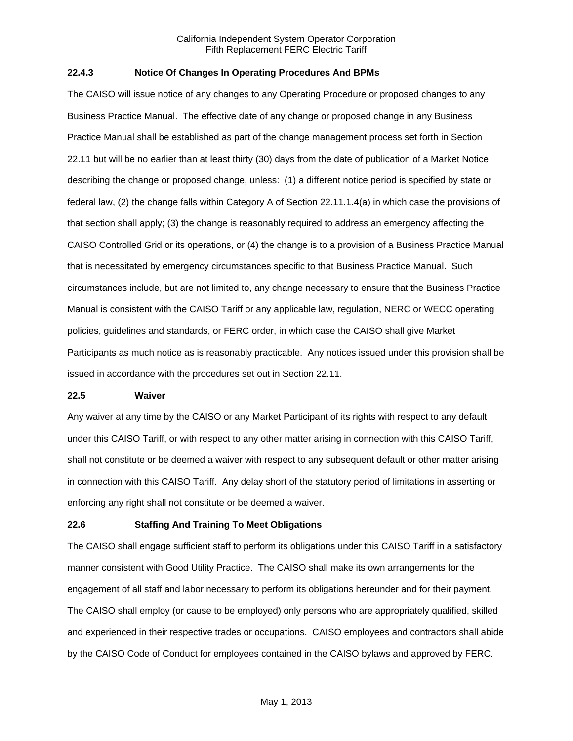### 22.4.3 Notice Of Changes In Operating Procedures And BPMs

The CAISO will issue notice of any changes to any Operating Procedure or proposed changes to any Business Practice Manual. The effective date of any change or proposed change in any Business Practice Manual shall be established as part of the change management process set forth in Section 22.11 but will be no earlier than at least thirty (30) days from the date of publication of a Market Notice describing the change or proposed change, unless: (1) a different notice period is specified by state or federal law, (2) the change falls within Category A of Section 22.11.1.4(a) in which case the provisions of that section shall apply; (3) the change is reasonably required to address an emergency affecting the CAISO Controlled Grid or its operations, or (4) the change is to a provision of a Business Practice Manual that is necessitated by emergency circumstances specific to that Business Practice Manual. Such circumstances include, but are not limited to, any change necessary to ensure that the Business Practice Manual is consistent with the CAISO Tariff or any applicable law, regulation, NERC or WECC operating policies, guidelines and standards, or FERC order, in which case the CAISO shall give Market Participants as much notice as is reasonably practicable. Any notices issued under this provision shall be issued in accordance with the procedures set out in Section 22.11.

## 22.5 Waiver

Any waiver at any time by the CAISO or any Market Participant of its rights with respect to any default under this CAISO Tariff, or with respect to any other matter arising in connection with this CAISO Tariff, shall not constitute or be deemed a waiver with respect to any subsequent default or other matter arising in connection with this CAISO Tariff. Any delay short of the statutory period of limitations in asserting or enforcing any right shall not constitute or be deemed a waiver.

## 22.6 Staffing And Training To Meet Obligations

The CAISO shall engage sufficient staff to perform its obligations under this CAISO Tariff in a satisfactory manner consistent with Good Utility Practice. The CAISO shall make its own arrangements for the engagement of all staff and labor necessary to perform its obligations hereunder and for their payment. The CAISO shall employ (or cause to be employed) only persons who are appropriately qualified, skilled and experienced in their respective trades or occupations. CAISO employees and contractors shall abide by the CAISO Code of Conduct for employees contained in the CAISO bylaws and approved by FERC.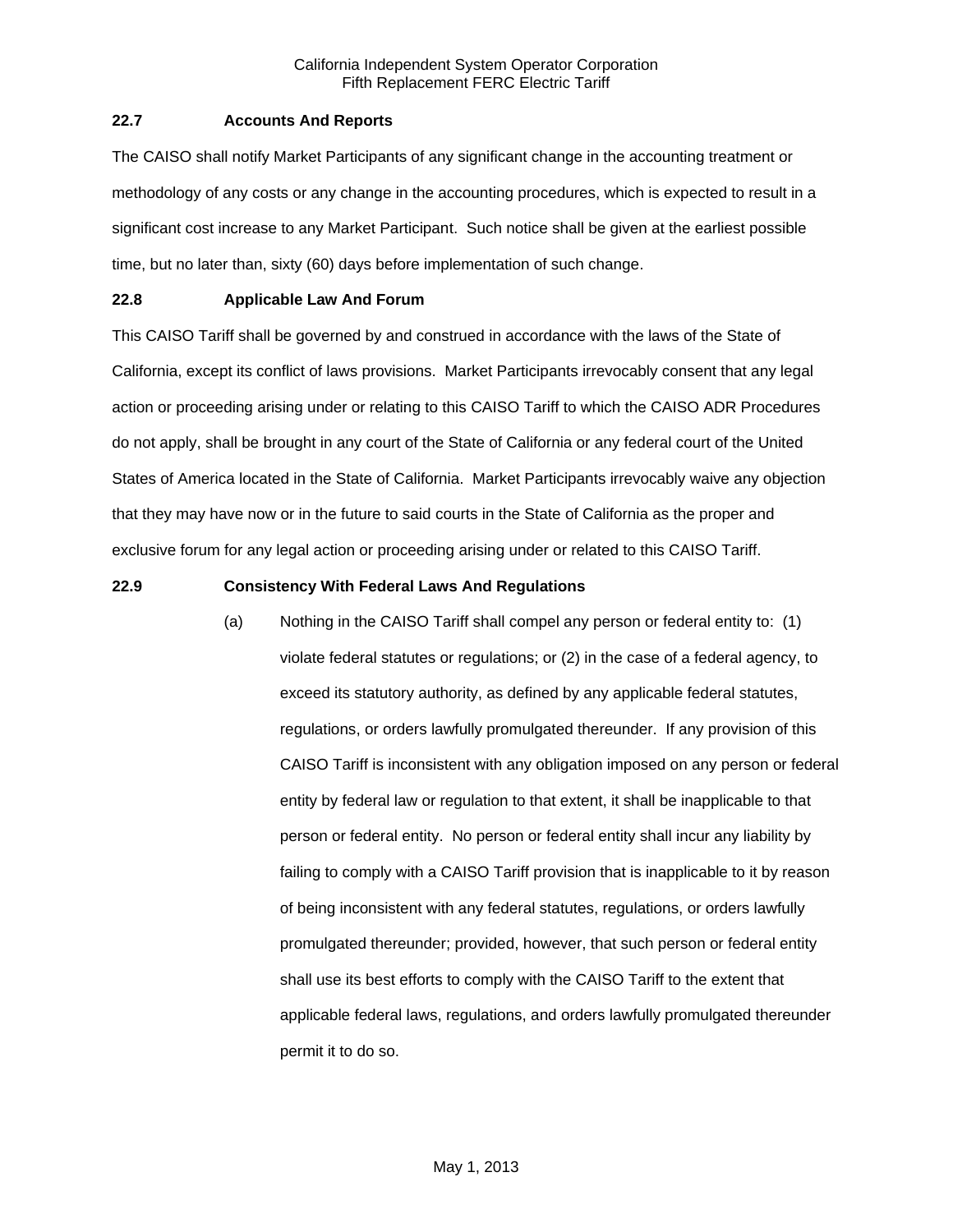### 22.7 Accounts And Reports

The CAISO shall notify Market Participants of any significant change in the accounting treatment or methodology of any costs or any change in the accounting procedures, which is expected to result in a significant cost increase to any Market Participant. Such notice shall be given at the earliest possible time, but no later than, sixty (60) days before implementation of such change.

### 22.8 Applicable Law And Forum

This CAISO Tariff shall be governed by and construed in accordance with the laws of the State of California, except its conflict of laws provisions. Market Participants irrevocably consent that any legal action or proceeding arising under or relating to this CAISO Tariff to which the CAISO ADR Procedures do not apply, shall be brought in any court of the State of California or any federal court of the United States of America located in the State of California. Market Participants irrevocably waive any objection that they may have now or in the future to said courts in the State of California as the proper and exclusive forum for any legal action or proceeding arising under or related to this CAISO Tariff.

### 22.9 Consistency With Federal Laws And Regulations

(a) Nothing in the CAISO Tariff shall compel any person or federal entity to: (1) violate federal statutes or regulations; or (2) in the case of a federal agency, to exceed its statutory authority, as defined by any applicable federal statutes, regulations, or orders lawfully promulgated thereunder. If any provision of this CAISO Tariff is inconsistent with any obligation imposed on any person or federal entity by federal law or regulation to that extent, it shall be inapplicable to that person or federal entity. No person or federal entity shall incur any liability by failing to comply with a CAISO Tariff provision that is inapplicable to it by reason of being inconsistent with any federal statutes, regulations, or orders lawfully promulgated thereunder; provided, however, that such person or federal entity shall use its best efforts to comply with the CAISO Tariff to the extent that applicable federal laws, regulations, and orders lawfully promulgated thereunder permit it to do so.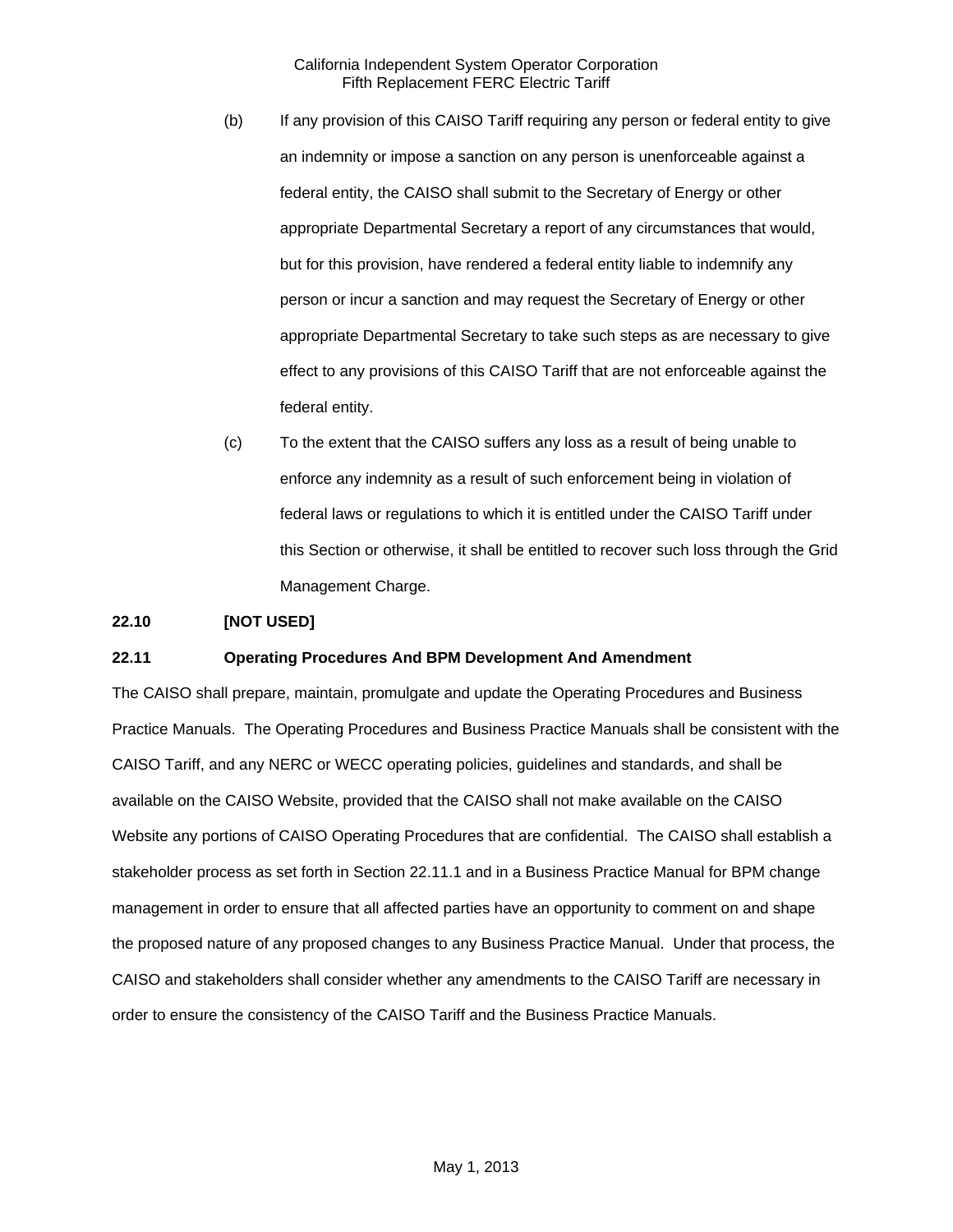(b) If any provision of this CAISO Tariff requiring any person or federal entity to give an indemnity or impose a sanction on any person is unenforceable against a federal entity, the CAISO shall submit to the Secretary of Energy or other appropriate Departmental Secretary a report of any circumstances that would, but for this provision, have rendered a federal entity liable to indemnify any person or incur a sanction and may request the Secretary of Energy or other appropriate Departmental Secretary to take such steps as are necessary to give effect to any provisions of this CAISO Tariff that are not enforceable against the federal entity.

(c) To the extent that the CAISO suffers any loss as a result of being unable to enforce any indemnity as a result of such enforcement being in violation of federal laws or regulations to which it is entitled under the CAISO Tariff under this Section or otherwise, it shall be entitled to recover such loss through the Grid Management Charge.

**22.10 [NOT USED]**

**22.11 Operating Procedures And BPM Development And Amendment**

The CAISO shall prepare, maintain, promulgate and update the Operating Procedures and Business Practice Manuals. The Operating Procedures and Business Practice Manuals shall be consistent with the CAISO Tariff, and any NERC or WECC operating policies, guidelines and standards, and shall be available on the CAISO Website, provided that the CAISO shall not make available on the CAISO Website any portions of CAISO Operating Procedures that are confidential. The CAISO shall establish a stakeholder process as set forth in Section 22.11.1 and in a Business Practice Manual for BPM change management in order to ensure that all affected parties have an opportunity to comment on and shape the proposed nature of any proposed changes to any Business Practice Manual. Under that process, the CAISO and stakeholders shall consider whether any amendments to the CAISO Tariff are necessary in order to ensure the consistency of the CAISO Tariff and the Business Practice Manuals.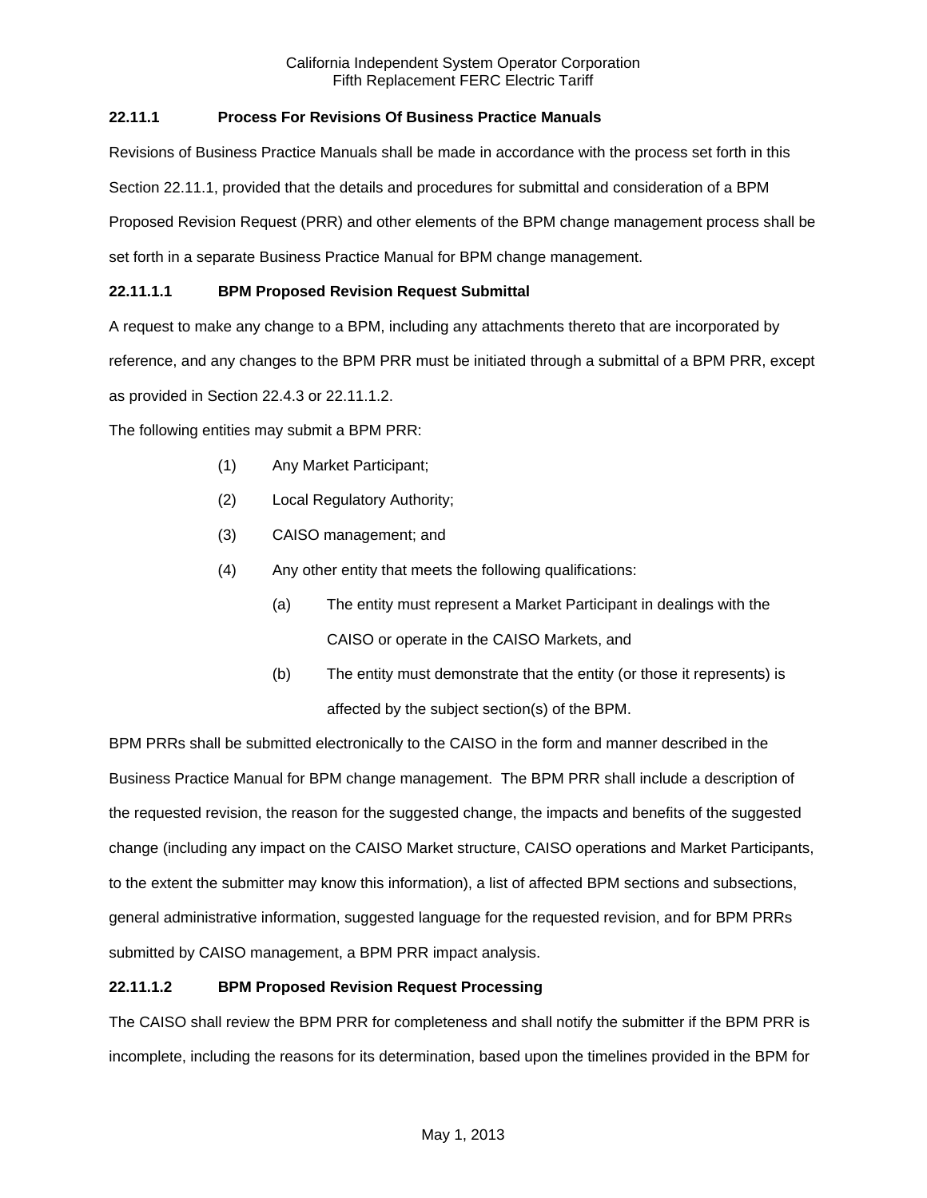### 22.11.1 Process For Revisions Of Business Practice Manuals

Revisions of Business Practice Manuals shall be made in accordance with the process set forth in this Section 22.11.1, provided that the details and procedures for submittal and consideration of a BPM Proposed Revision Request (PRR) and other elements of the BPM change management process shall be set forth in a separate Business Practice Manual for BPM change management.

### 22.11.1.1 BPM Proposed Revision Request Submittal

A request to make any change to a BPM, including any attachments thereto that are incorporated by reference, and any changes to the BPM PRR must be initiated through a submittal of a BPM PRR, except as provided in Section 22.4.3 or 22.11.1.2.

The following entities may submit a BPM PRR:

(1) Any Market Participant;

(2) Local Regulatory Authority;

(3) CAISO management; and

(4) Any other entity that meets the following qualifications:

  (a) The entity must represent a Market Participant in dealings with the CAISO or operate in the CAISO Markets, and

  (b) The entity must demonstrate that the entity (or those it represents) is affected by the subject section(s) of the BPM.

BPM PRRs shall be submitted electronically to the CAISO in the form and manner described in the Business Practice Manual for BPM change management. The BPM PRR shall include a description of the requested revision, the reason for the suggested change, the impacts and benefits of the suggested change (including any impact on the CAISO Market structure, CAISO operations and Market Participants, to the extent the submitter may know this information), a list of affected BPM sections and subsections, general administrative information, suggested language for the requested revision, and for BPM PRRs submitted by CAISO management, a BPM PRR impact analysis.

### 22.11.1.2 BPM Proposed Revision Request Processing

The CAISO shall review the BPM PRR for completeness and shall notify the submitter if the BPM PRR is incomplete, including the reasons for its determination, based upon the timelines provided in the BPM for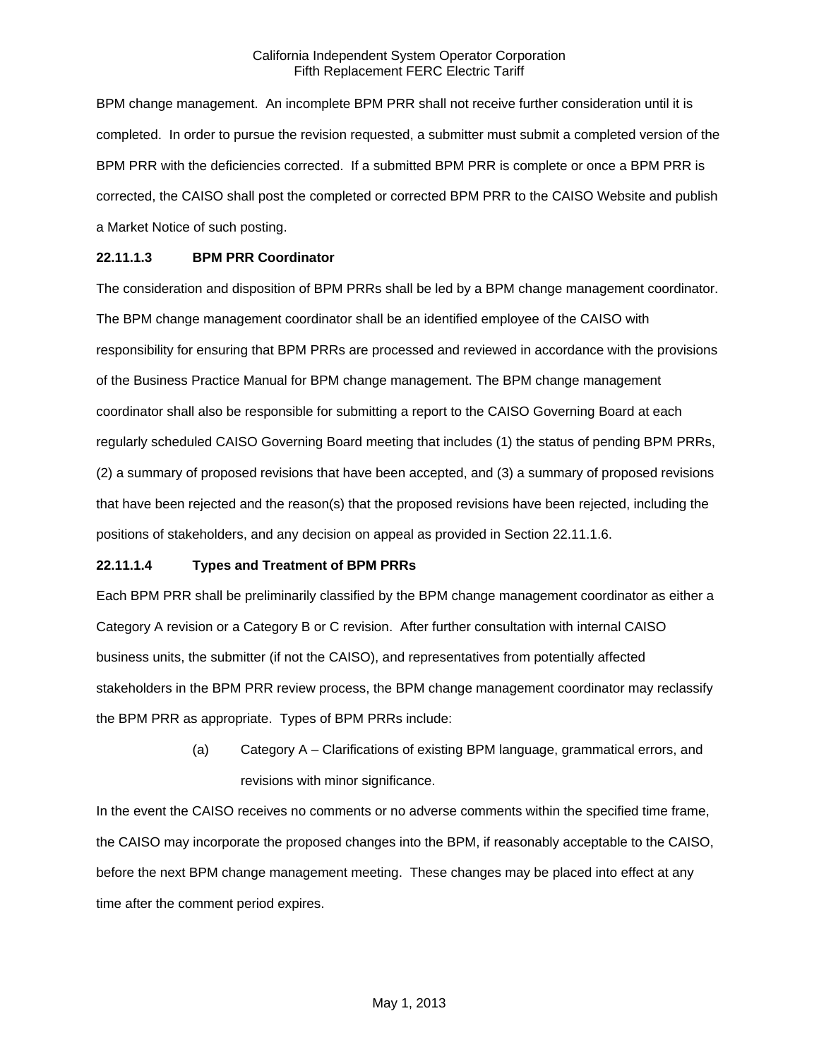BPM change management. An incomplete BPM PRR shall not receive further consideration until it is completed. In order to pursue the revision requested, a submitter must submit a completed version of the BPM PRR with the deficiencies corrected. If a submitted BPM PRR is complete or once a BPM PRR is corrected, the CAISO shall post the completed or corrected BPM PRR to the CAISO Website and publish a Market Notice of such posting.

**22.11.1.3 BPM PRR Coordinator**

The consideration and disposition of BPM PRRs shall be led by a BPM change management coordinator. The BPM change management coordinator shall be an identified employee of the CAISO with responsibility for ensuring that BPM PRRs are processed and reviewed in accordance with the provisions of the Business Practice Manual for BPM change management. The BPM change management coordinator shall also be responsible for submitting a report to the CAISO Governing Board at each regularly scheduled CAISO Governing Board meeting that includes (1) the status of pending BPM PRRs, (2) a summary of proposed revisions that have been accepted, and (3) a summary of proposed revisions that have been rejected and the reason(s) that the proposed revisions have been rejected, including the positions of stakeholders, and any decision on appeal as provided in Section 22.11.1.6.

**22.11.1.4 Types and Treatment of BPM PRRs**

Each BPM PRR shall be preliminarily classified by the BPM change management coordinator as either a Category A revision or a Category B or C revision. After further consultation with internal CAISO business units, the submitter (if not the CAISO), and representatives from potentially affected stakeholders in the BPM PRR review process, the BPM change management coordinator may reclassify the BPM PRR as appropriate. Types of BPM PRRs include:

(a) Category A – Clarifications of existing BPM language, grammatical errors, and revisions with minor significance.

In the event the CAISO receives no comments or no adverse comments within the specified time frame, the CAISO may incorporate the proposed changes into the BPM, if reasonably acceptable to the CAISO, before the next BPM change management meeting. These changes may be placed into effect at any time after the comment period expires.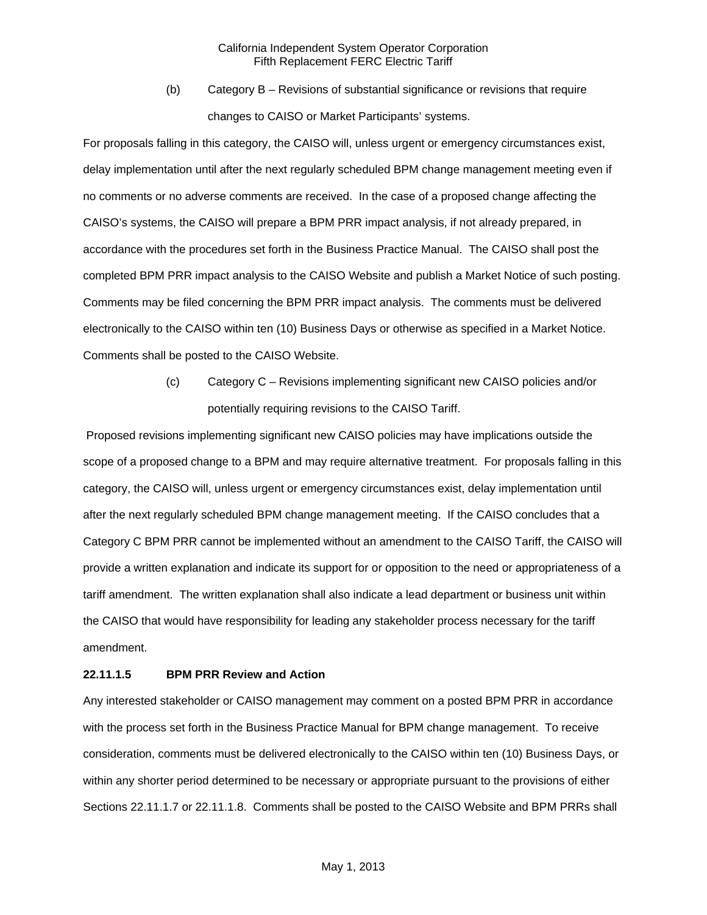(b) Category B – Revisions of substantial significance or revisions that require changes to CAISO or Market Participants' systems.

For proposals falling in this category, the CAISO will, unless urgent or emergency circumstances exist, delay implementation until after the next regularly scheduled BPM change management meeting even if no comments or no adverse comments are received. In the case of a proposed change affecting the CAISO's systems, the CAISO will prepare a BPM PRR impact analysis, if not already prepared, in accordance with the procedures set forth in the Business Practice Manual. The CAISO shall post the completed BPM PRR impact analysis to the CAISO Website and publish a Market Notice of such posting. Comments may be filed concerning the BPM PRR impact analysis. The comments must be delivered electronically to the CAISO within ten (10) Business Days or otherwise as specified in a Market Notice. Comments shall be posted to the CAISO Website.

(c) Category C – Revisions implementing significant new CAISO policies and/or potentially requiring revisions to the CAISO Tariff.

Proposed revisions implementing significant new CAISO policies may have implications outside the scope of a proposed change to a BPM and may require alternative treatment. For proposals falling in this category, the CAISO will, unless urgent or emergency circumstances exist, delay implementation until after the next regularly scheduled BPM change management meeting. If the CAISO concludes that a Category C BPM PRR cannot be implemented without an amendment to the CAISO Tariff, the CAISO will provide a written explanation and indicate its support for or opposition to the need or appropriateness of a tariff amendment. The written explanation shall also indicate a lead department or business unit within the CAISO that would have responsibility for leading any stakeholder process necessary for the tariff amendment.

**22.11.1.5 BPM PRR Review and Action**

Any interested stakeholder or CAISO management may comment on a posted BPM PRR in accordance with the process set forth in the Business Practice Manual for BPM change management. To receive consideration, comments must be delivered electronically to the CAISO within ten (10) Business Days, or within any shorter period determined to be necessary or appropriate pursuant to the provisions of either Sections 22.11.1.7 or 22.11.1.8. Comments shall be posted to the CAISO Website and BPM PRRs shall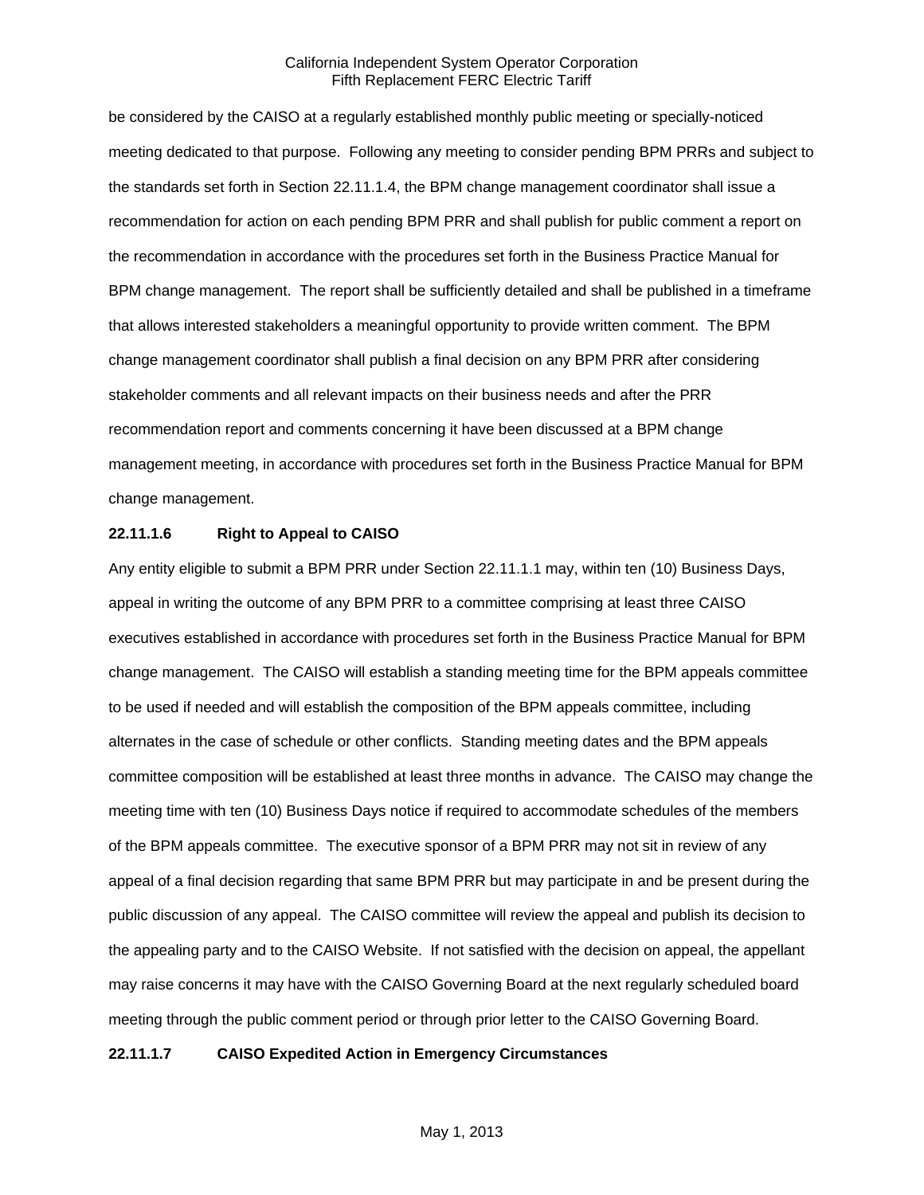be considered by the CAISO at a regularly established monthly public meeting or specially-noticed meeting dedicated to that purpose. Following any meeting to consider pending BPM PRRs and subject to the standards set forth in Section 22.11.1.4, the BPM change management coordinator shall issue a recommendation for action on each pending BPM PRR and shall publish for public comment a report on the recommendation in accordance with the procedures set forth in the Business Practice Manual for BPM change management. The report shall be sufficiently detailed and shall be published in a timeframe that allows interested stakeholders a meaningful opportunity to provide written comment. The BPM change management coordinator shall publish a final decision on any BPM PRR after considering stakeholder comments and all relevant impacts on their business needs and after the PRR recommendation report and comments concerning it have been discussed at a BPM change management meeting, in accordance with procedures set forth in the Business Practice Manual for BPM change management.

**22.11.1.6 Right to Appeal to CAISO**

Any entity eligible to submit a BPM PRR under Section 22.11.1.1 may, within ten (10) Business Days, appeal in writing the outcome of any BPM PRR to a committee comprising at least three CAISO executives established in accordance with procedures set forth in the Business Practice Manual for BPM change management. The CAISO will establish a standing meeting time for the BPM appeals committee to be used if needed and will establish the composition of the BPM appeals committee, including alternates in the case of schedule or other conflicts. Standing meeting dates and the BPM appeals committee composition will be established at least three months in advance. The CAISO may change the meeting time with ten (10) Business Days notice if required to accommodate schedules of the members of the BPM appeals committee. The executive sponsor of a BPM PRR may not sit in review of any appeal of a final decision regarding that same BPM PRR but may participate in and be present during the public discussion of any appeal. The CAISO committee will review the appeal and publish its decision to the appealing party and to the CAISO Website. If not satisfied with the decision on appeal, the appellant may raise concerns it may have with the CAISO Governing Board at the next regularly scheduled board meeting through the public comment period or through prior letter to the CAISO Governing Board.

**22.11.1.7 CAISO Expedited Action in Emergency Circumstances**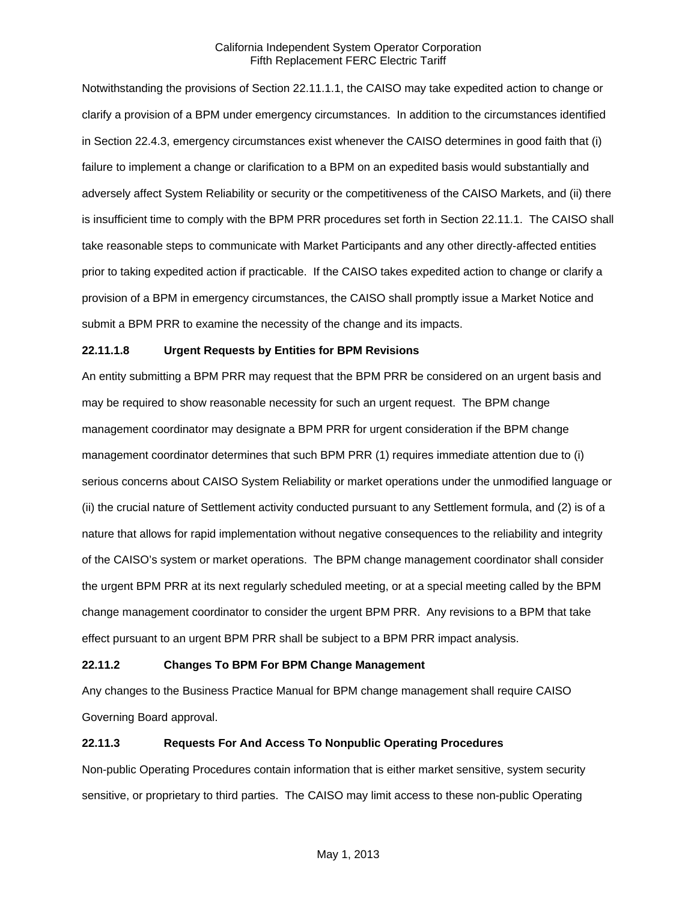Notwithstanding the provisions of Section 22.11.1.1, the CAISO may take expedited action to change or clarify a provision of a BPM under emergency circumstances. In addition to the circumstances identified in Section 22.4.3, emergency circumstances exist whenever the CAISO determines in good faith that (i) failure to implement a change or clarification to a BPM on an expedited basis would substantially and adversely affect System Reliability or security or the competitiveness of the CAISO Markets, and (ii) there is insufficient time to comply with the BPM PRR procedures set forth in Section 22.11.1. The CAISO shall take reasonable steps to communicate with Market Participants and any other directly-affected entities prior to taking expedited action if practicable. If the CAISO takes expedited action to change or clarify a provision of a BPM in emergency circumstances, the CAISO shall promptly issue a Market Notice and submit a BPM PRR to examine the necessity of the change and its impacts.

**22.11.1.8 Urgent Requests by Entities for BPM Revisions**

An entity submitting a BPM PRR may request that the BPM PRR be considered on an urgent basis and may be required to show reasonable necessity for such an urgent request. The BPM change management coordinator may designate a BPM PRR for urgent consideration if the BPM change management coordinator determines that such BPM PRR (1) requires immediate attention due to (i) serious concerns about CAISO System Reliability or market operations under the unmodified language or (ii) the crucial nature of Settlement activity conducted pursuant to any Settlement formula, and (2) is of a nature that allows for rapid implementation without negative consequences to the reliability and integrity of the CAISO's system or market operations. The BPM change management coordinator shall consider the urgent BPM PRR at its next regularly scheduled meeting, or at a special meeting called by the BPM change management coordinator to consider the urgent BPM PRR. Any revisions to a BPM that take effect pursuant to an urgent BPM PRR shall be subject to a BPM PRR impact analysis.

**22.11.2 Changes To BPM For BPM Change Management**

Any changes to the Business Practice Manual for BPM change management shall require CAISO Governing Board approval.

**22.11.3 Requests For And Access To Nonpublic Operating Procedures**

Non-public Operating Procedures contain information that is either market sensitive, system security sensitive, or proprietary to third parties. The CAISO may limit access to these non-public Operating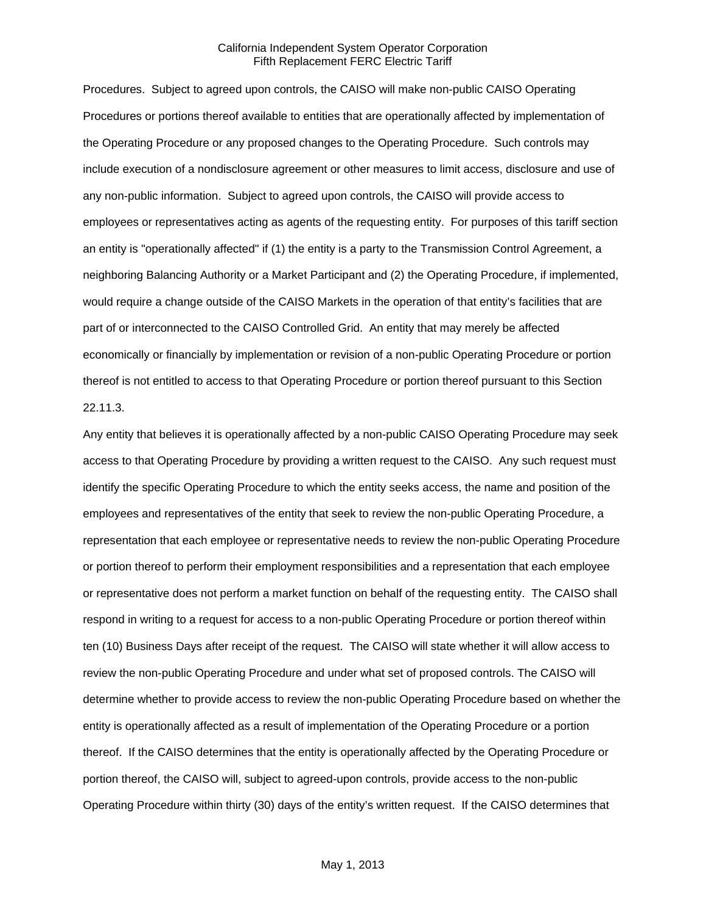Procedures. Subject to agreed upon controls, the CAISO will make non-public CAISO Operating Procedures or portions thereof available to entities that are operationally affected by implementation of the Operating Procedure or any proposed changes to the Operating Procedure. Such controls may include execution of a nondisclosure agreement or other measures to limit access, disclosure and use of any non-public information. Subject to agreed upon controls, the CAISO will provide access to employees or representatives acting as agents of the requesting entity. For purposes of this tariff section an entity is "operationally affected" if (1) the entity is a party to the Transmission Control Agreement, a neighboring Balancing Authority or a Market Participant and (2) the Operating Procedure, if implemented, would require a change outside of the CAISO Markets in the operation of that entity's facilities that are part of or interconnected to the CAISO Controlled Grid. An entity that may merely be affected economically or financially by implementation or revision of a non-public Operating Procedure or portion thereof is not entitled to access to that Operating Procedure or portion thereof pursuant to this Section 22.11.3.

Any entity that believes it is operationally affected by a non-public CAISO Operating Procedure may seek access to that Operating Procedure by providing a written request to the CAISO. Any such request must identify the specific Operating Procedure to which the entity seeks access, the name and position of the employees and representatives of the entity that seek to review the non-public Operating Procedure, a representation that each employee or representative needs to review the non-public Operating Procedure or portion thereof to perform their employment responsibilities and a representation that each employee or representative does not perform a market function on behalf of the requesting entity. The CAISO shall respond in writing to a request for access to a non-public Operating Procedure or portion thereof within ten (10) Business Days after receipt of the request. The CAISO will state whether it will allow access to review the non-public Operating Procedure and under what set of proposed controls. The CAISO will determine whether to provide access to review the non-public Operating Procedure based on whether the entity is operationally affected as a result of implementation of the Operating Procedure or a portion thereof. If the CAISO determines that the entity is operationally affected by the Operating Procedure or portion thereof, the CAISO will, subject to agreed-upon controls, provide access to the non-public Operating Procedure within thirty (30) days of the entity's written request. If the CAISO determines that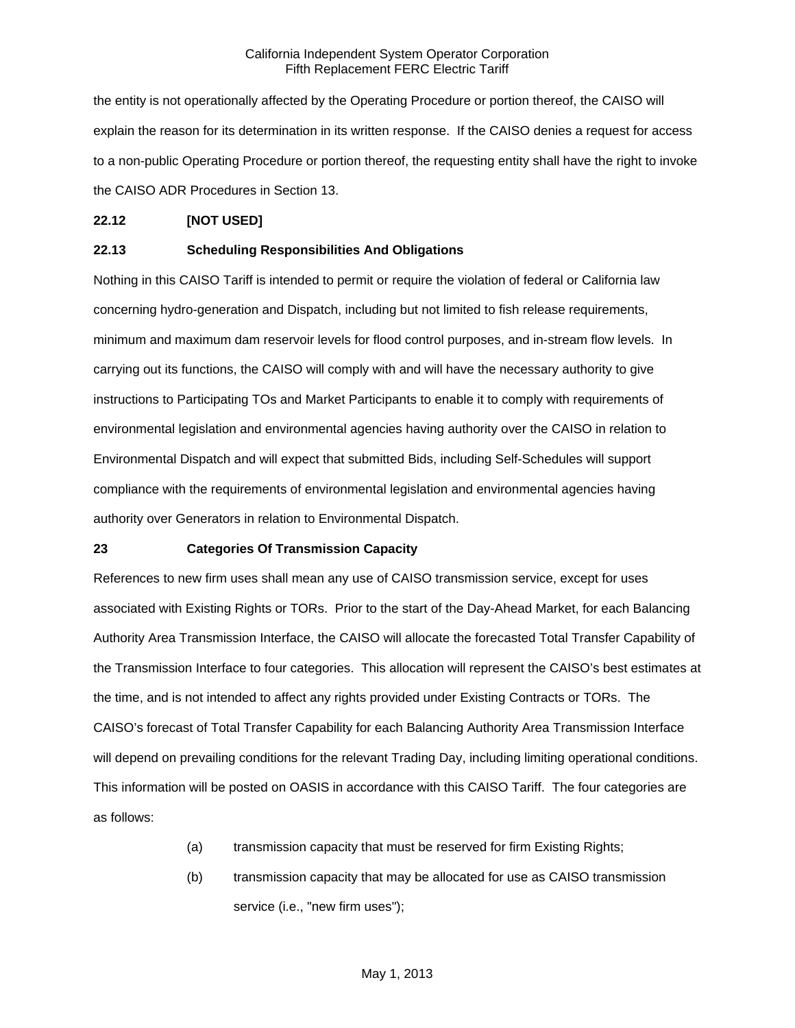the entity is not operationally affected by the Operating Procedure or portion thereof, the CAISO will explain the reason for its determination in its written response. If the CAISO denies a request for access to a non-public Operating Procedure or portion thereof, the requesting entity shall have the right to invoke the CAISO ADR Procedures in Section 13.

**22.12 [NOT USED]**

**22.13 Scheduling Responsibilities And Obligations**

Nothing in this CAISO Tariff is intended to permit or require the violation of federal or California law concerning hydro-generation and Dispatch, including but not limited to fish release requirements, minimum and maximum dam reservoir levels for flood control purposes, and in-stream flow levels. In carrying out its functions, the CAISO will comply with and will have the necessary authority to give instructions to Participating TOs and Market Participants to enable it to comply with requirements of environmental legislation and environmental agencies having authority over the CAISO in relation to Environmental Dispatch and will expect that submitted Bids, including Self-Schedules will support compliance with the requirements of environmental legislation and environmental agencies having authority over Generators in relation to Environmental Dispatch.

**23 Categories Of Transmission Capacity**

References to new firm uses shall mean any use of CAISO transmission service, except for uses associated with Existing Rights or TORs. Prior to the start of the Day-Ahead Market, for each Balancing Authority Area Transmission Interface, the CAISO will allocate the forecasted Total Transfer Capability of the Transmission Interface to four categories. This allocation will represent the CAISO's best estimates at the time, and is not intended to affect any rights provided under Existing Contracts or TORs. The CAISO's forecast of Total Transfer Capability for each Balancing Authority Area Transmission Interface will depend on prevailing conditions for the relevant Trading Day, including limiting operational conditions. This information will be posted on OASIS in accordance with this CAISO Tariff. The four categories are as follows:

(a) transmission capacity that must be reserved for firm Existing Rights;

(b) transmission capacity that may be allocated for use as CAISO transmission service (i.e., "new firm uses");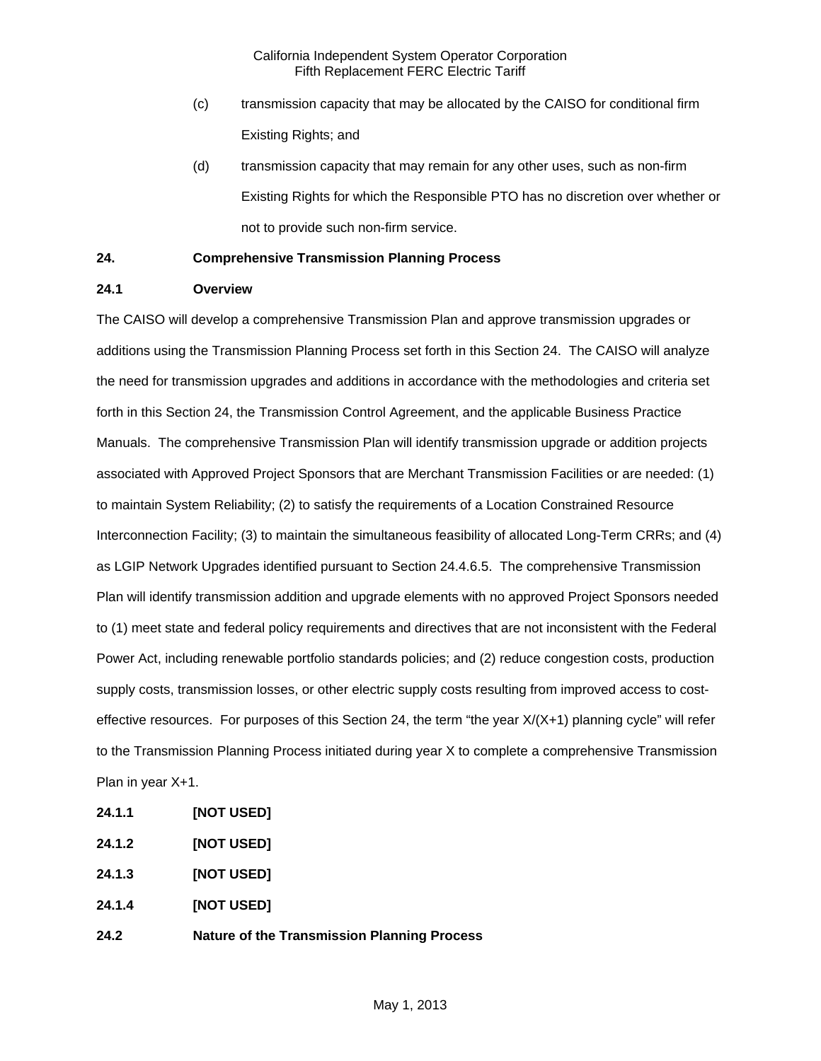(c) transmission capacity that may be allocated by the CAISO for conditional firm Existing Rights; and

(d) transmission capacity that may remain for any other uses, such as non-firm Existing Rights for which the Responsible PTO has no discretion over whether or not to provide such non-firm service.

## 24. Comprehensive Transmission Planning Process

### 24.1 Overview

The CAISO will develop a comprehensive Transmission Plan and approve transmission upgrades or additions using the Transmission Planning Process set forth in this Section 24. The CAISO will analyze the need for transmission upgrades and additions in accordance with the methodologies and criteria set forth in this Section 24, the Transmission Control Agreement, and the applicable Business Practice Manuals. The comprehensive Transmission Plan will identify transmission upgrade or addition projects associated with Approved Project Sponsors that are Merchant Transmission Facilities or are needed: (1) to maintain System Reliability; (2) to satisfy the requirements of a Location Constrained Resource Interconnection Facility; (3) to maintain the simultaneous feasibility of allocated Long-Term CRRs; and (4) as LGIP Network Upgrades identified pursuant to Section 24.4.6.5. The comprehensive Transmission Plan will identify transmission addition and upgrade elements with no approved Project Sponsors needed to (1) meet state and federal policy requirements and directives that are not inconsistent with the Federal Power Act, including renewable portfolio standards policies; and (2) reduce congestion costs, production supply costs, transmission losses, or other electric supply costs resulting from improved access to cost-effective resources. For purposes of this Section 24, the term "the year X/(X+1) planning cycle" will refer to the Transmission Planning Process initiated during year X to complete a comprehensive Transmission Plan in year X+1.

#### 24.1.1 [NOT USED]

#### 24.1.2 [NOT USED]

#### 24.1.3 [NOT USED]

#### 24.1.4 [NOT USED]

### 24.2 Nature of the Transmission Planning Process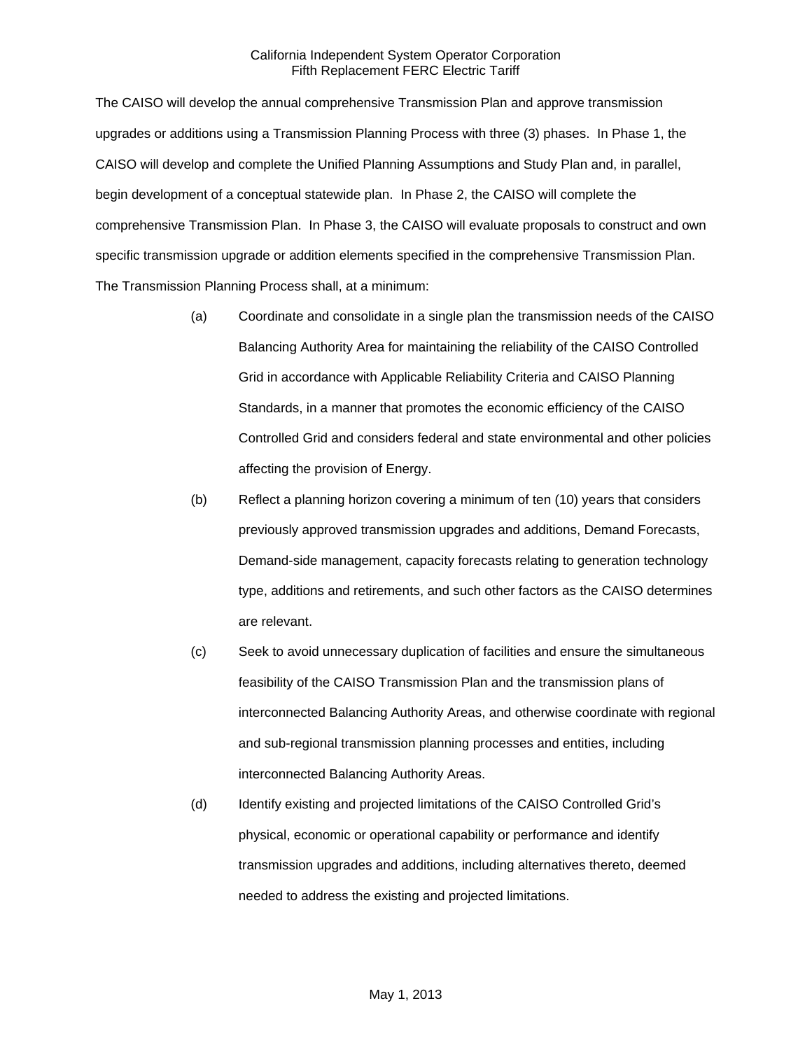The CAISO will develop the annual comprehensive Transmission Plan and approve transmission upgrades or additions using a Transmission Planning Process with three (3) phases. In Phase 1, the CAISO will develop and complete the Unified Planning Assumptions and Study Plan and, in parallel, begin development of a conceptual statewide plan. In Phase 2, the CAISO will complete the comprehensive Transmission Plan. In Phase 3, the CAISO will evaluate proposals to construct and own specific transmission upgrade or addition elements specified in the comprehensive Transmission Plan. The Transmission Planning Process shall, at a minimum:

(a) Coordinate and consolidate in a single plan the transmission needs of the CAISO Balancing Authority Area for maintaining the reliability of the CAISO Controlled Grid in accordance with Applicable Reliability Criteria and CAISO Planning Standards, in a manner that promotes the economic efficiency of the CAISO Controlled Grid and considers federal and state environmental and other policies affecting the provision of Energy.

(b) Reflect a planning horizon covering a minimum of ten (10) years that considers previously approved transmission upgrades and additions, Demand Forecasts, Demand-side management, capacity forecasts relating to generation technology type, additions and retirements, and such other factors as the CAISO determines are relevant.

(c) Seek to avoid unnecessary duplication of facilities and ensure the simultaneous feasibility of the CAISO Transmission Plan and the transmission plans of interconnected Balancing Authority Areas, and otherwise coordinate with regional and sub-regional transmission planning processes and entities, including interconnected Balancing Authority Areas.

(d) Identify existing and projected limitations of the CAISO Controlled Grid's physical, economic or operational capability or performance and identify transmission upgrades and additions, including alternatives thereto, deemed needed to address the existing and projected limitations.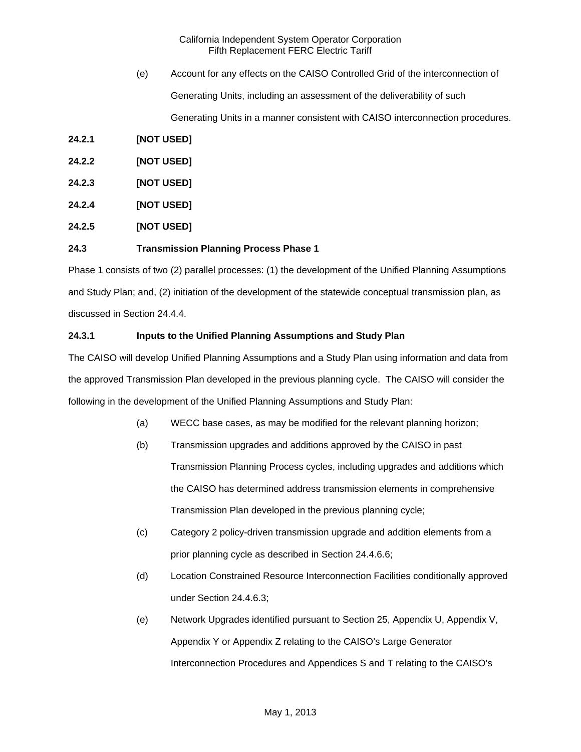(e) Account for any effects on the CAISO Controlled Grid of the interconnection of Generating Units, including an assessment of the deliverability of such Generating Units in a manner consistent with CAISO interconnection procedures.

**24.2.1 [NOT USED]**

**24.2.2 [NOT USED]**

**24.2.3 [NOT USED]**

**24.2.4 [NOT USED]**

**24.2.5 [NOT USED]**

### 24.3 Transmission Planning Process Phase 1

Phase 1 consists of two (2) parallel processes: (1) the development of the Unified Planning Assumptions and Study Plan; and, (2) initiation of the development of the statewide conceptual transmission plan, as discussed in Section 24.4.4.

### 24.3.1 Inputs to the Unified Planning Assumptions and Study Plan

The CAISO will develop Unified Planning Assumptions and a Study Plan using information and data from the approved Transmission Plan developed in the previous planning cycle. The CAISO will consider the following in the development of the Unified Planning Assumptions and Study Plan:

(a) WECC base cases, as may be modified for the relevant planning horizon;

(b) Transmission upgrades and additions approved by the CAISO in past Transmission Planning Process cycles, including upgrades and additions which the CAISO has determined address transmission elements in comprehensive Transmission Plan developed in the previous planning cycle;

(c) Category 2 policy-driven transmission upgrade and addition elements from a prior planning cycle as described in Section 24.4.6.6;

(d) Location Constrained Resource Interconnection Facilities conditionally approved under Section 24.4.6.3;

(e) Network Upgrades identified pursuant to Section 25, Appendix U, Appendix V, Appendix Y or Appendix Z relating to the CAISO's Large Generator Interconnection Procedures and Appendices S and T relating to the CAISO's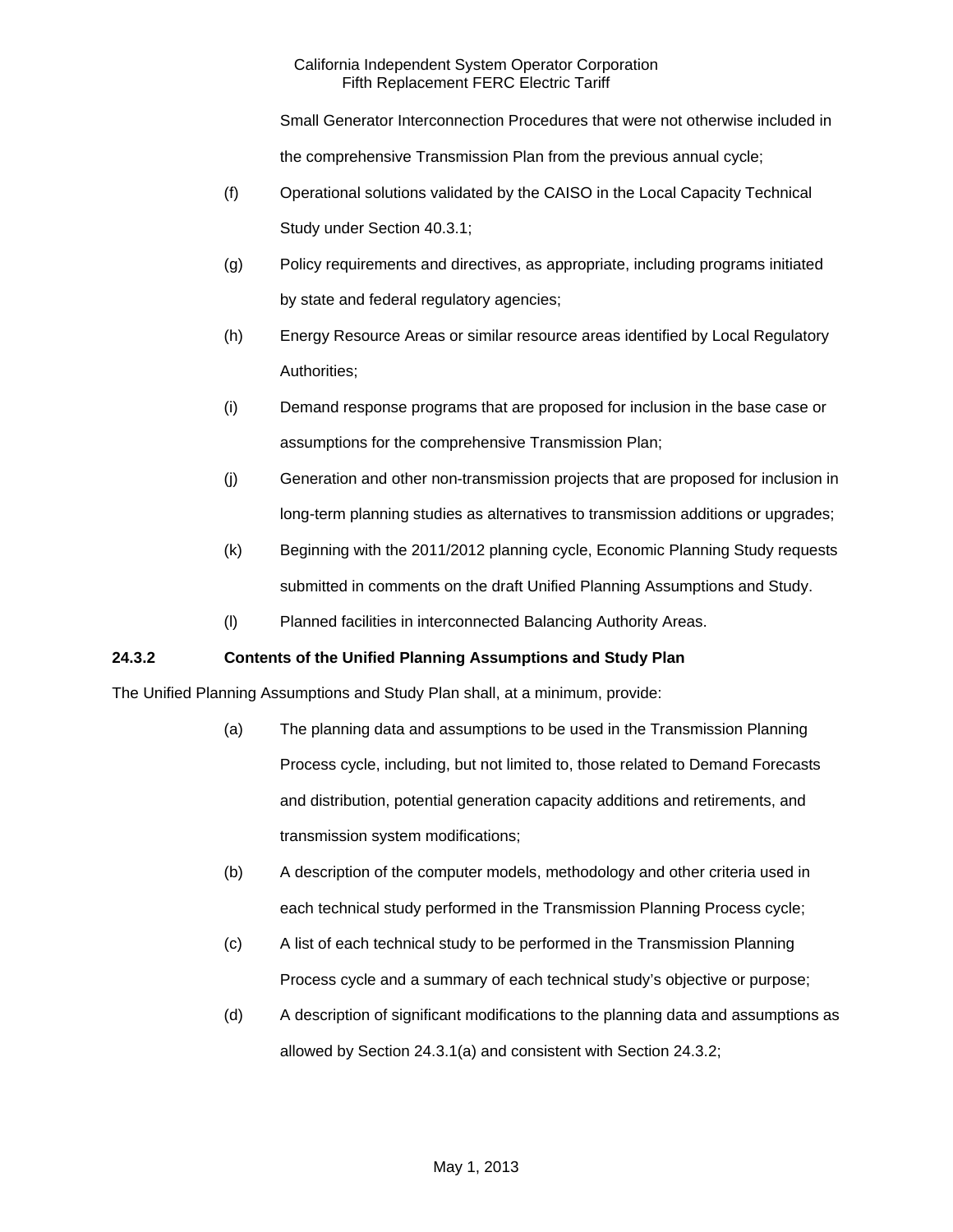Small Generator Interconnection Procedures that were not otherwise included in the comprehensive Transmission Plan from the previous annual cycle;

(f) Operational solutions validated by the CAISO in the Local Capacity Technical Study under Section 40.3.1;

(g) Policy requirements and directives, as appropriate, including programs initiated by state and federal regulatory agencies;

(h) Energy Resource Areas or similar resource areas identified by Local Regulatory Authorities;

(i) Demand response programs that are proposed for inclusion in the base case or assumptions for the comprehensive Transmission Plan;

(j) Generation and other non-transmission projects that are proposed for inclusion in long-term planning studies as alternatives to transmission additions or upgrades;

(k) Beginning with the 2011/2012 planning cycle, Economic Planning Study requests submitted in comments on the draft Unified Planning Assumptions and Study.

(l) Planned facilities in interconnected Balancing Authority Areas.

**24.3.2 Contents of the Unified Planning Assumptions and Study Plan**

The Unified Planning Assumptions and Study Plan shall, at a minimum, provide:

(a) The planning data and assumptions to be used in the Transmission Planning Process cycle, including, but not limited to, those related to Demand Forecasts and distribution, potential generation capacity additions and retirements, and transmission system modifications;

(b) A description of the computer models, methodology and other criteria used in each technical study performed in the Transmission Planning Process cycle;

(c) A list of each technical study to be performed in the Transmission Planning Process cycle and a summary of each technical study's objective or purpose;

(d) A description of significant modifications to the planning data and assumptions as allowed by Section 24.3.1(a) and consistent with Section 24.3.2;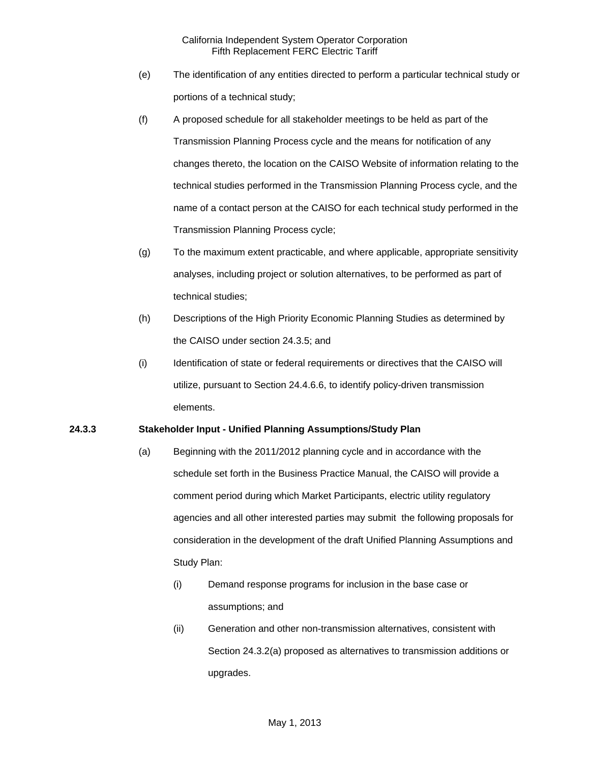(e) The identification of any entities directed to perform a particular technical study or portions of a technical study;

(f) A proposed schedule for all stakeholder meetings to be held as part of the Transmission Planning Process cycle and the means for notification of any changes thereto, the location on the CAISO Website of information relating to the technical studies performed in the Transmission Planning Process cycle, and the name of a contact person at the CAISO for each technical study performed in the Transmission Planning Process cycle;

(g) To the maximum extent practicable, and where applicable, appropriate sensitivity analyses, including project or solution alternatives, to be performed as part of technical studies;

(h) Descriptions of the High Priority Economic Planning Studies as determined by the CAISO under section 24.3.5; and

(i) Identification of state or federal requirements or directives that the CAISO will utilize, pursuant to Section 24.4.6.6, to identify policy-driven transmission elements.

**24.3.3 Stakeholder Input - Unified Planning Assumptions/Study Plan**

(a) Beginning with the 2011/2012 planning cycle and in accordance with the schedule set forth in the Business Practice Manual, the CAISO will provide a comment period during which Market Participants, electric utility regulatory agencies and all other interested parties may submit the following proposals for consideration in the development of the draft Unified Planning Assumptions and Study Plan:

(i) Demand response programs for inclusion in the base case or assumptions; and

(ii) Generation and other non-transmission alternatives, consistent with Section 24.3.2(a) proposed as alternatives to transmission additions or upgrades.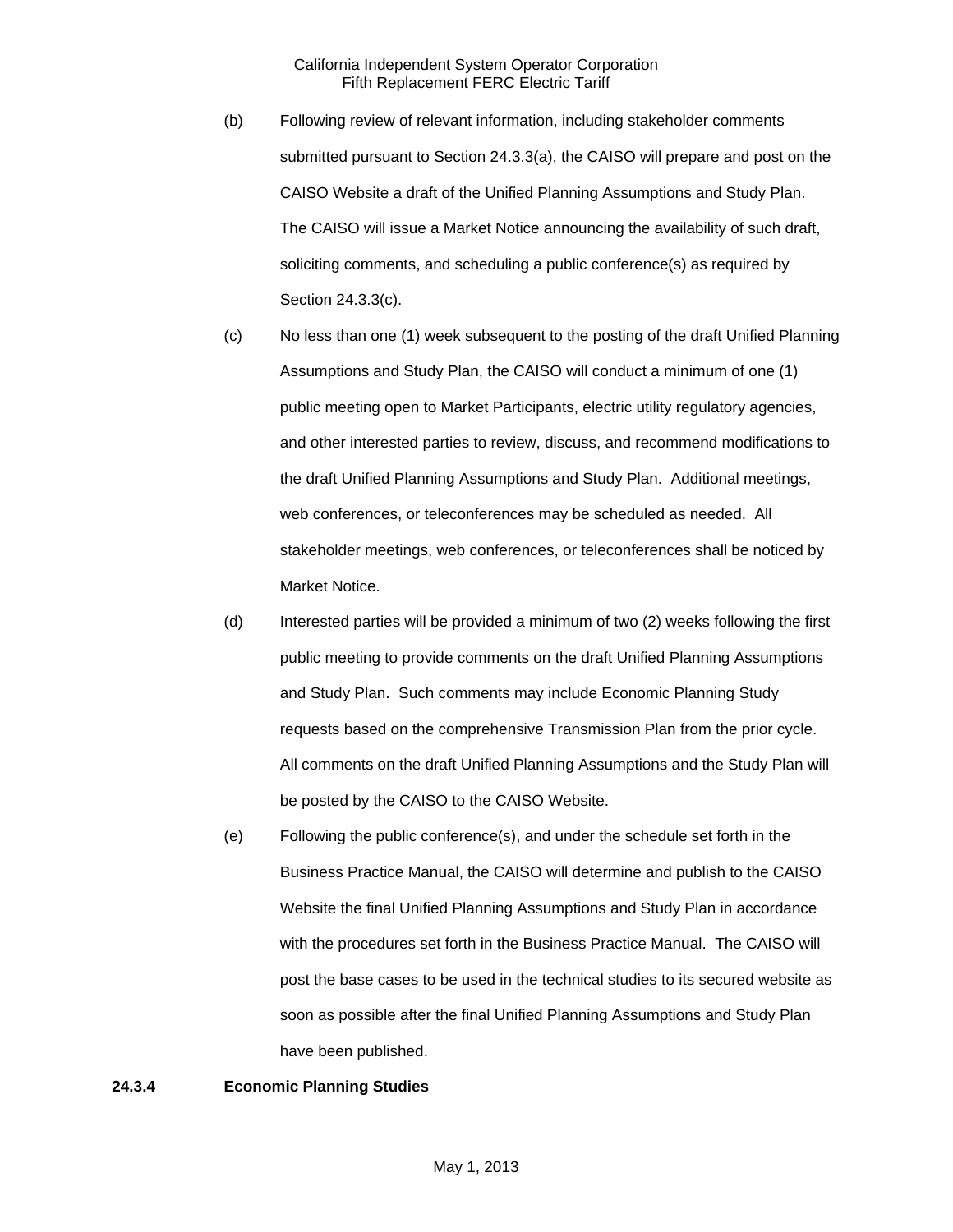(b) Following review of relevant information, including stakeholder comments submitted pursuant to Section 24.3.3(a), the CAISO will prepare and post on the CAISO Website a draft of the Unified Planning Assumptions and Study Plan. The CAISO will issue a Market Notice announcing the availability of such draft, soliciting comments, and scheduling a public conference(s) as required by Section 24.3.3(c).

(c) No less than one (1) week subsequent to the posting of the draft Unified Planning Assumptions and Study Plan, the CAISO will conduct a minimum of one (1) public meeting open to Market Participants, electric utility regulatory agencies, and other interested parties to review, discuss, and recommend modifications to the draft Unified Planning Assumptions and Study Plan. Additional meetings, web conferences, or teleconferences may be scheduled as needed. All stakeholder meetings, web conferences, or teleconferences shall be noticed by Market Notice.

(d) Interested parties will be provided a minimum of two (2) weeks following the first public meeting to provide comments on the draft Unified Planning Assumptions and Study Plan. Such comments may include Economic Planning Study requests based on the comprehensive Transmission Plan from the prior cycle. All comments on the draft Unified Planning Assumptions and the Study Plan will be posted by the CAISO to the CAISO Website.

(e) Following the public conference(s), and under the schedule set forth in the Business Practice Manual, the CAISO will determine and publish to the CAISO Website the final Unified Planning Assumptions and Study Plan in accordance with the procedures set forth in the Business Practice Manual. The CAISO will post the base cases to be used in the technical studies to its secured website as soon as possible after the final Unified Planning Assumptions and Study Plan have been published.

**24.3.4 Economic Planning Studies**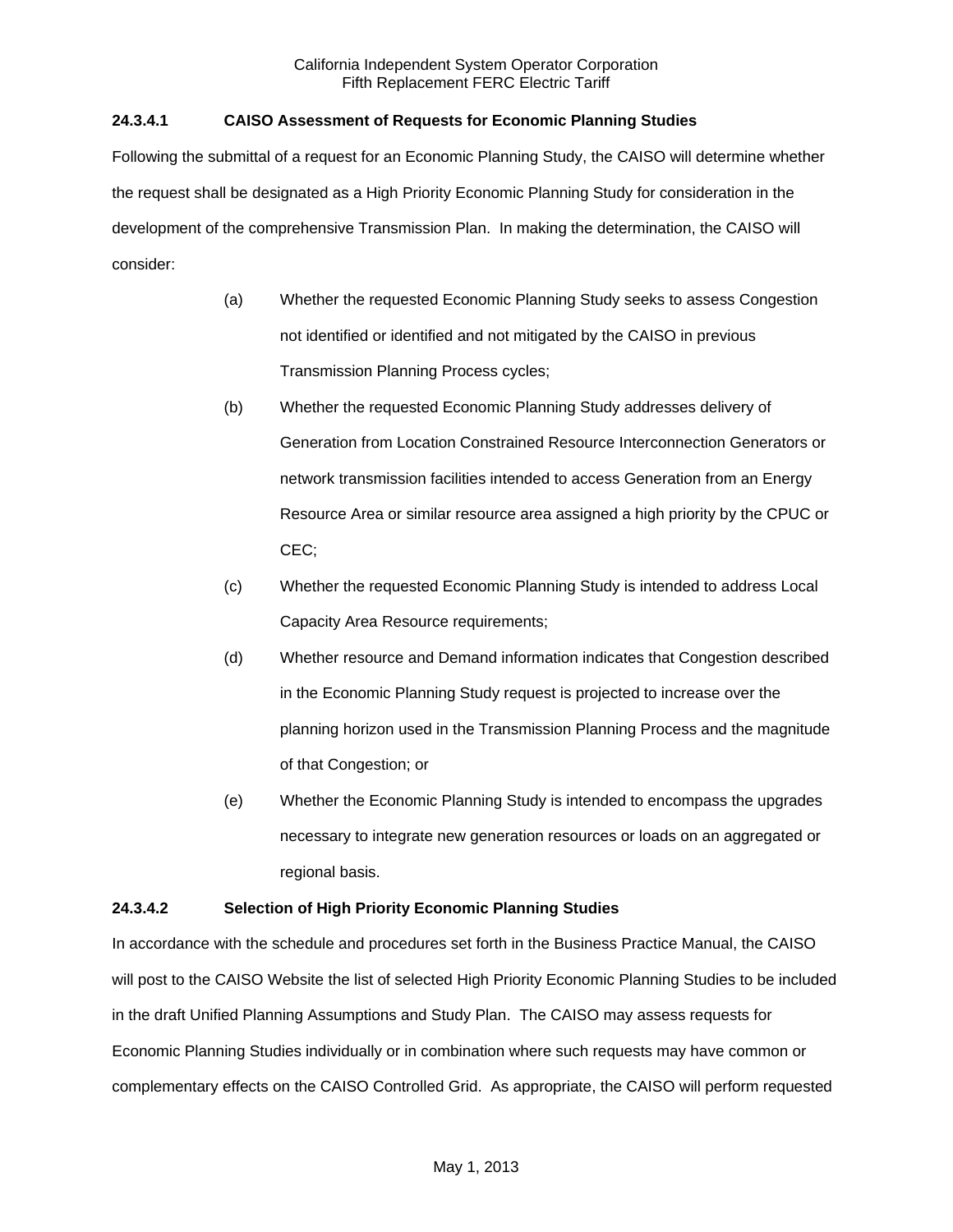### 24.3.4.1 CAISO Assessment of Requests for Economic Planning Studies

Following the submittal of a request for an Economic Planning Study, the CAISO will determine whether the request shall be designated as a High Priority Economic Planning Study for consideration in the development of the comprehensive Transmission Plan. In making the determination, the CAISO will consider:

(a) Whether the requested Economic Planning Study seeks to assess Congestion not identified or identified and not mitigated by the CAISO in previous Transmission Planning Process cycles;

(b) Whether the requested Economic Planning Study addresses delivery of Generation from Location Constrained Resource Interconnection Generators or network transmission facilities intended to access Generation from an Energy Resource Area or similar resource area assigned a high priority by the CPUC or CEC;

(c) Whether the requested Economic Planning Study is intended to address Local Capacity Area Resource requirements;

(d) Whether resource and Demand information indicates that Congestion described in the Economic Planning Study request is projected to increase over the planning horizon used in the Transmission Planning Process and the magnitude of that Congestion; or

(e) Whether the Economic Planning Study is intended to encompass the upgrades necessary to integrate new generation resources or loads on an aggregated or regional basis.

### 24.3.4.2 Selection of High Priority Economic Planning Studies

In accordance with the schedule and procedures set forth in the Business Practice Manual, the CAISO will post to the CAISO Website the list of selected High Priority Economic Planning Studies to be included in the draft Unified Planning Assumptions and Study Plan. The CAISO may assess requests for Economic Planning Studies individually or in combination where such requests may have common or complementary effects on the CAISO Controlled Grid. As appropriate, the CAISO will perform requested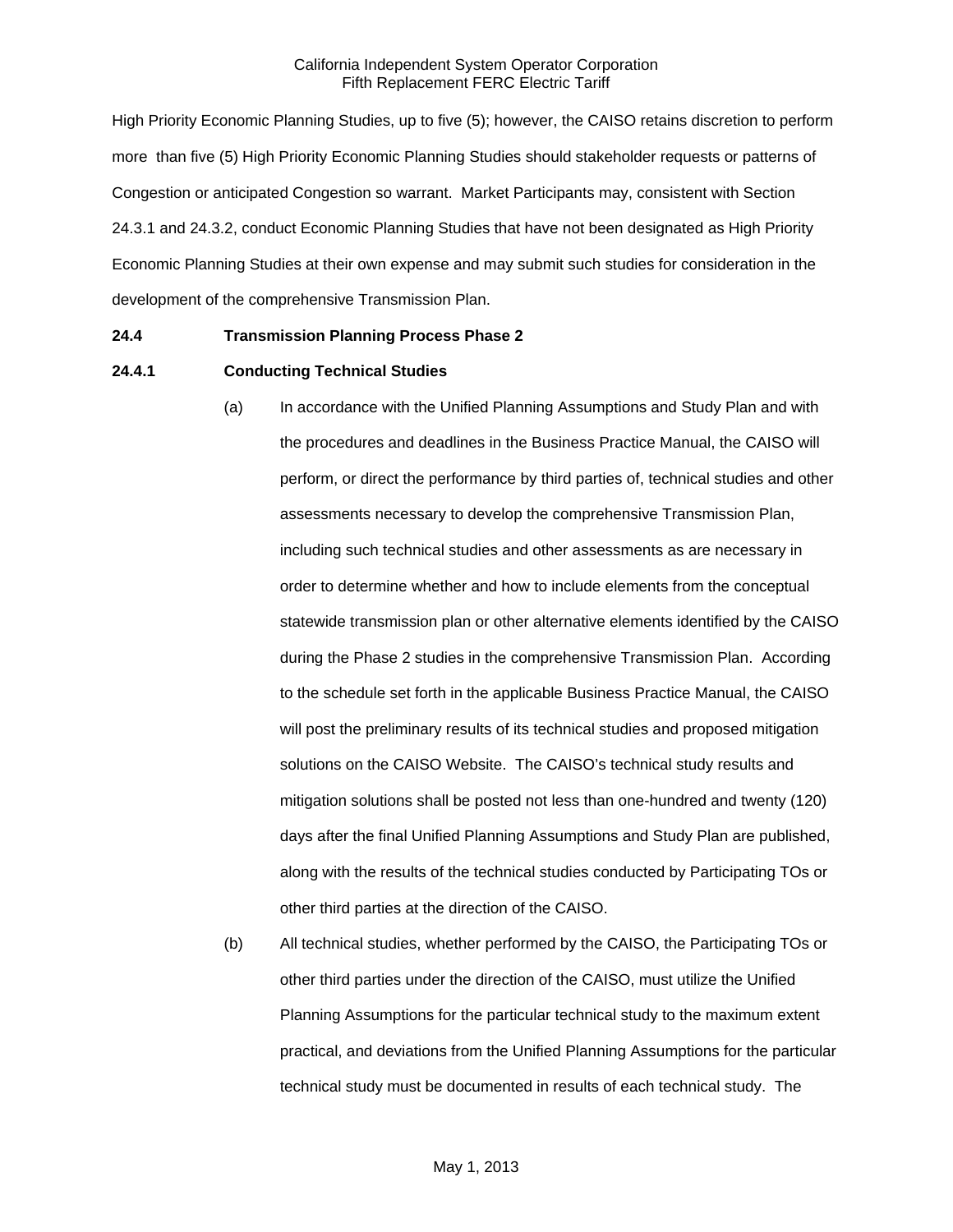High Priority Economic Planning Studies, up to five (5); however, the CAISO retains discretion to perform more than five (5) High Priority Economic Planning Studies should stakeholder requests or patterns of Congestion or anticipated Congestion so warrant. Market Participants may, consistent with Section 24.3.1 and 24.3.2, conduct Economic Planning Studies that have not been designated as High Priority Economic Planning Studies at their own expense and may submit such studies for consideration in the development of the comprehensive Transmission Plan.

**24.4 Transmission Planning Process Phase 2**

**24.4.1 Conducting Technical Studies**

(a) In accordance with the Unified Planning Assumptions and Study Plan and with the procedures and deadlines in the Business Practice Manual, the CAISO will perform, or direct the performance by third parties of, technical studies and other assessments necessary to develop the comprehensive Transmission Plan, including such technical studies and other assessments as are necessary in order to determine whether and how to include elements from the conceptual statewide transmission plan or other alternative elements identified by the CAISO during the Phase 2 studies in the comprehensive Transmission Plan. According to the schedule set forth in the applicable Business Practice Manual, the CAISO will post the preliminary results of its technical studies and proposed mitigation solutions on the CAISO Website. The CAISO's technical study results and mitigation solutions shall be posted not less than one-hundred and twenty (120) days after the final Unified Planning Assumptions and Study Plan are published, along with the results of the technical studies conducted by Participating TOs or other third parties at the direction of the CAISO.

(b) All technical studies, whether performed by the CAISO, the Participating TOs or other third parties under the direction of the CAISO, must utilize the Unified Planning Assumptions for the particular technical study to the maximum extent practical, and deviations from the Unified Planning Assumptions for the particular technical study must be documented in results of each technical study. The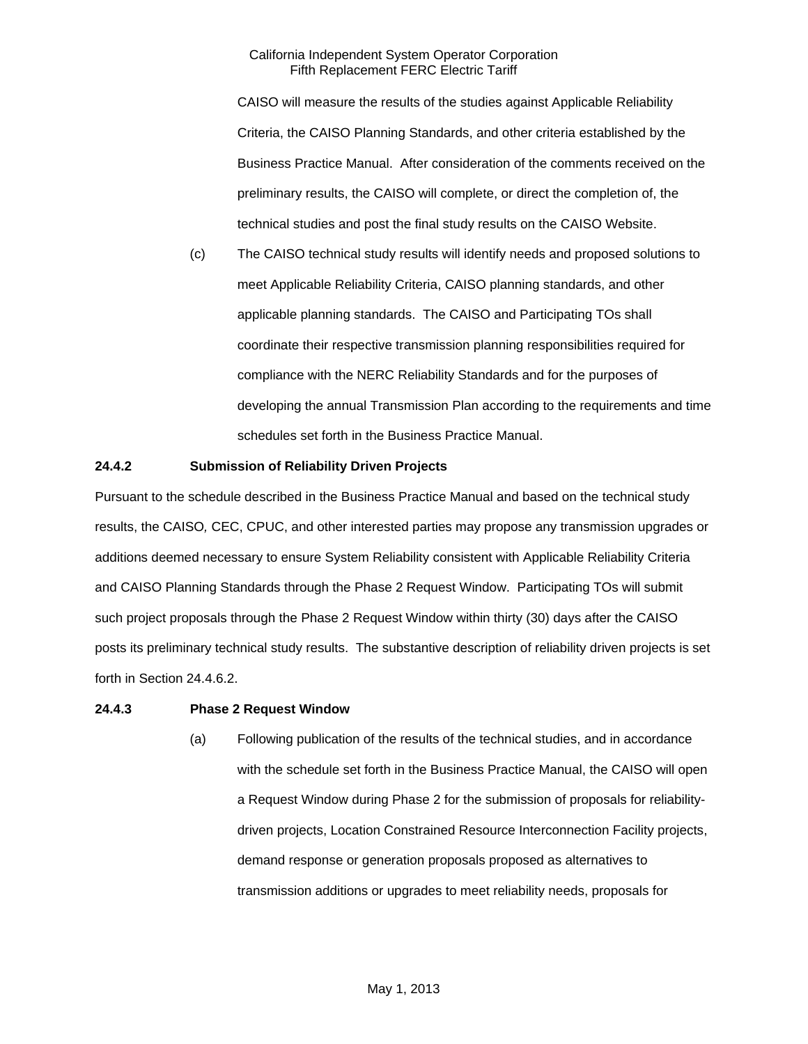CAISO will measure the results of the studies against Applicable Reliability Criteria, the CAISO Planning Standards, and other criteria established by the Business Practice Manual. After consideration of the comments received on the preliminary results, the CAISO will complete, or direct the completion of, the technical studies and post the final study results on the CAISO Website.

(c) The CAISO technical study results will identify needs and proposed solutions to meet Applicable Reliability Criteria, CAISO planning standards, and other applicable planning standards. The CAISO and Participating TOs shall coordinate their respective transmission planning responsibilities required for compliance with the NERC Reliability Standards and for the purposes of developing the annual Transmission Plan according to the requirements and time schedules set forth in the Business Practice Manual.

**24.4.2 Submission of Reliability Driven Projects**

Pursuant to the schedule described in the Business Practice Manual and based on the technical study results, the CAISO*,* CEC, CPUC, and other interested parties may propose any transmission upgrades or additions deemed necessary to ensure System Reliability consistent with Applicable Reliability Criteria and CAISO Planning Standards through the Phase 2 Request Window. Participating TOs will submit such project proposals through the Phase 2 Request Window within thirty (30) days after the CAISO posts its preliminary technical study results. The substantive description of reliability driven projects is set forth in Section 24.4.6.2.

**24.4.3 Phase 2 Request Window**

(a) Following publication of the results of the technical studies, and in accordance with the schedule set forth in the Business Practice Manual, the CAISO will open a Request Window during Phase 2 for the submission of proposals for reliability-driven projects, Location Constrained Resource Interconnection Facility projects, demand response or generation proposals proposed as alternatives to transmission additions or upgrades to meet reliability needs, proposals for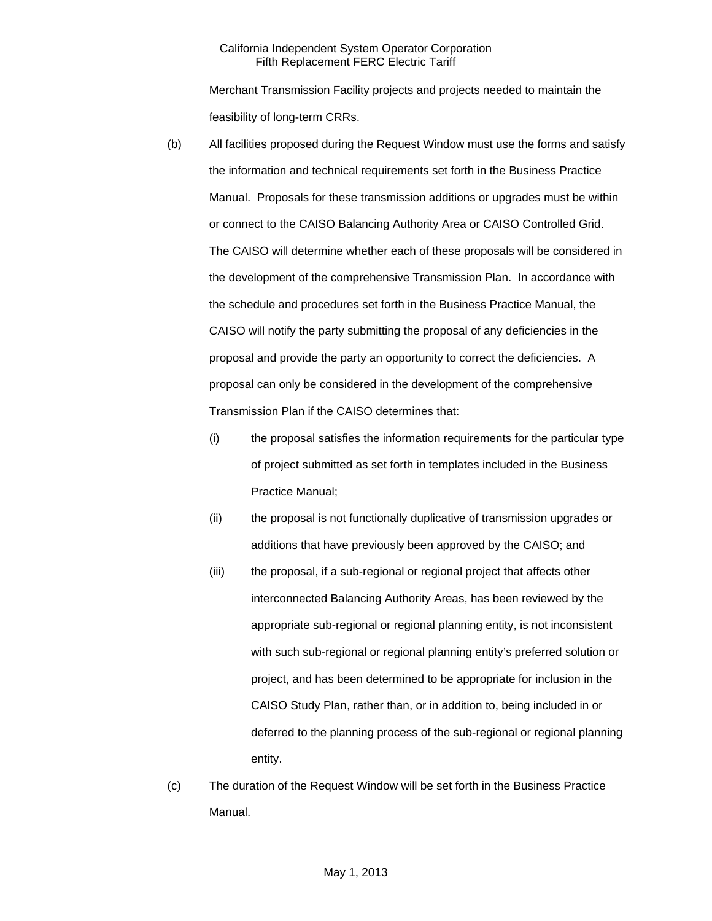Merchant Transmission Facility projects and projects needed to maintain the feasibility of long-term CRRs.

(b) All facilities proposed during the Request Window must use the forms and satisfy the information and technical requirements set forth in the Business Practice Manual. Proposals for these transmission additions or upgrades must be within or connect to the CAISO Balancing Authority Area or CAISO Controlled Grid. The CAISO will determine whether each of these proposals will be considered in the development of the comprehensive Transmission Plan. In accordance with the schedule and procedures set forth in the Business Practice Manual, the CAISO will notify the party submitting the proposal of any deficiencies in the proposal and provide the party an opportunity to correct the deficiencies. A proposal can only be considered in the development of the comprehensive Transmission Plan if the CAISO determines that:

(i) the proposal satisfies the information requirements for the particular type of project submitted as set forth in templates included in the Business Practice Manual;

(ii) the proposal is not functionally duplicative of transmission upgrades or additions that have previously been approved by the CAISO; and

(iii) the proposal, if a sub-regional or regional project that affects other interconnected Balancing Authority Areas, has been reviewed by the appropriate sub-regional or regional planning entity, is not inconsistent with such sub-regional or regional planning entity's preferred solution or project, and has been determined to be appropriate for inclusion in the CAISO Study Plan, rather than, or in addition to, being included in or deferred to the planning process of the sub-regional or regional planning entity.

(c) The duration of the Request Window will be set forth in the Business Practice Manual.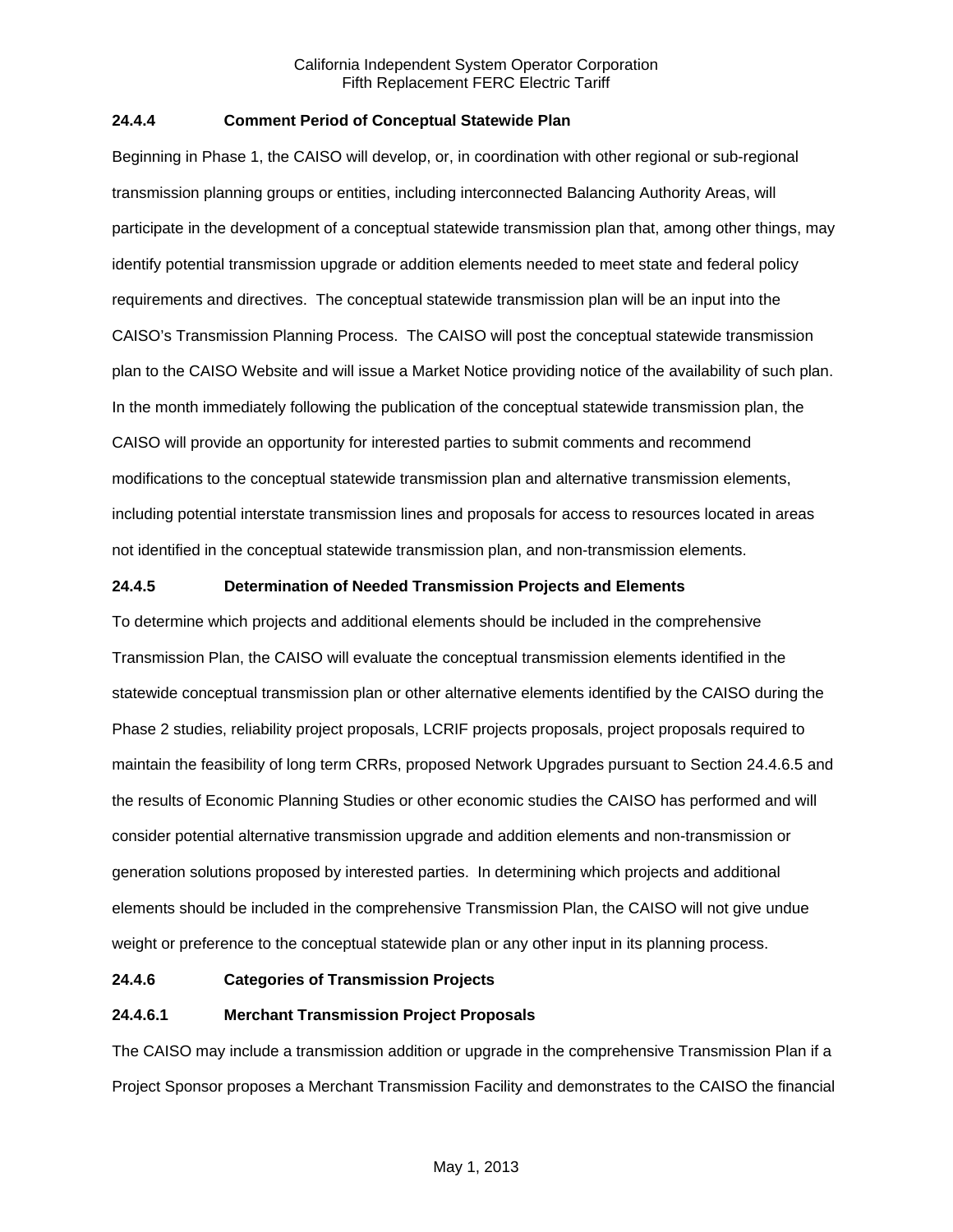### 24.4.4 Comment Period of Conceptual Statewide Plan

Beginning in Phase 1, the CAISO will develop, or, in coordination with other regional or sub-regional transmission planning groups or entities, including interconnected Balancing Authority Areas, will participate in the development of a conceptual statewide transmission plan that, among other things, may identify potential transmission upgrade or addition elements needed to meet state and federal policy requirements and directives. The conceptual statewide transmission plan will be an input into the CAISO's Transmission Planning Process. The CAISO will post the conceptual statewide transmission plan to the CAISO Website and will issue a Market Notice providing notice of the availability of such plan. In the month immediately following the publication of the conceptual statewide transmission plan, the CAISO will provide an opportunity for interested parties to submit comments and recommend modifications to the conceptual statewide transmission plan and alternative transmission elements, including potential interstate transmission lines and proposals for access to resources located in areas not identified in the conceptual statewide transmission plan, and non-transmission elements.

### 24.4.5 Determination of Needed Transmission Projects and Elements

To determine which projects and additional elements should be included in the comprehensive Transmission Plan, the CAISO will evaluate the conceptual transmission elements identified in the statewide conceptual transmission plan or other alternative elements identified by the CAISO during the Phase 2 studies, reliability project proposals, LCRIF projects proposals, project proposals required to maintain the feasibility of long term CRRs, proposed Network Upgrades pursuant to Section 24.4.6.5 and the results of Economic Planning Studies or other economic studies the CAISO has performed and will consider potential alternative transmission upgrade and addition elements and non-transmission or generation solutions proposed by interested parties. In determining which projects and additional elements should be included in the comprehensive Transmission Plan, the CAISO will not give undue weight or preference to the conceptual statewide plan or any other input in its planning process.

### 24.4.6 Categories of Transmission Projects

#### 24.4.6.1 Merchant Transmission Project Proposals

The CAISO may include a transmission addition or upgrade in the comprehensive Transmission Plan if a Project Sponsor proposes a Merchant Transmission Facility and demonstrates to the CAISO the financial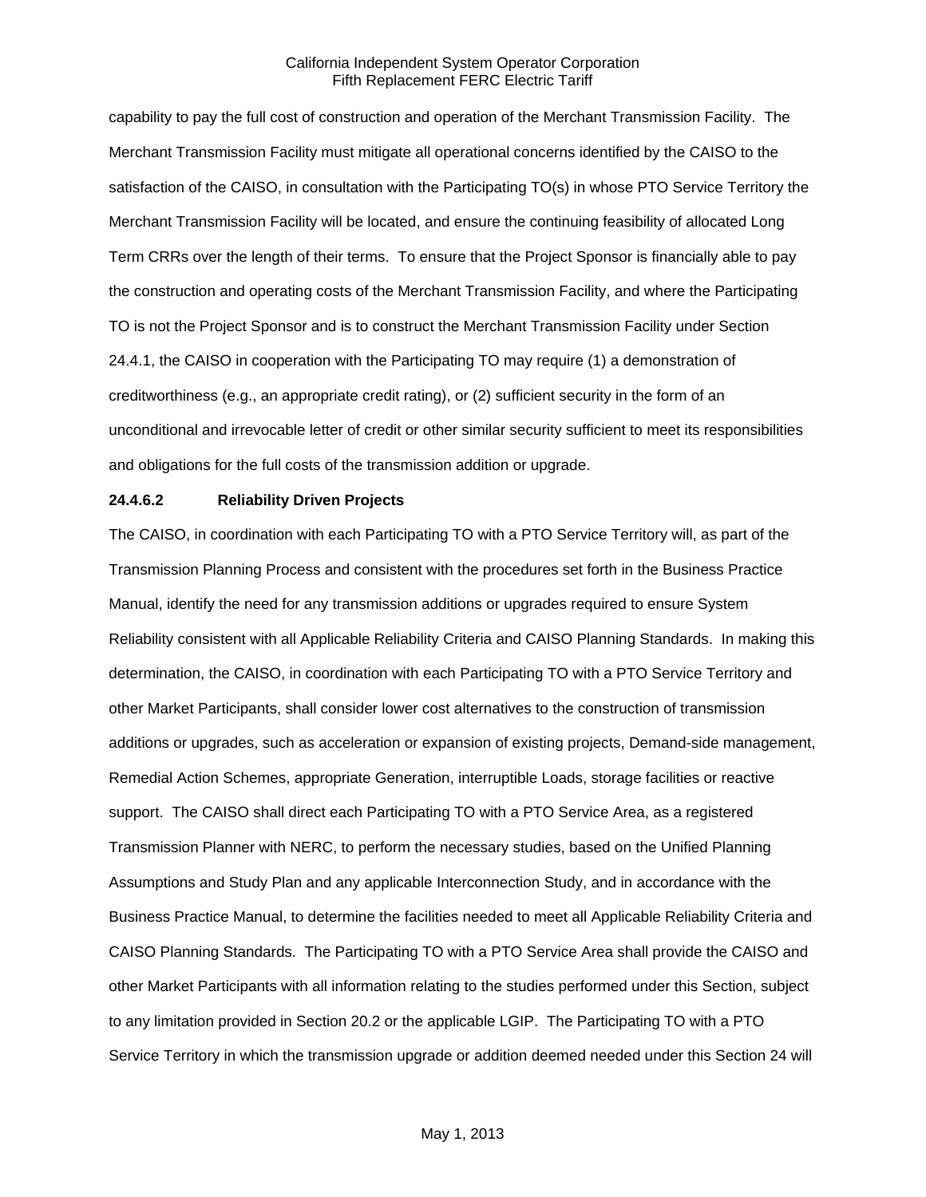capability to pay the full cost of construction and operation of the Merchant Transmission Facility. The Merchant Transmission Facility must mitigate all operational concerns identified by the CAISO to the satisfaction of the CAISO, in consultation with the Participating TO(s) in whose PTO Service Territory the Merchant Transmission Facility will be located, and ensure the continuing feasibility of allocated Long Term CRRs over the length of their terms. To ensure that the Project Sponsor is financially able to pay the construction and operating costs of the Merchant Transmission Facility, and where the Participating TO is not the Project Sponsor and is to construct the Merchant Transmission Facility under Section 24.4.1, the CAISO in cooperation with the Participating TO may require (1) a demonstration of creditworthiness (e.g., an appropriate credit rating), or (2) sufficient security in the form of an unconditional and irrevocable letter of credit or other similar security sufficient to meet its responsibilities and obligations for the full costs of the transmission addition or upgrade.

**24.4.6.2 Reliability Driven Projects**

The CAISO, in coordination with each Participating TO with a PTO Service Territory will, as part of the Transmission Planning Process and consistent with the procedures set forth in the Business Practice Manual, identify the need for any transmission additions or upgrades required to ensure System Reliability consistent with all Applicable Reliability Criteria and CAISO Planning Standards. In making this determination, the CAISO, in coordination with each Participating TO with a PTO Service Territory and other Market Participants, shall consider lower cost alternatives to the construction of transmission additions or upgrades, such as acceleration or expansion of existing projects, Demand-side management, Remedial Action Schemes, appropriate Generation, interruptible Loads, storage facilities or reactive support. The CAISO shall direct each Participating TO with a PTO Service Area, as a registered Transmission Planner with NERC, to perform the necessary studies, based on the Unified Planning Assumptions and Study Plan and any applicable Interconnection Study, and in accordance with the Business Practice Manual, to determine the facilities needed to meet all Applicable Reliability Criteria and CAISO Planning Standards. The Participating TO with a PTO Service Area shall provide the CAISO and other Market Participants with all information relating to the studies performed under this Section, subject to any limitation provided in Section 20.2 or the applicable LGIP. The Participating TO with a PTO Service Territory in which the transmission upgrade or addition deemed needed under this Section 24 will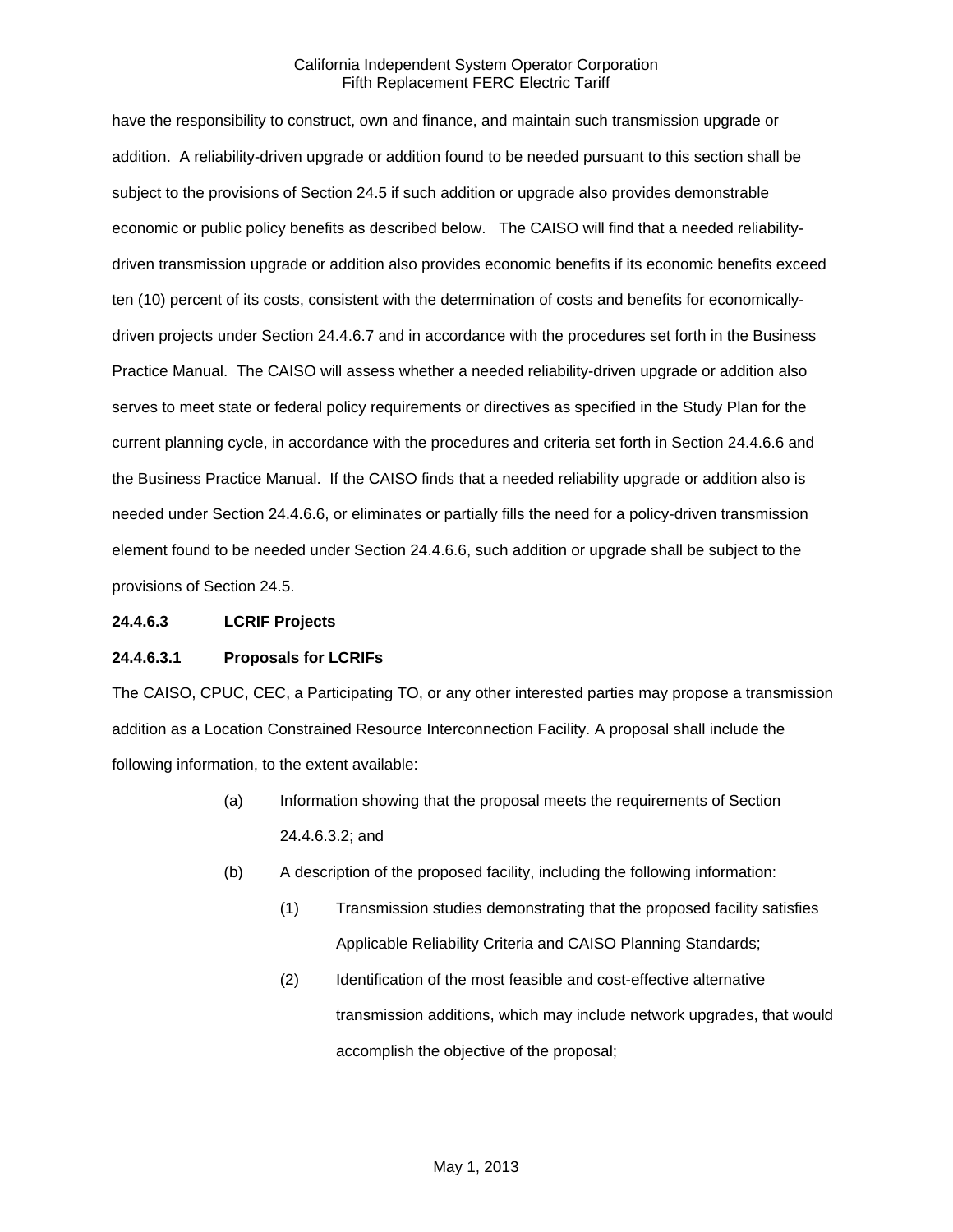have the responsibility to construct, own and finance, and maintain such transmission upgrade or addition. A reliability-driven upgrade or addition found to be needed pursuant to this section shall be subject to the provisions of Section 24.5 if such addition or upgrade also provides demonstrable economic or public policy benefits as described below. The CAISO will find that a needed reliability-driven transmission upgrade or addition also provides economic benefits if its economic benefits exceed ten (10) percent of its costs, consistent with the determination of costs and benefits for economically-driven projects under Section 24.4.6.7 and in accordance with the procedures set forth in the Business Practice Manual. The CAISO will assess whether a needed reliability-driven upgrade or addition also serves to meet state or federal policy requirements or directives as specified in the Study Plan for the current planning cycle, in accordance with the procedures and criteria set forth in Section 24.4.6.6 and the Business Practice Manual. If the CAISO finds that a needed reliability upgrade or addition also is needed under Section 24.4.6.6, or eliminates or partially fills the need for a policy-driven transmission element found to be needed under Section 24.4.6.6, such addition or upgrade shall be subject to the provisions of Section 24.5.

**24.4.6.3 LCRIF Projects**

**24.4.6.3.1 Proposals for LCRIFs**

The CAISO, CPUC, CEC, a Participating TO, or any other interested parties may propose a transmission addition as a Location Constrained Resource Interconnection Facility. A proposal shall include the following information, to the extent available:

(a) Information showing that the proposal meets the requirements of Section 24.4.6.3.2; and

(b) A description of the proposed facility, including the following information:

  (1) Transmission studies demonstrating that the proposed facility satisfies Applicable Reliability Criteria and CAISO Planning Standards;

  (2) Identification of the most feasible and cost-effective alternative transmission additions, which may include network upgrades, that would accomplish the objective of the proposal;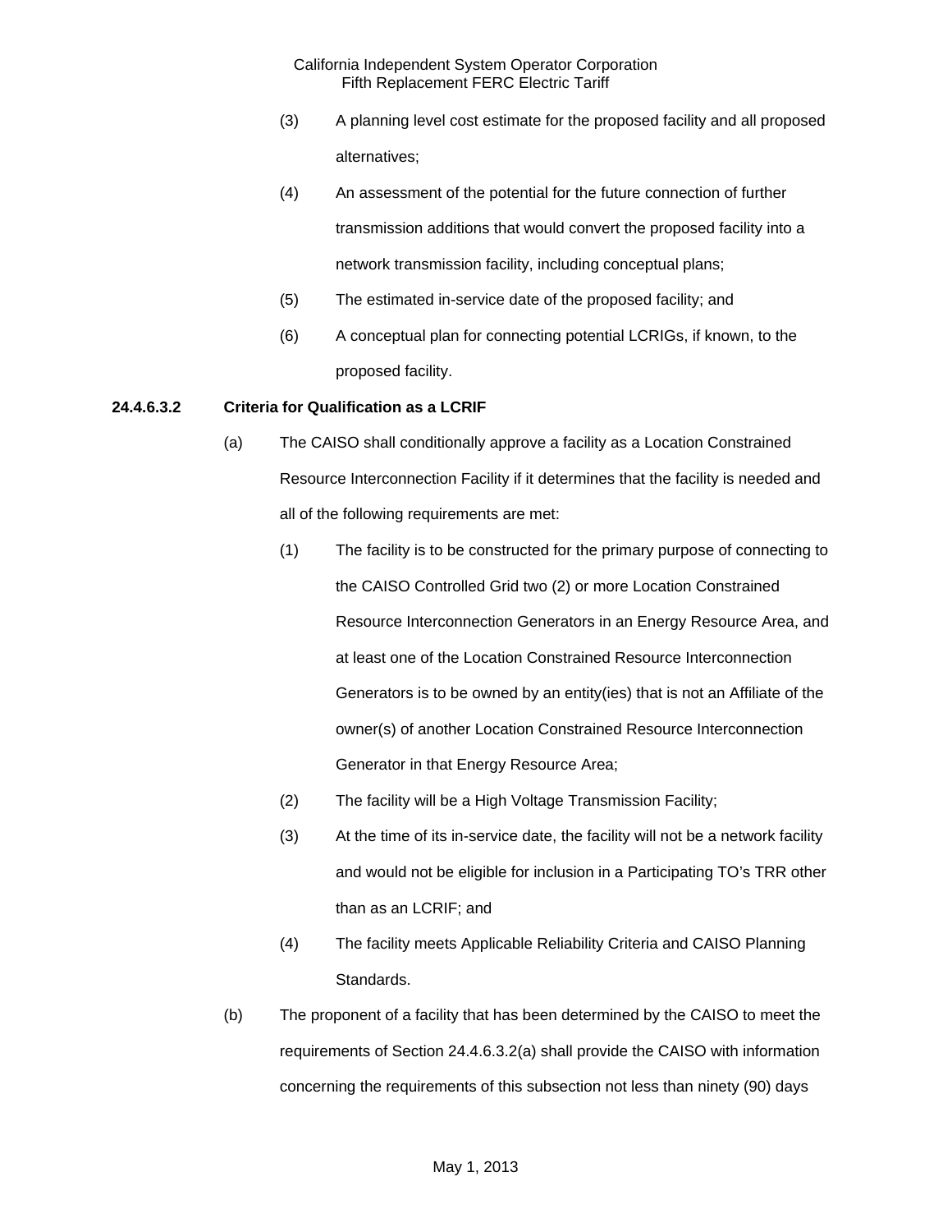(3) A planning level cost estimate for the proposed facility and all proposed alternatives;

(4) An assessment of the potential for the future connection of further transmission additions that would convert the proposed facility into a network transmission facility, including conceptual plans;

(5) The estimated in-service date of the proposed facility; and

(6) A conceptual plan for connecting potential LCRIGs, if known, to the proposed facility.

**24.4.6.3.2 Criteria for Qualification as a LCRIF**

(a) The CAISO shall conditionally approve a facility as a Location Constrained Resource Interconnection Facility if it determines that the facility is needed and all of the following requirements are met:

(1) The facility is to be constructed for the primary purpose of connecting to the CAISO Controlled Grid two (2) or more Location Constrained Resource Interconnection Generators in an Energy Resource Area, and at least one of the Location Constrained Resource Interconnection Generators is to be owned by an entity(ies) that is not an Affiliate of the owner(s) of another Location Constrained Resource Interconnection Generator in that Energy Resource Area;

(2) The facility will be a High Voltage Transmission Facility;

(3) At the time of its in-service date, the facility will not be a network facility and would not be eligible for inclusion in a Participating TO's TRR other than as an LCRIF; and

(4) The facility meets Applicable Reliability Criteria and CAISO Planning Standards.

(b) The proponent of a facility that has been determined by the CAISO to meet the requirements of Section 24.4.6.3.2(a) shall provide the CAISO with information concerning the requirements of this subsection not less than ninety (90) days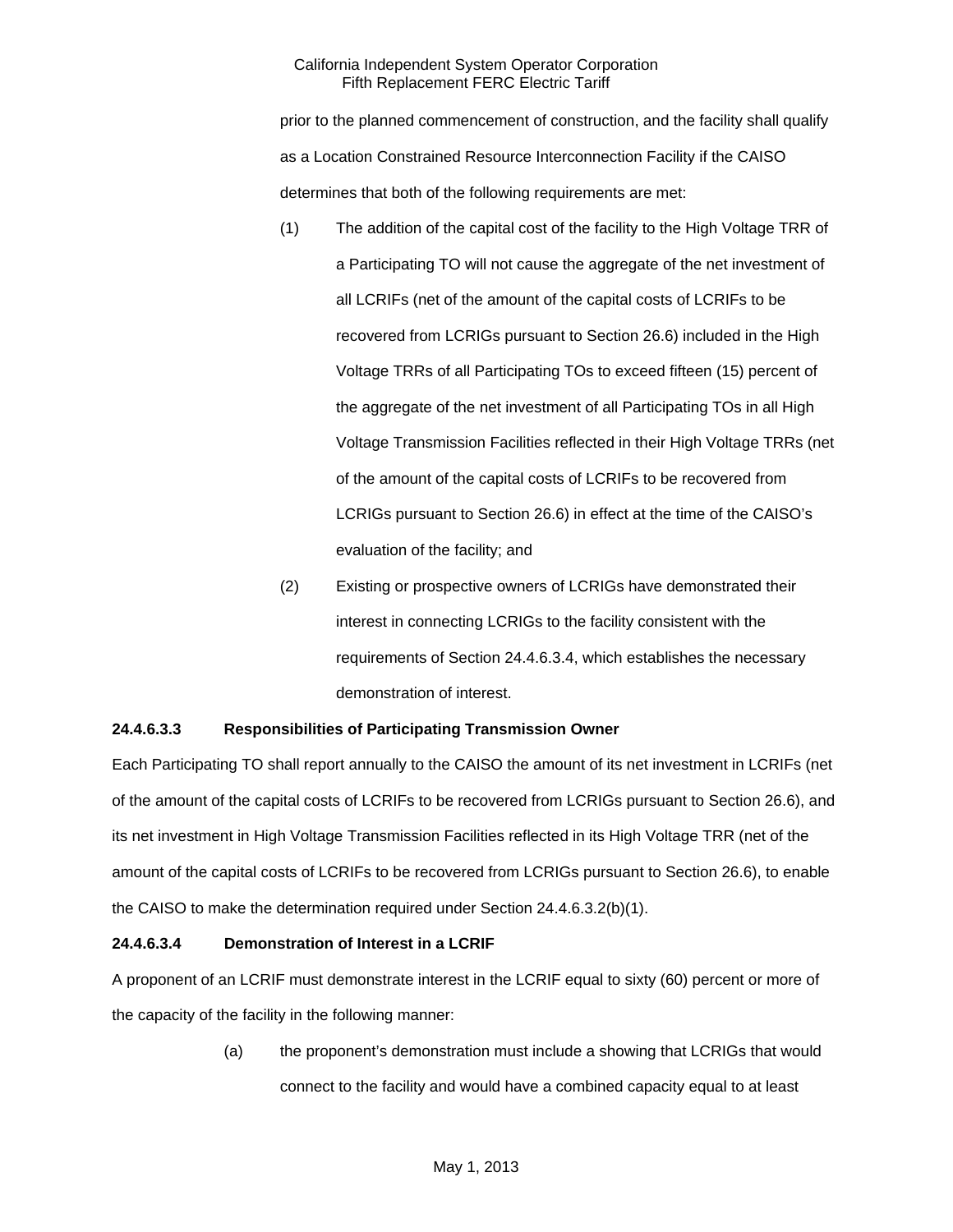prior to the planned commencement of construction, and the facility shall qualify as a Location Constrained Resource Interconnection Facility if the CAISO determines that both of the following requirements are met:

(1) The addition of the capital cost of the facility to the High Voltage TRR of a Participating TO will not cause the aggregate of the net investment of all LCRIFs (net of the amount of the capital costs of LCRIFs to be recovered from LCRIGs pursuant to Section 26.6) included in the High Voltage TRRs of all Participating TOs to exceed fifteen (15) percent of the aggregate of the net investment of all Participating TOs in all High Voltage Transmission Facilities reflected in their High Voltage TRRs (net of the amount of the capital costs of LCRIFs to be recovered from LCRIGs pursuant to Section 26.6) in effect at the time of the CAISO's evaluation of the facility; and

(2) Existing or prospective owners of LCRIGs have demonstrated their interest in connecting LCRIGs to the facility consistent with the requirements of Section 24.4.6.3.4, which establishes the necessary demonstration of interest.

**24.4.6.3.3 Responsibilities of Participating Transmission Owner**

Each Participating TO shall report annually to the CAISO the amount of its net investment in LCRIFs (net of the amount of the capital costs of LCRIFs to be recovered from LCRIGs pursuant to Section 26.6), and its net investment in High Voltage Transmission Facilities reflected in its High Voltage TRR (net of the amount of the capital costs of LCRIFs to be recovered from LCRIGs pursuant to Section 26.6), to enable the CAISO to make the determination required under Section 24.4.6.3.2(b)(1).

**24.4.6.3.4 Demonstration of Interest in a LCRIF**

A proponent of an LCRIF must demonstrate interest in the LCRIF equal to sixty (60) percent or more of the capacity of the facility in the following manner:

(a) the proponent's demonstration must include a showing that LCRIGs that would connect to the facility and would have a combined capacity equal to at least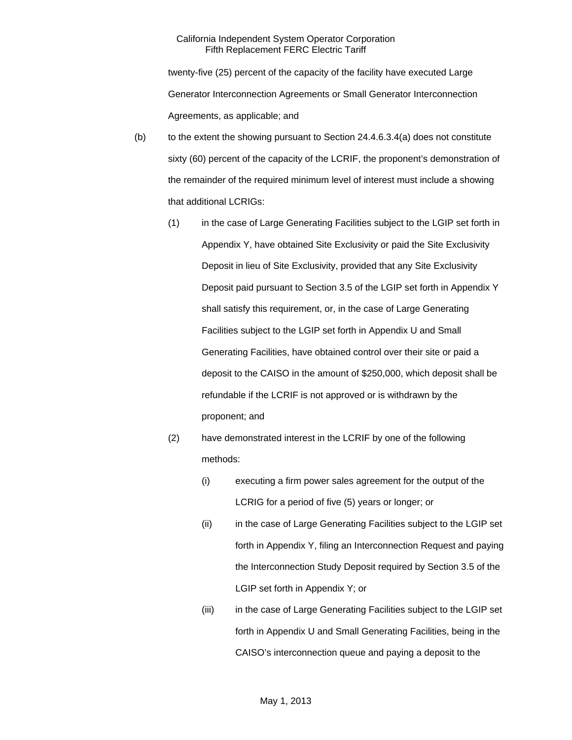twenty-five (25) percent of the capacity of the facility have executed Large Generator Interconnection Agreements or Small Generator Interconnection Agreements, as applicable; and

(b) to the extent the showing pursuant to Section 24.4.6.3.4(a) does not constitute sixty (60) percent of the capacity of the LCRIF, the proponent's demonstration of the remainder of the required minimum level of interest must include a showing that additional LCRIGs:

(1) in the case of Large Generating Facilities subject to the LGIP set forth in Appendix Y, have obtained Site Exclusivity or paid the Site Exclusivity Deposit in lieu of Site Exclusivity, provided that any Site Exclusivity Deposit paid pursuant to Section 3.5 of the LGIP set forth in Appendix Y shall satisfy this requirement, or, in the case of Large Generating Facilities subject to the LGIP set forth in Appendix U and Small Generating Facilities, have obtained control over their site or paid a deposit to the CAISO in the amount of $250,000, which deposit shall be refundable if the LCRIF is not approved or is withdrawn by the proponent; and

(2) have demonstrated interest in the LCRIF by one of the following methods:

(i) executing a firm power sales agreement for the output of the LCRIG for a period of five (5) years or longer; or

(ii) in the case of Large Generating Facilities subject to the LGIP set forth in Appendix Y, filing an Interconnection Request and paying the Interconnection Study Deposit required by Section 3.5 of the LGIP set forth in Appendix Y; or

(iii) in the case of Large Generating Facilities subject to the LGIP set forth in Appendix U and Small Generating Facilities, being in the CAISO's interconnection queue and paying a deposit to the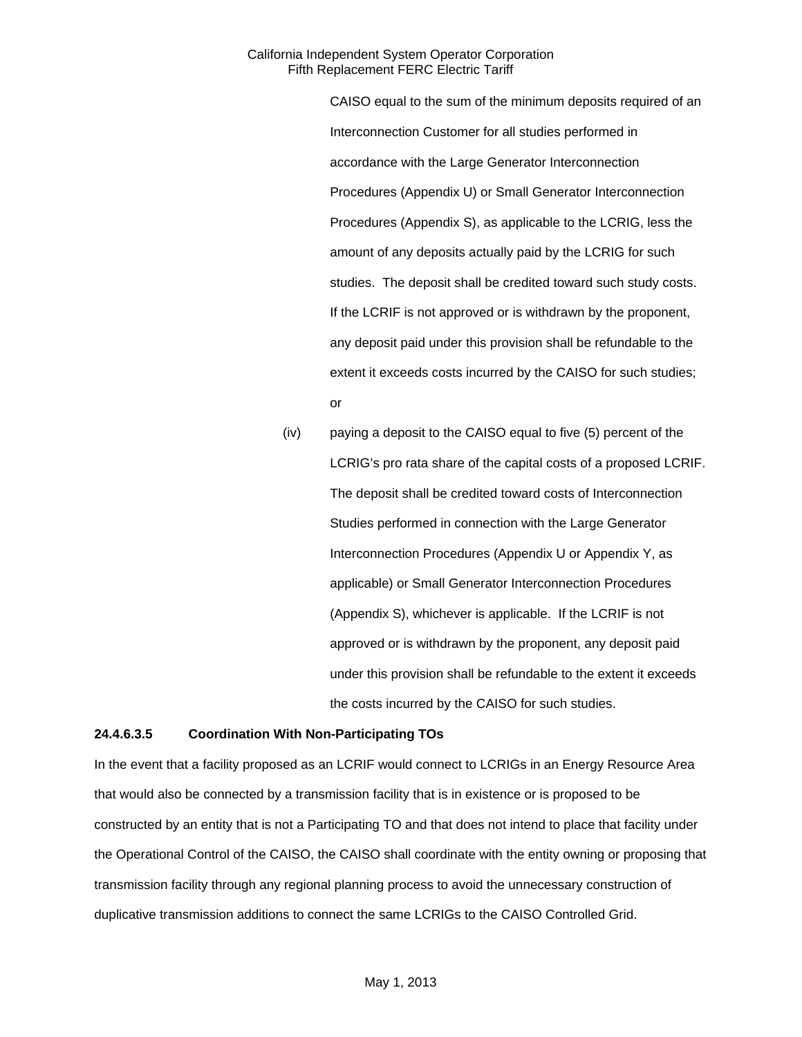CAISO equal to the sum of the minimum deposits required of an Interconnection Customer for all studies performed in accordance with the Large Generator Interconnection Procedures (Appendix U) or Small Generator Interconnection Procedures (Appendix S), as applicable to the LCRIG, less the amount of any deposits actually paid by the LCRIG for such studies. The deposit shall be credited toward such study costs. If the LCRIF is not approved or is withdrawn by the proponent, any deposit paid under this provision shall be refundable to the extent it exceeds costs incurred by the CAISO for such studies; or

(iv) paying a deposit to the CAISO equal to five (5) percent of the LCRIG's pro rata share of the capital costs of a proposed LCRIF. The deposit shall be credited toward costs of Interconnection Studies performed in connection with the Large Generator Interconnection Procedures (Appendix U or Appendix Y, as applicable) or Small Generator Interconnection Procedures (Appendix S), whichever is applicable. If the LCRIF is not approved or is withdrawn by the proponent, any deposit paid under this provision shall be refundable to the extent it exceeds the costs incurred by the CAISO for such studies.

**24.4.6.3.5 Coordination With Non-Participating TOs**

In the event that a facility proposed as an LCRIF would connect to LCRIGs in an Energy Resource Area that would also be connected by a transmission facility that is in existence or is proposed to be constructed by an entity that is not a Participating TO and that does not intend to place that facility under the Operational Control of the CAISO, the CAISO shall coordinate with the entity owning or proposing that transmission facility through any regional planning process to avoid the unnecessary construction of duplicative transmission additions to connect the same LCRIGs to the CAISO Controlled Grid.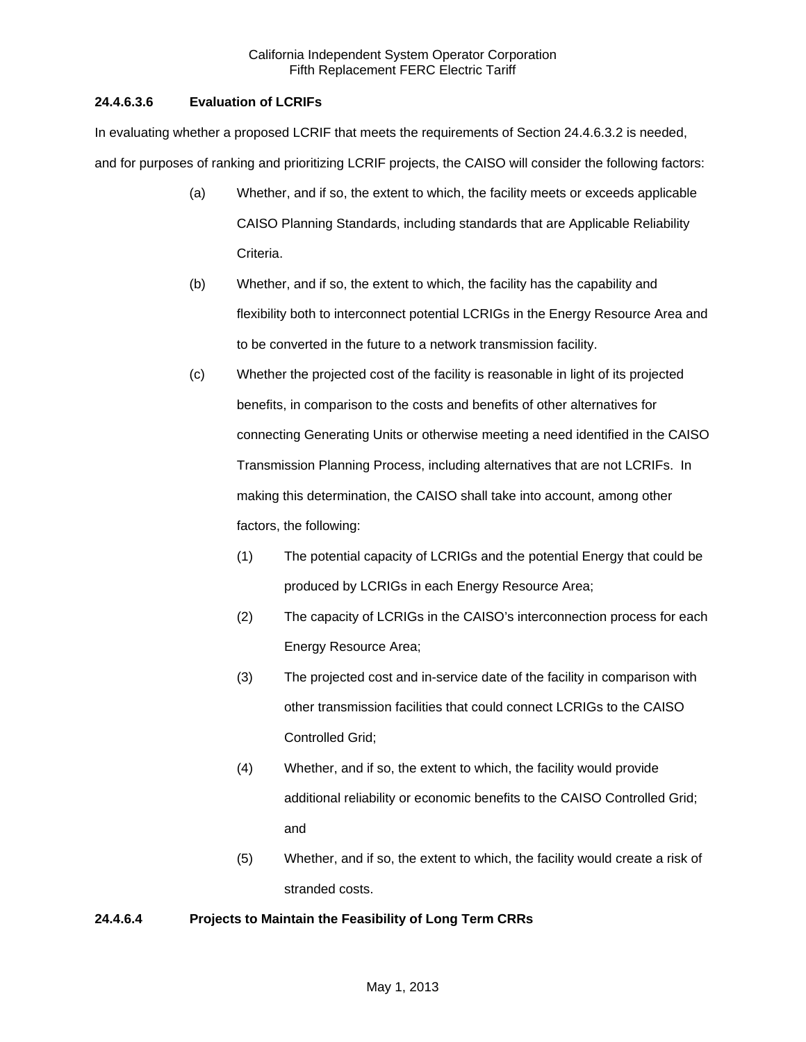**24.4.6.3.6 Evaluation of LCRIFs**

In evaluating whether a proposed LCRIF that meets the requirements of Section 24.4.6.3.2 is needed, and for purposes of ranking and prioritizing LCRIF projects, the CAISO will consider the following factors:

(a) Whether, and if so, the extent to which, the facility meets or exceeds applicable CAISO Planning Standards, including standards that are Applicable Reliability Criteria.

(b) Whether, and if so, the extent to which, the facility has the capability and flexibility both to interconnect potential LCRIGs in the Energy Resource Area and to be converted in the future to a network transmission facility.

(c) Whether the projected cost of the facility is reasonable in light of its projected benefits, in comparison to the costs and benefits of other alternatives for connecting Generating Units or otherwise meeting a need identified in the CAISO Transmission Planning Process, including alternatives that are not LCRIFs. In making this determination, the CAISO shall take into account, among other factors, the following:

  (1) The potential capacity of LCRIGs and the potential Energy that could be produced by LCRIGs in each Energy Resource Area;

  (2) The capacity of LCRIGs in the CAISO's interconnection process for each Energy Resource Area;

  (3) The projected cost and in-service date of the facility in comparison with other transmission facilities that could connect LCRIGs to the CAISO Controlled Grid;

  (4) Whether, and if so, the extent to which, the facility would provide additional reliability or economic benefits to the CAISO Controlled Grid; and

  (5) Whether, and if so, the extent to which, the facility would create a risk of stranded costs.

**24.4.6.4 Projects to Maintain the Feasibility of Long Term CRRs**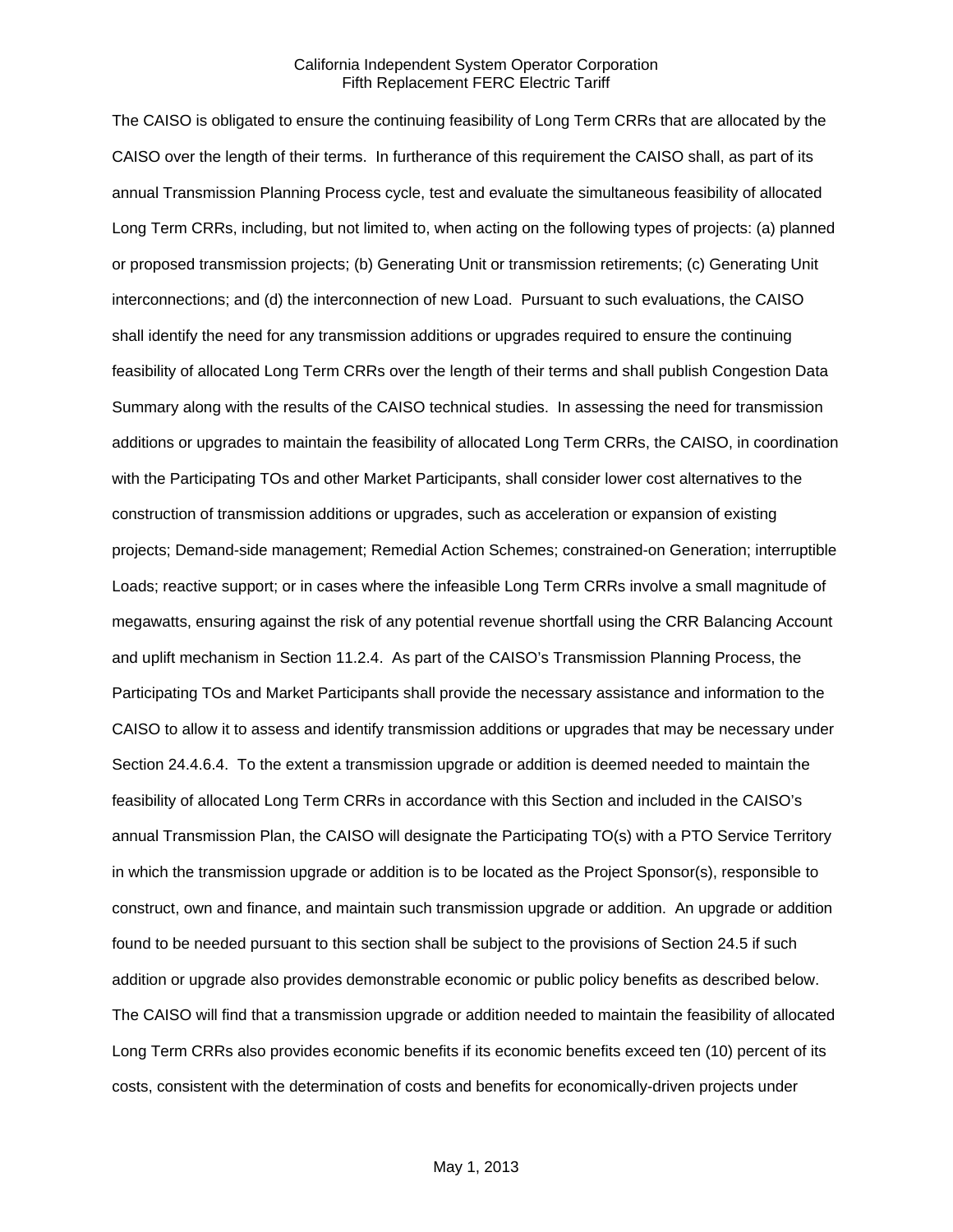The CAISO is obligated to ensure the continuing feasibility of Long Term CRRs that are allocated by the CAISO over the length of their terms. In furtherance of this requirement the CAISO shall, as part of its annual Transmission Planning Process cycle, test and evaluate the simultaneous feasibility of allocated Long Term CRRs, including, but not limited to, when acting on the following types of projects: (a) planned or proposed transmission projects; (b) Generating Unit or transmission retirements; (c) Generating Unit interconnections; and (d) the interconnection of new Load. Pursuant to such evaluations, the CAISO shall identify the need for any transmission additions or upgrades required to ensure the continuing feasibility of allocated Long Term CRRs over the length of their terms and shall publish Congestion Data Summary along with the results of the CAISO technical studies. In assessing the need for transmission additions or upgrades to maintain the feasibility of allocated Long Term CRRs, the CAISO, in coordination with the Participating TOs and other Market Participants, shall consider lower cost alternatives to the construction of transmission additions or upgrades, such as acceleration or expansion of existing projects; Demand-side management; Remedial Action Schemes; constrained-on Generation; interruptible Loads; reactive support; or in cases where the infeasible Long Term CRRs involve a small magnitude of megawatts, ensuring against the risk of any potential revenue shortfall using the CRR Balancing Account and uplift mechanism in Section 11.2.4. As part of the CAISO's Transmission Planning Process, the Participating TOs and Market Participants shall provide the necessary assistance and information to the CAISO to allow it to assess and identify transmission additions or upgrades that may be necessary under Section 24.4.6.4. To the extent a transmission upgrade or addition is deemed needed to maintain the feasibility of allocated Long Term CRRs in accordance with this Section and included in the CAISO's annual Transmission Plan, the CAISO will designate the Participating TO(s) with a PTO Service Territory in which the transmission upgrade or addition is to be located as the Project Sponsor(s), responsible to construct, own and finance, and maintain such transmission upgrade or addition. An upgrade or addition found to be needed pursuant to this section shall be subject to the provisions of Section 24.5 if such addition or upgrade also provides demonstrable economic or public policy benefits as described below. The CAISO will find that a transmission upgrade or addition needed to maintain the feasibility of allocated Long Term CRRs also provides economic benefits if its economic benefits exceed ten (10) percent of its costs, consistent with the determination of costs and benefits for economically-driven projects under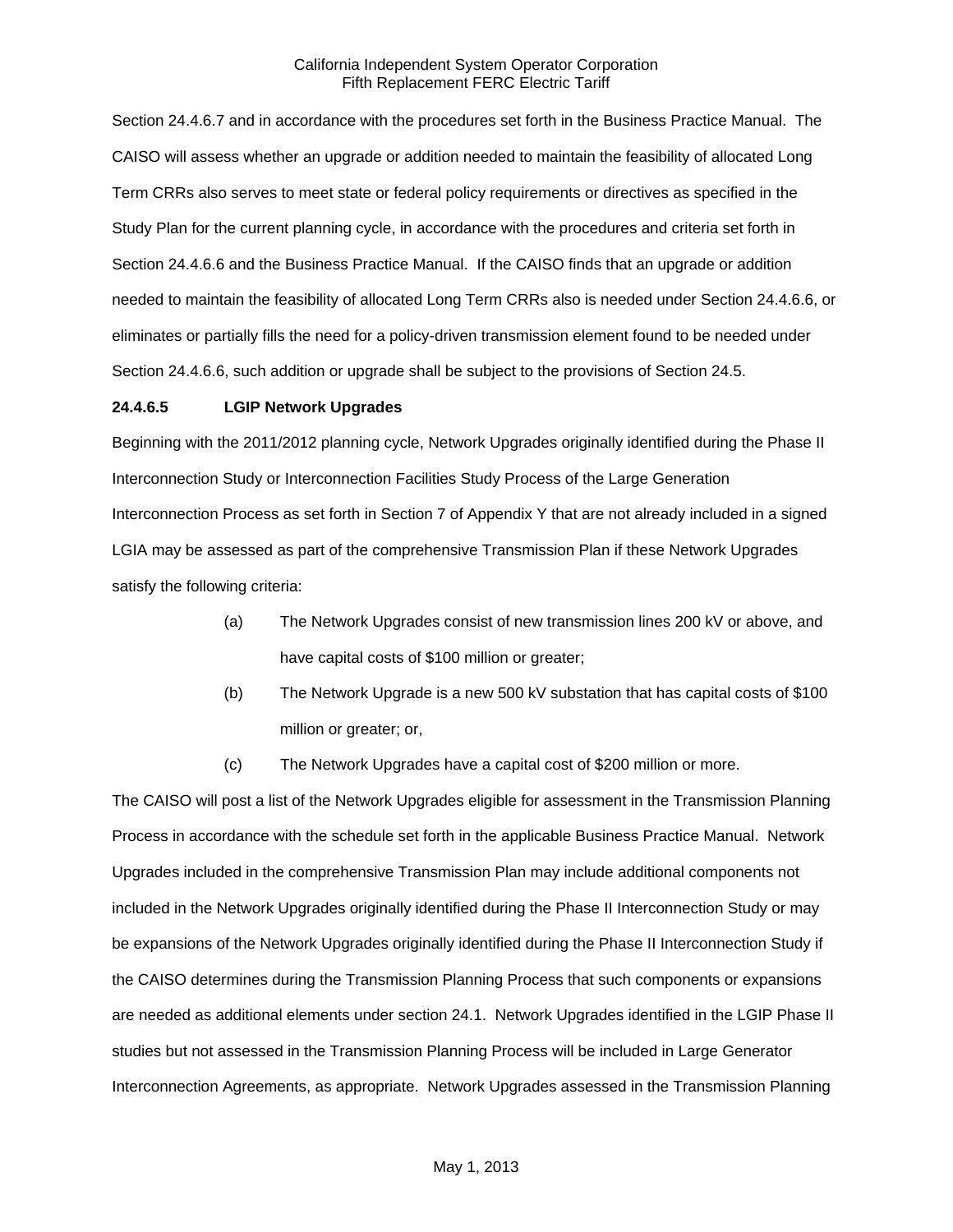Section 24.4.6.7 and in accordance with the procedures set forth in the Business Practice Manual. The CAISO will assess whether an upgrade or addition needed to maintain the feasibility of allocated Long Term CRRs also serves to meet state or federal policy requirements or directives as specified in the Study Plan for the current planning cycle, in accordance with the procedures and criteria set forth in Section 24.4.6.6 and the Business Practice Manual. If the CAISO finds that an upgrade or addition needed to maintain the feasibility of allocated Long Term CRRs also is needed under Section 24.4.6.6, or eliminates or partially fills the need for a policy-driven transmission element found to be needed under Section 24.4.6.6, such addition or upgrade shall be subject to the provisions of Section 24.5.

**24.4.6.5 LGIP Network Upgrades**

Beginning with the 2011/2012 planning cycle, Network Upgrades originally identified during the Phase II Interconnection Study or Interconnection Facilities Study Process of the Large Generation Interconnection Process as set forth in Section 7 of Appendix Y that are not already included in a signed LGIA may be assessed as part of the comprehensive Transmission Plan if these Network Upgrades satisfy the following criteria:

(a) The Network Upgrades consist of new transmission lines 200 kV or above, and have capital costs of $100 million or greater;

(b) The Network Upgrade is a new 500 kV substation that has capital costs of $100 million or greater; or,

(c) The Network Upgrades have a capital cost of $200 million or more.

The CAISO will post a list of the Network Upgrades eligible for assessment in the Transmission Planning Process in accordance with the schedule set forth in the applicable Business Practice Manual. Network Upgrades included in the comprehensive Transmission Plan may include additional components not included in the Network Upgrades originally identified during the Phase II Interconnection Study or may be expansions of the Network Upgrades originally identified during the Phase II Interconnection Study if the CAISO determines during the Transmission Planning Process that such components or expansions are needed as additional elements under section 24.1. Network Upgrades identified in the LGIP Phase II studies but not assessed in the Transmission Planning Process will be included in Large Generator Interconnection Agreements, as appropriate. Network Upgrades assessed in the Transmission Planning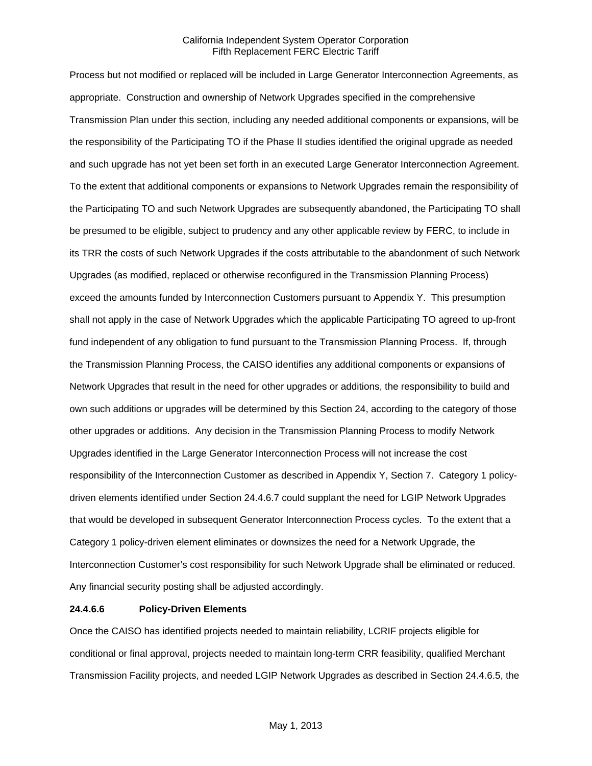Process but not modified or replaced will be included in Large Generator Interconnection Agreements, as appropriate. Construction and ownership of Network Upgrades specified in the comprehensive Transmission Plan under this section, including any needed additional components or expansions, will be the responsibility of the Participating TO if the Phase II studies identified the original upgrade as needed and such upgrade has not yet been set forth in an executed Large Generator Interconnection Agreement. To the extent that additional components or expansions to Network Upgrades remain the responsibility of the Participating TO and such Network Upgrades are subsequently abandoned, the Participating TO shall be presumed to be eligible, subject to prudency and any other applicable review by FERC, to include in its TRR the costs of such Network Upgrades if the costs attributable to the abandonment of such Network Upgrades (as modified, replaced or otherwise reconfigured in the Transmission Planning Process) exceed the amounts funded by Interconnection Customers pursuant to Appendix Y. This presumption shall not apply in the case of Network Upgrades which the applicable Participating TO agreed to up-front fund independent of any obligation to fund pursuant to the Transmission Planning Process. If, through the Transmission Planning Process, the CAISO identifies any additional components or expansions of Network Upgrades that result in the need for other upgrades or additions, the responsibility to build and own such additions or upgrades will be determined by this Section 24, according to the category of those other upgrades or additions. Any decision in the Transmission Planning Process to modify Network Upgrades identified in the Large Generator Interconnection Process will not increase the cost responsibility of the Interconnection Customer as described in Appendix Y, Section 7. Category 1 policy-driven elements identified under Section 24.4.6.7 could supplant the need for LGIP Network Upgrades that would be developed in subsequent Generator Interconnection Process cycles. To the extent that a Category 1 policy-driven element eliminates or downsizes the need for a Network Upgrade, the Interconnection Customer's cost responsibility for such Network Upgrade shall be eliminated or reduced. Any financial security posting shall be adjusted accordingly.

**24.4.6.6 Policy-Driven Elements**

Once the CAISO has identified projects needed to maintain reliability, LCRIF projects eligible for conditional or final approval, projects needed to maintain long-term CRR feasibility, qualified Merchant Transmission Facility projects, and needed LGIP Network Upgrades as described in Section 24.4.6.5, the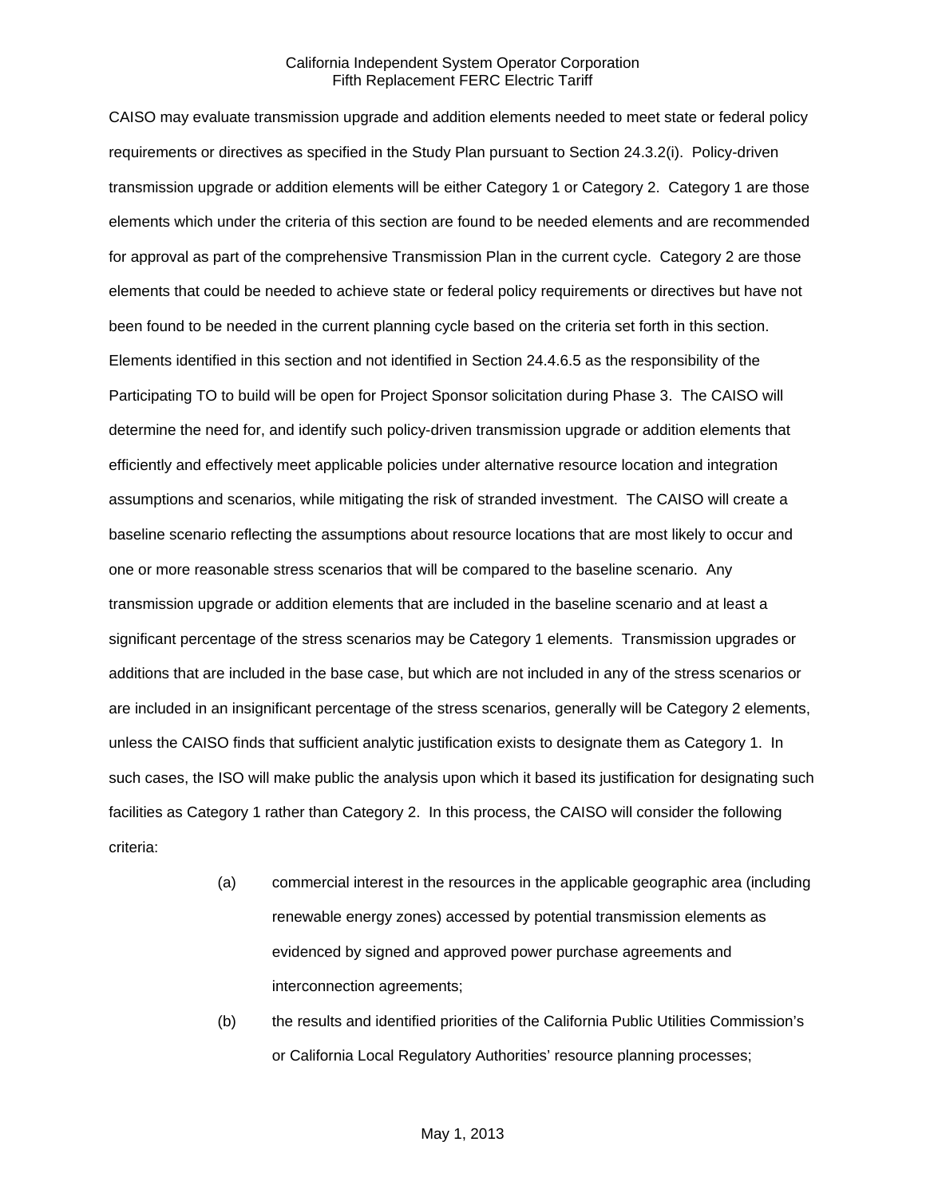CAISO may evaluate transmission upgrade and addition elements needed to meet state or federal policy requirements or directives as specified in the Study Plan pursuant to Section 24.3.2(i). Policy-driven transmission upgrade or addition elements will be either Category 1 or Category 2. Category 1 are those elements which under the criteria of this section are found to be needed elements and are recommended for approval as part of the comprehensive Transmission Plan in the current cycle. Category 2 are those elements that could be needed to achieve state or federal policy requirements or directives but have not been found to be needed in the current planning cycle based on the criteria set forth in this section. Elements identified in this section and not identified in Section 24.4.6.5 as the responsibility of the Participating TO to build will be open for Project Sponsor solicitation during Phase 3. The CAISO will determine the need for, and identify such policy-driven transmission upgrade or addition elements that efficiently and effectively meet applicable policies under alternative resource location and integration assumptions and scenarios, while mitigating the risk of stranded investment. The CAISO will create a baseline scenario reflecting the assumptions about resource locations that are most likely to occur and one or more reasonable stress scenarios that will be compared to the baseline scenario. Any transmission upgrade or addition elements that are included in the baseline scenario and at least a significant percentage of the stress scenarios may be Category 1 elements. Transmission upgrades or additions that are included in the base case, but which are not included in any of the stress scenarios or are included in an insignificant percentage of the stress scenarios, generally will be Category 2 elements, unless the CAISO finds that sufficient analytic justification exists to designate them as Category 1. In such cases, the ISO will make public the analysis upon which it based its justification for designating such facilities as Category 1 rather than Category 2. In this process, the CAISO will consider the following criteria:

(a) commercial interest in the resources in the applicable geographic area (including renewable energy zones) accessed by potential transmission elements as evidenced by signed and approved power purchase agreements and interconnection agreements;

(b) the results and identified priorities of the California Public Utilities Commission's or California Local Regulatory Authorities' resource planning processes;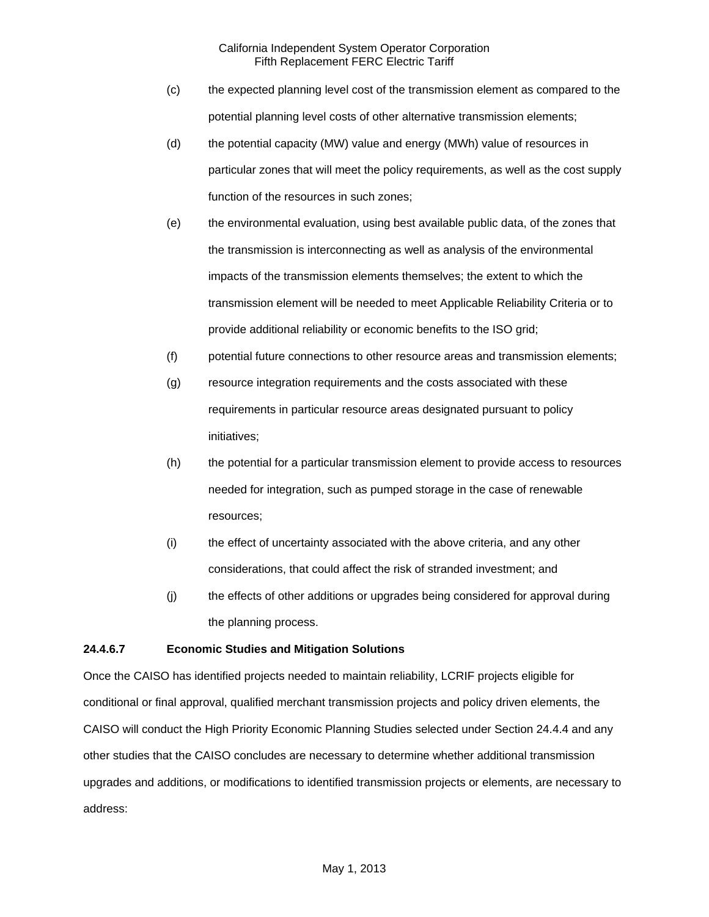(c) the expected planning level cost of the transmission element as compared to the potential planning level costs of other alternative transmission elements;

(d) the potential capacity (MW) value and energy (MWh) value of resources in particular zones that will meet the policy requirements, as well as the cost supply function of the resources in such zones;

(e) the environmental evaluation, using best available public data, of the zones that the transmission is interconnecting as well as analysis of the environmental impacts of the transmission elements themselves; the extent to which the transmission element will be needed to meet Applicable Reliability Criteria or to provide additional reliability or economic benefits to the ISO grid;

(f) potential future connections to other resource areas and transmission elements;

(g) resource integration requirements and the costs associated with these requirements in particular resource areas designated pursuant to policy initiatives;

(h) the potential for a particular transmission element to provide access to resources needed for integration, such as pumped storage in the case of renewable resources;

(i) the effect of uncertainty associated with the above criteria, and any other considerations, that could affect the risk of stranded investment; and

(j) the effects of other additions or upgrades being considered for approval during the planning process.

**24.4.6.7 Economic Studies and Mitigation Solutions**

Once the CAISO has identified projects needed to maintain reliability, LCRIF projects eligible for conditional or final approval, qualified merchant transmission projects and policy driven elements, the CAISO will conduct the High Priority Economic Planning Studies selected under Section 24.4.4 and any other studies that the CAISO concludes are necessary to determine whether additional transmission upgrades and additions, or modifications to identified transmission projects or elements, are necessary to address: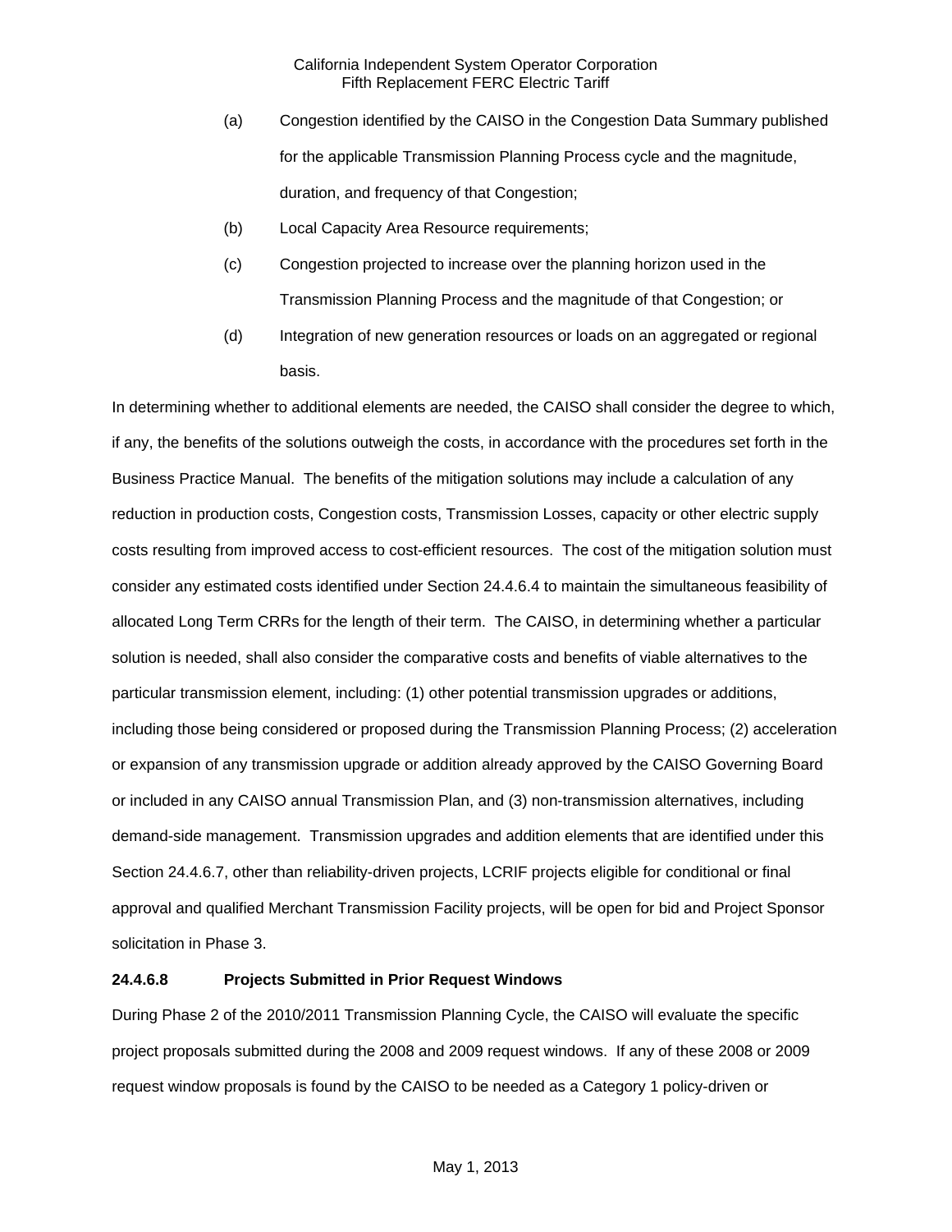(a) Congestion identified by the CAISO in the Congestion Data Summary published for the applicable Transmission Planning Process cycle and the magnitude, duration, and frequency of that Congestion;

(b) Local Capacity Area Resource requirements;

(c) Congestion projected to increase over the planning horizon used in the Transmission Planning Process and the magnitude of that Congestion; or

(d) Integration of new generation resources or loads on an aggregated or regional basis.

In determining whether to additional elements are needed, the CAISO shall consider the degree to which, if any, the benefits of the solutions outweigh the costs, in accordance with the procedures set forth in the Business Practice Manual. The benefits of the mitigation solutions may include a calculation of any reduction in production costs, Congestion costs, Transmission Losses, capacity or other electric supply costs resulting from improved access to cost-efficient resources. The cost of the mitigation solution must consider any estimated costs identified under Section 24.4.6.4 to maintain the simultaneous feasibility of allocated Long Term CRRs for the length of their term. The CAISO, in determining whether a particular solution is needed, shall also consider the comparative costs and benefits of viable alternatives to the particular transmission element, including: (1) other potential transmission upgrades or additions, including those being considered or proposed during the Transmission Planning Process; (2) acceleration or expansion of any transmission upgrade or addition already approved by the CAISO Governing Board or included in any CAISO annual Transmission Plan, and (3) non-transmission alternatives, including demand-side management. Transmission upgrades and addition elements that are identified under this Section 24.4.6.7, other than reliability-driven projects, LCRIF projects eligible for conditional or final approval and qualified Merchant Transmission Facility projects, will be open for bid and Project Sponsor solicitation in Phase 3.

**24.4.6.8 Projects Submitted in Prior Request Windows**

During Phase 2 of the 2010/2011 Transmission Planning Cycle, the CAISO will evaluate the specific project proposals submitted during the 2008 and 2009 request windows. If any of these 2008 or 2009 request window proposals is found by the CAISO to be needed as a Category 1 policy-driven or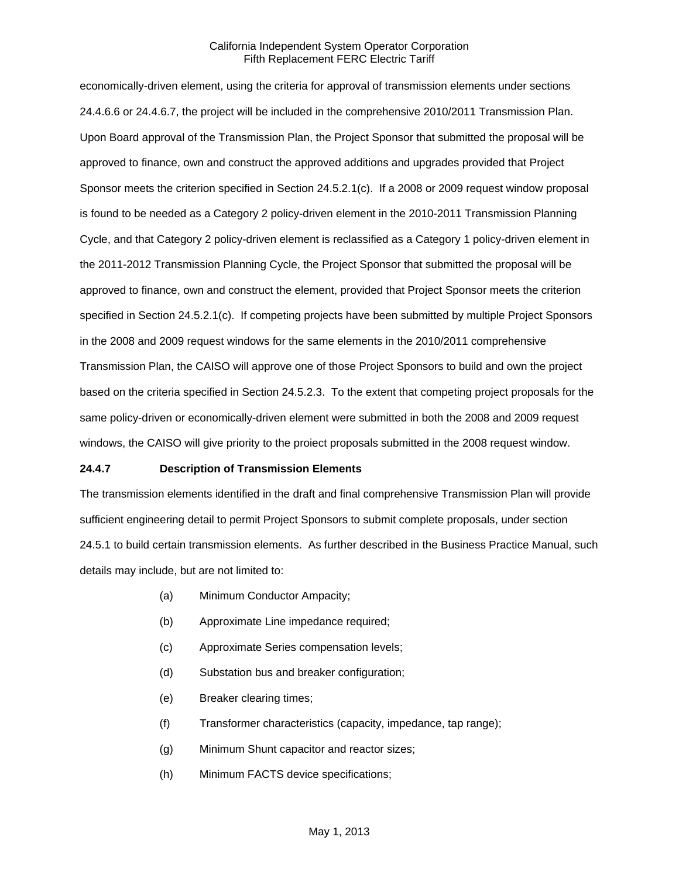economically-driven element, using the criteria for approval of transmission elements under sections 24.4.6.6 or 24.4.6.7, the project will be included in the comprehensive 2010/2011 Transmission Plan. Upon Board approval of the Transmission Plan, the Project Sponsor that submitted the proposal will be approved to finance, own and construct the approved additions and upgrades provided that Project Sponsor meets the criterion specified in Section 24.5.2.1(c). If a 2008 or 2009 request window proposal is found to be needed as a Category 2 policy-driven element in the 2010-2011 Transmission Planning Cycle, and that Category 2 policy-driven element is reclassified as a Category 1 policy-driven element in the 2011-2012 Transmission Planning Cycle, the Project Sponsor that submitted the proposal will be approved to finance, own and construct the element, provided that Project Sponsor meets the criterion specified in Section 24.5.2.1(c). If competing projects have been submitted by multiple Project Sponsors in the 2008 and 2009 request windows for the same elements in the 2010/2011 comprehensive Transmission Plan, the CAISO will approve one of those Project Sponsors to build and own the project based on the criteria specified in Section 24.5.2.3. To the extent that competing project proposals for the same policy-driven or economically-driven element were submitted in both the 2008 and 2009 request windows, the CAISO will give priority to the proiect proposals submitted in the 2008 request window.

### 24.4.7 Description of Transmission Elements

The transmission elements identified in the draft and final comprehensive Transmission Plan will provide sufficient engineering detail to permit Project Sponsors to submit complete proposals, under section 24.5.1 to build certain transmission elements. As further described in the Business Practice Manual, such details may include, but are not limited to:

(a) Minimum Conductor Ampacity;

(b) Approximate Line impedance required;

(c) Approximate Series compensation levels;

(d) Substation bus and breaker configuration;

(e) Breaker clearing times;

(f) Transformer characteristics (capacity, impedance, tap range);

(g) Minimum Shunt capacitor and reactor sizes;

(h) Minimum FACTS device specifications;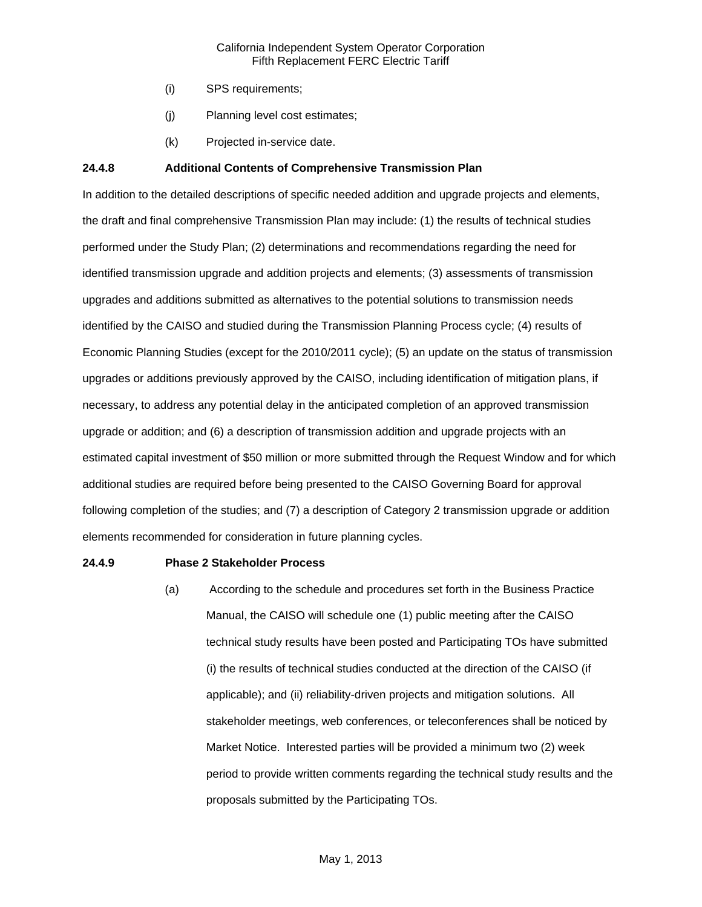(i) SPS requirements;

(j) Planning level cost estimates;

(k) Projected in-service date.

**24.4.8 Additional Contents of Comprehensive Transmission Plan**

In addition to the detailed descriptions of specific needed addition and upgrade projects and elements, the draft and final comprehensive Transmission Plan may include: (1) the results of technical studies performed under the Study Plan; (2) determinations and recommendations regarding the need for identified transmission upgrade and addition projects and elements; (3) assessments of transmission upgrades and additions submitted as alternatives to the potential solutions to transmission needs identified by the CAISO and studied during the Transmission Planning Process cycle; (4) results of Economic Planning Studies (except for the 2010/2011 cycle); (5) an update on the status of transmission upgrades or additions previously approved by the CAISO, including identification of mitigation plans, if necessary, to address any potential delay in the anticipated completion of an approved transmission upgrade or addition; and (6) a description of transmission addition and upgrade projects with an estimated capital investment of $50 million or more submitted through the Request Window and for which additional studies are required before being presented to the CAISO Governing Board for approval following completion of the studies; and (7) a description of Category 2 transmission upgrade or addition elements recommended for consideration in future planning cycles.

**24.4.9 Phase 2 Stakeholder Process**

(a) According to the schedule and procedures set forth in the Business Practice Manual, the CAISO will schedule one (1) public meeting after the CAISO technical study results have been posted and Participating TOs have submitted (i) the results of technical studies conducted at the direction of the CAISO (if applicable); and (ii) reliability-driven projects and mitigation solutions. All stakeholder meetings, web conferences, or teleconferences shall be noticed by Market Notice. Interested parties will be provided a minimum two (2) week period to provide written comments regarding the technical study results and the proposals submitted by the Participating TOs.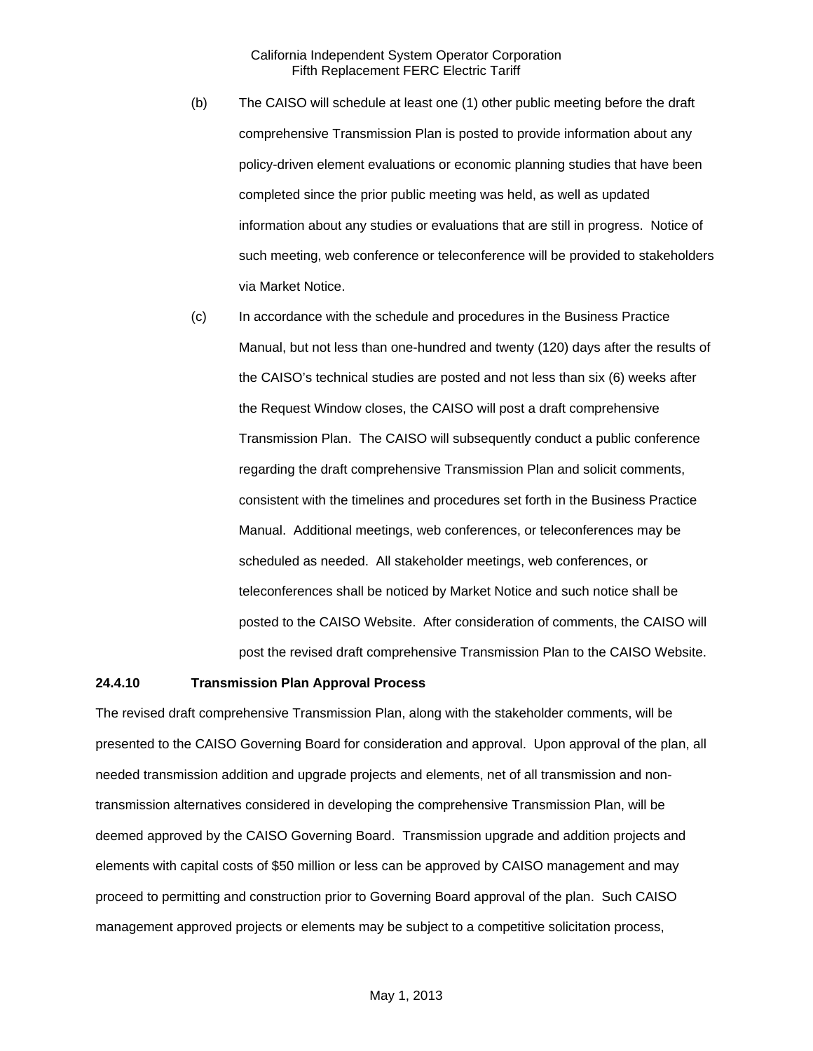(b) The CAISO will schedule at least one (1) other public meeting before the draft comprehensive Transmission Plan is posted to provide information about any policy-driven element evaluations or economic planning studies that have been completed since the prior public meeting was held, as well as updated information about any studies or evaluations that are still in progress. Notice of such meeting, web conference or teleconference will be provided to stakeholders via Market Notice.

(c) In accordance with the schedule and procedures in the Business Practice Manual, but not less than one-hundred and twenty (120) days after the results of the CAISO's technical studies are posted and not less than six (6) weeks after the Request Window closes, the CAISO will post a draft comprehensive Transmission Plan. The CAISO will subsequently conduct a public conference regarding the draft comprehensive Transmission Plan and solicit comments, consistent with the timelines and procedures set forth in the Business Practice Manual. Additional meetings, web conferences, or teleconferences may be scheduled as needed. All stakeholder meetings, web conferences, or teleconferences shall be noticed by Market Notice and such notice shall be posted to the CAISO Website. After consideration of comments, the CAISO will post the revised draft comprehensive Transmission Plan to the CAISO Website.

**24.4.10 Transmission Plan Approval Process**

The revised draft comprehensive Transmission Plan, along with the stakeholder comments, will be presented to the CAISO Governing Board for consideration and approval. Upon approval of the plan, all needed transmission addition and upgrade projects and elements, net of all transmission and non-transmission alternatives considered in developing the comprehensive Transmission Plan, will be deemed approved by the CAISO Governing Board. Transmission upgrade and addition projects and elements with capital costs of $50 million or less can be approved by CAISO management and may proceed to permitting and construction prior to Governing Board approval of the plan. Such CAISO management approved projects or elements may be subject to a competitive solicitation process,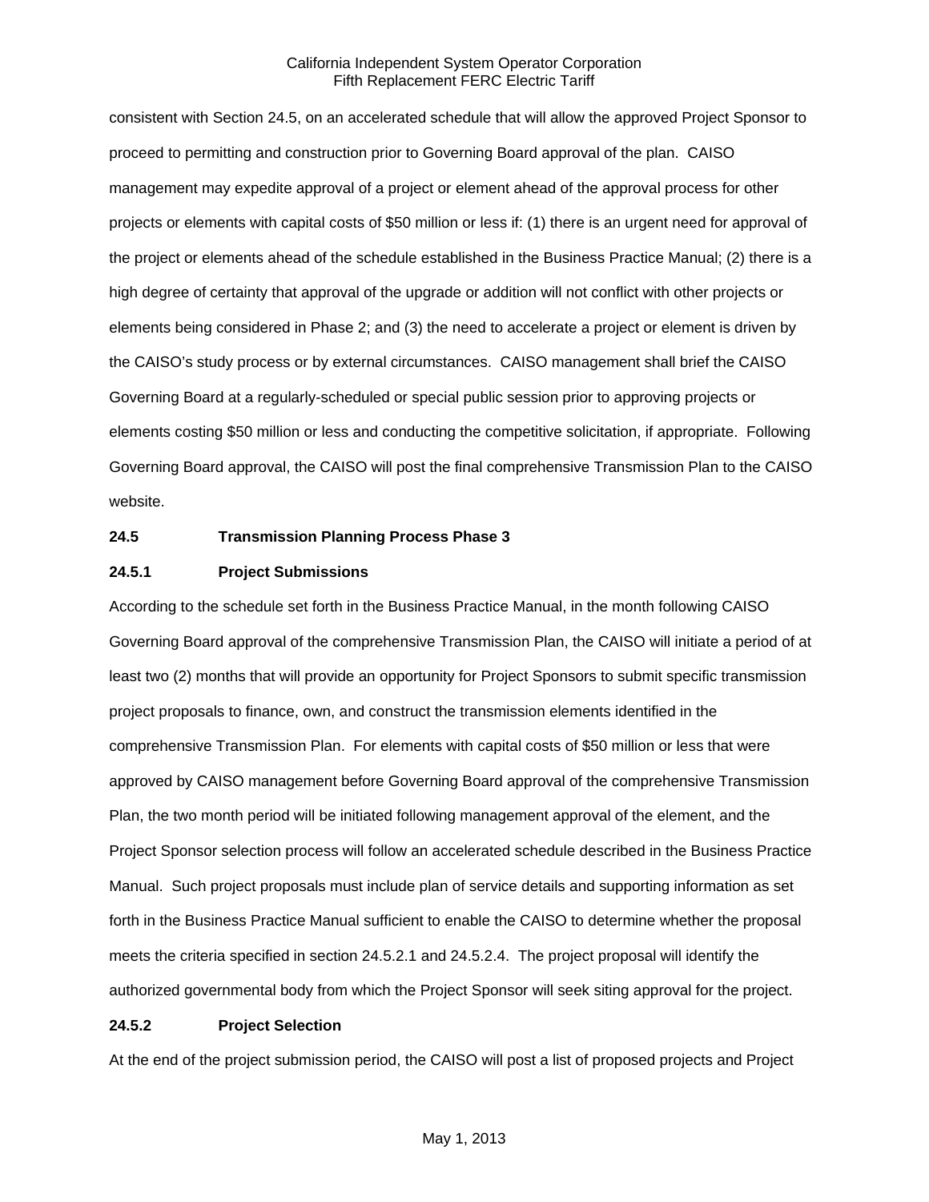consistent with Section 24.5, on an accelerated schedule that will allow the approved Project Sponsor to proceed to permitting and construction prior to Governing Board approval of the plan. CAISO management may expedite approval of a project or element ahead of the approval process for other projects or elements with capital costs of $50 million or less if: (1) there is an urgent need for approval of the project or elements ahead of the schedule established in the Business Practice Manual; (2) there is a high degree of certainty that approval of the upgrade or addition will not conflict with other projects or elements being considered in Phase 2; and (3) the need to accelerate a project or element is driven by the CAISO's study process or by external circumstances. CAISO management shall brief the CAISO Governing Board at a regularly-scheduled or special public session prior to approving projects or elements costing $50 million or less and conducting the competitive solicitation, if appropriate. Following Governing Board approval, the CAISO will post the final comprehensive Transmission Plan to the CAISO website.

**24.5 Transmission Planning Process Phase 3**

**24.5.1 Project Submissions**

According to the schedule set forth in the Business Practice Manual, in the month following CAISO Governing Board approval of the comprehensive Transmission Plan, the CAISO will initiate a period of at least two (2) months that will provide an opportunity for Project Sponsors to submit specific transmission project proposals to finance, own, and construct the transmission elements identified in the comprehensive Transmission Plan. For elements with capital costs of $50 million or less that were approved by CAISO management before Governing Board approval of the comprehensive Transmission Plan, the two month period will be initiated following management approval of the element, and the Project Sponsor selection process will follow an accelerated schedule described in the Business Practice Manual. Such project proposals must include plan of service details and supporting information as set forth in the Business Practice Manual sufficient to enable the CAISO to determine whether the proposal meets the criteria specified in section 24.5.2.1 and 24.5.2.4. The project proposal will identify the authorized governmental body from which the Project Sponsor will seek siting approval for the project.

**24.5.2 Project Selection**

At the end of the project submission period, the CAISO will post a list of proposed projects and Project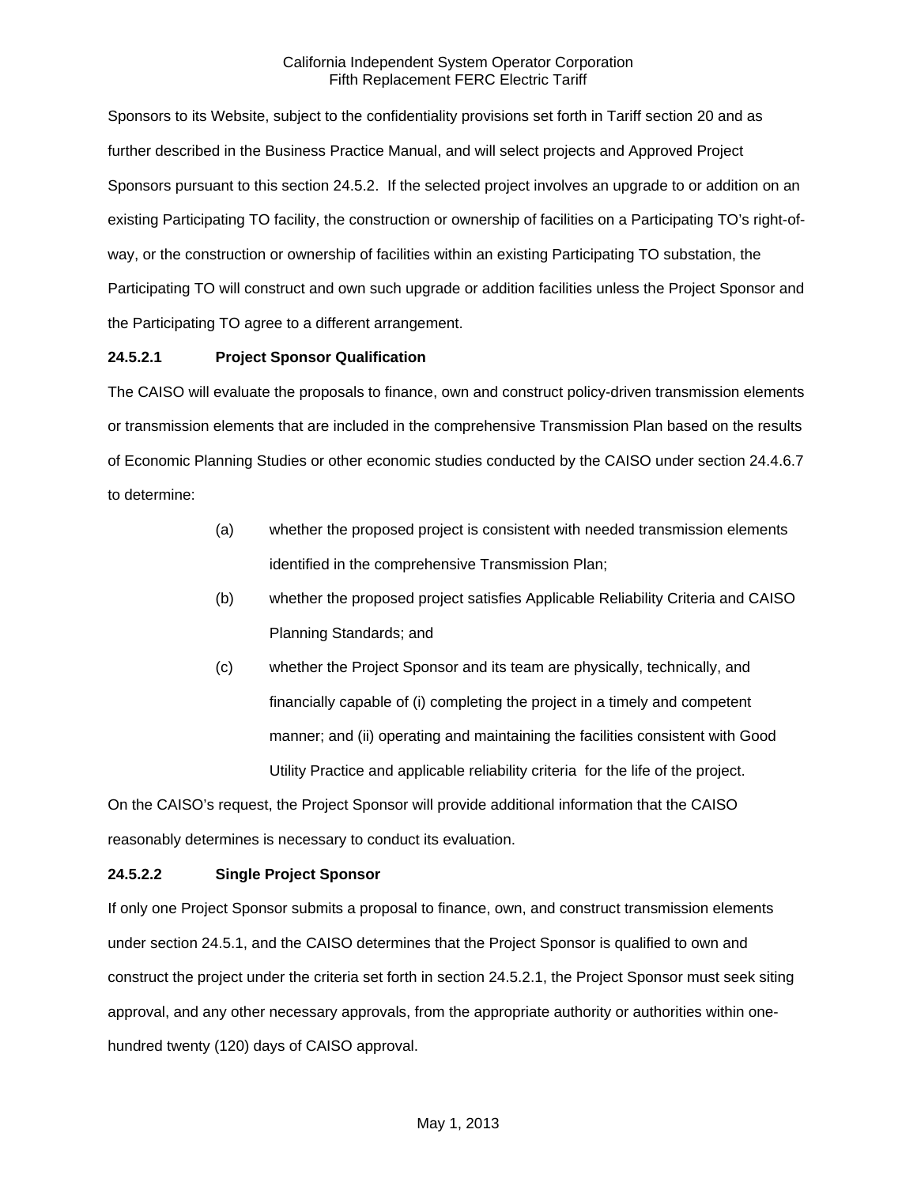Sponsors to its Website, subject to the confidentiality provisions set forth in Tariff section 20 and as further described in the Business Practice Manual, and will select projects and Approved Project Sponsors pursuant to this section 24.5.2. If the selected project involves an upgrade to or addition on an existing Participating TO facility, the construction or ownership of facilities on a Participating TO's right-of-way, or the construction or ownership of facilities within an existing Participating TO substation, the Participating TO will construct and own such upgrade or addition facilities unless the Project Sponsor and the Participating TO agree to a different arrangement.

**24.5.2.1 Project Sponsor Qualification**

The CAISO will evaluate the proposals to finance, own and construct policy-driven transmission elements or transmission elements that are included in the comprehensive Transmission Plan based on the results of Economic Planning Studies or other economic studies conducted by the CAISO under section 24.4.6.7 to determine:

(a) whether the proposed project is consistent with needed transmission elements identified in the comprehensive Transmission Plan;

(b) whether the proposed project satisfies Applicable Reliability Criteria and CAISO Planning Standards; and

(c) whether the Project Sponsor and its team are physically, technically, and financially capable of (i) completing the project in a timely and competent manner; and (ii) operating and maintaining the facilities consistent with Good Utility Practice and applicable reliability criteria for the life of the project.

On the CAISO's request, the Project Sponsor will provide additional information that the CAISO reasonably determines is necessary to conduct its evaluation.

**24.5.2.2 Single Project Sponsor**

If only one Project Sponsor submits a proposal to finance, own, and construct transmission elements under section 24.5.1, and the CAISO determines that the Project Sponsor is qualified to own and construct the project under the criteria set forth in section 24.5.2.1, the Project Sponsor must seek siting approval, and any other necessary approvals, from the appropriate authority or authorities within one-hundred twenty (120) days of CAISO approval.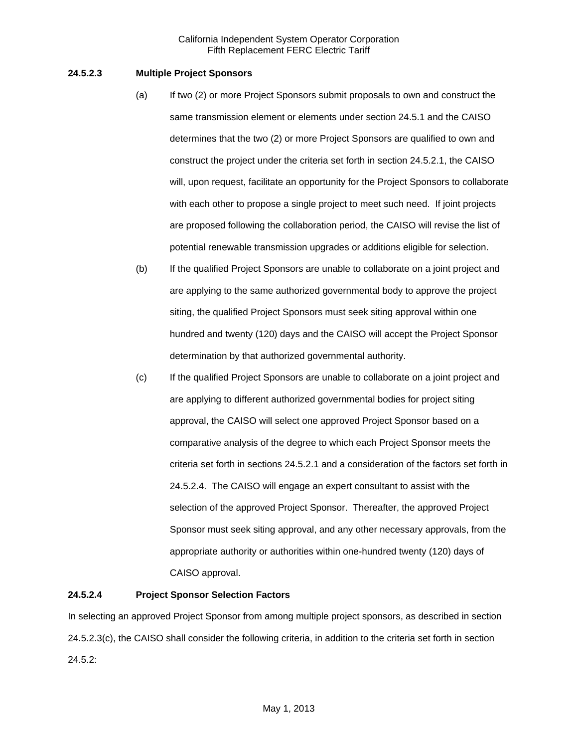### 24.5.2.3 Multiple Project Sponsors

(a) If two (2) or more Project Sponsors submit proposals to own and construct the same transmission element or elements under section 24.5.1 and the CAISO determines that the two (2) or more Project Sponsors are qualified to own and construct the project under the criteria set forth in section 24.5.2.1, the CAISO will, upon request, facilitate an opportunity for the Project Sponsors to collaborate with each other to propose a single project to meet such need. If joint projects are proposed following the collaboration period, the CAISO will revise the list of potential renewable transmission upgrades or additions eligible for selection.

(b) If the qualified Project Sponsors are unable to collaborate on a joint project and are applying to the same authorized governmental body to approve the project siting, the qualified Project Sponsors must seek siting approval within one hundred and twenty (120) days and the CAISO will accept the Project Sponsor determination by that authorized governmental authority.

(c) If the qualified Project Sponsors are unable to collaborate on a joint project and are applying to different authorized governmental bodies for project siting approval, the CAISO will select one approved Project Sponsor based on a comparative analysis of the degree to which each Project Sponsor meets the criteria set forth in sections 24.5.2.1 and a consideration of the factors set forth in 24.5.2.4. The CAISO will engage an expert consultant to assist with the selection of the approved Project Sponsor. Thereafter, the approved Project Sponsor must seek siting approval, and any other necessary approvals, from the appropriate authority or authorities within one-hundred twenty (120) days of CAISO approval.

### 24.5.2.4 Project Sponsor Selection Factors

In selecting an approved Project Sponsor from among multiple project sponsors, as described in section 24.5.2.3(c), the CAISO shall consider the following criteria, in addition to the criteria set forth in section 24.5.2: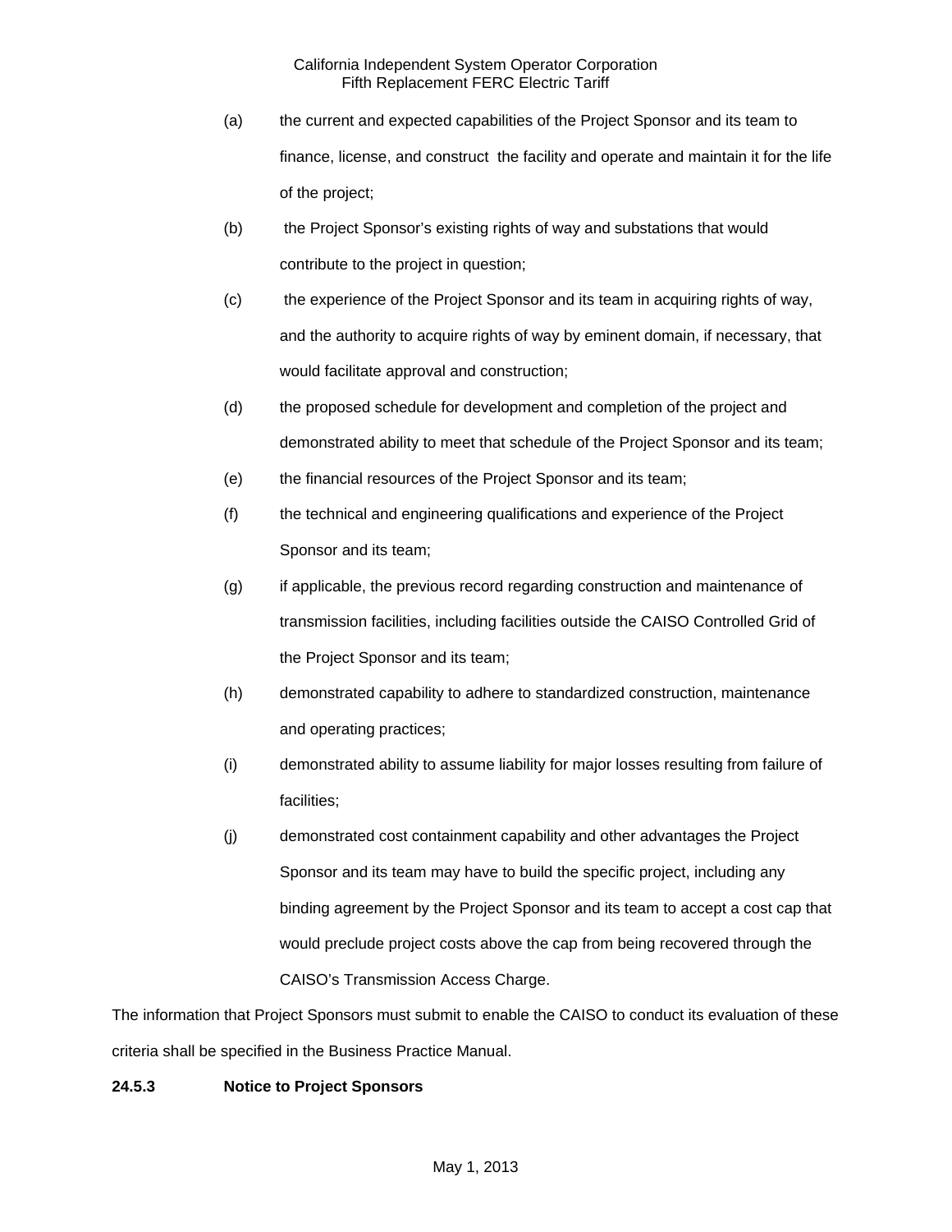(a) the current and expected capabilities of the Project Sponsor and its team to finance, license, and construct the facility and operate and maintain it for the life of the project;

(b) the Project Sponsor's existing rights of way and substations that would contribute to the project in question;

(c) the experience of the Project Sponsor and its team in acquiring rights of way, and the authority to acquire rights of way by eminent domain, if necessary, that would facilitate approval and construction;

(d) the proposed schedule for development and completion of the project and demonstrated ability to meet that schedule of the Project Sponsor and its team;

(e) the financial resources of the Project Sponsor and its team;

(f) the technical and engineering qualifications and experience of the Project Sponsor and its team;

(g) if applicable, the previous record regarding construction and maintenance of transmission facilities, including facilities outside the CAISO Controlled Grid of the Project Sponsor and its team;

(h) demonstrated capability to adhere to standardized construction, maintenance and operating practices;

(i) demonstrated ability to assume liability for major losses resulting from failure of facilities;

(j) demonstrated cost containment capability and other advantages the Project Sponsor and its team may have to build the specific project, including any binding agreement by the Project Sponsor and its team to accept a cost cap that would preclude project costs above the cap from being recovered through the CAISO's Transmission Access Charge.

The information that Project Sponsors must submit to enable the CAISO to conduct its evaluation of these criteria shall be specified in the Business Practice Manual.

**24.5.3 Notice to Project Sponsors**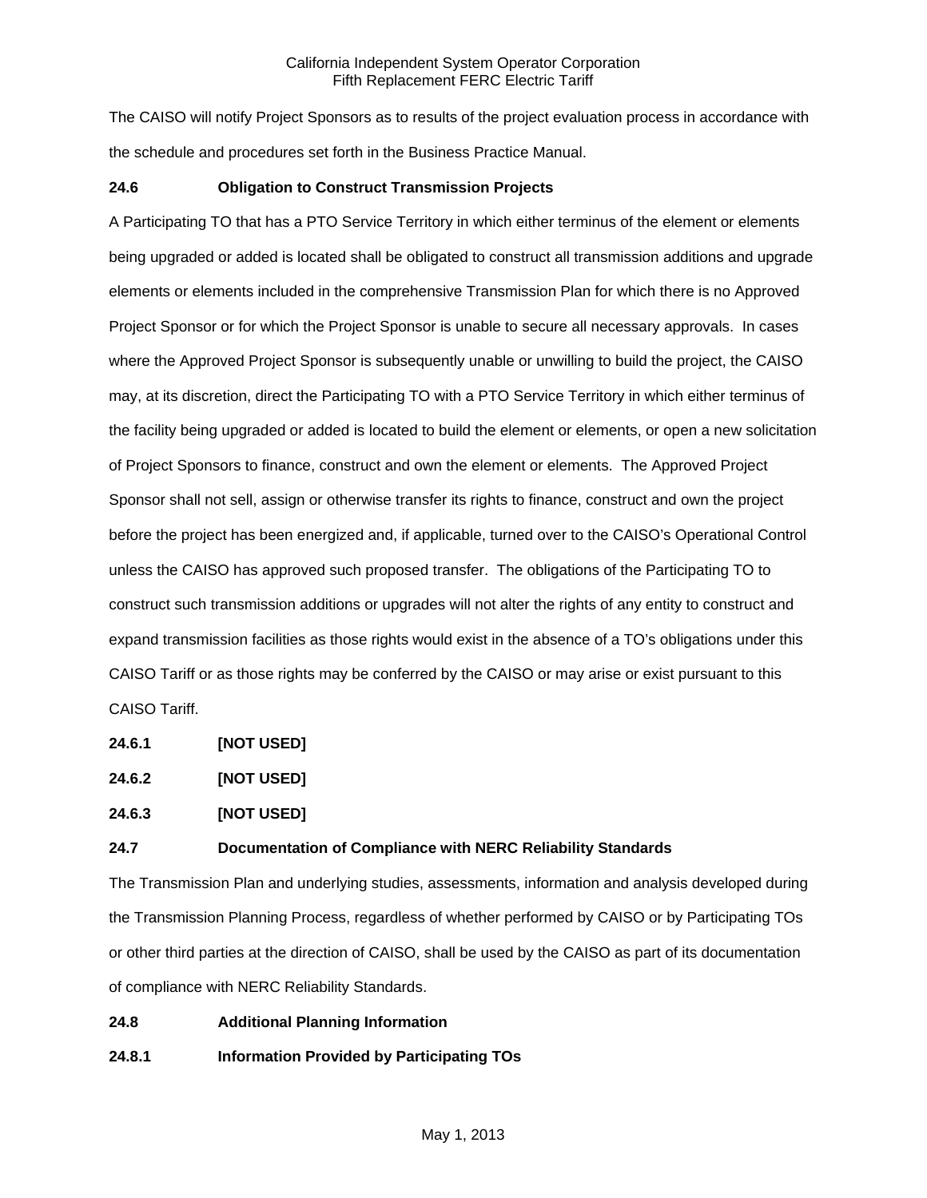The CAISO will notify Project Sponsors as to results of the project evaluation process in accordance with the schedule and procedures set forth in the Business Practice Manual.

**24.6 Obligation to Construct Transmission Projects**

A Participating TO that has a PTO Service Territory in which either terminus of the element or elements being upgraded or added is located shall be obligated to construct all transmission additions and upgrade elements or elements included in the comprehensive Transmission Plan for which there is no Approved Project Sponsor or for which the Project Sponsor is unable to secure all necessary approvals. In cases where the Approved Project Sponsor is subsequently unable or unwilling to build the project, the CAISO may, at its discretion, direct the Participating TO with a PTO Service Territory in which either terminus of the facility being upgraded or added is located to build the element or elements, or open a new solicitation of Project Sponsors to finance, construct and own the element or elements. The Approved Project Sponsor shall not sell, assign or otherwise transfer its rights to finance, construct and own the project before the project has been energized and, if applicable, turned over to the CAISO's Operational Control unless the CAISO has approved such proposed transfer. The obligations of the Participating TO to construct such transmission additions or upgrades will not alter the rights of any entity to construct and expand transmission facilities as those rights would exist in the absence of a TO's obligations under this CAISO Tariff or as those rights may be conferred by the CAISO or may arise or exist pursuant to this CAISO Tariff.

**24.6.1 [NOT USED]**

**24.6.2 [NOT USED]**

**24.6.3 [NOT USED]**

**24.7 Documentation of Compliance with NERC Reliability Standards**

The Transmission Plan and underlying studies, assessments, information and analysis developed during the Transmission Planning Process, regardless of whether performed by CAISO or by Participating TOs or other third parties at the direction of CAISO, shall be used by the CAISO as part of its documentation of compliance with NERC Reliability Standards.

**24.8 Additional Planning Information**

**24.8.1 Information Provided by Participating TOs**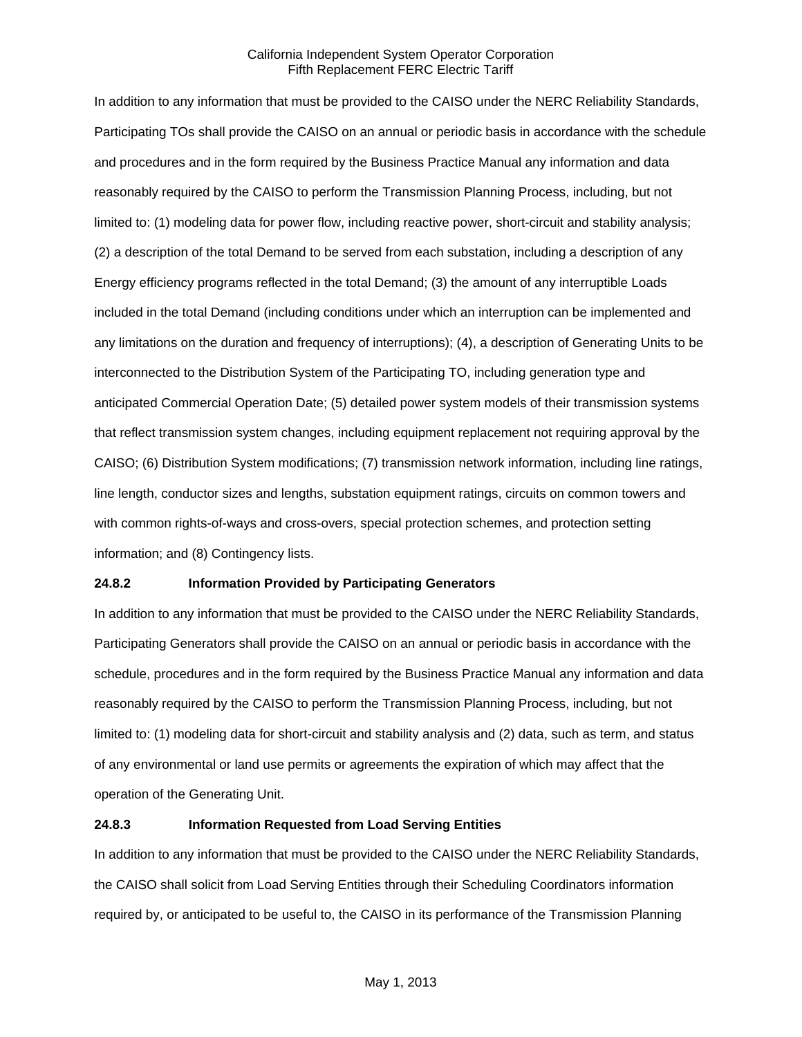In addition to any information that must be provided to the CAISO under the NERC Reliability Standards, Participating TOs shall provide the CAISO on an annual or periodic basis in accordance with the schedule and procedures and in the form required by the Business Practice Manual any information and data reasonably required by the CAISO to perform the Transmission Planning Process, including, but not limited to: (1) modeling data for power flow, including reactive power, short-circuit and stability analysis; (2) a description of the total Demand to be served from each substation, including a description of any Energy efficiency programs reflected in the total Demand; (3) the amount of any interruptible Loads included in the total Demand (including conditions under which an interruption can be implemented and any limitations on the duration and frequency of interruptions); (4), a description of Generating Units to be interconnected to the Distribution System of the Participating TO, including generation type and anticipated Commercial Operation Date; (5) detailed power system models of their transmission systems that reflect transmission system changes, including equipment replacement not requiring approval by the CAISO; (6) Distribution System modifications; (7) transmission network information, including line ratings, line length, conductor sizes and lengths, substation equipment ratings, circuits on common towers and with common rights-of-ways and cross-overs, special protection schemes, and protection setting information; and (8) Contingency lists.

### 24.8.2 Information Provided by Participating Generators

In addition to any information that must be provided to the CAISO under the NERC Reliability Standards, Participating Generators shall provide the CAISO on an annual or periodic basis in accordance with the schedule, procedures and in the form required by the Business Practice Manual any information and data reasonably required by the CAISO to perform the Transmission Planning Process, including, but not limited to: (1) modeling data for short-circuit and stability analysis and (2) data, such as term, and status of any environmental or land use permits or agreements the expiration of which may affect that the operation of the Generating Unit.

### 24.8.3 Information Requested from Load Serving Entities

In addition to any information that must be provided to the CAISO under the NERC Reliability Standards, the CAISO shall solicit from Load Serving Entities through their Scheduling Coordinators information required by, or anticipated to be useful to, the CAISO in its performance of the Transmission Planning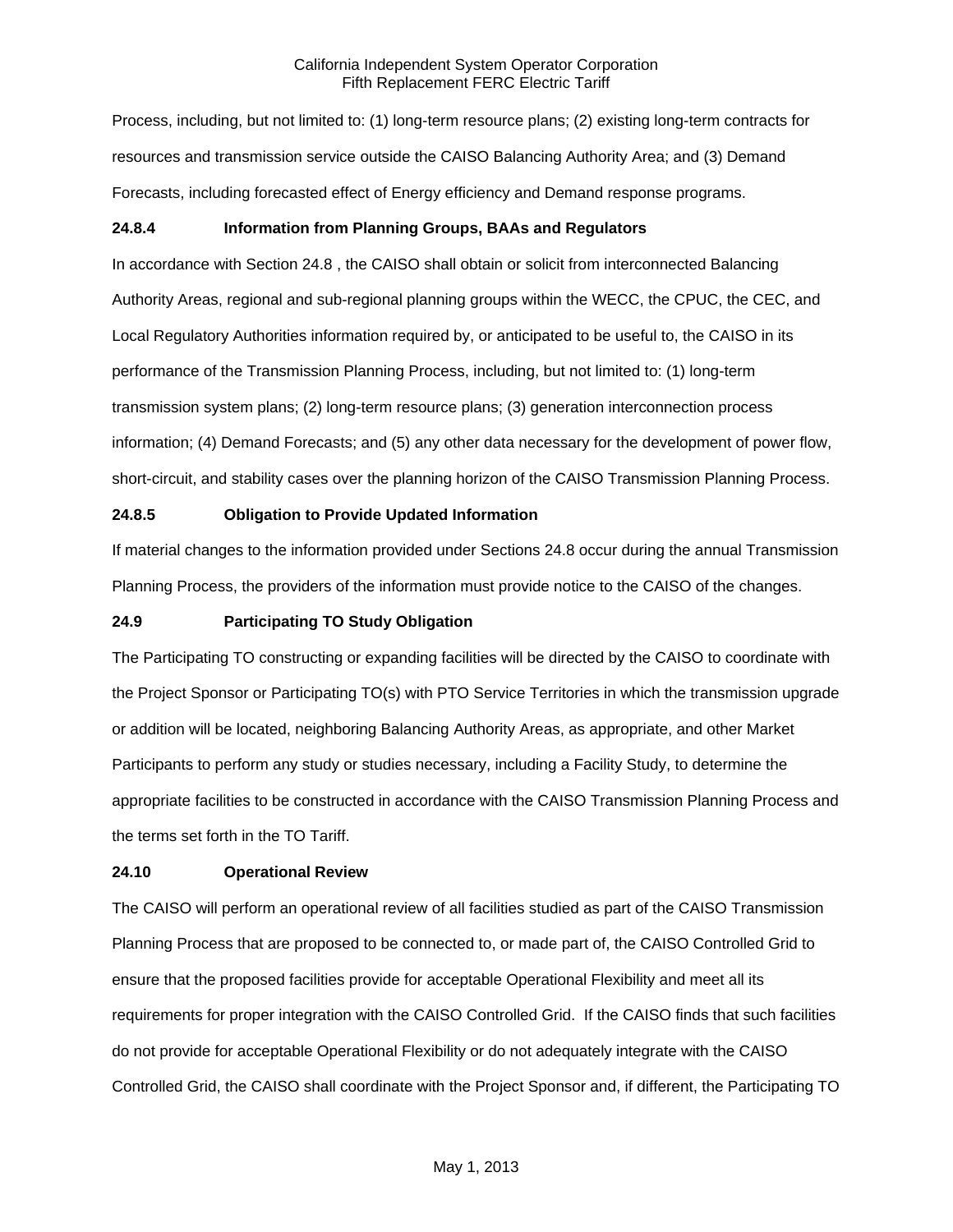Process, including, but not limited to: (1) long-term resource plans; (2) existing long-term contracts for resources and transmission service outside the CAISO Balancing Authority Area; and (3) Demand Forecasts, including forecasted effect of Energy efficiency and Demand response programs.

**24.8.4 Information from Planning Groups, BAAs and Regulators**

In accordance with Section 24.8 , the CAISO shall obtain or solicit from interconnected Balancing Authority Areas, regional and sub-regional planning groups within the WECC, the CPUC, the CEC, and Local Regulatory Authorities information required by, or anticipated to be useful to, the CAISO in its performance of the Transmission Planning Process, including, but not limited to: (1) long-term transmission system plans; (2) long-term resource plans; (3) generation interconnection process information; (4) Demand Forecasts; and (5) any other data necessary for the development of power flow, short-circuit, and stability cases over the planning horizon of the CAISO Transmission Planning Process.

**24.8.5 Obligation to Provide Updated Information**

If material changes to the information provided under Sections 24.8 occur during the annual Transmission Planning Process, the providers of the information must provide notice to the CAISO of the changes.

**24.9 Participating TO Study Obligation**

The Participating TO constructing or expanding facilities will be directed by the CAISO to coordinate with the Project Sponsor or Participating TO(s) with PTO Service Territories in which the transmission upgrade or addition will be located, neighboring Balancing Authority Areas, as appropriate, and other Market Participants to perform any study or studies necessary, including a Facility Study, to determine the appropriate facilities to be constructed in accordance with the CAISO Transmission Planning Process and the terms set forth in the TO Tariff.

**24.10 Operational Review**

The CAISO will perform an operational review of all facilities studied as part of the CAISO Transmission Planning Process that are proposed to be connected to, or made part of, the CAISO Controlled Grid to ensure that the proposed facilities provide for acceptable Operational Flexibility and meet all its requirements for proper integration with the CAISO Controlled Grid. If the CAISO finds that such facilities do not provide for acceptable Operational Flexibility or do not adequately integrate with the CAISO Controlled Grid, the CAISO shall coordinate with the Project Sponsor and, if different, the Participating TO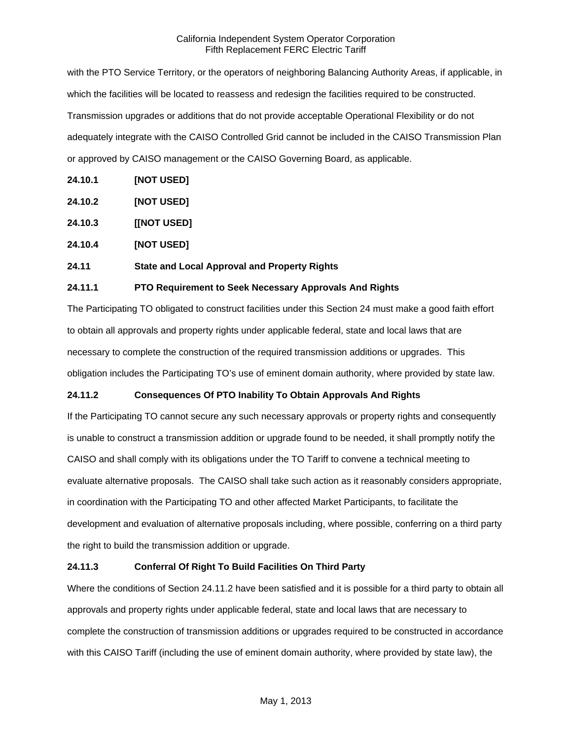with the PTO Service Territory, or the operators of neighboring Balancing Authority Areas, if applicable, in which the facilities will be located to reassess and redesign the facilities required to be constructed. Transmission upgrades or additions that do not provide acceptable Operational Flexibility or do not adequately integrate with the CAISO Controlled Grid cannot be included in the CAISO Transmission Plan or approved by CAISO management or the CAISO Governing Board, as applicable.

**24.10.1 [NOT USED]**

**24.10.2 [NOT USED]**

**24.10.3 [[NOT USED]**

**24.10.4 [NOT USED]**

**24.11 State and Local Approval and Property Rights**

**24.11.1 PTO Requirement to Seek Necessary Approvals And Rights**

The Participating TO obligated to construct facilities under this Section 24 must make a good faith effort to obtain all approvals and property rights under applicable federal, state and local laws that are necessary to complete the construction of the required transmission additions or upgrades. This obligation includes the Participating TO's use of eminent domain authority, where provided by state law.

**24.11.2 Consequences Of PTO Inability To Obtain Approvals And Rights**

If the Participating TO cannot secure any such necessary approvals or property rights and consequently is unable to construct a transmission addition or upgrade found to be needed, it shall promptly notify the CAISO and shall comply with its obligations under the TO Tariff to convene a technical meeting to evaluate alternative proposals. The CAISO shall take such action as it reasonably considers appropriate, in coordination with the Participating TO and other affected Market Participants, to facilitate the development and evaluation of alternative proposals including, where possible, conferring on a third party the right to build the transmission addition or upgrade.

**24.11.3 Conferral Of Right To Build Facilities On Third Party**

Where the conditions of Section 24.11.2 have been satisfied and it is possible for a third party to obtain all approvals and property rights under applicable federal, state and local laws that are necessary to complete the construction of transmission additions or upgrades required to be constructed in accordance with this CAISO Tariff (including the use of eminent domain authority, where provided by state law), the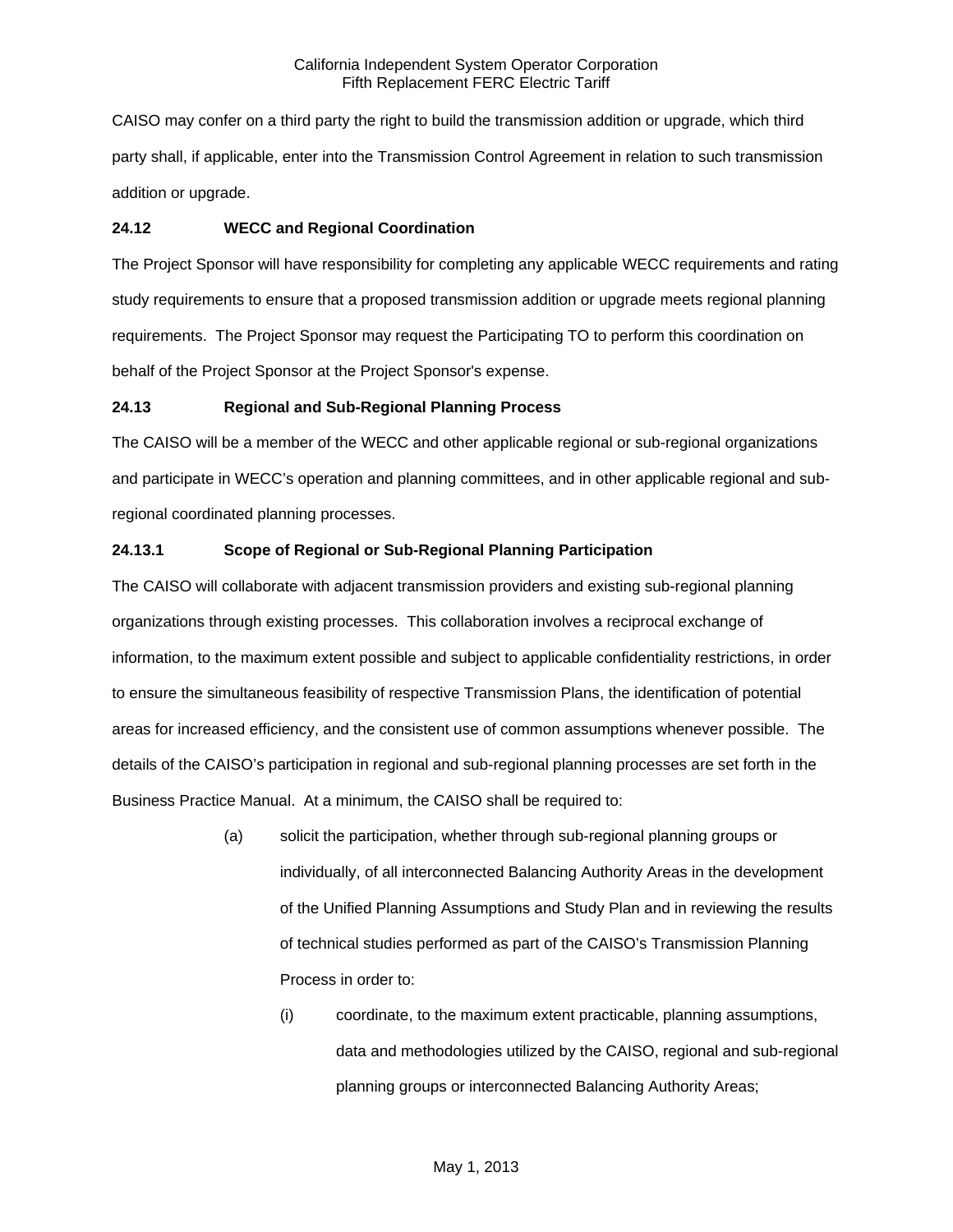CAISO may confer on a third party the right to build the transmission addition or upgrade, which third party shall, if applicable, enter into the Transmission Control Agreement in relation to such transmission addition or upgrade.

### 24.12 WECC and Regional Coordination

The Project Sponsor will have responsibility for completing any applicable WECC requirements and rating study requirements to ensure that a proposed transmission addition or upgrade meets regional planning requirements. The Project Sponsor may request the Participating TO to perform this coordination on behalf of the Project Sponsor at the Project Sponsor's expense.

### 24.13 Regional and Sub-Regional Planning Process

The CAISO will be a member of the WECC and other applicable regional or sub-regional organizations and participate in WECC's operation and planning committees, and in other applicable regional and sub-regional coordinated planning processes.

#### 24.13.1 Scope of Regional or Sub-Regional Planning Participation

The CAISO will collaborate with adjacent transmission providers and existing sub-regional planning organizations through existing processes. This collaboration involves a reciprocal exchange of information, to the maximum extent possible and subject to applicable confidentiality restrictions, in order to ensure the simultaneous feasibility of respective Transmission Plans, the identification of potential areas for increased efficiency, and the consistent use of common assumptions whenever possible. The details of the CAISO's participation in regional and sub-regional planning processes are set forth in the Business Practice Manual. At a minimum, the CAISO shall be required to:

(a) solicit the participation, whether through sub-regional planning groups or individually, of all interconnected Balancing Authority Areas in the development of the Unified Planning Assumptions and Study Plan and in reviewing the results of technical studies performed as part of the CAISO's Transmission Planning Process in order to:

  (i) coordinate, to the maximum extent practicable, planning assumptions, data and methodologies utilized by the CAISO, regional and sub-regional planning groups or interconnected Balancing Authority Areas;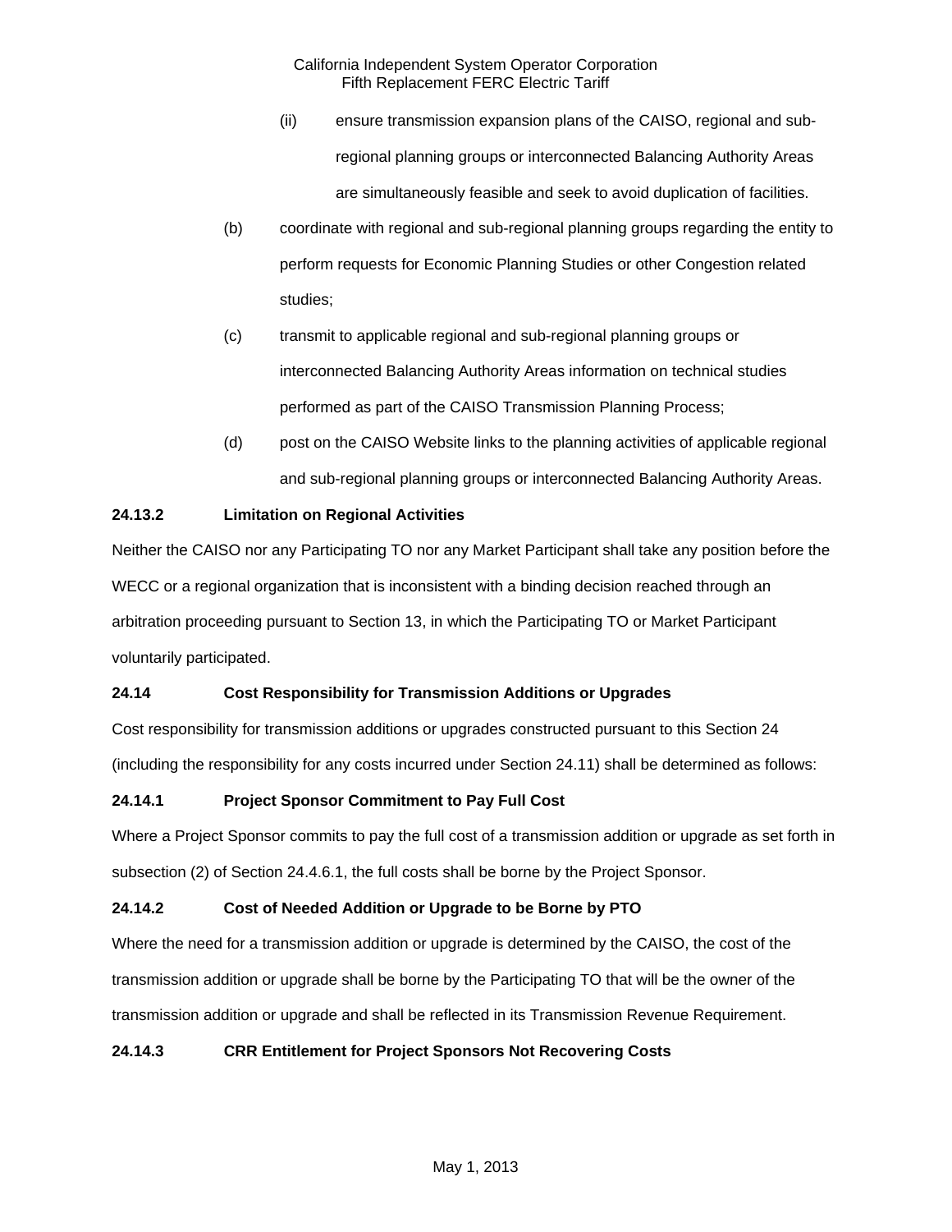(ii) ensure transmission expansion plans of the CAISO, regional and sub-regional planning groups or interconnected Balancing Authority Areas are simultaneously feasible and seek to avoid duplication of facilities.

(b) coordinate with regional and sub-regional planning groups regarding the entity to perform requests for Economic Planning Studies or other Congestion related studies;

(c) transmit to applicable regional and sub-regional planning groups or interconnected Balancing Authority Areas information on technical studies performed as part of the CAISO Transmission Planning Process;

(d) post on the CAISO Website links to the planning activities of applicable regional and sub-regional planning groups or interconnected Balancing Authority Areas.

**24.13.2 Limitation on Regional Activities**

Neither the CAISO nor any Participating TO nor any Market Participant shall take any position before the WECC or a regional organization that is inconsistent with a binding decision reached through an arbitration proceeding pursuant to Section 13, in which the Participating TO or Market Participant voluntarily participated.

**24.14 Cost Responsibility for Transmission Additions or Upgrades**

Cost responsibility for transmission additions or upgrades constructed pursuant to this Section 24 (including the responsibility for any costs incurred under Section 24.11) shall be determined as follows:

**24.14.1 Project Sponsor Commitment to Pay Full Cost**

Where a Project Sponsor commits to pay the full cost of a transmission addition or upgrade as set forth in subsection (2) of Section 24.4.6.1, the full costs shall be borne by the Project Sponsor.

**24.14.2 Cost of Needed Addition or Upgrade to be Borne by PTO**

Where the need for a transmission addition or upgrade is determined by the CAISO, the cost of the transmission addition or upgrade shall be borne by the Participating TO that will be the owner of the transmission addition or upgrade and shall be reflected in its Transmission Revenue Requirement.

**24.14.3 CRR Entitlement for Project Sponsors Not Recovering Costs**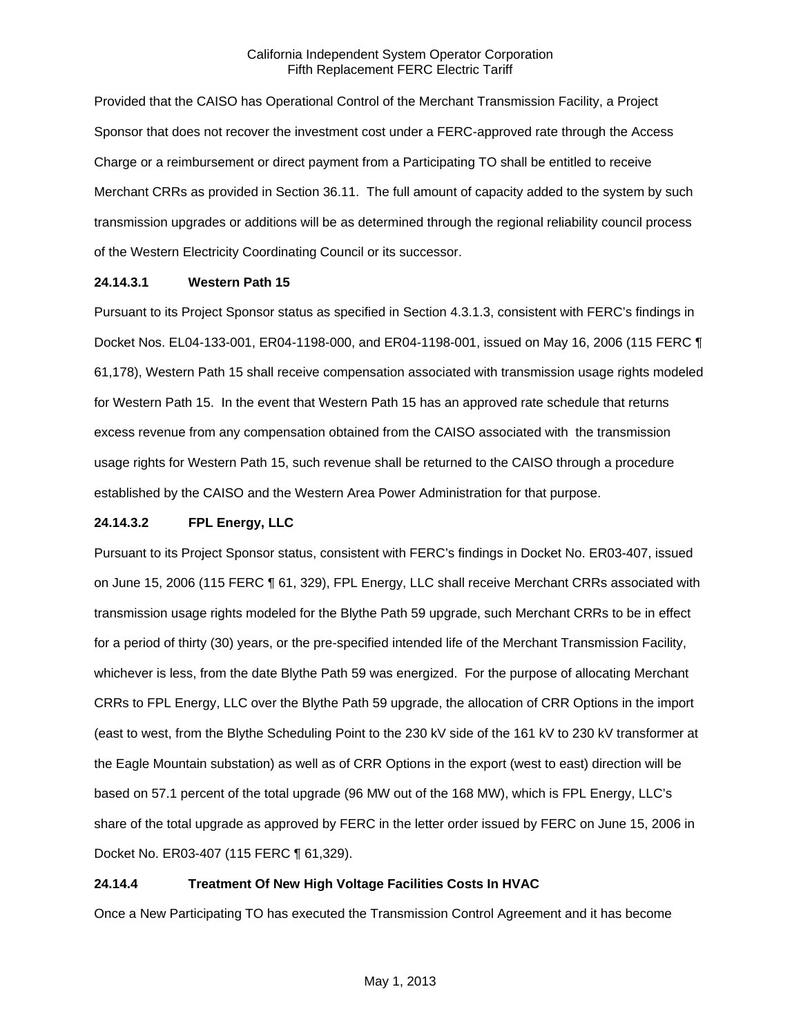Provided that the CAISO has Operational Control of the Merchant Transmission Facility, a Project Sponsor that does not recover the investment cost under a FERC-approved rate through the Access Charge or a reimbursement or direct payment from a Participating TO shall be entitled to receive Merchant CRRs as provided in Section 36.11. The full amount of capacity added to the system by such transmission upgrades or additions will be as determined through the regional reliability council process of the Western Electricity Coordinating Council or its successor.

### 24.14.3.1 Western Path 15

Pursuant to its Project Sponsor status as specified in Section 4.3.1.3, consistent with FERC's findings in Docket Nos. EL04-133-001, ER04-1198-000, and ER04-1198-001, issued on May 16, 2006 (115 FERC ¶ 61,178), Western Path 15 shall receive compensation associated with transmission usage rights modeled for Western Path 15. In the event that Western Path 15 has an approved rate schedule that returns excess revenue from any compensation obtained from the CAISO associated with the transmission usage rights for Western Path 15, such revenue shall be returned to the CAISO through a procedure established by the CAISO and the Western Area Power Administration for that purpose.

### 24.14.3.2 FPL Energy, LLC

Pursuant to its Project Sponsor status, consistent with FERC's findings in Docket No. ER03-407, issued on June 15, 2006 (115 FERC ¶ 61, 329), FPL Energy, LLC shall receive Merchant CRRs associated with transmission usage rights modeled for the Blythe Path 59 upgrade, such Merchant CRRs to be in effect for a period of thirty (30) years, or the pre-specified intended life of the Merchant Transmission Facility, whichever is less, from the date Blythe Path 59 was energized. For the purpose of allocating Merchant CRRs to FPL Energy, LLC over the Blythe Path 59 upgrade, the allocation of CRR Options in the import (east to west, from the Blythe Scheduling Point to the 230 kV side of the 161 kV to 230 kV transformer at the Eagle Mountain substation) as well as of CRR Options in the export (west to east) direction will be based on 57.1 percent of the total upgrade (96 MW out of the 168 MW), which is FPL Energy, LLC's share of the total upgrade as approved by FERC in the letter order issued by FERC on June 15, 2006 in Docket No. ER03-407 (115 FERC ¶ 61,329).

### 24.14.4 Treatment Of New High Voltage Facilities Costs In HVAC

Once a New Participating TO has executed the Transmission Control Agreement and it has become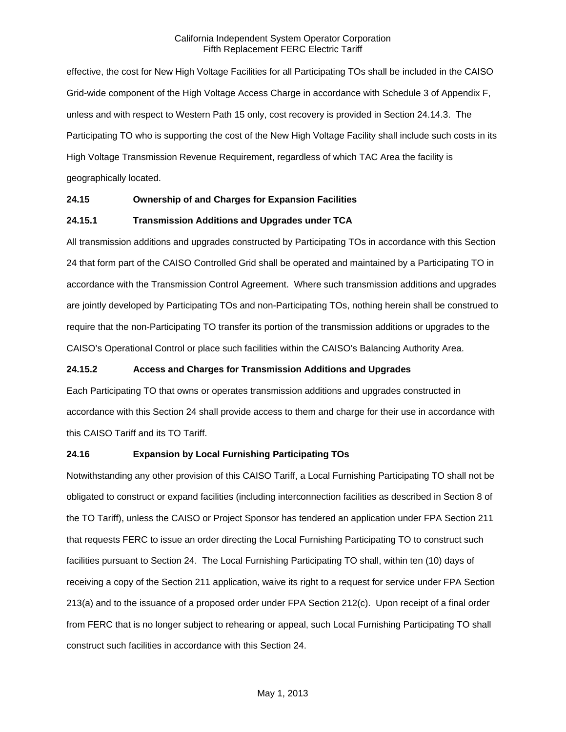effective, the cost for New High Voltage Facilities for all Participating TOs shall be included in the CAISO Grid-wide component of the High Voltage Access Charge in accordance with Schedule 3 of Appendix F, unless and with respect to Western Path 15 only, cost recovery is provided in Section 24.14.3. The Participating TO who is supporting the cost of the New High Voltage Facility shall include such costs in its High Voltage Transmission Revenue Requirement, regardless of which TAC Area the facility is geographically located.

**24.15 Ownership of and Charges for Expansion Facilities**

**24.15.1 Transmission Additions and Upgrades under TCA**

All transmission additions and upgrades constructed by Participating TOs in accordance with this Section 24 that form part of the CAISO Controlled Grid shall be operated and maintained by a Participating TO in accordance with the Transmission Control Agreement. Where such transmission additions and upgrades are jointly developed by Participating TOs and non-Participating TOs, nothing herein shall be construed to require that the non-Participating TO transfer its portion of the transmission additions or upgrades to the CAISO's Operational Control or place such facilities within the CAISO's Balancing Authority Area.

**24.15.2 Access and Charges for Transmission Additions and Upgrades**

Each Participating TO that owns or operates transmission additions and upgrades constructed in accordance with this Section 24 shall provide access to them and charge for their use in accordance with this CAISO Tariff and its TO Tariff.

**24.16 Expansion by Local Furnishing Participating TOs**

Notwithstanding any other provision of this CAISO Tariff, a Local Furnishing Participating TO shall not be obligated to construct or expand facilities (including interconnection facilities as described in Section 8 of the TO Tariff), unless the CAISO or Project Sponsor has tendered an application under FPA Section 211 that requests FERC to issue an order directing the Local Furnishing Participating TO to construct such facilities pursuant to Section 24. The Local Furnishing Participating TO shall, within ten (10) days of receiving a copy of the Section 211 application, waive its right to a request for service under FPA Section 213(a) and to the issuance of a proposed order under FPA Section 212(c). Upon receipt of a final order from FERC that is no longer subject to rehearing or appeal, such Local Furnishing Participating TO shall construct such facilities in accordance with this Section 24.